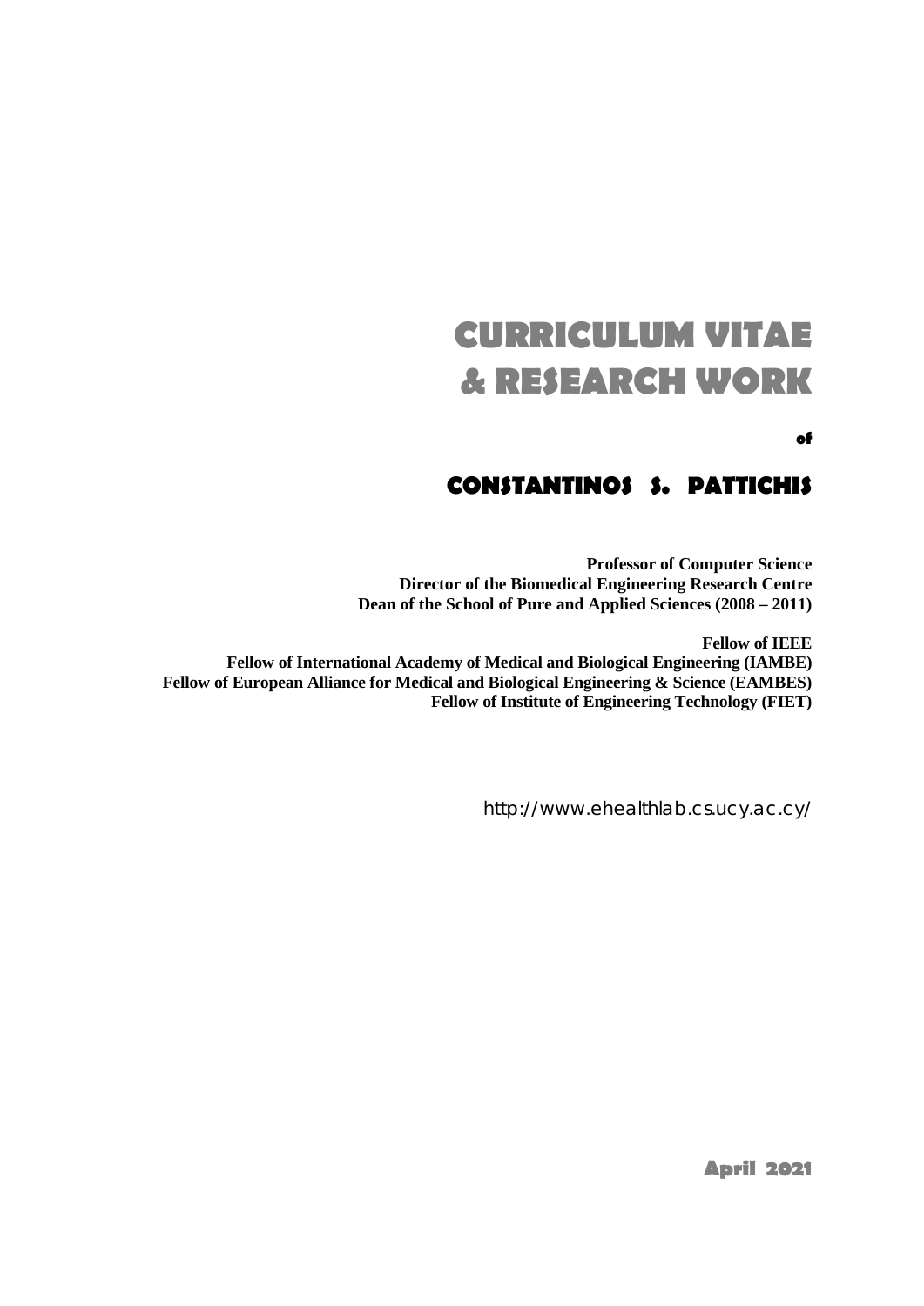# CURRICULUM VITAE
# & RESEARCH WORK

of

## CONSTANTINOS S. PATTICHIS

**Professor of Computer Science**
**Director of the Biomedical Engineering Research Centre**
**Dean of the School of Pure and Applied Sciences (2008 – 2011)**

**Fellow of IEEE**
**Fellow of International Academy of Medical and Biological Engineering (IAMBE)**
**Fellow of European Alliance for Medical and Biological Engineering & Science (EAMBES)**
**Fellow of Institute of Engineering Technology (FIET)**

http://www.ehealthlab.cs.ucy.ac.cy/

**April 2021**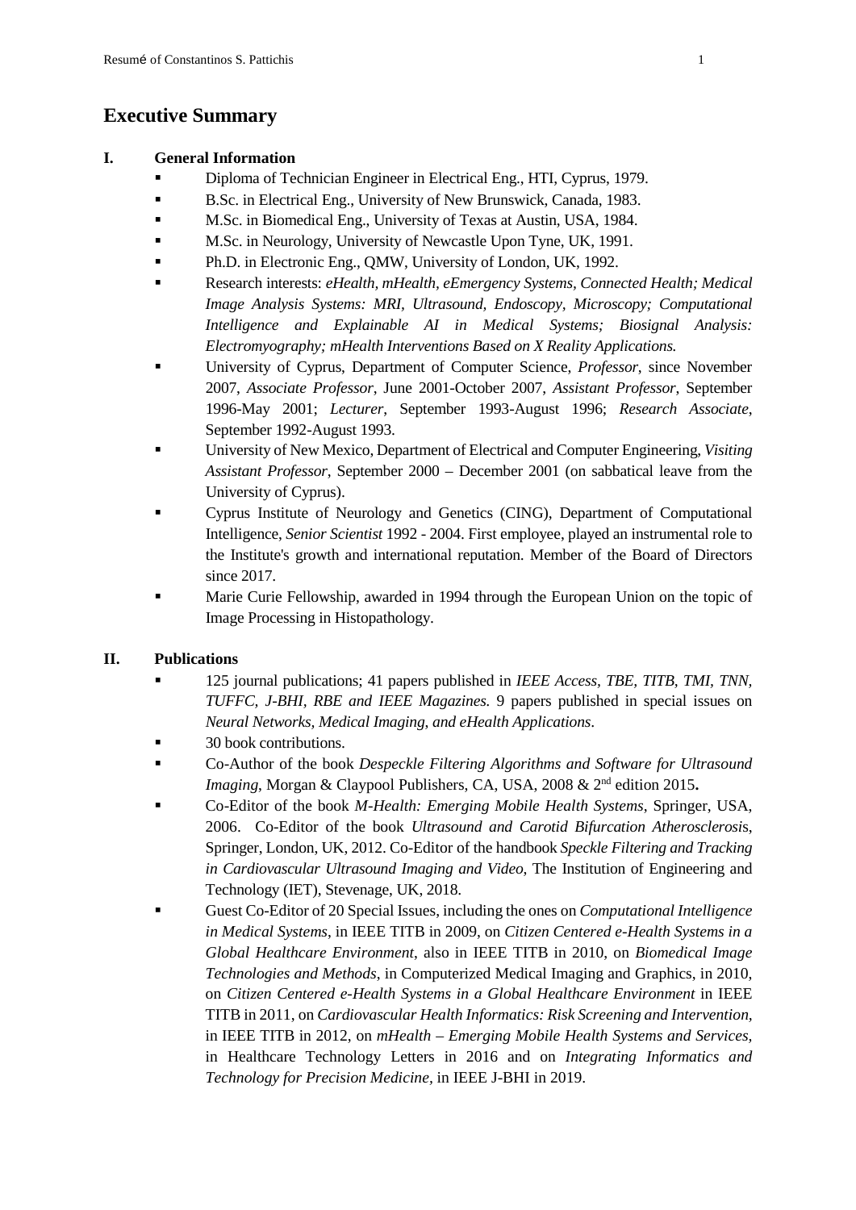# Executive Summary

## I. General Information

- Diploma of Technician Engineer in Electrical Eng., HTI, Cyprus, 1979.
- B.Sc. in Electrical Eng., University of New Brunswick, Canada, 1983.
- M.Sc. in Biomedical Eng., University of Texas at Austin, USA, 1984.
- M.Sc. in Neurology, University of Newcastle Upon Tyne, UK, 1991.
- Ph.D. in Electronic Eng., QMW, University of London, UK, 1992.
- Research interests: *eHealth, mHealth, eEmergency Systems, Connected Health; Medical Image Analysis Systems: MRI, Ultrasound, Endoscopy, Microscopy; Computational Intelligence and Explainable AI in Medical Systems; Biosignal Analysis: Electromyography; mHealth Interventions Based on X Reality Applications.*
- University of Cyprus, Department of Computer Science, *Professor*, since November 2007, *Associate Professor*, June 2001-October 2007, *Assistant Professor*, September 1996-May 2001; *Lecturer*, September 1993-August 1996; *Research Associate*, September 1992-August 1993.
- University of New Mexico, Department of Electrical and Computer Engineering, *Visiting Assistant Professor*, September 2000 – December 2001 (on sabbatical leave from the University of Cyprus).
- Cyprus Institute of Neurology and Genetics (CING), Department of Computational Intelligence, *Senior Scientist* 1992 - 2004. First employee, played an instrumental role to the Institute's growth and international reputation. Member of the Board of Directors since 2017.
- Marie Curie Fellowship, awarded in 1994 through the European Union on the topic of Image Processing in Histopathology.

## II. Publications

- 125 journal publications; 41 papers published in *IEEE Access, TBE, TITB, TMI, TNN, TUFFC, J-BHI, RBE and IEEE Magazines.* 9 papers published in special issues on *Neural Networks, Medical Imaging, and eHealth Applications*.
- 30 book contributions.
- Co-Author of the book *Despeckle Filtering Algorithms and Software for Ultrasound Imaging*, Morgan & Claypool Publishers, CA, USA, 2008 & 2nd edition 2015**.**
- Co-Editor of the book *M-Health: Emerging Mobile Health Systems*, Springer, USA, 2006. Co-Editor of the book *Ultrasound and Carotid Bifurcation Atherosclerosis*, Springer, London, UK, 2012. Co-Editor of the handbook *Speckle Filtering and Tracking in Cardiovascular Ultrasound Imaging and Video*, The Institution of Engineering and Technology (IET), Stevenage, UK, 2018.
- Guest Co-Editor of 20 Special Issues, including the ones on *Computational Intelligence in Medical Systems*, in IEEE TITB in 2009, on *Citizen Centered e-Health Systems in a Global Healthcare Environment*, also in IEEE TITB in 2010, on *Biomedical Image Technologies and Methods*, in Computerized Medical Imaging and Graphics, in 2010, on *Citizen Centered e-Health Systems in a Global Healthcare Environment* in IEEE TITB in 2011, on *Cardiovascular Health Informatics: Risk Screening and Intervention*, in IEEE TITB in 2012, on *mHealth – Emerging Mobile Health Systems and Services*, in Healthcare Technology Letters in 2016 and on *Integrating Informatics and Technology for Precision Medicine*, in IEEE J-BHI in 2019.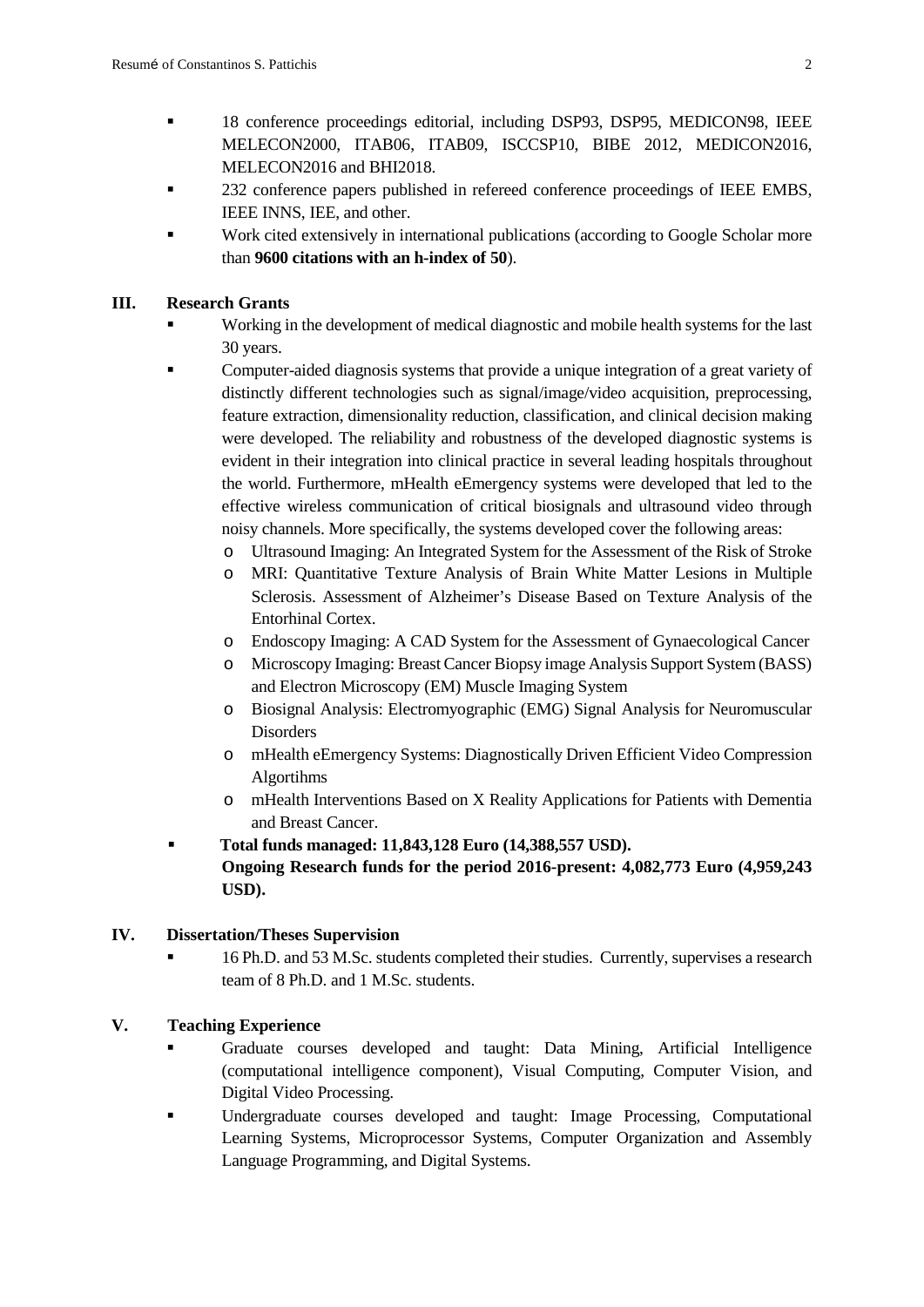- 18 conference proceedings editorial, including DSP93, DSP95, MEDICON98, IEEE MELECON2000, ITAB06, ITAB09, ISCCSP10, BIBE 2012, MEDICON2016, MELECON2016 and BHI2018.
- 232 conference papers published in refereed conference proceedings of IEEE EMBS, IEEE INNS, IEE, and other.
- Work cited extensively in international publications (according to Google Scholar more than **9600 citations with an h-index of 50**).

## III. Research Grants

- Working in the development of medical diagnostic and mobile health systems for the last 30 years.
- Computer-aided diagnosis systems that provide a unique integration of a great variety of distinctly different technologies such as signal/image/video acquisition, preprocessing, feature extraction, dimensionality reduction, classification, and clinical decision making were developed. The reliability and robustness of the developed diagnostic systems is evident in their integration into clinical practice in several leading hospitals throughout the world. Furthermore, mHealth eEmergency systems were developed that led to the effective wireless communication of critical biosignals and ultrasound video through noisy channels. More specifically, the systems developed cover the following areas:
  - Ultrasound Imaging: An Integrated System for the Assessment of the Risk of Stroke
  - MRI: Quantitative Texture Analysis of Brain White Matter Lesions in Multiple Sclerosis. Assessment of Alzheimer's Disease Based on Texture Analysis of the Entorhinal Cortex.
  - Endoscopy Imaging: A CAD System for the Assessment of Gynaecological Cancer
  - Microscopy Imaging: Breast Cancer Biopsy image Analysis Support System (BASS) and Electron Microscopy (EM) Muscle Imaging System
  - Biosignal Analysis: Electromyographic (EMG) Signal Analysis for Neuromuscular Disorders
  - mHealth eEmergency Systems: Diagnostically Driven Efficient Video Compression Algortihms
  - mHealth Interventions Based on X Reality Applications for Patients with Dementia and Breast Cancer.
- **Total funds managed: 11,843,128 Euro (14,388,557 USD).**
  **Ongoing Research funds for the period 2016-present: 4,082,773 Euro (4,959,243 USD).**

## IV. Dissertation/Theses Supervision

- 16 Ph.D. and 53 M.Sc. students completed their studies. Currently, supervises a research team of 8 Ph.D. and 1 M.Sc. students.

## V. Teaching Experience

- Graduate courses developed and taught: Data Mining, Artificial Intelligence (computational intelligence component), Visual Computing, Computer Vision, and Digital Video Processing.
- Undergraduate courses developed and taught: Image Processing, Computational Learning Systems, Microprocessor Systems, Computer Organization and Assembly Language Programming, and Digital Systems.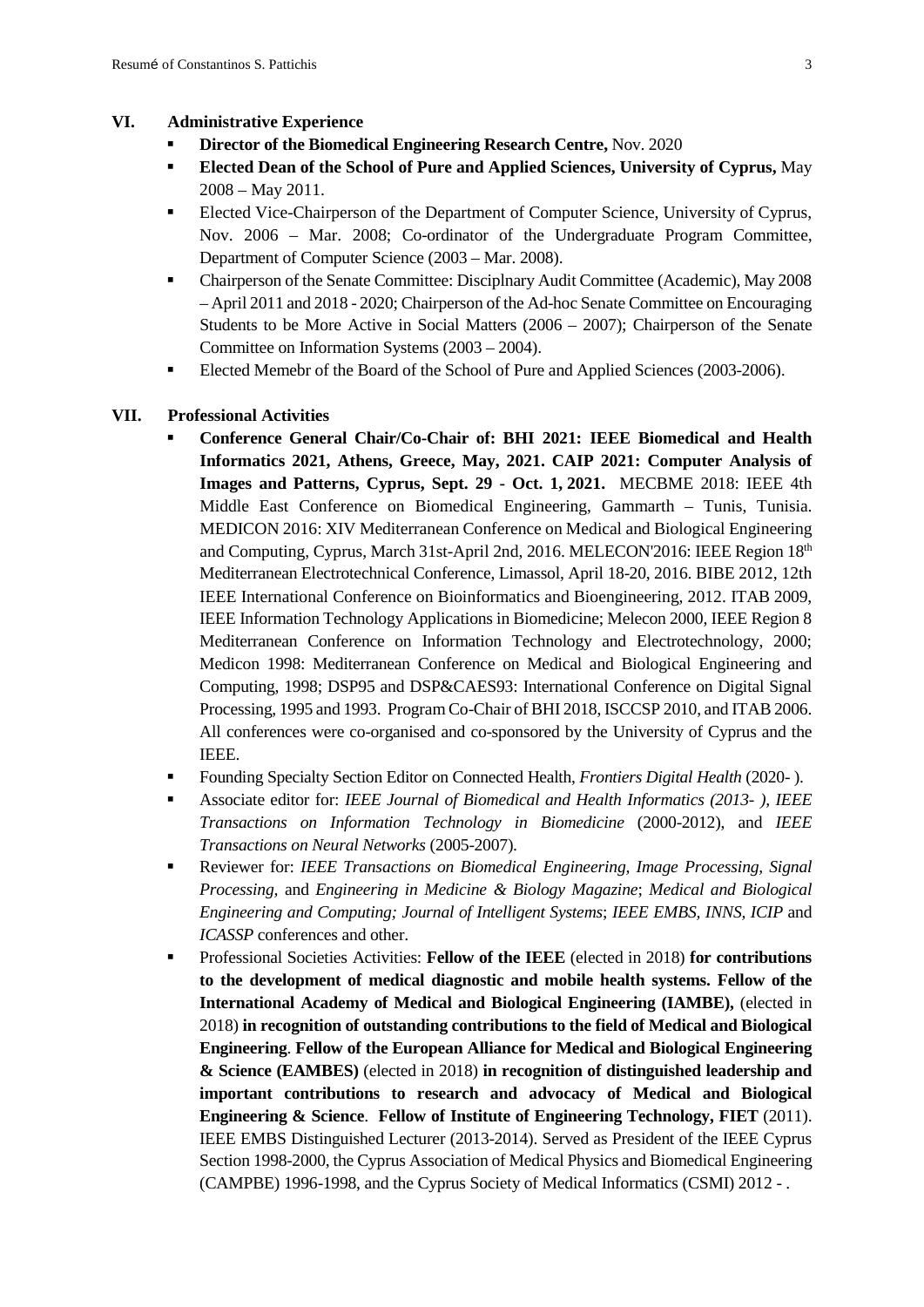## VI. Administrative Experience

- **Director of the Biomedical Engineering Research Centre,** Nov. 2020
- **Elected Dean of the School of Pure and Applied Sciences, University of Cyprus,** May 2008 – May 2011.
- Elected Vice-Chairperson of the Department of Computer Science, University of Cyprus, Nov. 2006 – Mar. 2008; Co-ordinator of the Undergraduate Program Committee, Department of Computer Science (2003 – Mar. 2008).
- Chairperson of the Senate Committee: Disciplnary Audit Committee (Academic), May 2008 – April 2011 and 2018 - 2020; Chairperson of the Ad-hoc Senate Committee on Encouraging Students to be More Active in Social Matters (2006 – 2007); Chairperson of the Senate Committee on Information Systems (2003 – 2004).
- Elected Memebr of the Board of the School of Pure and Applied Sciences (2003-2006).

## VII. Professional Activities

- **Conference General Chair/Co-Chair of: BHI 2021: IEEE Biomedical and Health Informatics 2021, Athens, Greece, May, 2021. CAIP 2021: Computer Analysis of Images and Patterns, Cyprus, Sept. 29 - Oct. 1, 2021.** MECBME 2018: IEEE 4th Middle East Conference on Biomedical Engineering, Gammarth – Tunis, Tunisia. MEDICON 2016: XIV Mediterranean Conference on Medical and Biological Engineering and Computing, Cyprus, March 31st-April 2nd, 2016. MELECON'2016: IEEE Region 18th Mediterranean Electrotechnical Conference, Limassol, April 18-20, 2016. BIBE 2012, 12th IEEE International Conference on Bioinformatics and Bioengineering, 2012. ITAB 2009, IEEE Information Technology Applications in Biomedicine; Melecon 2000, IEEE Region 8 Mediterranean Conference on Information Technology and Electrotechnology, 2000; Medicon 1998: Mediterranean Conference on Medical and Biological Engineering and Computing, 1998; DSP95 and DSP&CAES93: International Conference on Digital Signal Processing, 1995 and 1993. Program Co-Chair of BHI 2018, ISCCSP 2010, and ITAB 2006. All conferences were co-organised and co-sponsored by the University of Cyprus and the IEEE.
- Founding Specialty Section Editor on Connected Health, *Frontiers Digital Health* (2020- ).
- Associate editor for: *IEEE Journal of Biomedical and Health Informatics (2013- ), IEEE Transactions on Information Technology in Biomedicine* (2000-2012), and *IEEE Transactions on Neural Networks* (2005-2007).
- Reviewer for: *IEEE Transactions on Biomedical Engineering, Image Processing, Signal Processing,* and *Engineering in Medicine & Biology Magazine*; *Medical and Biological Engineering and Computing; Journal of Intelligent Systems*; *IEEE EMBS, INNS, ICIP* and *ICASSP* conferences and other.
- Professional Societies Activities: **Fellow of the IEEE** (elected in 2018) **for contributions to the development of medical diagnostic and mobile health systems. Fellow of the International Academy of Medical and Biological Engineering (IAMBE),** (elected in 2018) **in recognition of outstanding contributions to the field of Medical and Biological Engineering**. **Fellow of the European Alliance for Medical and Biological Engineering & Science (EAMBES)** (elected in 2018) **in recognition of distinguished leadership and important contributions to research and advocacy of Medical and Biological Engineering & Science**. **Fellow of Institute of Engineering Technology, FIET** (2011). IEEE EMBS Distinguished Lecturer (2013-2014). Served as President of the IEEE Cyprus Section 1998-2000, the Cyprus Association of Medical Physics and Biomedical Engineering (CAMPBE) 1996-1998, and the Cyprus Society of Medical Informatics (CSMI) 2012 - .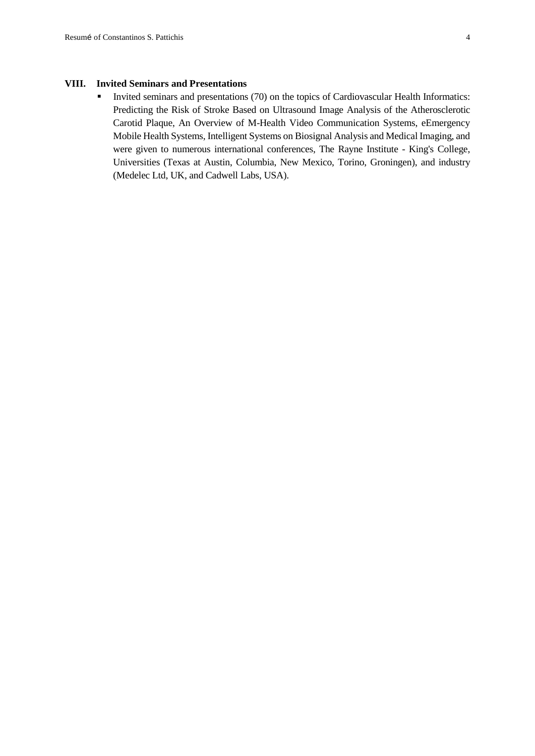## VIII. Invited Seminars and Presentations

- Invited seminars and presentations (70) on the topics of Cardiovascular Health Informatics: Predicting the Risk of Stroke Based on Ultrasound Image Analysis of the Atherosclerotic Carotid Plaque, An Overview of M-Health Video Communication Systems, eEmergency Mobile Health Systems, Intelligent Systems on Biosignal Analysis and Medical Imaging, and were given to numerous international conferences, The Rayne Institute - King's College, Universities (Texas at Austin, Columbia, New Mexico, Torino, Groningen), and industry (Medelec Ltd, UK, and Cadwell Labs, USA).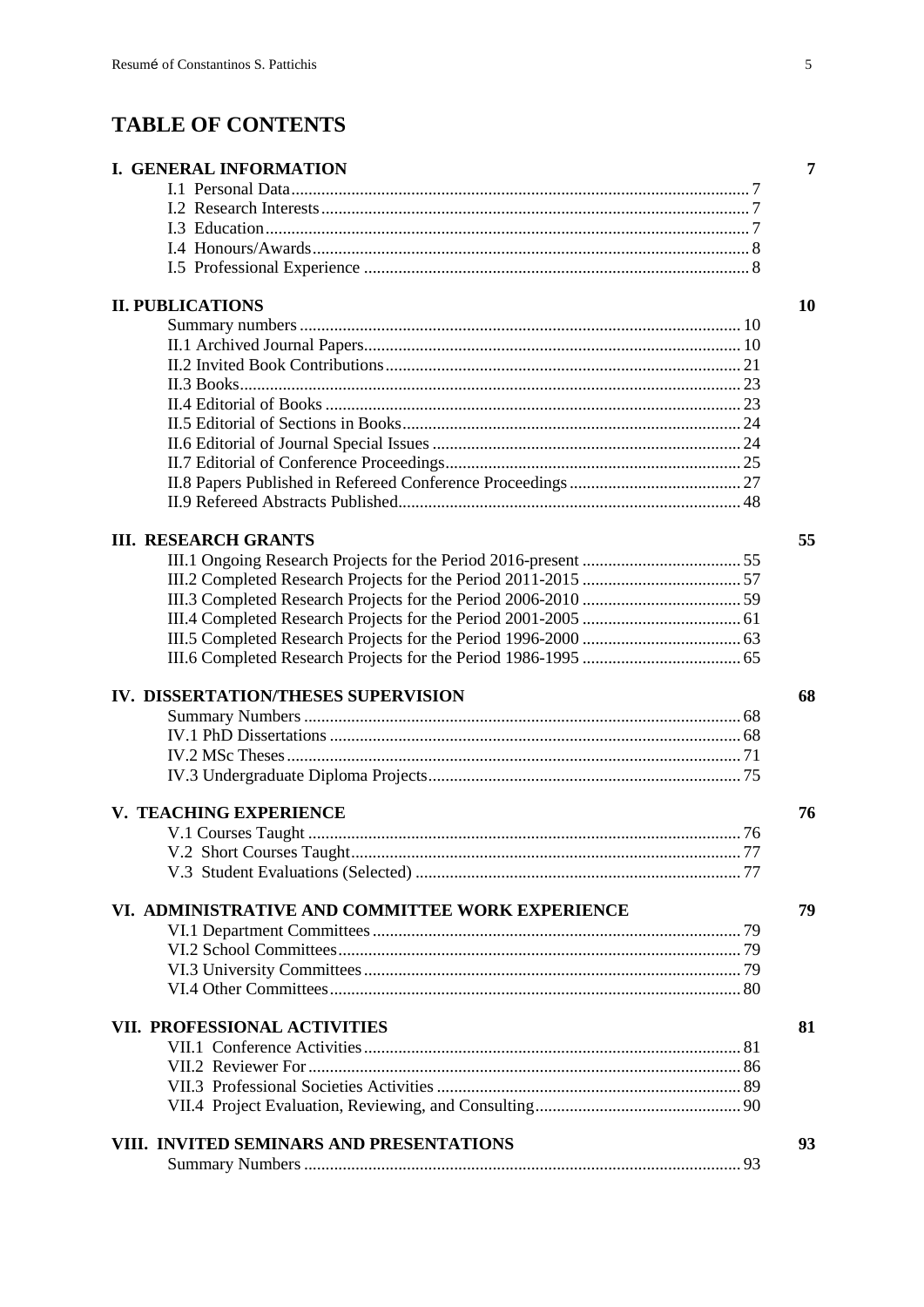# TABLE OF CONTENTS

**I. GENERAL INFORMATION** 7

- I.1 Personal Data 7
- I.2 Research Interests 7
- I.3 Education 7
- I.4 Honours/Awards 8
- I.5 Professional Experience 8

**II. PUBLICATIONS** 10

- Summary numbers 10
- II.1 Archived Journal Papers 10
- II.2 Invited Book Contributions 21
- II.3 Books 23
- II.4 Editorial of Books 23
- II.5 Editorial of Sections in Books 24
- II.6 Editorial of Journal Special Issues 24
- II.7 Editorial of Conference Proceedings 25
- II.8 Papers Published in Refereed Conference Proceedings 27
- II.9 Refereed Abstracts Published 48

**III. RESEARCH GRANTS** 55

- III.1 Ongoing Research Projects for the Period 2016-present 55
- III.2 Completed Research Projects for the Period 2011-2015 57
- III.3 Completed Research Projects for the Period 2006-2010 59
- III.4 Completed Research Projects for the Period 2001-2005 61
- III.5 Completed Research Projects for the Period 1996-2000 63
- III.6 Completed Research Projects for the Period 1986-1995 65

**IV. DISSERTATION/THESES SUPERVISION** 68

- Summary Numbers 68
- IV.1 PhD Dissertations 68
- IV.2 MSc Theses 71
- IV.3 Undergraduate Diploma Projects 75

**V. TEACHING EXPERIENCE** 76

- V.1 Courses Taught 76
- V.2 Short Courses Taught 77
- V.3 Student Evaluations (Selected) 77

**VI. ADMINISTRATIVE AND COMMITTEE WORK EXPERIENCE** 79

- VI.1 Department Committees 79
- VI.2 School Committees 79
- VI.3 University Committees 79
- VI.4 Other Committees 80

**VII. PROFESSIONAL ACTIVITIES** 81

- VII.1 Conference Activities 81
- VII.2 Reviewer For 86
- VII.3 Professional Societies Activities 89
- VII.4 Project Evaluation, Reviewing, and Consulting 90

**VIII. INVITED SEMINARS AND PRESENTATIONS** 93

- Summary Numbers 93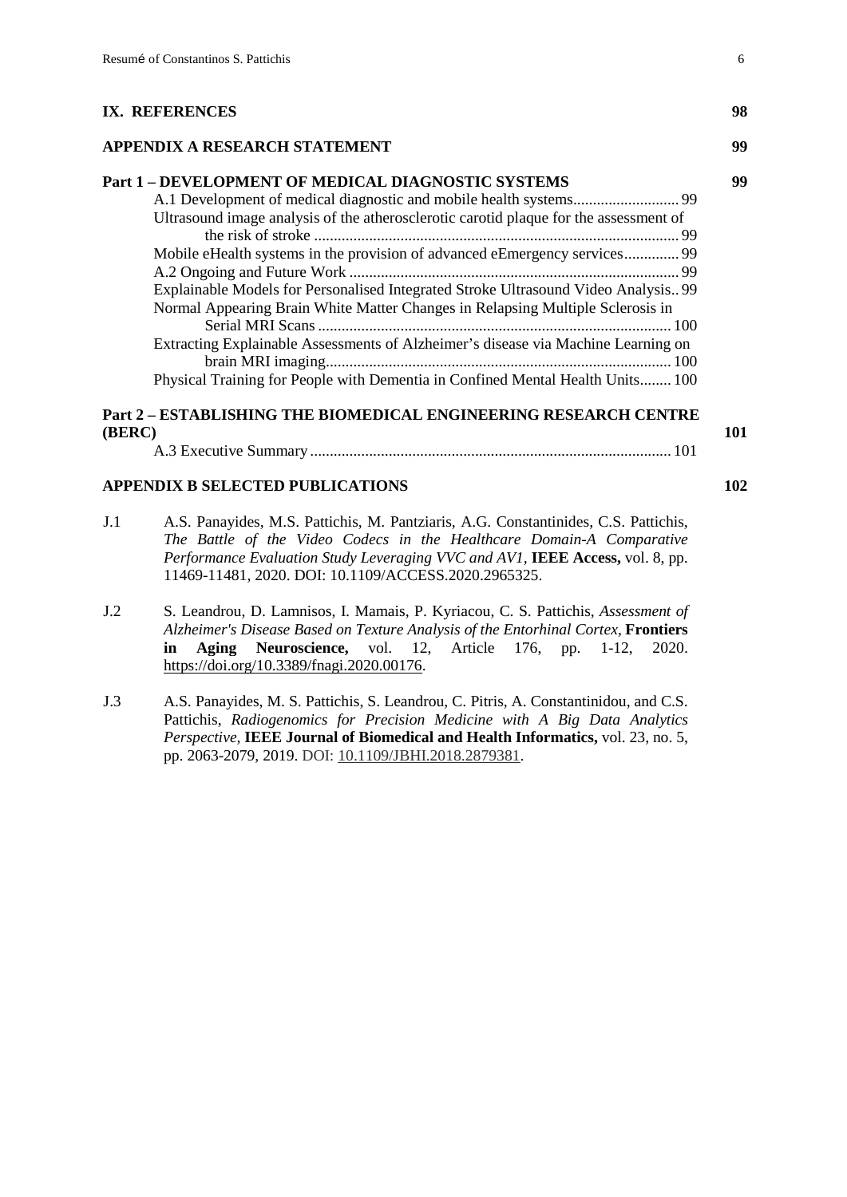**IX. REFERENCES** **98**

**APPENDIX A RESEARCH STATEMENT** **99**

**Part 1 – DEVELOPMENT OF MEDICAL DIAGNOSTIC SYSTEMS** **99**

A.1 Development of medical diagnostic and mobile health systems........................... 99

Ultrasound image analysis of the atherosclerotic carotid plaque for the assessment of the risk of stroke ........................................................................................... 99

Mobile eHealth systems in the provision of advanced eEmergency services.............. 99

A.2 Ongoing and Future Work .................................................................................. 99

Explainable Models for Personalised Integrated Stroke Ultrasound Video Analysis.. 99

Normal Appearing Brain White Matter Changes in Relapsing Multiple Sclerosis in Serial MRI Scans ......................................................................................... 100

Extracting Explainable Assessments of Alzheimer's disease via Machine Learning on brain MRI imaging....................................................................................... 100

Physical Training for People with Dementia in Confined Mental Health Units........ 100

**Part 2 – ESTABLISHING THE BIOMEDICAL ENGINEERING RESEARCH CENTRE (BERC)** **101**

A.3 Executive Summary ........................................................................................... 101

**APPENDIX B SELECTED PUBLICATIONS** **102**

J.1 A.S. Panayides, M.S. Pattichis, M. Pantziaris, A.G. Constantinides, C.S. Pattichis, *The Battle of the Video Codecs in the Healthcare Domain-A Comparative Performance Evaluation Study Leveraging VVC and AV1,* **IEEE Access,** vol. 8, pp. 11469-11481, 2020. DOI: 10.1109/ACCESS.2020.2965325.

J.2 S. Leandrou, D. Lamnisos, I. Mamais, P. Kyriacou, C. S. Pattichis, *Assessment of Alzheimer's Disease Based on Texture Analysis of the Entorhinal Cortex,* **Frontiers in Aging Neuroscience,** vol. 12, Article 176, pp. 1-12, 2020. https://doi.org/10.3389/fnagi.2020.00176.

J.3 A.S. Panayides, M. S. Pattichis, S. Leandrou, C. Pitris, A. Constantinidou, and C.S. Pattichis, *Radiogenomics for Precision Medicine with A Big Data Analytics Perspective,* **IEEE Journal of Biomedical and Health Informatics,** vol. 23, no. 5, pp. 2063-2079, 2019. DOI: 10.1109/JBHI.2018.2879381.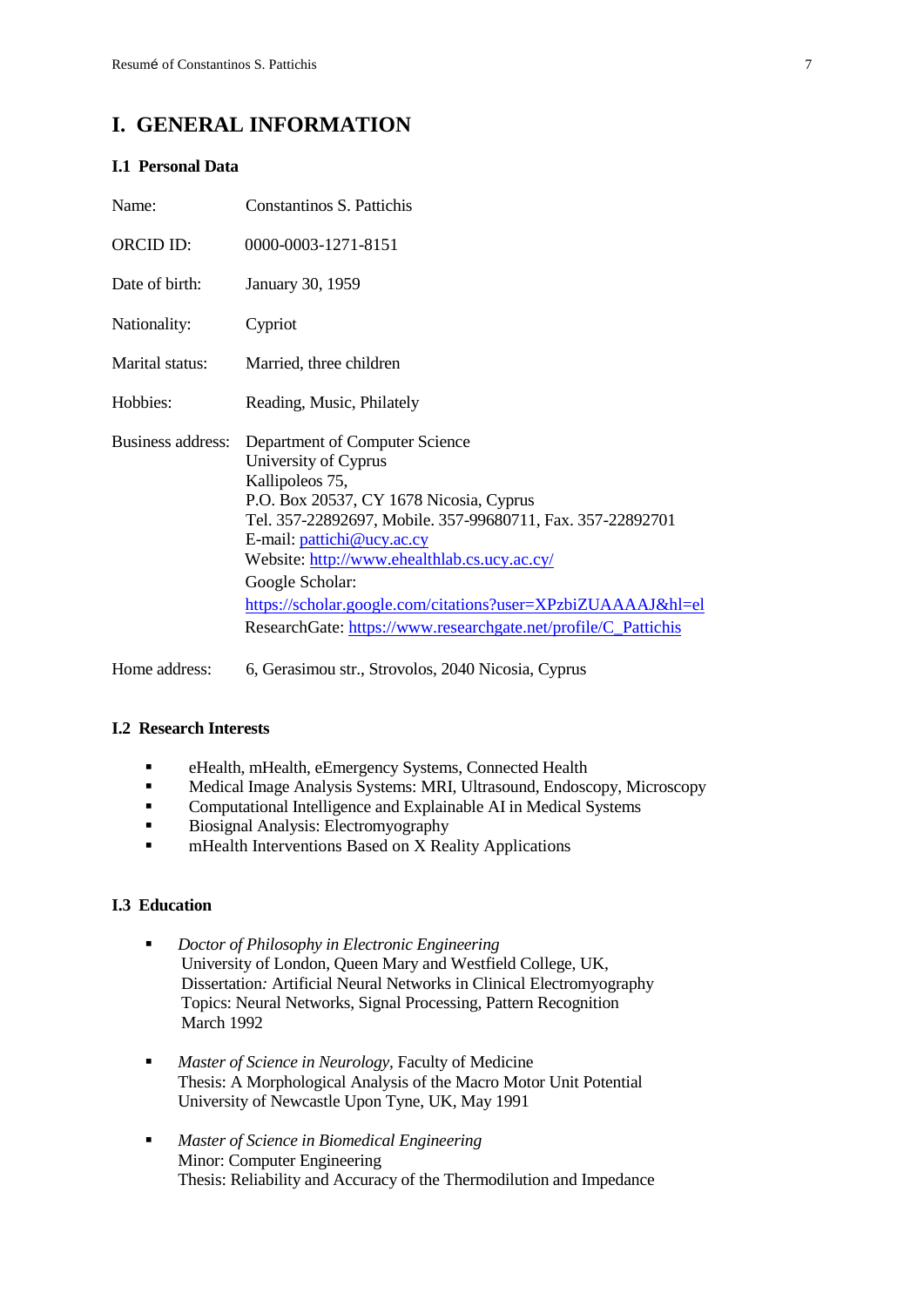# I. GENERAL INFORMATION

### I.1 Personal Data

| | |
|---|---|
| Name: | Constantinos S. Pattichis |
| ORCID ID: | 0000-0003-1271-8151 |
| Date of birth: | January 30, 1959 |
| Nationality: | Cypriot |
| Marital status: | Married, three children |
| Hobbies: | Reading, Music, Philately |
| Business address: | Department of Computer Science<br>University of Cyprus<br>Kallipoleos 75,<br>P.O. Box 20537, CY 1678 Nicosia, Cyprus<br>Tel. 357-22892697, Mobile. 357-99680711, Fax. 357-22892701<br>E-mail: pattichi@ucy.ac.cy<br>Website: http://www.ehealthlab.cs.ucy.ac.cy/<br>Google Scholar:<br>https://scholar.google.com/citations?user=XPzbiZUAAAAJ&hl=el<br>ResearchGate: https://www.researchgate.net/profile/C_Pattichis |
| Home address: | 6, Gerasimou str., Strovolos, 2040 Nicosia, Cyprus |

### I.2 Research Interests

- eHealth, mHealth, eEmergency Systems, Connected Health
- Medical Image Analysis Systems: MRI, Ultrasound, Endoscopy, Microscopy
- Computational Intelligence and Explainable AI in Medical Systems
- Biosignal Analysis: Electromyography
- mHealth Interventions Based on X Reality Applications

### I.3 Education

- *Doctor of Philosophy in Electronic Engineering*
  University of London, Queen Mary and Westfield College, UK,
  Dissertation*:* Artificial Neural Networks in Clinical Electromyography
  Topics: Neural Networks, Signal Processing, Pattern Recognition
  March 1992

- *Master of Science in Neurology,* Faculty of Medicine
  Thesis: A Morphological Analysis of the Macro Motor Unit Potential
  University of Newcastle Upon Tyne, UK, May 1991

- *Master of Science in Biomedical Engineering*
  Minor: Computer Engineering
  Thesis: Reliability and Accuracy of the Thermodilution and Impedance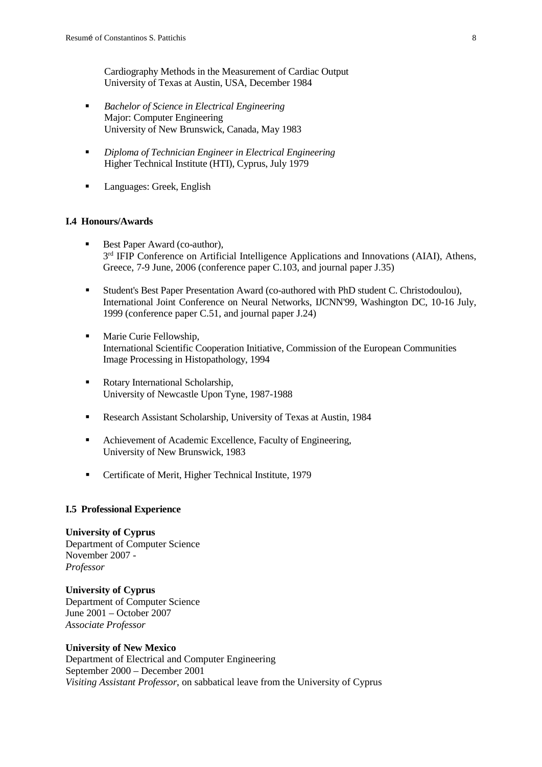Cardiography Methods in the Measurement of Cardiac Output
University of Texas at Austin, USA, December 1984

- *Bachelor of Science in Electrical Engineering*
  Major: Computer Engineering
  University of New Brunswick, Canada, May 1983

- *Diploma of Technician Engineer in Electrical Engineering*
  Higher Technical Institute (HTI), Cyprus, July 1979

- Languages: Greek, English

### I.4 Honours/Awards

- Best Paper Award (co-author),
  3rd IFIP Conference on Artificial Intelligence Applications and Innovations (AIAI), Athens, Greece, 7-9 June, 2006 (conference paper C.103, and journal paper J.35)

- Student's Best Paper Presentation Award (co-authored with PhD student C. Christodoulou), International Joint Conference on Neural Networks, IJCNN'99, Washington DC, 10-16 July, 1999 (conference paper C.51, and journal paper J.24)

- Marie Curie Fellowship,
  International Scientific Cooperation Initiative, Commission of the European Communities
  Image Processing in Histopathology, 1994

- Rotary International Scholarship,
  University of Newcastle Upon Tyne, 1987-1988

- Research Assistant Scholarship, University of Texas at Austin, 1984

- Achievement of Academic Excellence, Faculty of Engineering,
  University of New Brunswick, 1983

- Certificate of Merit, Higher Technical Institute, 1979

### I.5 Professional Experience

**University of Cyprus**
Department of Computer Science
November 2007 -
*Professor*

**University of Cyprus**
Department of Computer Science
June 2001 – October 2007
*Associate Professor*

**University of New Mexico**
Department of Electrical and Computer Engineering
September 2000 – December 2001
*Visiting Assistant Professor*, on sabbatical leave from the University of Cyprus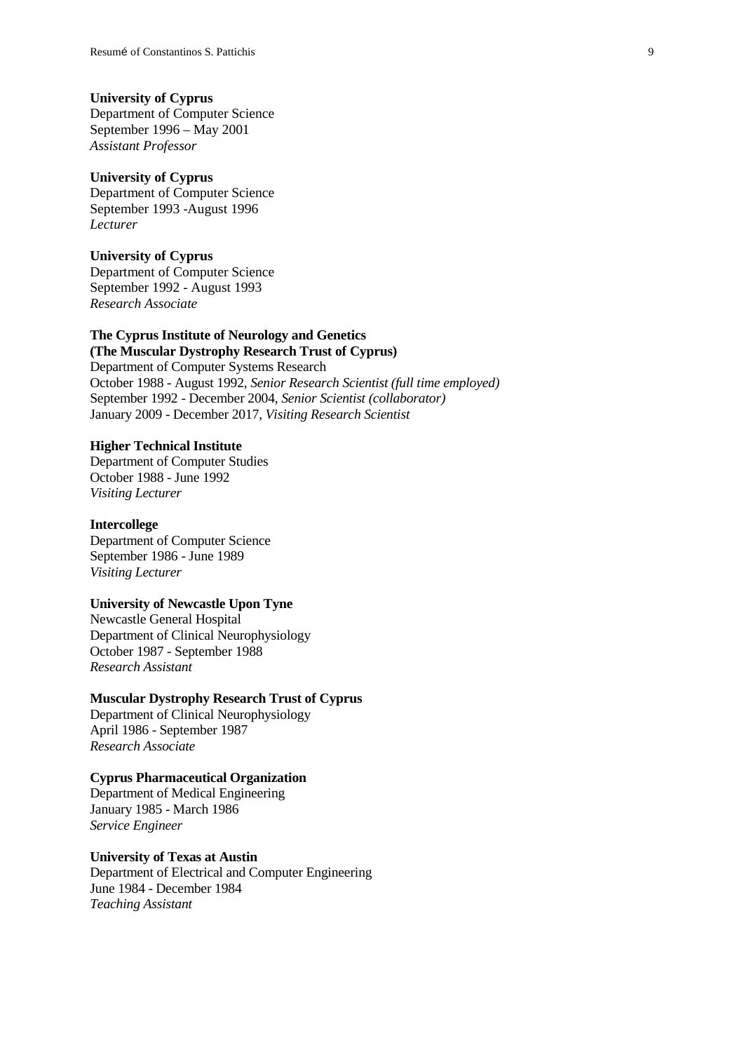**University of Cyprus**
Department of Computer Science
September 1996 – May 2001
*Assistant Professor*

**University of Cyprus**
Department of Computer Science
September 1993 -August 1996
*Lecturer*

**University of Cyprus**
Department of Computer Science
September 1992 - August 1993
*Research Associate*

**The Cyprus Institute of Neurology and Genetics**
**(The Muscular Dystrophy Research Trust of Cyprus)**
Department of Computer Systems Research
October 1988 - August 1992, *Senior Research Scientist (full time employed)*
September 1992 - December 2004, *Senior Scientist (collaborator)*
January 2009 - December 2017, *Visiting Research Scientist*

**Higher Technical Institute**
Department of Computer Studies
October 1988 - June 1992
*Visiting Lecturer*

**Intercollege**
Department of Computer Science
September 1986 - June 1989
*Visiting Lecturer*

**University of Newcastle Upon Tyne**
Newcastle General Hospital
Department of Clinical Neurophysiology
October 1987 - September 1988
*Research Assistant*

**Muscular Dystrophy Research Trust of Cyprus**
Department of Clinical Neurophysiology
April 1986 - September 1987
*Research Associate*

**Cyprus Pharmaceutical Organization**
Department of Medical Engineering
January 1985 - March 1986
*Service Engineer*

**University of Texas at Austin**
Department of Electrical and Computer Engineering
June 1984 - December 1984
*Teaching Assistant*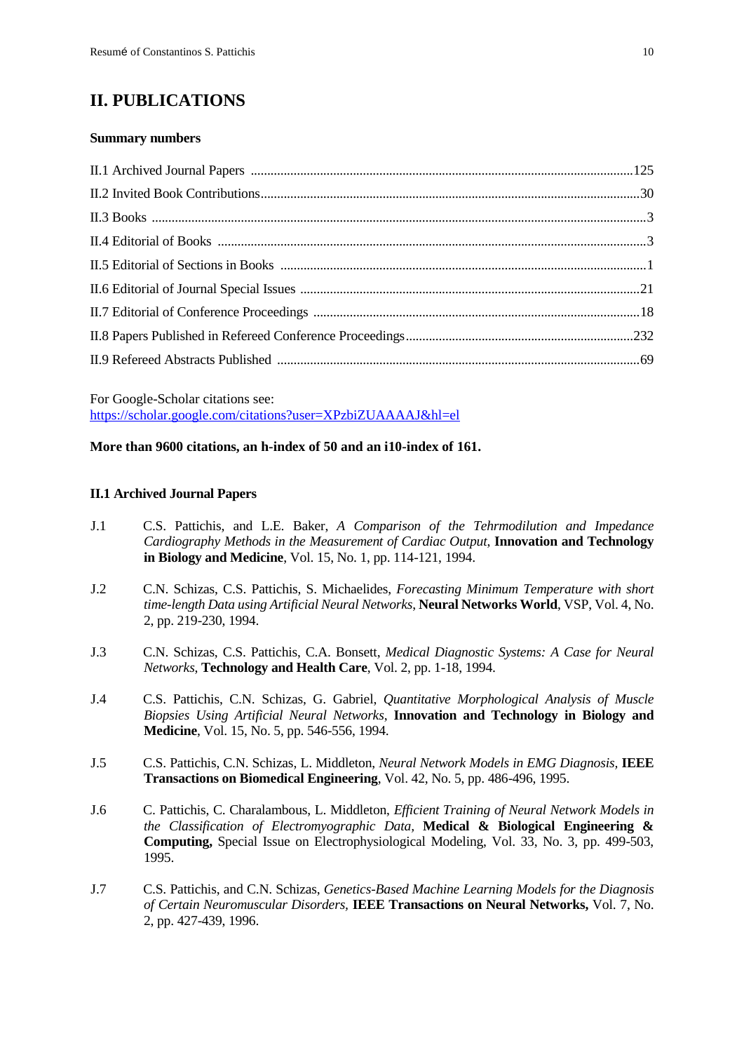## II. PUBLICATIONS

### Summary numbers

- II.1 Archived Journal Papers ..........125
- II.2 Invited Book Contributions..........30
- II.3 Books ..........3
- II.4 Editorial of Books ..........3
- II.5 Editorial of Sections in Books ..........1
- II.6 Editorial of Journal Special Issues ..........21
- II.7 Editorial of Conference Proceedings ..........18
- II.8 Papers Published in Refereed Conference Proceedings..........232
- II.9 Refereed Abstracts Published ..........69

For Google-Scholar citations see:
https://scholar.google.com/citations?user=XPzbiZUAAAAJ&hl=el

**More than 9600 citations, an h-index of 50 and an i10-index of 161.**

### II.1 Archived Journal Papers

J.1 C.S. Pattichis, and L.E. Baker, *A Comparison of the Tehrmodilution and Impedance Cardiography Methods in the Measurement of Cardiac Output*, **Innovation and Technology in Biology and Medicine**, Vol. 15, No. 1, pp. 114-121, 1994.

J.2 C.N. Schizas, C.S. Pattichis, S. Michaelides, *Forecasting Minimum Temperature with short time-length Data using Artificial Neural Networks*, **Neural Networks World**, VSP, Vol. 4, No. 2, pp. 219-230, 1994.

J.3 C.N. Schizas, C.S. Pattichis, C.A. Bonsett, *Medical Diagnostic Systems: A Case for Neural Networks*, **Technology and Health Care**, Vol. 2, pp. 1-18, 1994.

J.4 C.S. Pattichis, C.N. Schizas, G. Gabriel, *Quantitative Morphological Analysis of Muscle Biopsies Using Artificial Neural Networks*, **Innovation and Technology in Biology and Medicine**, Vol. 15, No. 5, pp. 546-556, 1994.

J.5 C.S. Pattichis, C.N. Schizas, L. Middleton, *Neural Network Models in EMG Diagnosis*, **IEEE Transactions on Biomedical Engineering**, Vol. 42, No. 5, pp. 486-496, 1995.

J.6 C. Pattichis, C. Charalambous, L. Middleton, *Efficient Training of Neural Network Models in the Classification of Electromyographic Data*, **Medical & Biological Engineering & Computing,** Special Issue on Electrophysiological Modeling, Vol. 33, No. 3, pp. 499-503, 1995.

J.7 C.S. Pattichis, and C.N. Schizas, *Genetics-Based Machine Learning Models for the Diagnosis of Certain Neuromuscular Disorders*, **IEEE Transactions on Neural Networks,** Vol. 7, No. 2, pp. 427-439, 1996.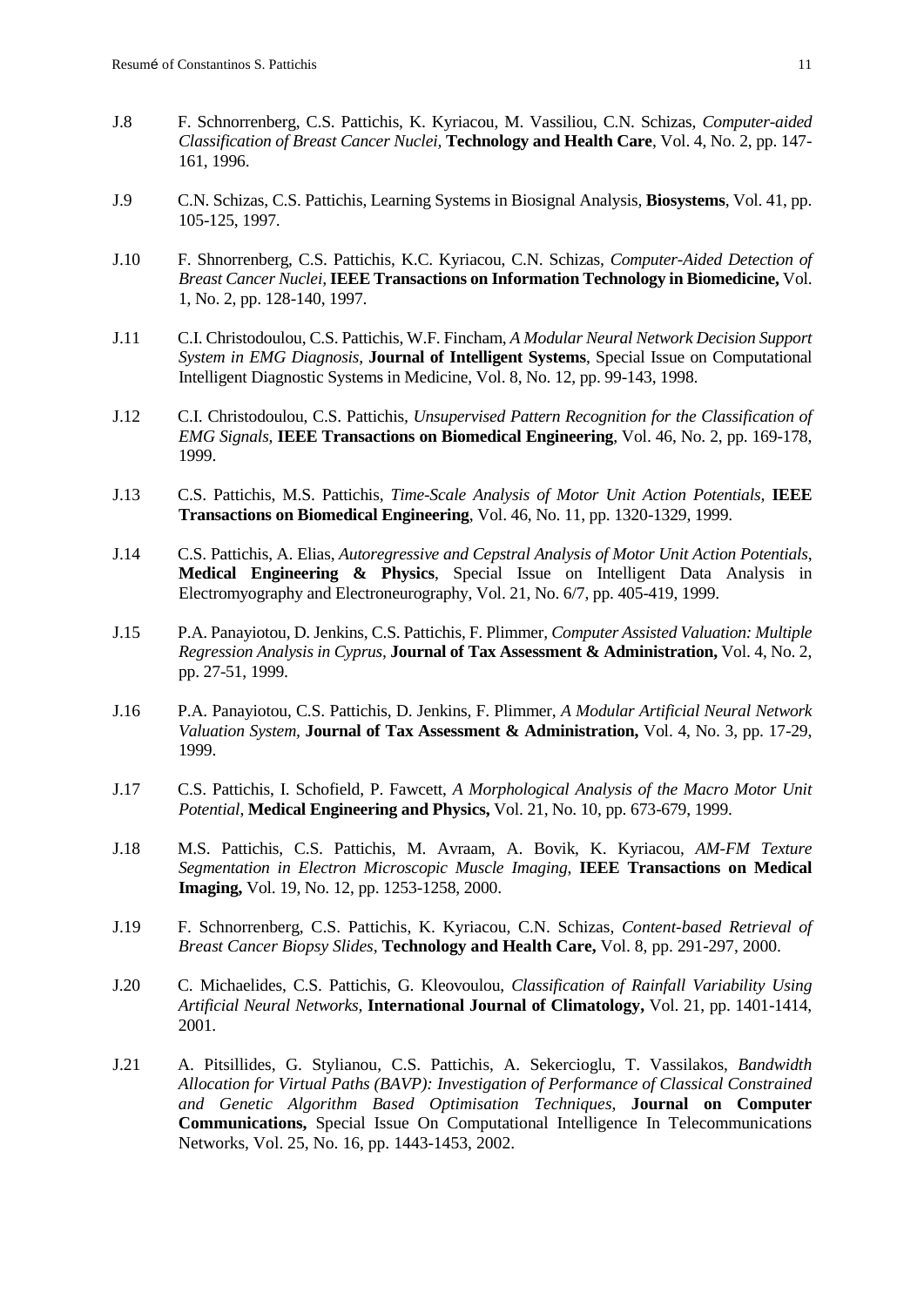J.8 F. Schnorrenberg, C.S. Pattichis, K. Kyriacou, M. Vassiliou, C.N. Schizas, *Computer-aided Classification of Breast Cancer Nuclei,* **Technology and Health Care**, Vol. 4, No. 2, pp. 147-161, 1996.

J.9 C.N. Schizas, C.S. Pattichis, Learning Systems in Biosignal Analysis, **Biosystems**, Vol. 41, pp. 105-125, 1997.

J.10 F. Shnorrenberg, C.S. Pattichis, K.C. Kyriacou, C.N. Schizas, *Computer-Aided Detection of Breast Cancer Nuclei,* **IEEE Transactions on Information Technology in Biomedicine,** Vol. 1, No. 2, pp. 128-140, 1997.

J.11 C.I. Christodoulou, C.S. Pattichis, W.F. Fincham, *A Modular Neural Network Decision Support System in EMG Diagnosis*, **Journal of Intelligent Systems**, Special Issue on Computational Intelligent Diagnostic Systems in Medicine, Vol. 8, No. 12, pp. 99-143, 1998.

J.12 C.I. Christodoulou, C.S. Pattichis, *Unsupervised Pattern Recognition for the Classification of EMG Signals,* **IEEE Transactions on Biomedical Engineering**, Vol. 46, No. 2, pp. 169-178, 1999.

J.13 C.S. Pattichis, M.S. Pattichis, *Time-Scale Analysis of Motor Unit Action Potentials,* **IEEE Transactions on Biomedical Engineering**, Vol. 46, No. 11, pp. 1320-1329, 1999.

J.14 C.S. Pattichis, A. Elias, *Autoregressive and Cepstral Analysis of Motor Unit Action Potentials*, **Medical Engineering & Physics**, Special Issue on Intelligent Data Analysis in Electromyography and Electroneurography, Vol. 21, No. 6/7, pp. 405-419, 1999.

J.15 P.A. Panayiotou, D. Jenkins, C.S. Pattichis, F. Plimmer, *Computer Assisted Valuation: Multiple Regression Analysis in Cyprus,* **Journal of Tax Assessment & Administration,** Vol. 4, No. 2, pp. 27-51, 1999.

J.16 P.A. Panayiotou, C.S. Pattichis, D. Jenkins, F. Plimmer, *A Modular Artificial Neural Network Valuation System,* **Journal of Tax Assessment & Administration,** Vol. 4, No. 3, pp. 17-29, 1999.

J.17 C.S. Pattichis, I. Schofield, P. Fawcett, *A Morphological Analysis of the Macro Motor Unit Potential*, **Medical Engineering and Physics,** Vol. 21, No. 10, pp. 673-679, 1999.

J.18 M.S. Pattichis, C.S. Pattichis, M. Avraam, A. Bovik, K. Kyriacou, *AM-FM Texture Segmentation in Electron Microscopic Muscle Imaging,* **IEEE Transactions on Medical Imaging,** Vol. 19, No. 12, pp. 1253-1258, 2000.

J.19 F. Schnorrenberg, C.S. Pattichis, K. Kyriacou, C.N. Schizas, *Content-based Retrieval of Breast Cancer Biopsy Slides,* **Technology and Health Care,** Vol. 8, pp. 291-297, 2000.

J.20 C. Michaelides, C.S. Pattichis, G. Kleovoulou, *Classification of Rainfall Variability Using Artificial Neural Networks,* **International Journal of Climatology,** Vol. 21, pp. 1401-1414, 2001.

J.21 A. Pitsillides, G. Stylianou, C.S. Pattichis, A. Sekercioglu, T. Vassilakos, *Bandwidth Allocation for Virtual Paths (BAVP): Investigation of Performance of Classical Constrained and Genetic Algorithm Based Optimisation Techniques*, **Journal on Computer Communications,** Special Issue On Computational Intelligence In Telecommunications Networks, Vol. 25, No. 16, pp. 1443-1453, 2002.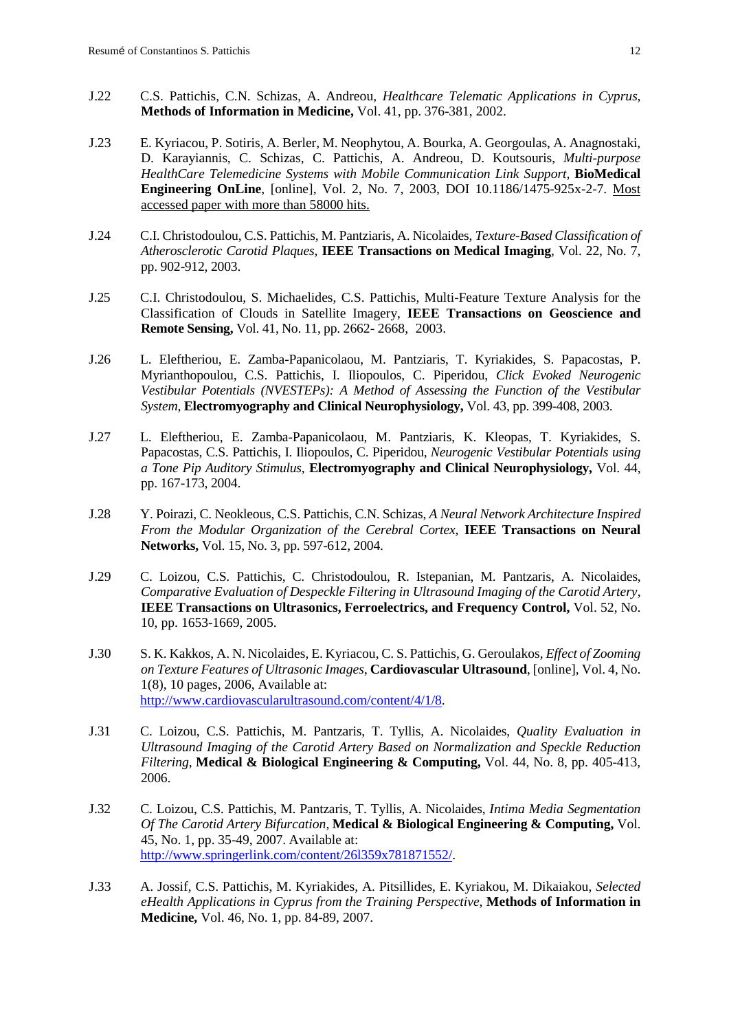J.22 C.S. Pattichis, C.N. Schizas, A. Andreou, *Healthcare Telematic Applications in Cyprus*, **Methods of Information in Medicine,** Vol. 41, pp. 376-381, 2002.

J.23 E. Kyriacou, P. Sotiris, A. Berler, M. Neophytou, A. Bourka, A. Georgoulas, A. Anagnostaki, D. Karayiannis, C. Schizas, C. Pattichis, A. Andreou, D. Koutsouris, *Multi-purpose HealthCare Telemedicine Systems with Mobile Communication Link Support,* **BioMedical Engineering OnLine**, [online], Vol. 2, No. 7, 2003, DOI 10.1186/1475-925x-2-7. <u>Most accessed paper with more than 58000 hits.</u>

J.24 C.I. Christodoulou, C.S. Pattichis, M. Pantziaris, A. Nicolaides, *Texture-Based Classification of Atherosclerotic Carotid Plaques*, **IEEE Transactions on Medical Imaging**, Vol. 22, No. 7, pp. 902-912, 2003.

J.25 C.I. Christodoulou, S. Michaelides, C.S. Pattichis, Multi-Feature Texture Analysis for the Classification of Clouds in Satellite Imagery, **IEEE Transactions on Geoscience and Remote Sensing,** Vol. 41, No. 11, pp. 2662- 2668, 2003.

J.26 L. Eleftheriou, E. Zamba-Papanicolaou, M. Pantziaris, T. Kyriakides, S. Papacostas, P. Myrianthopoulou, C.S. Pattichis, I. Iliopoulos, C. Piperidou, *Click Evoked Neurogenic Vestibular Potentials (NVESTEPs): A Method of Assessing the Function of the Vestibular System*, **Electromyography and Clinical Neurophysiology,** Vol. 43, pp. 399-408, 2003.

J.27 L. Eleftheriou, E. Zamba-Papanicolaou, M. Pantziaris, K. Kleopas, T. Kyriakides, S. Papacostas, C.S. Pattichis, I. Iliopoulos, C. Piperidou, *Neurogenic Vestibular Potentials using a Tone Pip Auditory Stimulus*, **Electromyography and Clinical Neurophysiology,** Vol. 44, pp. 167-173, 2004.

J.28 Y. Poirazi, C. Neokleous, C.S. Pattichis, C.N. Schizas, *A Neural Network Architecture Inspired From the Modular Organization of the Cerebral Cortex,* **IEEE Transactions on Neural Networks,** Vol. 15, No. 3, pp. 597-612, 2004.

J.29 C. Loizou, C.S. Pattichis, C. Christodoulou, R. Istepanian, M. Pantzaris, A. Nicolaides, *Comparative Evaluation of Despeckle Filtering in Ultrasound Imaging of the Carotid Artery*, **IEEE Transactions on Ultrasonics, Ferroelectrics, and Frequency Control,** Vol. 52, No. 10, pp. 1653-1669, 2005.

J.30 S. K. Kakkos, A. N. Nicolaides, E. Kyriacou, C. S. Pattichis, G. Geroulakos, *Effect of Zooming on Texture Features of Ultrasonic Images*, **Cardiovascular Ultrasound**, [online], Vol. 4, No. 1(8), 10 pages, 2006, Available at: http://www.cardiovascularultrasound.com/content/4/1/8.

J.31 C. Loizou, C.S. Pattichis, M. Pantzaris, T. Tyllis, A. Nicolaides, *Quality Evaluation in Ultrasound Imaging of the Carotid Artery Based on Normalization and Speckle Reduction Filtering*, **Medical & Biological Engineering & Computing,** Vol. 44, No. 8, pp. 405-413, 2006.

J.32 C. Loizou, C.S. Pattichis, M. Pantzaris, T. Tyllis, A. Nicolaides, *Intima Media Segmentation Of The Carotid Artery Bifurcation*, **Medical & Biological Engineering & Computing,** Vol. 45, No. 1, pp. 35-49, 2007. Available at: http://www.springerlink.com/content/26l359x781871552/.

J.33 A. Jossif, C.S. Pattichis, M. Kyriakides, A. Pitsillides, E. Kyriakou, M. Dikaiakou, *Selected eHealth Applications in Cyprus from the Training Perspective,* **Methods of Information in Medicine,** Vol. 46, No. 1, pp. 84-89, 2007.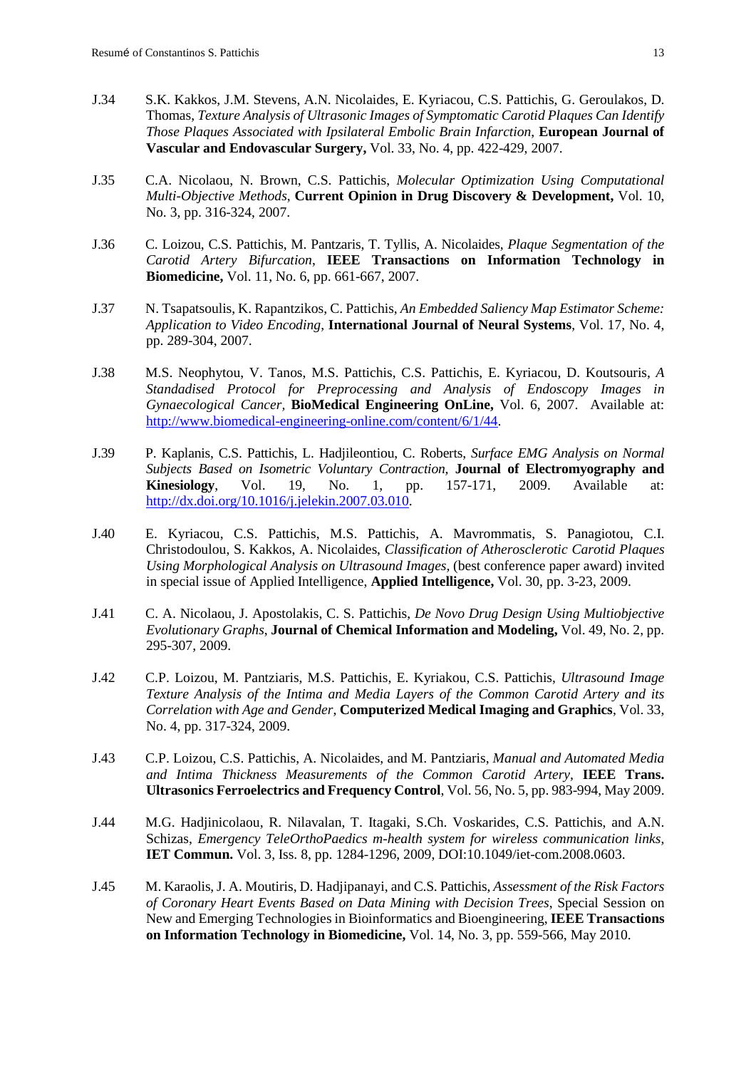J.34 S.K. Kakkos, J.M. Stevens, A.N. Nicolaides, E. Kyriacou, C.S. Pattichis, G. Geroulakos, D. Thomas, *Texture Analysis of Ultrasonic Images of Symptomatic Carotid Plaques Can Identify Those Plaques Associated with Ipsilateral Embolic Brain Infarction*, **European Journal of Vascular and Endovascular Surgery,** Vol. 33, No. 4, pp. 422-429, 2007.

J.35 C.A. Nicolaou, N. Brown, C.S. Pattichis, *Molecular Optimization Using Computational Multi-Objective Methods*, **Current Opinion in Drug Discovery & Development,** Vol. 10, No. 3, pp. 316-324, 2007.

J.36 C. Loizou, C.S. Pattichis, M. Pantzaris, T. Tyllis, A. Nicolaides, *Plaque Segmentation of the Carotid Artery Bifurcation*, **IEEE Transactions on Information Technology in Biomedicine,** Vol. 11, No. 6, pp. 661-667, 2007.

J.37 N. Tsapatsoulis, K. Rapantzikos, C. Pattichis, *An Embedded Saliency Map Estimator Scheme: Application to Video Encoding*, **International Journal of Neural Systems**, Vol. 17, No. 4, pp. 289-304, 2007.

J.38 M.S. Neophytou, V. Tanos, M.S. Pattichis, C.S. Pattichis, E. Kyriacou, D. Koutsouris, *A Standadised Protocol for Preprocessing and Analysis of Endoscopy Images in Gynaecological Cancer*, **BioMedical Engineering OnLine,** Vol. 6, 2007. Available at: http://www.biomedical-engineering-online.com/content/6/1/44.

J.39 P. Kaplanis, C.S. Pattichis, L. Hadjileontiou, C. Roberts, *Surface EMG Analysis on Normal Subjects Based on Isometric Voluntary Contraction*, **Journal of Electromyography and Kinesiology**, Vol. 19, No. 1, pp. 157-171, 2009. Available at: http://dx.doi.org/10.1016/j.jelekin.2007.03.010.

J.40 E. Kyriacou, C.S. Pattichis, M.S. Pattichis, A. Mavrommatis, S. Panagiotou, C.I. Christodoulou, S. Kakkos, A. Nicolaides, *Classification of Atherosclerotic Carotid Plaques Using Morphological Analysis on Ultrasound Images*, (best conference paper award) invited in special issue of Applied Intelligence, **Applied Intelligence,** Vol. 30, pp. 3-23, 2009.

J.41 C. A. Nicolaou, J. Apostolakis, C. S. Pattichis, *De Novo Drug Design Using Multiobjective Evolutionary Graphs*, **Journal of Chemical Information and Modeling,** Vol. 49, No. 2, pp. 295-307, 2009.

J.42 C.P. Loizou, M. Pantziaris, M.S. Pattichis, E. Kyriakou, C.S. Pattichis, *Ultrasound Image Texture Analysis of the Intima and Media Layers of the Common Carotid Artery and its Correlation with Age and Gender*, **Computerized Medical Imaging and Graphics**, Vol. 33, No. 4, pp. 317-324, 2009.

J.43 C.P. Loizou, C.S. Pattichis, A. Nicolaides, and M. Pantziaris, *Manual and Automated Media and Intima Thickness Measurements of the Common Carotid Artery*, **IEEE Trans. Ultrasonics Ferroelectrics and Frequency Control**, Vol. 56, No. 5, pp. 983-994, May 2009.

J.44 M.G. Hadjinicolaou, R. Nilavalan, T. Itagaki, S.Ch. Voskarides, C.S. Pattichis, and A.N. Schizas, *Emergency TeleOrthoPaedics m-health system for wireless communication links*, **IET Commun.** Vol. 3, Iss. 8, pp. 1284-1296, 2009, DOI:10.1049/iet-com.2008.0603.

J.45 M. Karaolis, J. A. Moutiris, D. Hadjipanayi, and C.S. Pattichis, *Assessment of the Risk Factors of Coronary Heart Events Based on Data Mining with Decision Trees*, Special Session on New and Emerging Technologies in Bioinformatics and Bioengineering, **IEEE Transactions on Information Technology in Biomedicine,** Vol. 14, No. 3, pp. 559-566, May 2010.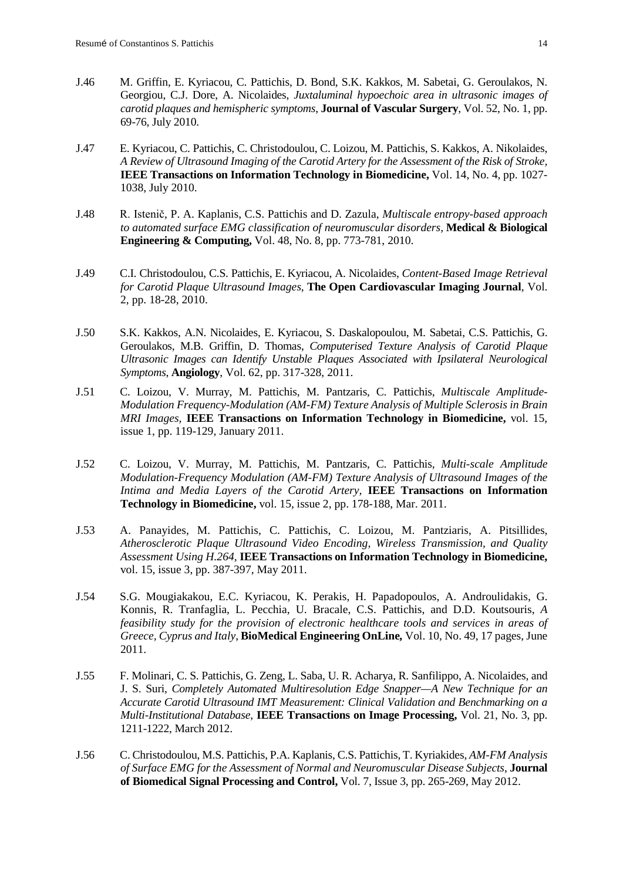J.46 M. Griffin, E. Kyriacou, C. Pattichis, D. Bond, S.K. Kakkos, M. Sabetai, G. Geroulakos, N. Georgiou, C.J. Dore, A. Nicolaides, *Juxtaluminal hypoechoic area in ultrasonic images of carotid plaques and hemispheric symptoms*, **Journal of Vascular Surgery**, Vol. 52, No. 1, pp. 69-76, July 2010.

J.47 E. Kyriacou, C. Pattichis, C. Christodoulou, C. Loizou, M. Pattichis, S. Kakkos, A. Nikolaides, *A Review of Ultrasound Imaging of the Carotid Artery for the Assessment of the Risk of Stroke*, **IEEE Transactions on Information Technology in Biomedicine,** Vol. 14, No. 4, pp. 1027-1038, July 2010.

J.48 R. Istenič, P. A. Kaplanis, C.S. Pattichis and D. Zazula, *Multiscale entropy-based approach to automated surface EMG classification of neuromuscular disorders,* **Medical & Biological Engineering & Computing,** Vol. 48, No. 8, pp. 773-781, 2010.

J.49 C.I. Christodoulou, C.S. Pattichis, E. Kyriacou, A. Nicolaides, *Content-Based Image Retrieval for Carotid Plaque Ultrasound Images,* **The Open Cardiovascular Imaging Journal**, Vol. 2, pp. 18-28, 2010.

J.50 S.K. Kakkos, A.N. Nicolaides, E. Kyriacou, S. Daskalopoulou, M. Sabetai, C.S. Pattichis, G. Geroulakos, M.B. Griffin, D. Thomas, *Computerised Texture Analysis of Carotid Plaque Ultrasonic Images can Identify Unstable Plaques Associated with Ipsilateral Neurological Symptoms*, **Angiology**, Vol. 62, pp. 317-328, 2011.

J.51 C. Loizou, V. Murray, M. Pattichis, M. Pantzaris, C. Pattichis, *Multiscale Amplitude-Modulation Frequency-Modulation (AM-FM) Texture Analysis of Multiple Sclerosis in Brain MRI Images,* **IEEE Transactions on Information Technology in Biomedicine,** vol. 15, issue 1, pp. 119-129, January 2011.

J.52 C. Loizou, V. Murray, M. Pattichis, M. Pantzaris, C. Pattichis, *Multi-scale Amplitude Modulation-Frequency Modulation (AM-FM) Texture Analysis of Ultrasound Images of the Intima and Media Layers of the Carotid Artery,* **IEEE Transactions on Information Technology in Biomedicine,** vol. 15, issue 2, pp. 178-188, Mar. 2011.

J.53 A. Panayides, M. Pattichis, C. Pattichis, C. Loizou, M. Pantziaris, A. Pitsillides, *Atherosclerotic Plaque Ultrasound Video Encoding, Wireless Transmission, and Quality Assessment Using H.264,* **IEEE Transactions on Information Technology in Biomedicine,** vol. 15, issue 3, pp. 387-397, May 2011.

J.54 S.G. Mougiakakou, E.C. Kyriacou, K. Perakis, H. Papadopoulos, A. Androulidakis, G. Konnis, R. Tranfaglia, L. Pecchia, U. Bracale, C.S. Pattichis, and D.D. Koutsouris, *A feasibility study for the provision of electronic healthcare tools and services in areas of Greece, Cyprus and Italy*, **BioMedical Engineering OnLine,** Vol. 10, No. 49, 17 pages, June 2011.

J.55 F. Molinari, C. S. Pattichis, G. Zeng, L. Saba, U. R. Acharya, R. Sanfilippo, A. Nicolaides, and J. S. Suri, *Completely Automated Multiresolution Edge Snapper—A New Technique for an Accurate Carotid Ultrasound IMT Measurement: Clinical Validation and Benchmarking on a Multi-Institutional Database*, **IEEE Transactions on Image Processing,** Vol. 21, No. 3, pp. 1211-1222, March 2012.

J.56 C. Christodoulou, M.S. Pattichis, P.A. Kaplanis, C.S. Pattichis, T. Kyriakides, *AM-FM Analysis of Surface EMG for the Assessment of Normal and Neuromuscular Disease Subjects*, **Journal of Biomedical Signal Processing and Control,** Vol. 7, Issue 3, pp. 265-269, May 2012.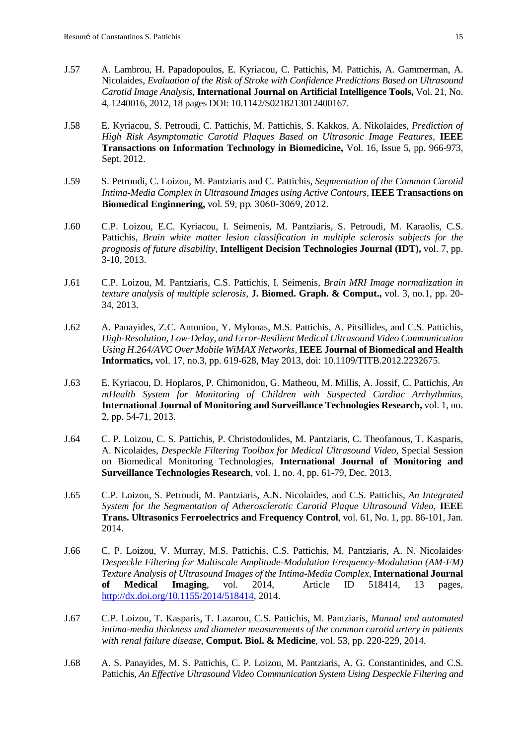J.57 A. Lambrou, H. Papadopoulos, E. Kyriacou, C. Pattichis, M. Pattichis, A. Gammerman, A. Nicolaides, *Evaluation of the Risk of Stroke with Confidence Predictions Based on Ultrasound Carotid Image Analysis,* **International Journal on Artificial Intelligence Tools,** Vol. 21, No. 4, 1240016, 2012, 18 pages DOI: 10.1142/S0218213012400167.

J.58 E. Kyriacou, S. Petroudi, C. Pattichis, M. Pattichis, S. Kakkos, A. Nikolaides, *Prediction of High Risk Asymptomatic Carotid Plaques Based on Ultrasonic Image Features*, **IEEE Transactions on Information Technology in Biomedicine,** Vol. 16, Issue 5, pp. 966-973, Sept. 2012.

J.59 S. Petroudi, C. Loizou, M. Pantziaris and C. Pattichis, *Segmentation of the Common Carotid Intima-Media Complex in Ultrasound Images using Active Contours*, **IEEE Transactions on Biomedical Enginnering,** vol. 59, pp. 3060-3069, 2012.

J.60 C.P. Loizou, E.C. Kyriacou, I. Seimenis, M. Pantziaris, S. Petroudi, M. Karaolis, C.S. Pattichis, *Brain white matter lesion classification in multiple sclerosis subjects for the prognosis of future disability,* **Intelligent Decision Technologies Journal (IDT),** vol. 7, pp. 3-10, 2013.

J.61 C.P. Loizou, M. Pantziaris, C.S. Pattichis, I. Seimenis, *Brain MRI Image normalization in texture analysis of multiple sclerosis,* **J. Biomed. Graph. & Comput.,** vol. 3, no.1, pp. 20-34, 2013.

J.62 A. Panayides, Z.C. Antoniou, Y. Mylonas, M.S. Pattichis, A. Pitsillides, and C.S. Pattichis, *High-Resolution, Low-Delay, and Error-Resilient Medical Ultrasound Video Communication Using H.264/AVC Over Mobile WiMAX Networks,* **IEEE Journal of Biomedical and Health Informatics,** vol. 17, no.3, pp. 619-628, May 2013, doi: 10.1109/TITB.2012.2232675.

J.63 E. Kyriacou, D. Hoplaros, P. Chimonidou, G. Matheou, M. Millis, A. Jossif, C. Pattichis, *An mHealth System for Monitoring of Children with Suspected Cardiac Arrhythmias*, **International Journal of Monitoring and Surveillance Technologies Research,** vol. 1, no. 2, pp. 54-71, 2013.

J.64 C. P. Loizou, C. S. Pattichis, P. Christodoulides, M. Pantziaris, C. Theofanous, T. Kasparis, A. Nicolaides, *Despeckle Filtering Toolbox for Medical Ultrasound Video,* Special Session on Biomedical Monitoring Technologies, **International Journal of Monitoring and Surveillance Technologies Research**, vol. 1, no. 4, pp. 61-79, Dec. 2013.

J.65 C.P. Loizou, S. Petroudi, M. Pantziaris, A.N. Nicolaides, and C.S. Pattichis, *An Integrated System for the Segmentation of Atherosclerotic Carotid Plaque Ultrasound Video,* **IEEE Trans. Ultrasonics Ferroelectrics and Frequency Control**, vol. 61, No. 1, pp. 86-101, Jan. 2014.

J.66 C. P. Loizou, V. Murray, M.S. Pattichis, C.S. Pattichis, M. Pantziaris, A. N. Nicolaides, *Despeckle Filtering for Multiscale Amplitude-Modulation Frequency-Modulation (AM-FM) Texture Analysis of Ultrasound Images of the Intima-Media Complex,* **International Journal of Medical Imaging**, vol. 2014, Article ID 518414, 13 pages, http://dx.doi.org/10.1155/2014/518414, 2014.

J.67 C.P. Loizou, T. Kasparis, T. Lazarou, C.S. Pattichis, M. Pantziaris, *Manual and automated intima-media thickness and diameter measurements of the common carotid artery in patients with renal failure disease,* **Comput. Biol. & Medicine**, vol. 53, pp. 220-229, 2014.

J.68 A. S. Panayides, M. S. Pattichis, C. P. Loizou, M. Pantziaris, A. G. Constantinides, and C.S. Pattichis, *An Effective Ultrasound Video Communication System Using Despeckle Filtering and*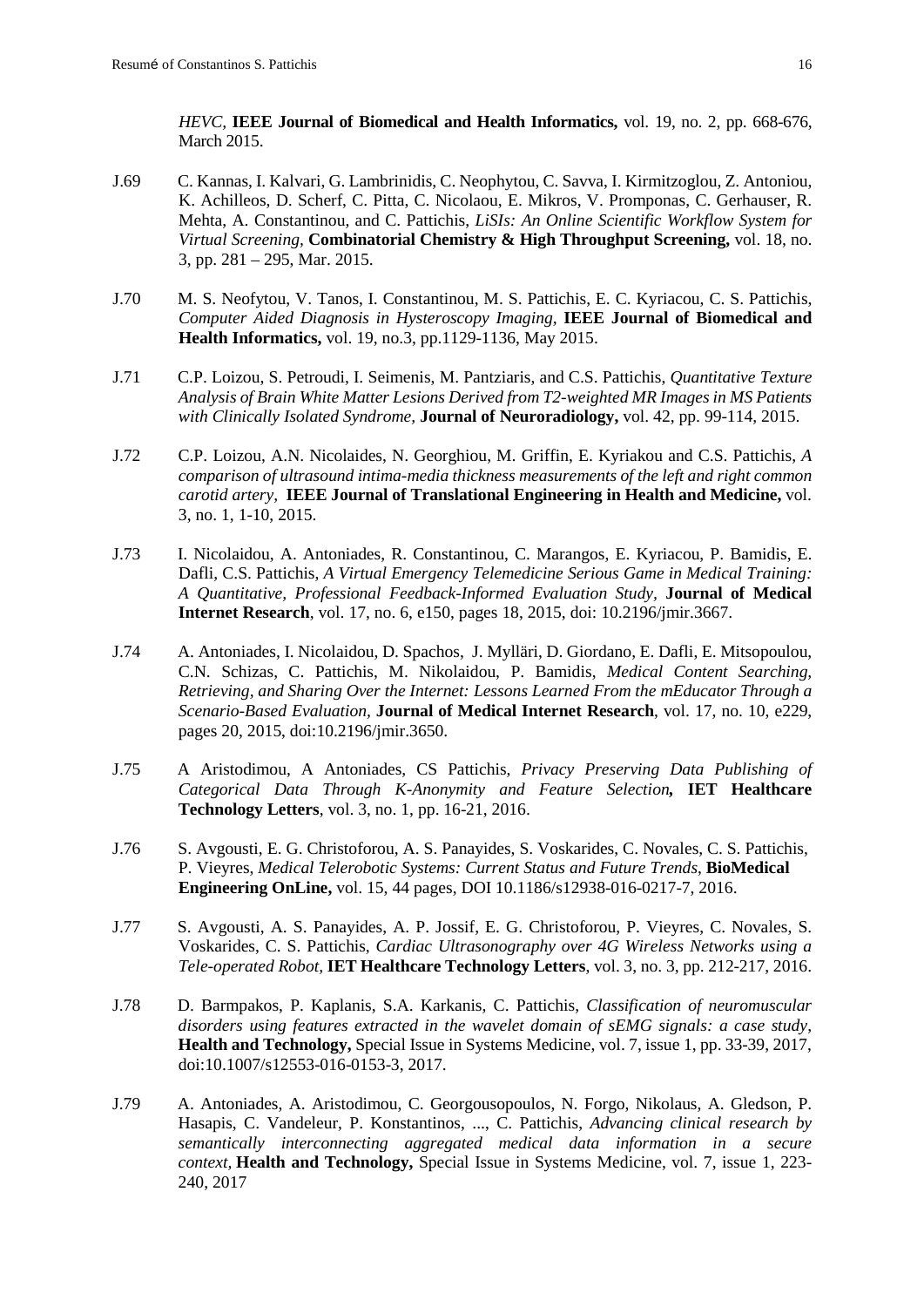*HEVC*, **IEEE Journal of Biomedical and Health Informatics,** vol. 19, no. 2, pp. 668-676, March 2015.

J.69 C. Kannas, I. Kalvari, G. Lambrinidis, C. Neophytou, C. Savva, I. Kirmitzoglou, Z. Antoniou, K. Achilleos, D. Scherf, C. Pitta, C. Nicolaou, E. Mikros, V. Promponas, C. Gerhauser, R. Mehta, A. Constantinou, and C. Pattichis, *LiSIs: An Online Scientific Workflow System for Virtual Screening,* **Combinatorial Chemistry & High Throughput Screening,** vol. 18, no. 3, pp. 281 – 295, Mar. 2015.

J.70 M. S. Neofytou, V. Tanos, I. Constantinou, M. S. Pattichis, E. C. Kyriacou, C. S. Pattichis, *Computer Aided Diagnosis in Hysteroscopy Imaging,* **IEEE Journal of Biomedical and Health Informatics,** vol. 19, no.3, pp.1129-1136, May 2015.

J.71 C.P. Loizou, S. Petroudi, I. Seimenis, M. Pantziaris, and C.S. Pattichis, *Quantitative Texture Analysis of Brain White Matter Lesions Derived from T2-weighted MR Images in MS Patients with Clinically Isolated Syndrome,* **Journal of Neuroradiology,** vol. 42, pp. 99-114, 2015.

J.72 C.P. Loizou, A.N. Nicolaides, N. Georghiou, M. Griffin, E. Kyriakou and C.S. Pattichis, *A comparison of ultrasound intima-media thickness measurements of the left and right common carotid artery,* **IEEE Journal of Translational Engineering in Health and Medicine,** vol. 3, no. 1, 1-10, 2015.

J.73 I. Nicolaidou, A. Antoniades, R. Constantinou, C. Marangos, E. Kyriacou, P. Bamidis, E. Dafli, C.S. Pattichis, *A Virtual Emergency Telemedicine Serious Game in Medical Training: A Quantitative, Professional Feedback-Informed Evaluation Study,* **Journal of Medical Internet Research**, vol. 17, no. 6, e150, pages 18, 2015, doi: 10.2196/jmir.3667.

J.74 A. Antoniades, I. Nicolaidou, D. Spachos, J. Mylläri, D. Giordano, E. Dafli, E. Mitsopoulou, C.N. Schizas, C. Pattichis, M. Nikolaidou, P. Bamidis, *Medical Content Searching, Retrieving, and Sharing Over the Internet: Lessons Learned From the mEducator Through a Scenario-Based Evaluation,* **Journal of Medical Internet Research**, vol. 17, no. 10, e229, pages 20, 2015, doi:10.2196/jmir.3650.

J.75 A Aristodimou, A Antoniades, CS Pattichis, *Privacy Preserving Data Publishing of Categorical Data Through K-Anonymity and Feature Selection***, IET Healthcare Technology Letters**, vol. 3, no. 1, pp. 16-21, 2016.

J.76 S. Avgousti, E. G. Christoforou, A. S. Panayides, S. Voskarides, C. Novales, C. S. Pattichis, P. Vieyres, *Medical Telerobotic Systems: Current Status and Future Trends*, **BioMedical Engineering OnLine,** vol. 15, 44 pages, DOI 10.1186/s12938-016-0217-7, 2016.

J.77 S. Avgousti, A. S. Panayides, A. P. Jossif, E. G. Christoforou, P. Vieyres, C. Novales, S. Voskarides, C. S. Pattichis, *Cardiac Ultrasonography over 4G Wireless Networks using a Tele-operated Robot,* **IET Healthcare Technology Letters**, vol. 3, no. 3, pp. 212-217, 2016.

J.78 D. Barmpakos, P. Kaplanis, S.A. Karkanis, C. Pattichis, *Classification of neuromuscular disorders using features extracted in the wavelet domain of sEMG signals: a case study*, **Health and Technology,** Special Issue in Systems Medicine, vol. 7, issue 1, pp. 33-39, 2017, doi:10.1007/s12553-016-0153-3, 2017.

J.79 A. Antoniades, A. Aristodimou, C. Georgousopoulos, N. Forgo, Nikolaus, A. Gledson, P. Hasapis, C. Vandeleur, P. Konstantinos, ..., C. Pattichis, *Advancing clinical research by semantically interconnecting aggregated medical data information in a secure context,* **Health and Technology,** Special Issue in Systems Medicine, vol. 7, issue 1, 223-240, 2017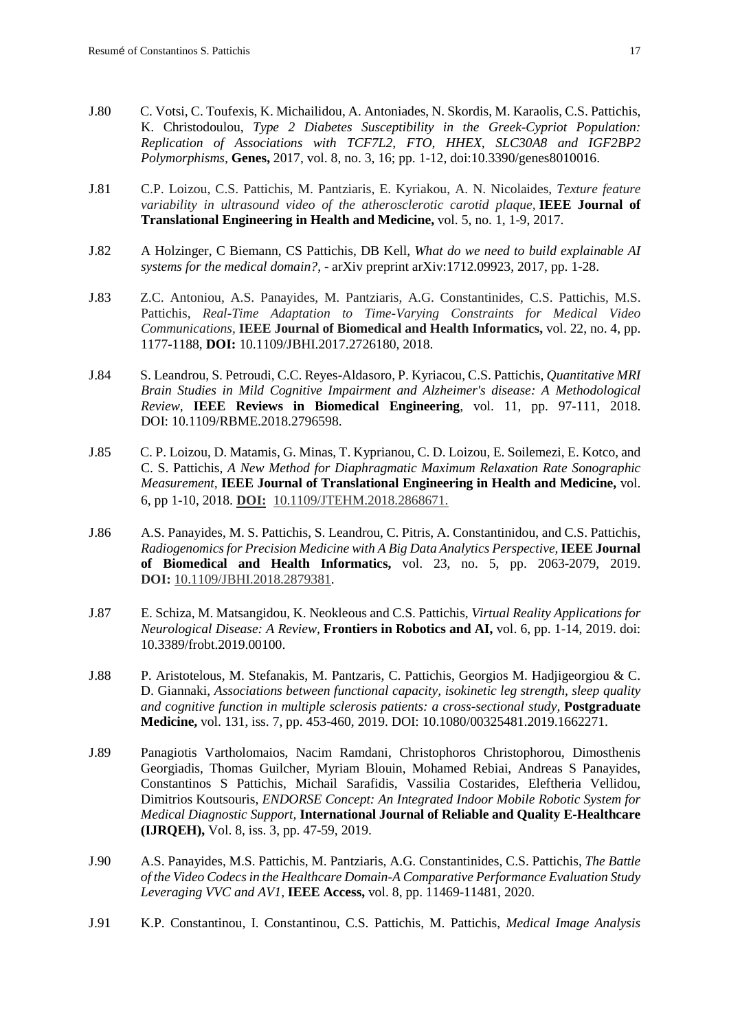J.80 C. Votsi, C. Toufexis, K. Michailidou, A. Antoniades, N. Skordis, M. Karaolis, C.S. Pattichis, K. Christodoulou, *Type 2 Diabetes Susceptibility in the Greek-Cypriot Population: Replication of Associations with TCF7L2, FTO, HHEX, SLC30A8 and IGF2BP2 Polymorphisms*, **Genes,** 2017, vol. 8, no. 3, 16; pp. 1-12, doi:10.3390/genes8010016.

J.81 C.P. Loizou, C.S. Pattichis, M. Pantziaris, E. Kyriakou, A. N. Nicolaides, *Texture feature variability in ultrasound video of the atherosclerotic carotid plaque,* **IEEE Journal of Translational Engineering in Health and Medicine,** vol. 5, no. 1, 1-9, 2017.

J.82 A Holzinger, C Biemann, CS Pattichis, DB Kell, *What do we need to build explainable AI systems for the medical domain?*, - arXiv preprint arXiv:1712.09923, 2017, pp. 1-28.

J.83 Z.C. Antoniou, A.S. Panayides, M. Pantziaris, A.G. Constantinides, C.S. Pattichis, M.S. Pattichis, *Real-Time Adaptation to Time-Varying Constraints for Medical Video Communications,* **IEEE Journal of Biomedical and Health Informatics,** vol. 22, no. 4, pp. 1177-1188, **DOI:** 10.1109/JBHI.2017.2726180, 2018.

J.84 S. Leandrou, S. Petroudi, C.C. Reyes-Aldasoro, P. Kyriacou, C.S. Pattichis, *Quantitative MRI Brain Studies in Mild Cognitive Impairment and Alzheimer's disease: A Methodological Review*, **IEEE Reviews in Biomedical Engineering**, vol. 11, pp. 97-111, 2018. DOI: 10.1109/RBME.2018.2796598.

J.85 C. P. Loizou, D. Matamis, G. Minas, T. Kyprianou, C. D. Loizou, E. Soilemezi, E. Kotco, and C. S. Pattichis, *A New Method for Diaphragmatic Maximum Relaxation Rate Sonographic Measurement,* **IEEE Journal of Translational Engineering in Health and Medicine,** vol. 6, pp 1-10, 2018. **DOI:** 10.1109/JTEHM.2018.2868671.

J.86 A.S. Panayides, M. S. Pattichis, S. Leandrou, C. Pitris, A. Constantinidou, and C.S. Pattichis, *Radiogenomics for Precision Medicine with A Big Data Analytics Perspective,* **IEEE Journal of Biomedical and Health Informatics,** vol. 23, no. 5, pp. 2063-2079, 2019. **DOI:** 10.1109/JBHI.2018.2879381.

J.87 E. Schiza, M. Matsangidou, K. Neokleous and C.S. Pattichis, *Virtual Reality Applications for Neurological Disease: A Review,* **Frontiers in Robotics and AI,** vol. 6, pp. 1-14, 2019. doi: 10.3389/frobt.2019.00100.

J.88 P. Aristotelous, M. Stefanakis, M. Pantzaris, C. Pattichis, Georgios M. Hadjigeorgiou & C. D. Giannaki, *Associations between functional capacity, isokinetic leg strength, sleep quality and cognitive function in multiple sclerosis patients: a cross-sectional study,* **Postgraduate Medicine,** vol. 131, iss. 7, pp. 453-460, 2019. DOI: 10.1080/00325481.2019.1662271.

J.89 Panagiotis Vartholomaios, Nacim Ramdani, Christophoros Christophorou, Dimosthenis Georgiadis, Thomas Guilcher, Myriam Blouin, Mohamed Rebiai, Andreas S Panayides, Constantinos S Pattichis, Michail Sarafidis, Vassilia Costarides, Eleftheria Vellidou, Dimitrios Koutsouris, *ENDORSE Concept: An Integrated Indoor Mobile Robotic System for Medical Diagnostic Support,* **International Journal of Reliable and Quality E-Healthcare (IJRQEH),** Vol. 8, iss. 3, pp. 47-59, 2019.

J.90 A.S. Panayides, M.S. Pattichis, M. Pantziaris, A.G. Constantinides, C.S. Pattichis, *The Battle of the Video Codecs in the Healthcare Domain-A Comparative Performance Evaluation Study Leveraging VVC and AV1,* **IEEE Access,** vol. 8, pp. 11469-11481, 2020.

J.91 K.P. Constantinou, I. Constantinou, C.S. Pattichis, M. Pattichis, *Medical Image Analysis*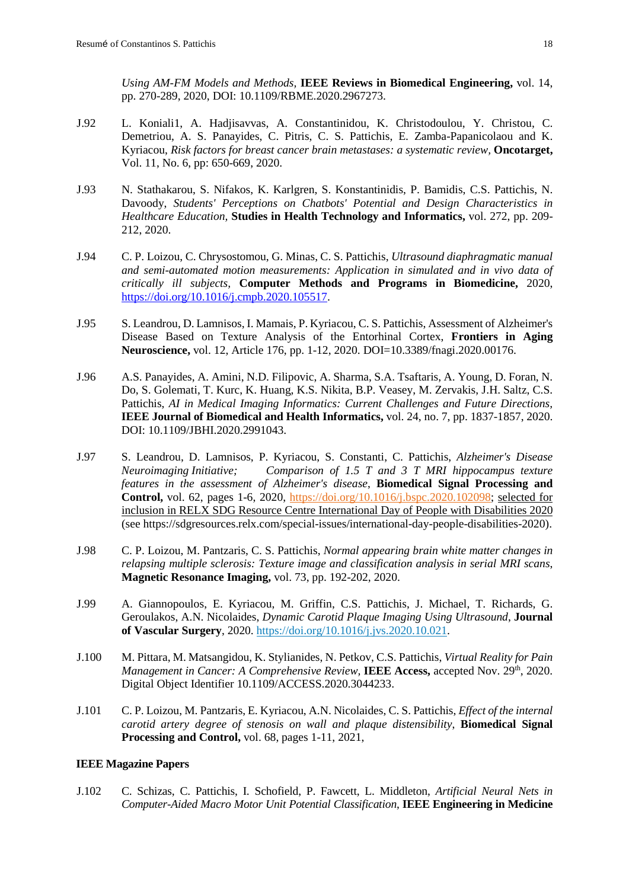*Using AM-FM Models and Methods,* **IEEE Reviews in Biomedical Engineering,** vol. 14, pp. 270-289, 2020, DOI: 10.1109/RBME.2020.2967273.

J.92 L. Koniali1, A. Hadjisavvas, A. Constantinidou, K. Christodoulou, Y. Christou, C. Demetriou, A. S. Panayides, C. Pitris, C. S. Pattichis, E. Zamba-Papanicolaou and K. Kyriacou, *Risk factors for breast cancer brain metastases: a systematic review,* **Oncotarget,** Vol. 11, No. 6, pp: 650-669, 2020.

J.93 N. Stathakarou, S. Nifakos, K. Karlgren, S. Konstantinidis, P. Bamidis, C.S. Pattichis, N. Davoody, *Students' Perceptions on Chatbots' Potential and Design Characteristics in Healthcare Education,* **Studies in Health Technology and Informatics,** vol. 272, pp. 209-212, 2020.

J.94 C. P. Loizou, C. Chrysostomou, G. Minas, C. S. Pattichis, *Ultrasound diaphragmatic manual and semi-automated motion measurements: Application in simulated and in vivo data of critically ill subjects,* **Computer Methods and Programs in Biomedicine,** 2020, https://doi.org/10.1016/j.cmpb.2020.105517.

J.95 S. Leandrou, D. Lamnisos, I. Mamais, P. Kyriacou, C. S. Pattichis, Assessment of Alzheimer's Disease Based on Texture Analysis of the Entorhinal Cortex, **Frontiers in Aging Neuroscience,** vol. 12, Article 176, pp. 1-12, 2020. DOI=10.3389/fnagi.2020.00176.

J.96 A.S. Panayides, A. Amini, N.D. Filipovic, A. Sharma, S.A. Tsaftaris, A. Young, D. Foran, N. Do, S. Golemati, T. Kurc, K. Huang, K.S. Nikita, B.P. Veasey, M. Zervakis, J.H. Saltz, C.S. Pattichis, *AI in Medical Imaging Informatics: Current Challenges and Future Directions,* **IEEE Journal of Biomedical and Health Informatics,** vol. 24, no. 7, pp. 1837-1857, 2020. DOI: 10.1109/JBHI.2020.2991043.

J.97 S. Leandrou, D. Lamnisos, P. Kyriacou, S. Constanti, C. Pattichis, *Alzheimer's Disease Neuroimaging Initiative; Comparison of 1.5 T and 3 T MRI hippocampus texture features in the assessment of Alzheimer's disease*, **Biomedical Signal Processing and Control,** vol. 62, pages 1-6, 2020, https://doi.org/10.1016/j.bspc.2020.102098; selected for inclusion in RELX SDG Resource Centre International Day of People with Disabilities 2020 (see https://sdgresources.relx.com/special-issues/international-day-people-disabilities-2020).

J.98 C. P. Loizou, M. Pantzaris, C. S. Pattichis, *Normal appearing brain white matter changes in relapsing multiple sclerosis: Texture image and classification analysis in serial MRI scans*, **Magnetic Resonance Imaging,** vol. 73, pp. 192-202, 2020.

J.99 A. Giannopoulos, E. Kyriacou, M. Griffin, C.S. Pattichis, J. Michael, T. Richards, G. Geroulakos, A.N. Nicolaides, *Dynamic Carotid Plaque Imaging Using Ultrasound*, **Journal of Vascular Surgery**, 2020. https://doi.org/10.1016/j.jvs.2020.10.021.

J.100 M. Pittara, M. Matsangidou, K. Stylianides, N. Petkov, C.S. Pattichis, *Virtual Reality for Pain Management in Cancer: A Comprehensive Review,* **IEEE Access,** accepted Nov. 29th, 2020. Digital Object Identifier 10.1109/ACCESS.2020.3044233.

J.101 C. P. Loizou, M. Pantzaris, E. Kyriacou, A.N. Nicolaides, C. S. Pattichis, *Effect of the internal carotid artery degree of stenosis on wall and plaque distensibility*, **Biomedical Signal Processing and Control,** vol. 68, pages 1-11, 2021,

### IEEE Magazine Papers

J.102 C. Schizas, C. Pattichis, I. Schofield, P. Fawcett, L. Middleton, *Artificial Neural Nets in Computer-Aided Macro Motor Unit Potential Classification*, **IEEE Engineering in Medicine**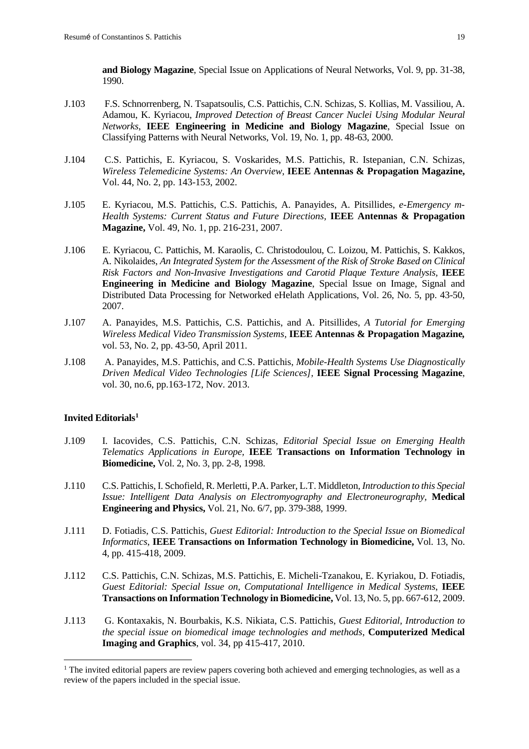**and Biology Magazine**, Special Issue on Applications of Neural Networks, Vol. 9, pp. 31-38, 1990.

J.103 F.S. Schnorrenberg, N. Tsapatsoulis, C.S. Pattichis, C.N. Schizas, S. Kollias, M. Vassiliou, A. Adamou, K. Kyriacou, *Improved Detection of Breast Cancer Nuclei Using Modular Neural Networks*, **IEEE Engineering in Medicine and Biology Magazine**, Special Issue on Classifying Patterns with Neural Networks, Vol. 19, No. 1, pp. 48-63, 2000.

J.104 C.S. Pattichis, E. Kyriacou, S. Voskarides, M.S. Pattichis, R. Istepanian, C.N. Schizas, *Wireless Telemedicine Systems: An Overview,* **IEEE Antennas & Propagation Magazine,** Vol. 44, No. 2, pp. 143-153, 2002.

J.105 E. Kyriacou, M.S. Pattichis, C.S. Pattichis, A. Panayides, A. Pitsillides, *e-Emergency m-Health Systems: Current Status and Future Directions,* **IEEE Antennas & Propagation Magazine,** Vol. 49, No. 1, pp. 216-231, 2007.

J.106 E. Kyriacou, C. Pattichis, M. Karaolis, C. Christodoulou, C. Loizou, M. Pattichis, S. Kakkos, A. Nikolaides, *An Integrated System for the Assessment of the Risk of Stroke Based on Clinical Risk Factors and Non-Invasive Investigations and Carotid Plaque Texture Analysis,* **IEEE Engineering in Medicine and Biology Magazine**, Special Issue on Image, Signal and Distributed Data Processing for Networked eHelath Applications, Vol. 26, No. 5, pp. 43-50, 2007.

J.107 A. Panayides, M.S. Pattichis, C.S. Pattichis, and A. Pitsillides, *A Tutorial for Emerging Wireless Medical Video Transmission Systems,* **IEEE Antennas & Propagation Magazine,** vol. 53, No. 2, pp. 43-50, April 2011.

J.108 A. Panayides, M.S. Pattichis, and C.S. Pattichis, *Mobile-Health Systems Use Diagnostically Driven Medical Video Technologies [Life Sciences],* **IEEE Signal Processing Magazine**, vol. 30, no.6, pp.163-172, Nov. 2013.

### Invited Editorials[1]

J.109 I. Iacovides, C.S. Pattichis, C.N. Schizas, *Editorial Special Issue on Emerging Health Telematics Applications in Europe,* **IEEE Transactions on Information Technology in Biomedicine,** Vol. 2, No. 3, pp. 2-8, 1998.

J.110 C.S. Pattichis, I. Schofield, R. Merletti, P.A. Parker, L.T. Middleton, *Introduction to this Special Issue: Intelligent Data Analysis on Electromyography and Electroneurography,* **Medical Engineering and Physics,** Vol. 21, No. 6/7, pp. 379-388, 1999.

J.111 D. Fotiadis, C.S. Pattichis, *Guest Editorial: Introduction to the Special Issue on Biomedical Informatics*, **IEEE Transactions on Information Technology in Biomedicine,** Vol. 13, No. 4, pp. 415-418, 2009.

J.112 C.S. Pattichis, C.N. Schizas, M.S. Pattichis, E. Micheli-Tzanakou, E. Kyriakou, D. Fotiadis, *Guest Editorial: Special Issue on, Computational Intelligence in Medical Systems*, **IEEE Transactions on Information Technology in Biomedicine,** Vol. 13, No. 5, pp. 667-612, 2009.

J.113 G. Kontaxakis, N. Bourbakis, K.S. Nikiata, C.S. Pattichis, *Guest Editorial, Introduction to the special issue on biomedical image technologies and methods*, **Computerized Medical Imaging and Graphics**, vol. 34, pp 415-417, 2010.

[1] The invited editorial papers are review papers covering both achieved and emerging technologies, as well as a review of the papers included in the special issue.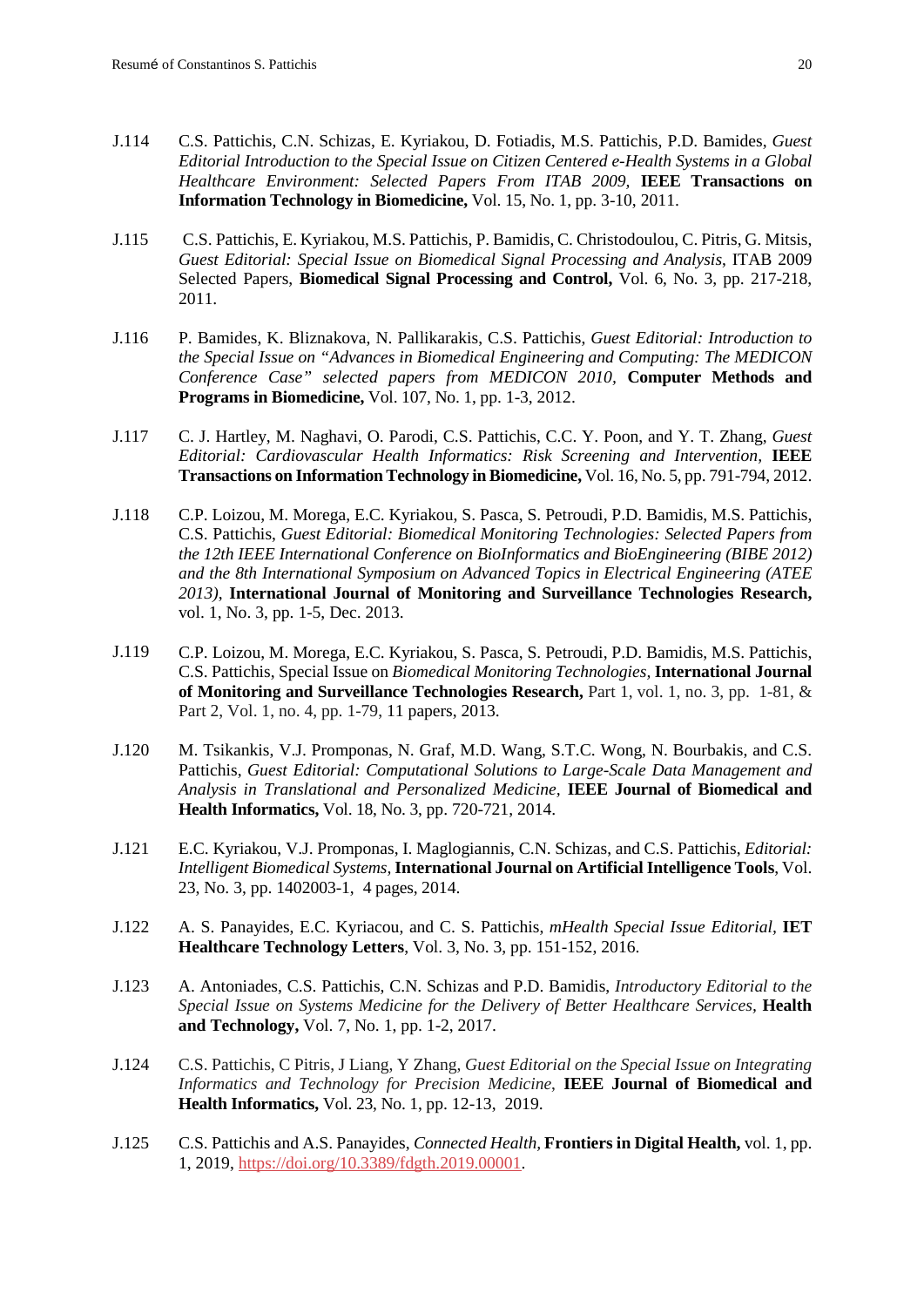J.114 C.S. Pattichis, C.N. Schizas, E. Kyriakou, D. Fotiadis, M.S. Pattichis, P.D. Bamides, *Guest Editorial Introduction to the Special Issue on Citizen Centered e-Health Systems in a Global Healthcare Environment: Selected Papers From ITAB 2009,* **IEEE Transactions on Information Technology in Biomedicine,** Vol. 15, No. 1, pp. 3-10, 2011.

J.115 C.S. Pattichis, E. Kyriakou, M.S. Pattichis, P. Bamidis, C. Christodoulou, C. Pitris, G. Mitsis, *Guest Editorial: Special Issue on Biomedical Signal Processing and Analysis*, ITAB 2009 Selected Papers, **Biomedical Signal Processing and Control,** Vol. 6, No. 3, pp. 217-218, 2011.

J.116 P. Bamides, K. Bliznakova, N. Pallikarakis, C.S. Pattichis, *Guest Editorial: Introduction to the Special Issue on "Advances in Biomedical Engineering and Computing: The MEDICON Conference Case" selected papers from MEDICON 2010,* **Computer Methods and Programs in Biomedicine,** Vol. 107, No. 1, pp. 1-3, 2012.

J.117 C. J. Hartley, M. Naghavi, O. Parodi, C.S. Pattichis, C.C. Y. Poon, and Y. T. Zhang, *Guest Editorial: Cardiovascular Health Informatics: Risk Screening and Intervention,* **IEEE Transactions on Information Technology in Biomedicine,** Vol. 16, No. 5, pp. 791-794, 2012.

J.118 C.P. Loizou, M. Morega, E.C. Kyriakou, S. Pasca, S. Petroudi, P.D. Bamidis, M.S. Pattichis, C.S. Pattichis, *Guest Editorial: Biomedical Monitoring Technologies: Selected Papers from the 12th IEEE International Conference on BioInformatics and BioEngineering (BIBE 2012) and the 8th International Symposium on Advanced Topics in Electrical Engineering (ATEE 2013),* **International Journal of Monitoring and Surveillance Technologies Research,** vol. 1, No. 3, pp. 1-5, Dec. 2013.

J.119 C.P. Loizou, M. Morega, E.C. Kyriakou, S. Pasca, S. Petroudi, P.D. Bamidis, M.S. Pattichis, C.S. Pattichis, Special Issue on *Biomedical Monitoring Technologies,* **International Journal of Monitoring and Surveillance Technologies Research,** Part 1, vol. 1, no. 3, pp. 1-81, & Part 2, Vol. 1, no. 4, pp. 1-79, 11 papers, 2013.

J.120 M. Tsikankis, V.J. Promponas, N. Graf, M.D. Wang, S.T.C. Wong, N. Bourbakis, and C.S. Pattichis, *Guest Editorial: Computational Solutions to Large-Scale Data Management and Analysis in Translational and Personalized Medicine,* **IEEE Journal of Biomedical and Health Informatics,** Vol. 18, No. 3, pp. 720-721, 2014.

J.121 E.C. Kyriakou, V.J. Promponas, I. Maglogiannis, C.N. Schizas, and C.S. Pattichis, *Editorial: Intelligent Biomedical Systems,* **International Journal on Artificial Intelligence Tools**, Vol. 23, No. 3, pp. 1402003-1, 4 pages, 2014.

J.122 A. S. Panayides, E.C. Kyriacou, and C. S. Pattichis, *mHealth Special Issue Editorial,* **IET Healthcare Technology Letters**, Vol. 3, No. 3, pp. 151-152, 2016.

J.123 A. Antoniades, C.S. Pattichis, C.N. Schizas and P.D. Bamidis, *Introductory Editorial to the Special Issue on Systems Medicine for the Delivery of Better Healthcare Services*, **Health and Technology,** Vol. 7, No. 1, pp. 1-2, 2017.

J.124 C.S. Pattichis, C Pitris, J Liang, Y Zhang, *Guest Editorial on the Special Issue on Integrating Informatics and Technology for Precision Medicine,* **IEEE Journal of Biomedical and Health Informatics,** Vol. 23, No. 1, pp. 12-13, 2019.

J.125 C.S. Pattichis and A.S. Panayides, *Connected Health,* **Frontiers in Digital Health,** vol. 1, pp. 1, 2019, https://doi.org/10.3389/fdgth.2019.00001.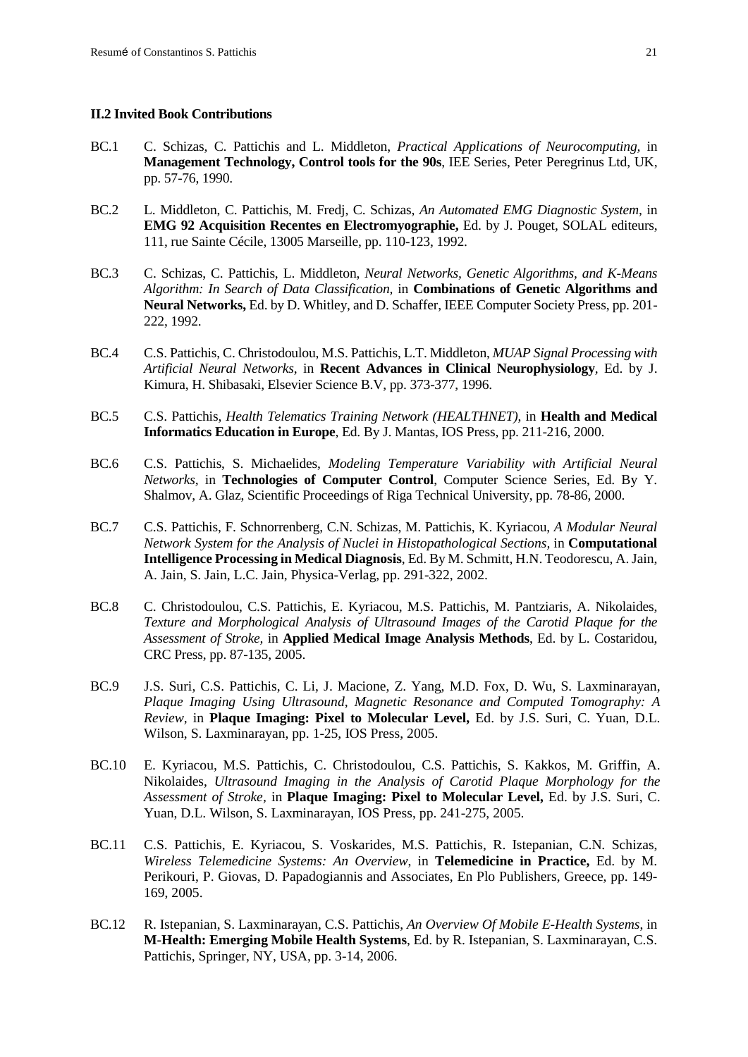### II.2 Invited Book Contributions

BC.1 C. Schizas, C. Pattichis and L. Middleton, *Practical Applications of Neurocomputing*, in **Management Technology, Control tools for the 90s**, IEE Series, Peter Peregrinus Ltd, UK, pp. 57-76, 1990.

BC.2 L. Middleton, C. Pattichis, M. Fredj, C. Schizas, *An Automated EMG Diagnostic System*, in **EMG 92 Acquisition Recentes en Electromyographie,** Ed. by J. Pouget, SOLAL editeurs, 111, rue Sainte Cécile, 13005 Marseille, pp. 110-123, 1992.

BC.3 C. Schizas, C. Pattichis, L. Middleton, *Neural Networks, Genetic Algorithms, and K-Means Algorithm: In Search of Data Classification,* in **Combinations of Genetic Algorithms and Neural Networks,** Ed. by D. Whitley, and D. Schaffer, IEEE Computer Society Press, pp. 201-222, 1992.

BC.4 C.S. Pattichis, C. Christodoulou, M.S. Pattichis, L.T. Middleton, *MUAP Signal Processing with Artificial Neural Networks*, in **Recent Advances in Clinical Neurophysiology**, Ed. by J. Kimura, H. Shibasaki, Elsevier Science B.V, pp. 373-377, 1996.

BC.5 C.S. Pattichis, *Health Telematics Training Network (HEALTHNET)*, in **Health and Medical Informatics Education in Europe**, Ed. By J. Mantas, IOS Press, pp. 211-216, 2000.

BC.6 C.S. Pattichis, S. Michaelides, *Modeling Temperature Variability with Artificial Neural Networks*, in **Technologies of Computer Control**, Computer Science Series, Ed. By Y. Shalmov, A. Glaz, Scientific Proceedings of Riga Technical University, pp. 78-86, 2000.

BC.7 C.S. Pattichis, F. Schnorrenberg, C.N. Schizas, M. Pattichis, K. Kyriacou, *A Modular Neural Network System for the Analysis of Nuclei in Histopathological Sections*, in **Computational Intelligence Processing in Medical Diagnosis**, Ed. By M. Schmitt, H.N. Teodorescu, A. Jain, A. Jain, S. Jain, L.C. Jain, Physica-Verlag, pp. 291-322, 2002.

BC.8 C. Christodoulou, C.S. Pattichis, E. Kyriacou, M.S. Pattichis, M. Pantziaris, A. Nikolaides, *Texture and Morphological Analysis of Ultrasound Images of the Carotid Plaque for the Assessment of Stroke,* in **Applied Medical Image Analysis Methods**, Ed. by L. Costaridou, CRC Press, pp. 87-135, 2005.

BC.9 J.S. Suri, C.S. Pattichis, C. Li, J. Macione, Z. Yang, M.D. Fox, D. Wu, S. Laxminarayan, *Plaque Imaging Using Ultrasound, Magnetic Resonance and Computed Tomography: A Review,* in **Plaque Imaging: Pixel to Molecular Level,** Ed. by J.S. Suri, C. Yuan, D.L. Wilson, S. Laxminarayan, pp. 1-25, IOS Press, 2005.

BC.10 E. Kyriacou, M.S. Pattichis, C. Christodoulou, C.S. Pattichis, S. Kakkos, M. Griffin, A. Nikolaides, *Ultrasound Imaging in the Analysis of Carotid Plaque Morphology for the Assessment of Stroke,* in **Plaque Imaging: Pixel to Molecular Level,** Ed. by J.S. Suri, C. Yuan, D.L. Wilson, S. Laxminarayan, IOS Press, pp. 241-275, 2005.

BC.11 C.S. Pattichis, E. Kyriacou, S. Voskarides, M.S. Pattichis, R. Istepanian, C.N. Schizas, *Wireless Telemedicine Systems: An Overview*, in **Telemedicine in Practice,** Ed. by M. Perikouri, P. Giovas, D. Papadogiannis and Associates, En Plo Publishers, Greece, pp. 149-169, 2005.

BC.12 R. Istepanian, S. Laxminarayan, C.S. Pattichis, *An Overview Of Mobile E-Health Systems*, in **M-Health: Emerging Mobile Health Systems**, Ed. by R. Istepanian, S. Laxminarayan, C.S. Pattichis, Springer, NY, USA, pp. 3-14, 2006.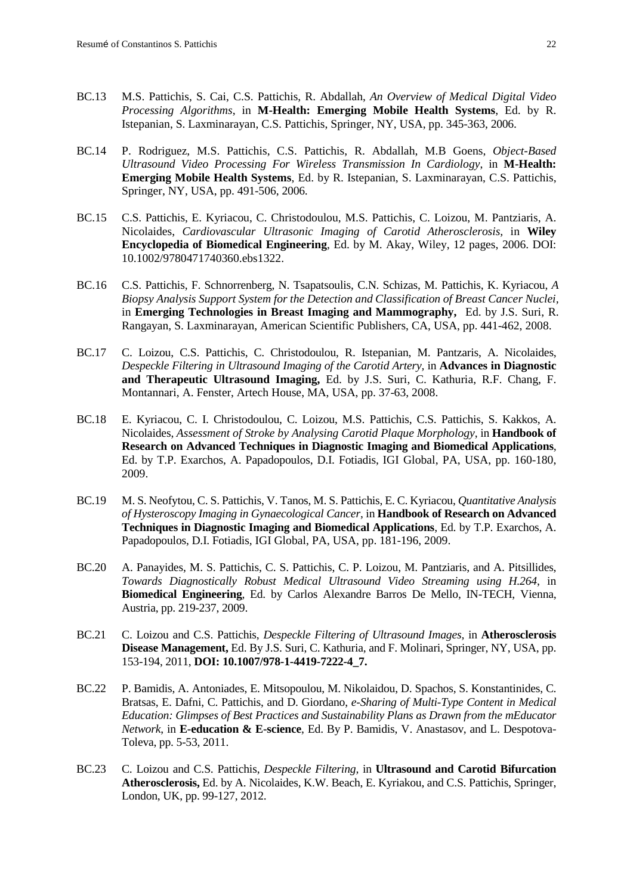BC.13 M.S. Pattichis, S. Cai, C.S. Pattichis, R. Abdallah, *An Overview of Medical Digital Video Processing Algorithms*, in **M-Health: Emerging Mobile Health Systems**, Ed. by R. Istepanian, S. Laxminarayan, C.S. Pattichis, Springer, NY, USA, pp. 345-363, 2006.

BC.14 P. Rodriguez, M.S. Pattichis, C.S. Pattichis, R. Abdallah, M.B Goens, *Object-Based Ultrasound Video Processing For Wireless Transmission In Cardiology*, in **M-Health: Emerging Mobile Health Systems**, Ed. by R. Istepanian, S. Laxminarayan, C.S. Pattichis, Springer, NY, USA, pp. 491-506, 2006.

BC.15 C.S. Pattichis, E. Kyriacou, C. Christodoulou, M.S. Pattichis, C. Loizou, M. Pantziaris, A. Nicolaides, *Cardiovascular Ultrasonic Imaging of Carotid Atherosclerosis*, in **Wiley Encyclopedia of Biomedical Engineering**, Ed. by M. Akay, Wiley, 12 pages, 2006. DOI: 10.1002/9780471740360.ebs1322.

BC.16 C.S. Pattichis, F. Schnorrenberg, N. Tsapatsoulis, C.N. Schizas, M. Pattichis, K. Kyriacou, *A Biopsy Analysis Support System for the Detection and Classification of Breast Cancer Nuclei*, in **Emerging Technologies in Breast Imaging and Mammography,** Ed. by J.S. Suri, R. Rangayan, S. Laxminarayan, American Scientific Publishers, CA, USA, pp. 441-462, 2008.

BC.17 C. Loizou, C.S. Pattichis, C. Christodoulou, R. Istepanian, M. Pantzaris, A. Nicolaides, *Despeckle Filtering in Ultrasound Imaging of the Carotid Artery*, in **Advances in Diagnostic and Therapeutic Ultrasound Imaging,** Ed. by J.S. Suri, C. Kathuria, R.F. Chang, F. Montannari, A. Fenster, Artech House, MA, USA, pp. 37-63, 2008.

BC.18 E. Kyriacou, C. I. Christodoulou, C. Loizou, M.S. Pattichis, C.S. Pattichis, S. Kakkos, A. Nicolaides, *Assessment of Stroke by Analysing Carotid Plaque Morphology*, in **Handbook of Research on Advanced Techniques in Diagnostic Imaging and Biomedical Applications**, Ed. by T.P. Exarchos, A. Papadopoulos, D.I. Fotiadis, IGI Global, PA, USA, pp. 160-180, 2009.

BC.19 M. S. Neofytou, C. S. Pattichis, V. Tanos, M. S. Pattichis, E. C. Kyriacou, *Quantitative Analysis of Hysteroscopy Imaging in Gynaecological Cancer*, in **Handbook of Research on Advanced Techniques in Diagnostic Imaging and Biomedical Applications**, Ed. by T.P. Exarchos, A. Papadopoulos, D.I. Fotiadis, IGI Global, PA, USA, pp. 181-196, 2009.

BC.20 A. Panayides, M. S. Pattichis, C. S. Pattichis, C. P. Loizou, M. Pantziaris, and A. Pitsillides, *Towards Diagnostically Robust Medical Ultrasound Video Streaming using H.264*, in **Biomedical Engineering**, Ed. by Carlos Alexandre Barros De Mello, IN-TECH, Vienna, Austria, pp. 219-237, 2009.

BC.21 C. Loizou and C.S. Pattichis, *Despeckle Filtering of Ultrasound Images,* in **Atherosclerosis Disease Management,** Ed. By J.S. Suri, C. Kathuria, and F. Molinari, Springer, NY, USA, pp. 153-194, 2011, **DOI: 10.1007/978-1-4419-7222-4_7.**

BC.22 P. Bamidis, A. Antoniades, E. Mitsopoulou, M. Nikolaidou, D. Spachos, S. Konstantinides, C. Bratsas, E. Dafni, C. Pattichis, and D. Giordano, *e-Sharing of Multi-Type Content in Medical Education: Glimpses of Best Practices and Sustainability Plans as Drawn from the mEducator Network*, in **E-education & E-science**, Ed. By P. Bamidis, V. Anastasov, and L. Despotova-Toleva, pp. 5-53, 2011.

BC.23 C. Loizou and C.S. Pattichis, *Despeckle Filtering,* in **Ultrasound and Carotid Bifurcation Atherosclerosis,** Ed. by A. Nicolaides, K.W. Beach, E. Kyriakou, and C.S. Pattichis, Springer, London, UK, pp. 99-127, 2012.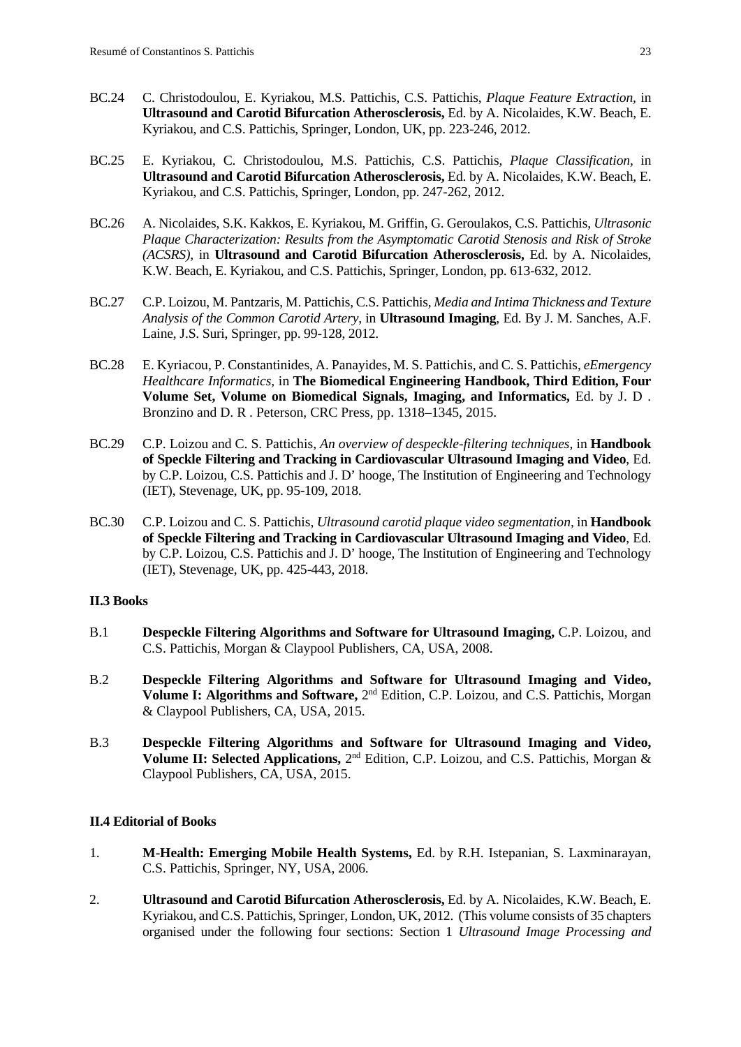BC.24 C. Christodoulou, E. Kyriakou, M.S. Pattichis, C.S. Pattichis, *Plaque Feature Extraction,* in **Ultrasound and Carotid Bifurcation Atherosclerosis,** Ed. by A. Nicolaides, K.W. Beach, E. Kyriakou, and C.S. Pattichis, Springer, London, UK, pp. 223-246, 2012.

BC.25 E. Kyriakou, C. Christodoulou, M.S. Pattichis, C.S. Pattichis, *Plaque Classification,* in **Ultrasound and Carotid Bifurcation Atherosclerosis,** Ed. by A. Nicolaides, K.W. Beach, E. Kyriakou, and C.S. Pattichis, Springer, London, pp. 247-262, 2012.

BC.26 A. Nicolaides, S.K. Kakkos, E. Kyriakou, M. Griffin, G. Geroulakos, C.S. Pattichis, *Ultrasonic Plaque Characterization: Results from the Asymptomatic Carotid Stenosis and Risk of Stroke (ACSRS),* in **Ultrasound and Carotid Bifurcation Atherosclerosis,** Ed. by A. Nicolaides, K.W. Beach, E. Kyriakou, and C.S. Pattichis, Springer, London, pp. 613-632, 2012.

BC.27 C.P. Loizou, M. Pantzaris, M. Pattichis, C.S. Pattichis, *Media and Intima Thickness and Texture Analysis of the Common Carotid Artery*, in **Ultrasound Imaging**, Ed. By J. M. Sanches, A.F. Laine, J.S. Suri, Springer, pp. 99-128, 2012.

BC.28 E. Kyriacou, P. Constantinides, A. Panayides, M. S. Pattichis, and C. S. Pattichis, *eEmergency Healthcare Informatics,* in **The Biomedical Engineering Handbook, Third Edition, Four Volume Set, Volume on Biomedical Signals, Imaging, and Informatics,** Ed. by J. D . Bronzino and D. R . Peterson, CRC Press, pp. 1318–1345, 2015.

BC.29 C.P. Loizou and C. S. Pattichis, *An overview of despeckle-filtering techniques,* in **Handbook of Speckle Filtering and Tracking in Cardiovascular Ultrasound Imaging and Video**, Ed. by C.P. Loizou, C.S. Pattichis and J. D' hooge, The Institution of Engineering and Technology (IET), Stevenage, UK, pp. 95-109, 2018.

BC.30 C.P. Loizou and C. S. Pattichis, *Ultrasound carotid plaque video segmentation,* in **Handbook of Speckle Filtering and Tracking in Cardiovascular Ultrasound Imaging and Video**, Ed. by C.P. Loizou, C.S. Pattichis and J. D' hooge, The Institution of Engineering and Technology (IET), Stevenage, UK, pp. 425-443, 2018.

#### II.3 Books

B.1 **Despeckle Filtering Algorithms and Software for Ultrasound Imaging,** C.P. Loizou, and C.S. Pattichis, Morgan & Claypool Publishers, CA, USA, 2008.

B.2 **Despeckle Filtering Algorithms and Software for Ultrasound Imaging and Video, Volume I: Algorithms and Software,** 2nd Edition, C.P. Loizou, and C.S. Pattichis, Morgan & Claypool Publishers, CA, USA, 2015.

B.3 **Despeckle Filtering Algorithms and Software for Ultrasound Imaging and Video, Volume II: Selected Applications,** 2nd Edition, C.P. Loizou, and C.S. Pattichis, Morgan & Claypool Publishers, CA, USA, 2015.

#### II.4 Editorial of Books

1. **M-Health: Emerging Mobile Health Systems,** Ed. by R.H. Istepanian, S. Laxminarayan, C.S. Pattichis, Springer, NY, USA, 2006.

2. **Ultrasound and Carotid Bifurcation Atherosclerosis,** Ed. by A. Nicolaides, K.W. Beach, E. Kyriakou, and C.S. Pattichis, Springer, London, UK, 2012. (This volume consists of 35 chapters organised under the following four sections: Section 1 *Ultrasound Image Processing and*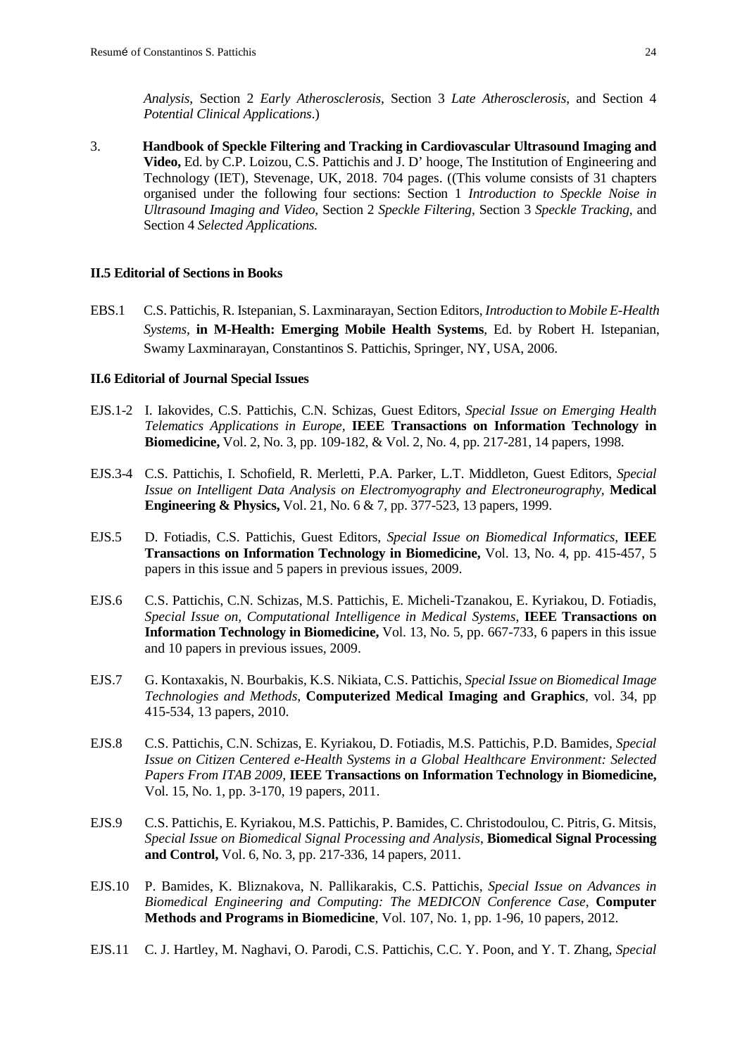*Analysis*, Section 2 *Early Atherosclerosis*, Section 3 *Late Atherosclerosis*, and Section 4 *Potential Clinical Applications*.)

3. **Handbook of Speckle Filtering and Tracking in Cardiovascular Ultrasound Imaging and Video,** Ed. by C.P. Loizou, C.S. Pattichis and J. D' hooge, The Institution of Engineering and Technology (IET), Stevenage, UK, 2018. 704 pages. ((This volume consists of 31 chapters organised under the following four sections: Section 1 *Introduction to Speckle Noise in Ultrasound Imaging and Video*, Section 2 *Speckle Filtering*, Section 3 *Speckle Tracking*, and Section 4 *Selected Applications.*

**II.5 Editorial of Sections in Books**

EBS.1 C.S. Pattichis, R. Istepanian, S. Laxminarayan, Section Editors, *Introduction to Mobile E-Health Systems,* **in M-Health: Emerging Mobile Health Systems**, Ed. by Robert H. Istepanian, Swamy Laxminarayan, Constantinos S. Pattichis, Springer, NY, USA, 2006.

**II.6 Editorial of Journal Special Issues**

EJS.1-2 I. Iakovides, C.S. Pattichis, C.N. Schizas, Guest Editors, *Special Issue on Emerging Health Telematics Applications in Europe,* **IEEE Transactions on Information Technology in Biomedicine,** Vol. 2, No. 3, pp. 109-182, & Vol. 2, No. 4, pp. 217-281, 14 papers, 1998.

EJS.3-4 C.S. Pattichis, I. Schofield, R. Merletti, P.A. Parker, L.T. Middleton, Guest Editors, *Special Issue on Intelligent Data Analysis on Electromyography and Electroneurography,* **Medical Engineering & Physics,** Vol. 21, No. 6 & 7, pp. 377-523, 13 papers, 1999.

EJS.5 D. Fotiadis, C.S. Pattichis, Guest Editors, *Special Issue on Biomedical Informatics,* **IEEE Transactions on Information Technology in Biomedicine,** Vol. 13, No. 4, pp. 415-457, 5 papers in this issue and 5 papers in previous issues, 2009.

EJS.6 C.S. Pattichis, C.N. Schizas, M.S. Pattichis, E. Micheli-Tzanakou, E. Kyriakou, D. Fotiadis, *Special Issue on, Computational Intelligence in Medical Systems,* **IEEE Transactions on Information Technology in Biomedicine,** Vol. 13, No. 5, pp. 667-733, 6 papers in this issue and 10 papers in previous issues, 2009.

EJS.7 G. Kontaxakis, N. Bourbakis, K.S. Nikiata, C.S. Pattichis, *Special Issue on Biomedical Image Technologies and Methods*, **Computerized Medical Imaging and Graphics**, vol. 34, pp 415-534, 13 papers, 2010.

EJS.8 C.S. Pattichis, C.N. Schizas, E. Kyriakou, D. Fotiadis, M.S. Pattichis, P.D. Bamides, *Special Issue on Citizen Centered e-Health Systems in a Global Healthcare Environment: Selected Papers From ITAB 2009*, **IEEE Transactions on Information Technology in Biomedicine,** Vol. 15, No. 1, pp. 3-170, 19 papers, 2011.

EJS.9 C.S. Pattichis, E. Kyriakou, M.S. Pattichis, P. Bamides, C. Christodoulou, C. Pitris, G. Mitsis, *Special Issue on Biomedical Signal Processing and Analysis*, **Biomedical Signal Processing and Control,** Vol. 6, No. 3, pp. 217-336, 14 papers, 2011.

EJS.10 P. Bamides, K. Bliznakova, N. Pallikarakis, C.S. Pattichis, *Special Issue on Advances in Biomedical Engineering and Computing: The MEDICON Conference Case*, **Computer Methods and Programs in Biomedicine**, Vol. 107, No. 1, pp. 1-96, 10 papers, 2012.

EJS.11 C. J. Hartley, M. Naghavi, O. Parodi, C.S. Pattichis, C.C. Y. Poon, and Y. T. Zhang, *Special*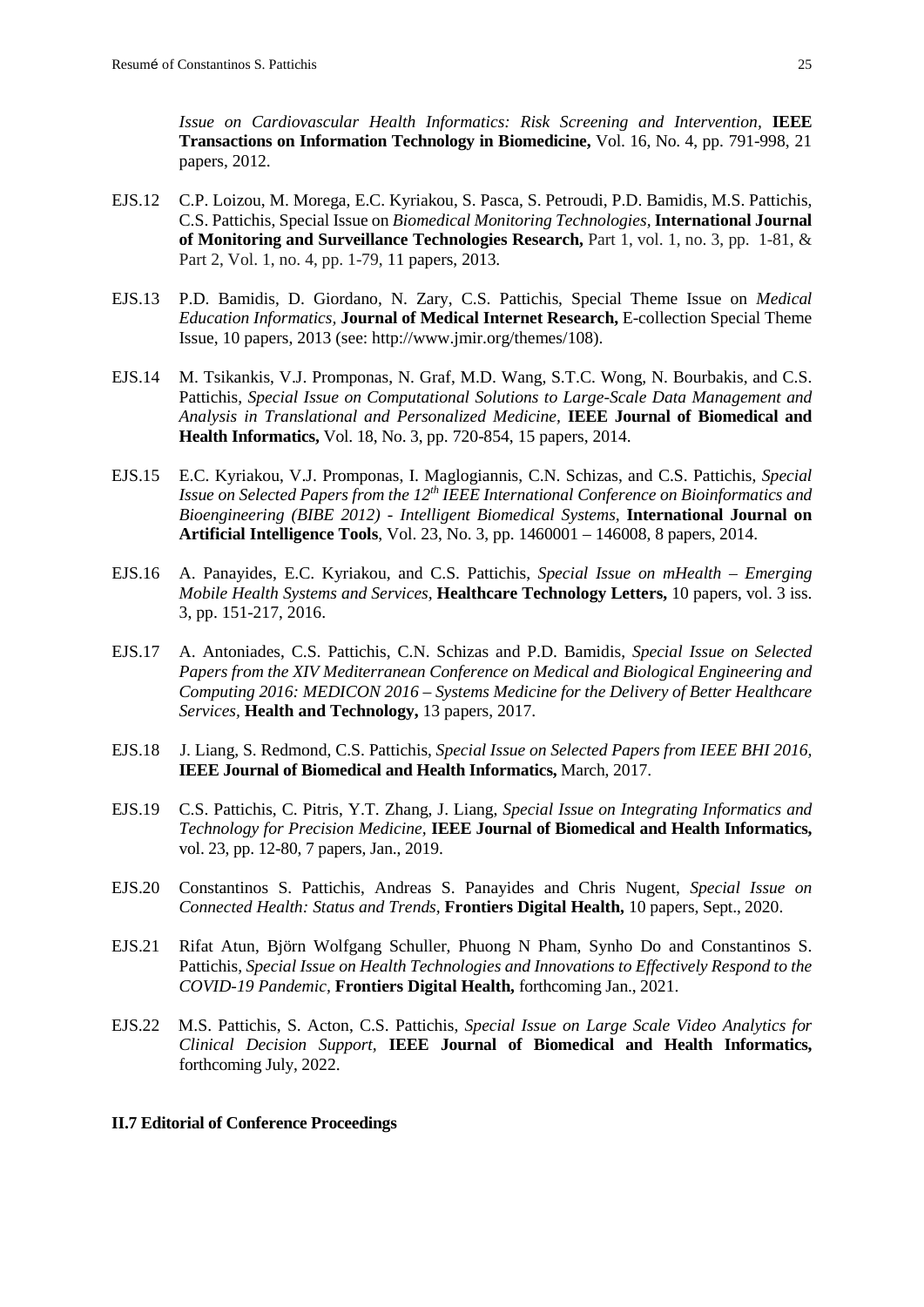*Issue on Cardiovascular Health Informatics: Risk Screening and Intervention,* **IEEE Transactions on Information Technology in Biomedicine,** Vol. 16, No. 4, pp. 791-998, 21 papers, 2012.

EJS.12 C.P. Loizou, M. Morega, E.C. Kyriakou, S. Pasca, S. Petroudi, P.D. Bamidis, M.S. Pattichis, C.S. Pattichis, Special Issue on *Biomedical Monitoring Technologies,* **International Journal of Monitoring and Surveillance Technologies Research,** Part 1, vol. 1, no. 3, pp. 1-81, & Part 2, Vol. 1, no. 4, pp. 1-79, 11 papers, 2013.

EJS.13 P.D. Bamidis, D. Giordano, N. Zary, C.S. Pattichis, Special Theme Issue on *Medical Education Informatics,* **Journal of Medical Internet Research,** E-collection Special Theme Issue, 10 papers, 2013 (see: http://www.jmir.org/themes/108).

EJS.14 M. Tsikankis, V.J. Promponas, N. Graf, M.D. Wang, S.T.C. Wong, N. Bourbakis, and C.S. Pattichis, *Special Issue on Computational Solutions to Large-Scale Data Management and Analysis in Translational and Personalized Medicine,* **IEEE Journal of Biomedical and Health Informatics,** Vol. 18, No. 3, pp. 720-854, 15 papers, 2014.

EJS.15 E.C. Kyriakou, V.J. Promponas, I. Maglogiannis, C.N. Schizas, and C.S. Pattichis, *Special Issue on Selected Papers from the 12th IEEE International Conference on Bioinformatics and Bioengineering (BIBE 2012) - Intelligent Biomedical Systems,* **International Journal on Artificial Intelligence Tools**, Vol. 23, No. 3, pp. 1460001 – 146008, 8 papers, 2014.

EJS.16 A. Panayides, E.C. Kyriakou, and C.S. Pattichis, *Special Issue on mHealth – Emerging Mobile Health Systems and Services,* **Healthcare Technology Letters,** 10 papers, vol. 3 iss. 3, pp. 151-217, 2016.

EJS.17 A. Antoniades, C.S. Pattichis, C.N. Schizas and P.D. Bamidis, *Special Issue on Selected Papers from the XIV Mediterranean Conference on Medical and Biological Engineering and Computing 2016: MEDICON 2016 – Systems Medicine for the Delivery of Better Healthcare Services,* **Health and Technology,** 13 papers, 2017.

EJS.18 J. Liang, S. Redmond, C.S. Pattichis, *Special Issue on Selected Papers from IEEE BHI 2016,* **IEEE Journal of Biomedical and Health Informatics,** March, 2017.

EJS.19 C.S. Pattichis, C. Pitris, Y.T. Zhang, J. Liang, *Special Issue on Integrating Informatics and Technology for Precision Medicine,* **IEEE Journal of Biomedical and Health Informatics,** vol. 23, pp. 12-80, 7 papers, Jan., 2019.

EJS.20 Constantinos S. Pattichis, Andreas S. Panayides and Chris Nugent, *Special Issue on Connected Health: Status and Trends,* **Frontiers Digital Health,** 10 papers, Sept., 2020.

EJS.21 Rifat Atun, Björn Wolfgang Schuller, Phuong N Pham, Synho Do and Constantinos S. Pattichis, *Special Issue on Health Technologies and Innovations to Effectively Respond to the COVID-19 Pandemic,* **Frontiers Digital Health,** forthcoming Jan., 2021.

EJS.22 M.S. Pattichis, S. Acton, C.S. Pattichis, *Special Issue on Large Scale Video Analytics for Clinical Decision Support,* **IEEE Journal of Biomedical and Health Informatics,** forthcoming July, 2022.

**II.7 Editorial of Conference Proceedings**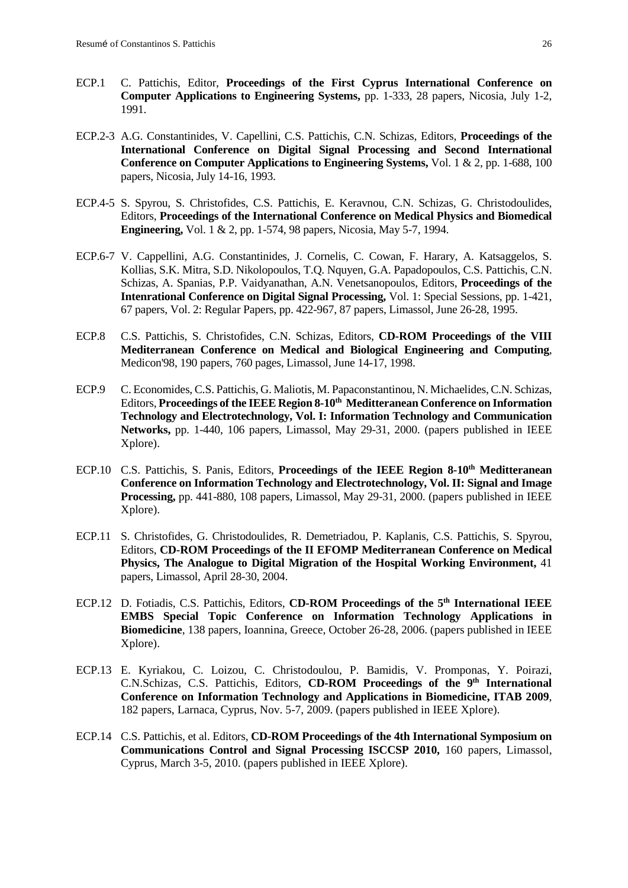ECP.1 C. Pattichis, Editor, **Proceedings of the First Cyprus International Conference on Computer Applications to Engineering Systems,** pp. 1-333, 28 papers, Nicosia, July 1-2, 1991.

ECP.2-3 A.G. Constantinides, V. Capellini, C.S. Pattichis, C.N. Schizas, Editors, **Proceedings of the International Conference on Digital Signal Processing and Second International Conference on Computer Applications to Engineering Systems,** Vol. 1 & 2, pp. 1-688, 100 papers, Nicosia, July 14-16, 1993.

ECP.4-5 S. Spyrou, S. Christofides, C.S. Pattichis, E. Keravnou, C.N. Schizas, G. Christodoulides, Editors, **Proceedings of the International Conference on Medical Physics and Biomedical Engineering,** Vol. 1 & 2, pp. 1-574, 98 papers, Nicosia, May 5-7, 1994.

ECP.6-7 V. Cappellini, A.G. Constantinides, J. Cornelis, C. Cowan, F. Harary, A. Katsaggelos, S. Kollias, S.K. Mitra, S.D. Nikolopoulos, T.Q. Nquyen, G.A. Papadopoulos, C.S. Pattichis, C.N. Schizas, A. Spanias, P.P. Vaidyanathan, A.N. Venetsanopoulos, Editors, **Proceedings of the Intenrational Conference on Digital Signal Processing,** Vol. 1: Special Sessions, pp. 1-421, 67 papers, Vol. 2: Regular Papers, pp. 422-967, 87 papers, Limassol, June 26-28, 1995.

ECP.8 C.S. Pattichis, S. Christofides, C.N. Schizas, Editors, **CD-ROM Proceedings of the VIII Mediterranean Conference on Medical and Biological Engineering and Computing**, Medicon'98, 190 papers, 760 pages, Limassol, June 14-17, 1998.

ECP.9 C. Economides, C.S. Pattichis, G. Maliotis, M. Papaconstantinou, N. Michaelides, C.N. Schizas, Editors, **Proceedings of the IEEE Region 8-10th Meditteranean Conference on Information Technology and Electrotechnology, Vol. I: Information Technology and Communication Networks,** pp. 1-440, 106 papers, Limassol, May 29-31, 2000. (papers published in IEEE Xplore).

ECP.10 C.S. Pattichis, S. Panis, Editors, **Proceedings of the IEEE Region 8-10th Meditteranean Conference on Information Technology and Electrotechnology, Vol. II: Signal and Image Processing,** pp. 441-880, 108 papers, Limassol, May 29-31, 2000. (papers published in IEEE Xplore).

ECP.11 S. Christofides, G. Christodoulides, R. Demetriadou, P. Kaplanis, C.S. Pattichis, S. Spyrou, Editors, **CD-ROM Proceedings of the II EFOMP Mediterranean Conference on Medical Physics, The Analogue to Digital Migration of the Hospital Working Environment,** 41 papers, Limassol, April 28-30, 2004.

ECP.12 D. Fotiadis, C.S. Pattichis, Editors, **CD-ROM Proceedings of the 5th International IEEE EMBS Special Topic Conference on Information Technology Applications in Biomedicine**, 138 papers, Ioannina, Greece, October 26-28, 2006. (papers published in IEEE Xplore).

ECP.13 E. Kyriakou, C. Loizou, C. Christodoulou, P. Bamidis, V. Promponas, Y. Poirazi, C.N.Schizas, C.S. Pattichis, Editors, **CD-ROM Proceedings of the 9th International Conference on Information Technology and Applications in Biomedicine, ITAB 2009**, 182 papers, Larnaca, Cyprus, Nov. 5-7, 2009. (papers published in IEEE Xplore).

ECP.14 C.S. Pattichis, et al. Editors, **CD-ROM Proceedings of the 4th International Symposium on Communications Control and Signal Processing ISCCSP 2010,** 160 papers, Limassol, Cyprus, March 3-5, 2010. (papers published in IEEE Xplore).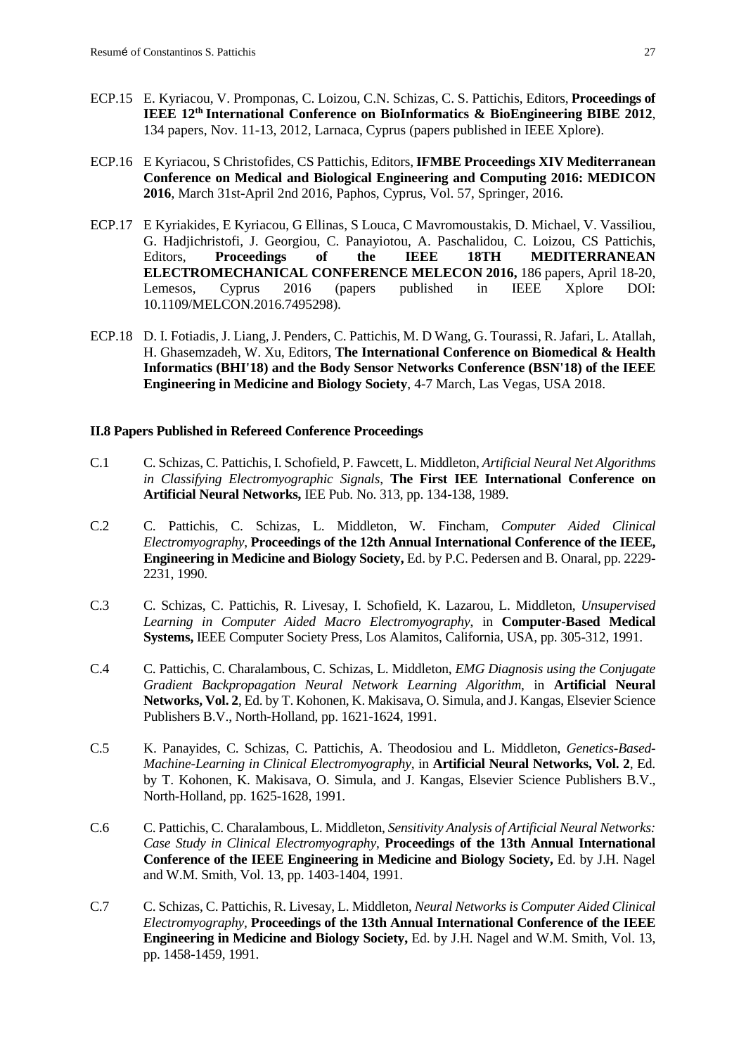ECP.15 E. Kyriacou, V. Promponas, C. Loizou, C.N. Schizas, C. S. Pattichis, Editors, **Proceedings of IEEE 12th International Conference on BioInformatics & BioEngineering BIBE 2012**, 134 papers, Nov. 11-13, 2012, Larnaca, Cyprus (papers published in IEEE Xplore).

ECP.16 E Kyriacou, S Christofides, CS Pattichis, Editors, **IFMBE Proceedings XIV Mediterranean Conference on Medical and Biological Engineering and Computing 2016: MEDICON 2016**, March 31st-April 2nd 2016, Paphos, Cyprus, Vol. 57, Springer, 2016.

ECP.17 E Kyriakides, E Kyriacou, G Ellinas, S Louca, C Mavromoustakis, D. Michael, V. Vassiliou, G. Hadjichristofi, J. Georgiou, C. Panayiotou, A. Paschalidou, C. Loizou, CS Pattichis, Editors, **Proceedings of the IEEE 18TH MEDITERRANEAN ELECTROMECHANICAL CONFERENCE MELECON 2016,** 186 papers, April 18-20, Lemesos, Cyprus 2016 (papers published in IEEE Xplore DOI: 10.1109/MELCON.2016.7495298).

ECP.18 D. I. Fotiadis, J. Liang, J. Penders, C. Pattichis, M. D Wang, G. Tourassi, R. Jafari, L. Atallah, H. Ghasemzadeh, W. Xu, Editors, **The International Conference on Biomedical & Health Informatics (BHI'18) and the Body Sensor Networks Conference (BSN'18) of the IEEE Engineering in Medicine and Biology Society**, 4-7 March, Las Vegas, USA 2018.

**II.8 Papers Published in Refereed Conference Proceedings**

C.1 C. Schizas, C. Pattichis, I. Schofield, P. Fawcett, L. Middleton, *Artificial Neural Net Algorithms in Classifying Electromyographic Signals*, **The First IEE International Conference on Artificial Neural Networks,** IEE Pub. No. 313, pp. 134-138, 1989.

C.2 C. Pattichis, C. Schizas, L. Middleton, W. Fincham, *Computer Aided Clinical Electromyography*, **Proceedings of the 12th Annual International Conference of the IEEE, Engineering in Medicine and Biology Society,** Ed. by P.C. Pedersen and B. Onaral, pp. 2229-2231, 1990.

C.3 C. Schizas, C. Pattichis, R. Livesay, I. Schofield, K. Lazarou, L. Middleton, *Unsupervised Learning in Computer Aided Macro Electromyography*, in **Computer-Based Medical Systems,** IEEE Computer Society Press, Los Alamitos, California, USA, pp. 305-312, 1991.

C.4 C. Pattichis, C. Charalambous, C. Schizas, L. Middleton, *EMG Diagnosis using the Conjugate Gradient Backpropagation Neural Network Learning Algorithm*, in **Artificial Neural Networks, Vol. 2**, Ed. by T. Kohonen, K. Makisava, O. Simula, and J. Kangas, Elsevier Science Publishers B.V., North-Holland, pp. 1621-1624, 1991.

C.5 K. Panayides, C. Schizas, C. Pattichis, A. Theodosiou and L. Middleton, *Genetics-Based-Machine-Learning in Clinical Electromyography*, in **Artificial Neural Networks, Vol. 2**, Ed. by T. Kohonen, K. Makisava, O. Simula, and J. Kangas, Elsevier Science Publishers B.V., North-Holland, pp. 1625-1628, 1991.

C.6 C. Pattichis, C. Charalambous, L. Middleton, *Sensitivity Analysis of Artificial Neural Networks: Case Study in Clinical Electromyography*, **Proceedings of the 13th Annual International Conference of the IEEE Engineering in Medicine and Biology Society,** Ed. by J.H. Nagel and W.M. Smith, Vol. 13, pp. 1403-1404, 1991.

C.7 C. Schizas, C. Pattichis, R. Livesay, L. Middleton, *Neural Networks is Computer Aided Clinical Electromyography*, **Proceedings of the 13th Annual International Conference of the IEEE Engineering in Medicine and Biology Society,** Ed. by J.H. Nagel and W.M. Smith, Vol. 13, pp. 1458-1459, 1991.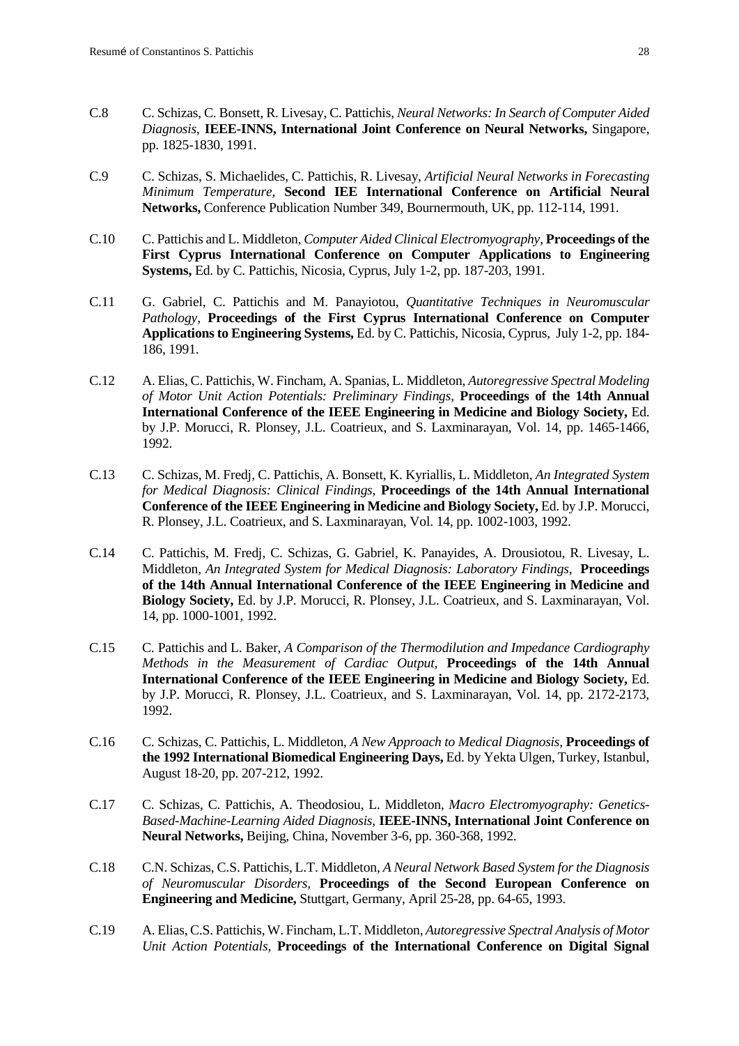C.8 C. Schizas, C. Bonsett, R. Livesay, C. Pattichis, *Neural Networks: In Search of Computer Aided Diagnosis*, **IEEE-INNS, International Joint Conference on Neural Networks,** Singapore, pp. 1825-1830, 1991.

C.9 C. Schizas, S. Michaelides, C. Pattichis, R. Livesay, *Artificial Neural Networks in Forecasting Minimum Temperature,* **Second IEE International Conference on Artificial Neural Networks,** Conference Publication Number 349, Bournermouth, UK, pp. 112-114, 1991.

C.10 C. Pattichis and L. Middleton, *Computer Aided Clinical Electromyography,* **Proceedings of the First Cyprus International Conference on Computer Applications to Engineering Systems,** Ed. by C. Pattichis, Nicosia, Cyprus, July 1-2, pp. 187-203, 1991.

C.11 G. Gabriel, C. Pattichis and M. Panayiotou, *Quantitative Techniques in Neuromuscular Pathology,* **Proceedings of the First Cyprus International Conference on Computer Applications to Engineering Systems,** Ed. by C. Pattichis, Nicosia, Cyprus, July 1-2, pp. 184-186, 1991.

C.12 A. Elias, C. Pattichis, W. Fincham, A. Spanias, L. Middleton, *Autoregressive Spectral Modeling of Motor Unit Action Potentials: Preliminary Findings,* **Proceedings of the 14th Annual International Conference of the IEEE Engineering in Medicine and Biology Society,** Ed. by J.P. Morucci, R. Plonsey, J.L. Coatrieux, and S. Laxminarayan, Vol. 14, pp. 1465-1466, 1992.

C.13 C. Schizas, M. Fredj, C. Pattichis, A. Bonsett, K. Kyriallis, L. Middleton, *An Integrated System for Medical Diagnosis: Clinical Findings,* **Proceedings of the 14th Annual International Conference of the IEEE Engineering in Medicine and Biology Society,** Ed. by J.P. Morucci, R. Plonsey, J.L. Coatrieux, and S. Laxminarayan, Vol. 14, pp. 1002-1003, 1992.

C.14 C. Pattichis, M. Fredj, C. Schizas, G. Gabriel, K. Panayides, A. Drousiotou, R. Livesay, L. Middleton, *An Integrated System for Medical Diagnosis: Laboratory Findings,* **Proceedings of the 14th Annual International Conference of the IEEE Engineering in Medicine and Biology Society,** Ed. by J.P. Morucci, R. Plonsey, J.L. Coatrieux, and S. Laxminarayan, Vol. 14, pp. 1000-1001, 1992.

C.15 C. Pattichis and L. Baker, *A Comparison of the Thermodilution and Impedance Cardiography Methods in the Measurement of Cardiac Output,* **Proceedings of the 14th Annual International Conference of the IEEE Engineering in Medicine and Biology Society,** Ed. by J.P. Morucci, R. Plonsey, J.L. Coatrieux, and S. Laxminarayan, Vol. 14, pp. 2172-2173, 1992.

C.16 C. Schizas, C. Pattichis, L. Middleton, *A New Approach to Medical Diagnosis,* **Proceedings of the 1992 International Biomedical Engineering Days,** Ed. by Yekta Ulgen, Turkey, Istanbul, August 18-20, pp. 207-212, 1992.

C.17 C. Schizas, C. Pattichis, A. Theodosiou, L. Middleton, *Macro Electromyography: Genetics-Based-Machine-Learning Aided Diagnosis,* **IEEE-INNS, International Joint Conference on Neural Networks,** Beijing, China, November 3-6, pp. 360-368, 1992.

C.18 C.N. Schizas, C.S. Pattichis, L.T. Middleton, *A Neural Network Based System for the Diagnosis of Neuromuscular Disorders,* **Proceedings of the Second European Conference on Engineering and Medicine,** Stuttgart, Germany, April 25-28, pp. 64-65, 1993.

C.19 A. Elias, C.S. Pattichis, W. Fincham, L.T. Middleton, *Autoregressive Spectral Analysis of Motor Unit Action Potentials,* **Proceedings of the International Conference on Digital Signal**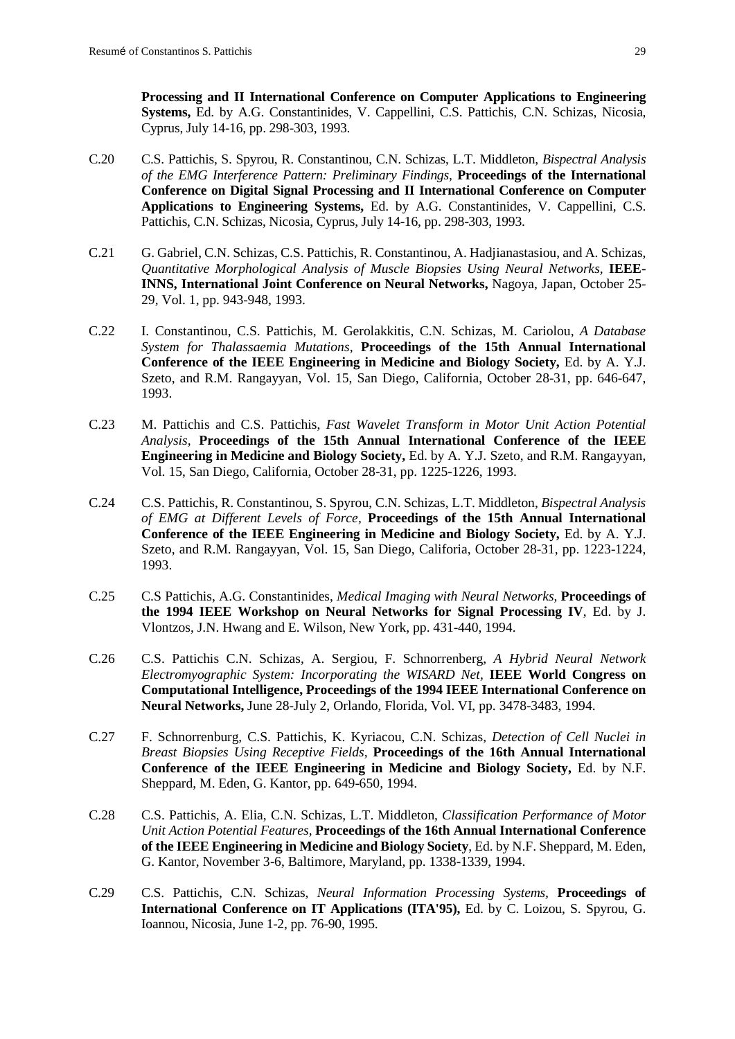**Processing and II International Conference on Computer Applications to Engineering Systems,** Ed. by A.G. Constantinides, V. Cappellini, C.S. Pattichis, C.N. Schizas, Nicosia, Cyprus, July 14-16, pp. 298-303, 1993.

C.20 C.S. Pattichis, S. Spyrou, R. Constantinou, C.N. Schizas, L.T. Middleton, *Bispectral Analysis of the EMG Interference Pattern: Preliminary Findings,* **Proceedings of the International Conference on Digital Signal Processing and II International Conference on Computer Applications to Engineering Systems,** Ed. by A.G. Constantinides, V. Cappellini, C.S. Pattichis, C.N. Schizas, Nicosia, Cyprus, July 14-16, pp. 298-303, 1993.

C.21 G. Gabriel, C.N. Schizas, C.S. Pattichis, R. Constantinou, A. Hadjianastasiou, and A. Schizas, *Quantitative Morphological Analysis of Muscle Biopsies Using Neural Networks,* **IEEE-INNS, International Joint Conference on Neural Networks,** Nagoya, Japan, October 25-29, Vol. 1, pp. 943-948, 1993.

C.22 I. Constantinou, C.S. Pattichis, M. Gerolakkitis, C.N. Schizas, M. Cariolou, *A Database System for Thalassaemia Mutations,* **Proceedings of the 15th Annual International Conference of the IEEE Engineering in Medicine and Biology Society,** Ed. by A. Y.J. Szeto, and R.M. Rangayyan, Vol. 15, San Diego, California, October 28-31, pp. 646-647, 1993.

C.23 M. Pattichis and C.S. Pattichis, *Fast Wavelet Transform in Motor Unit Action Potential Analysis,* **Proceedings of the 15th Annual International Conference of the IEEE Engineering in Medicine and Biology Society,** Ed. by A. Y.J. Szeto, and R.M. Rangayyan, Vol. 15, San Diego, California, October 28-31, pp. 1225-1226, 1993.

C.24 C.S. Pattichis, R. Constantinou, S. Spyrou, C.N. Schizas, L.T. Middleton, *Bispectral Analysis of EMG at Different Levels of Force,* **Proceedings of the 15th Annual International Conference of the IEEE Engineering in Medicine and Biology Society,** Ed. by A. Y.J. Szeto, and R.M. Rangayyan, Vol. 15, San Diego, Califoria, October 28-31, pp. 1223-1224, 1993.

C.25 C.S Pattichis, A.G. Constantinides, *Medical Imaging with Neural Networks,* **Proceedings of the 1994 IEEE Workshop on Neural Networks for Signal Processing IV**, Ed. by J. Vlontzos, J.N. Hwang and E. Wilson, New York, pp. 431-440, 1994.

C.26 C.S. Pattichis C.N. Schizas, A. Sergiou, F. Schnorrenberg, *A Hybrid Neural Network Electromyographic System: Incorporating the WISARD Net,* **IEEE World Congress on Computational Intelligence, Proceedings of the 1994 IEEE International Conference on Neural Networks,** June 28-July 2, Orlando, Florida, Vol. VI, pp. 3478-3483, 1994.

C.27 F. Schnorrenburg, C.S. Pattichis, K. Kyriacou, C.N. Schizas, *Detection of Cell Nuclei in Breast Biopsies Using Receptive Fields,* **Proceedings of the 16th Annual International Conference of the IEEE Engineering in Medicine and Biology Society,** Ed. by N.F. Sheppard, M. Eden, G. Kantor, pp. 649-650, 1994.

C.28 C.S. Pattichis, A. Elia, C.N. Schizas, L.T. Middleton, *Classification Performance of Motor Unit Action Potential Features,* **Proceedings of the 16th Annual International Conference of the IEEE Engineering in Medicine and Biology Society**, Ed. by N.F. Sheppard, M. Eden, G. Kantor, November 3-6, Baltimore, Maryland, pp. 1338-1339, 1994.

C.29 C.S. Pattichis, C.N. Schizas, *Neural Information Processing Systems,* **Proceedings of International Conference on IT Applications (ITA'95),** Ed. by C. Loizou, S. Spyrou, G. Ioannou, Nicosia, June 1-2, pp. 76-90, 1995.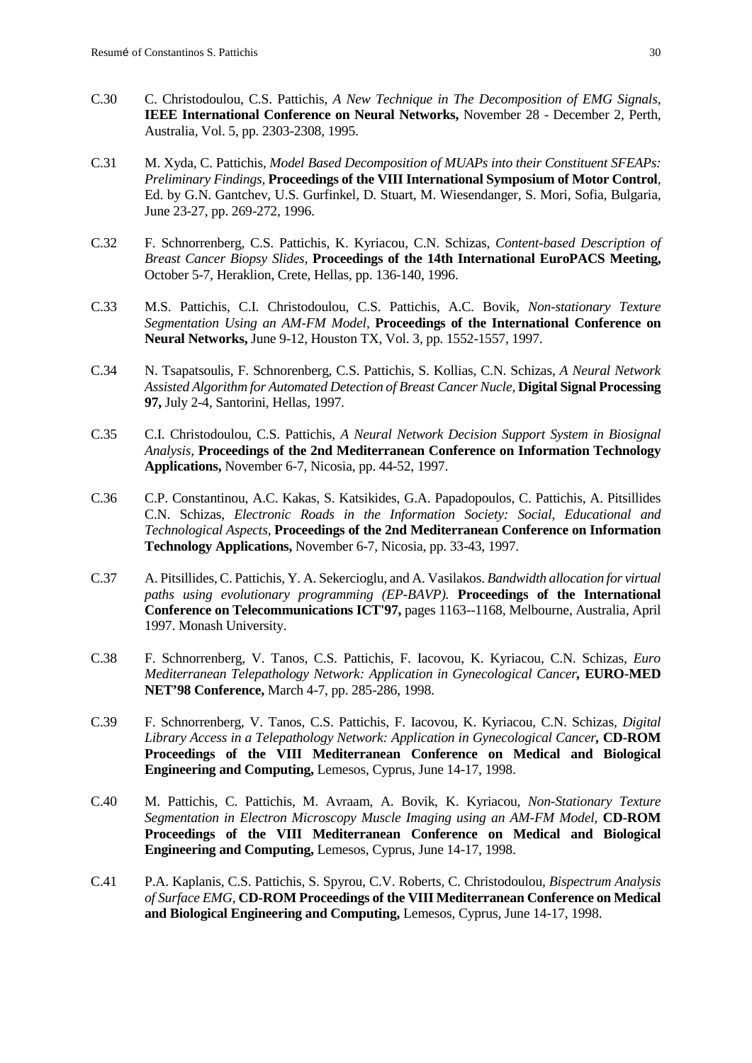C.30 C. Christodoulou, C.S. Pattichis, *A New Technique in The Decomposition of EMG Signals*, **IEEE International Conference on Neural Networks,** November 28 - December 2, Perth, Australia, Vol. 5, pp. 2303-2308, 1995.

C.31 M. Xyda, C. Pattichis, *Model Based Decomposition of MUAPs into their Constituent SFEAPs: Preliminary Findings,* **Proceedings of the VIII International Symposium of Motor Control**, Ed. by G.N. Gantchev, U.S. Gurfinkel, D. Stuart, M. Wiesendanger, S. Mori, Sofia, Bulgaria, June 23-27, pp. 269-272, 1996.

C.32 F. Schnorrenberg, C.S. Pattichis, K. Kyriacou, C.N. Schizas, *Content-based Description of Breast Cancer Biopsy Slides,* **Proceedings of the 14th International EuroPACS Meeting,** October 5-7, Heraklion, Crete, Hellas, pp. 136-140, 1996.

C.33 M.S. Pattichis, C.I. Christodoulou, C.S. Pattichis, A.C. Bovik, *Non-stationary Texture Segmentation Using an AM-FM Model,* **Proceedings of the International Conference on Neural Networks,** June 9-12, Houston TX, Vol. 3, pp. 1552-1557, 1997.

C.34 N. Tsapatsoulis, F. Schnorenberg, C.S. Pattichis, S. Kollias, C.N. Schizas, *A Neural Network Assisted Algorithm for Automated Detection of Breast Cancer Nucle,* **Digital Signal Processing 97,** July 2-4, Santorini, Hellas, 1997.

C.35 C.I. Christodoulou, C.S. Pattichis, *A Neural Network Decision Support System in Biosignal Analysis,* **Proceedings of the 2nd Mediterranean Conference on Information Technology Applications,** November 6-7, Nicosia, pp. 44-52, 1997.

C.36 C.P. Constantinou, A.C. Kakas, S. Katsikides, G.A. Papadopoulos, C. Pattichis, A. Pitsillides C.N. Schizas, *Electronic Roads in the Information Society: Social, Educational and Technological Aspects,* **Proceedings of the 2nd Mediterranean Conference on Information Technology Applications,** November 6-7, Nicosia, pp. 33-43, 1997.

C.37 A. Pitsillides, C. Pattichis, Y. A. Sekercioglu, and A. Vasilakos. *Bandwidth allocation for virtual paths using evolutionary programming (EP-BAVP).* **Proceedings of the International Conference on Telecommunications ICT'97,** pages 1163--1168, Melbourne, Australia, April 1997. Monash University.

C.38 F. Schnorrenberg, V. Tanos, C.S. Pattichis, F. Iacovou, K. Kyriacou, C.N. Schizas, *Euro Mediterranean Telepathology Network: Application in Gynecological Cancer***, EURO-MED NET'98 Conference,** March 4-7, pp. 285-286, 1998.

C.39 F. Schnorrenberg, V. Tanos, C.S. Pattichis, F. Iacovou, K. Kyriacou, C.N. Schizas, *Digital Library Access in a Telepathology Network: Application in Gynecological Cancer***, CD-ROM Proceedings of the VIII Mediterranean Conference on Medical and Biological Engineering and Computing,** Lemesos, Cyprus, June 14-17, 1998.

C.40 M. Pattichis, C. Pattichis, M. Avraam, A. Bovik, K. Kyriacou, *Non-Stationary Texture Segmentation in Electron Microscopy Muscle Imaging using an AM-FM Model,* **CD-ROM Proceedings of the VIII Mediterranean Conference on Medical and Biological Engineering and Computing,** Lemesos, Cyprus, June 14-17, 1998.

C.41 P.A. Kaplanis, C.S. Pattichis, S. Spyrou, C.V. Roberts, C. Christodoulou, *Bispectrum Analysis of Surface EMG,* **CD-ROM Proceedings of the VIII Mediterranean Conference on Medical and Biological Engineering and Computing,** Lemesos, Cyprus, June 14-17, 1998.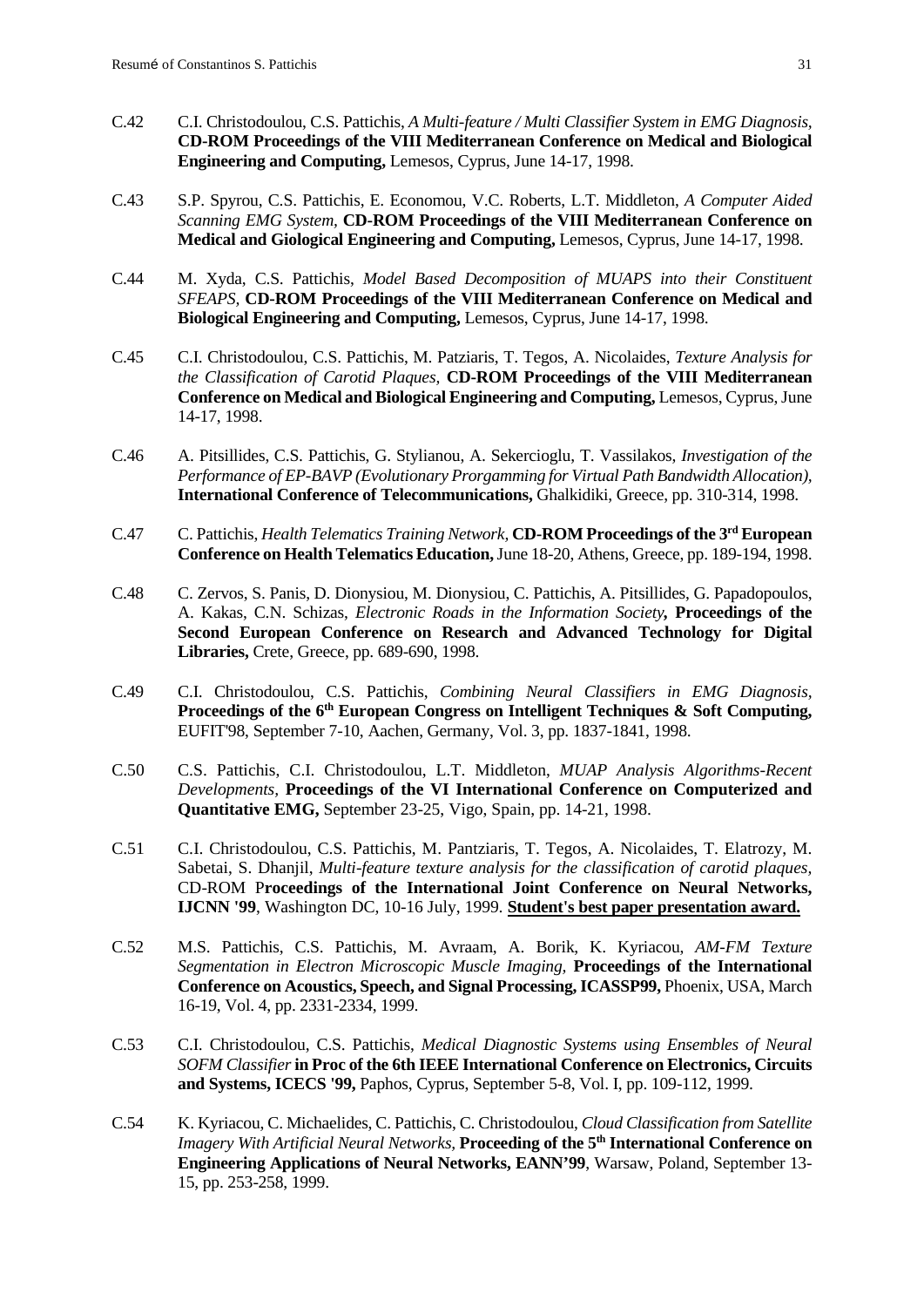C.42 C.I. Christodoulou, C.S. Pattichis, *A Multi-feature / Multi Classifier System in EMG Diagnosis,* **CD-ROM Proceedings of the VIII Mediterranean Conference on Medical and Biological Engineering and Computing,** Lemesos, Cyprus, June 14-17, 1998.

C.43 S.P. Spyrou, C.S. Pattichis, E. Economou, V.C. Roberts, L.T. Middleton, *A Computer Aided Scanning EMG System,* **CD-ROM Proceedings of the VIII Mediterranean Conference on Medical and Giological Engineering and Computing,** Lemesos, Cyprus, June 14-17, 1998.

C.44 M. Xyda, C.S. Pattichis, *Model Based Decomposition of MUAPS into their Constituent SFEAPS,* **CD-ROM Proceedings of the VIII Mediterranean Conference on Medical and Biological Engineering and Computing,** Lemesos, Cyprus, June 14-17, 1998.

C.45 C.I. Christodoulou, C.S. Pattichis, M. Patziaris, T. Tegos, A. Nicolaides, *Texture Analysis for the Classification of Carotid Plaques,* **CD-ROM Proceedings of the VIII Mediterranean Conference on Medical and Biological Engineering and Computing,** Lemesos, Cyprus, June 14-17, 1998.

C.46 A. Pitsillides, C.S. Pattichis, G. Stylianou, A. Sekercioglu, T. Vassilakos, *Investigation of the Performance of EP-BAVP (Evolutionary Prorgamming for Virtual Path Bandwidth Allocation),* **International Conference of Telecommunications,** Ghalkidiki, Greece, pp. 310-314, 1998.

C.47 C. Pattichis, *Health Telematics Training Network,* **CD-ROM Proceedings of the 3rd European Conference on Health Telematics Education,** June 18-20, Athens, Greece, pp. 189-194, 1998.

C.48 C. Zervos, S. Panis, D. Dionysiou, M. Dionysiou, C. Pattichis, A. Pitsillides, G. Papadopoulos, A. Kakas, C.N. Schizas, *Electronic Roads in the Information Society,* **Proceedings of the Second European Conference on Research and Advanced Technology for Digital Libraries,** Crete, Greece, pp. 689-690, 1998.

C.49 C.I. Christodoulou, C.S. Pattichis, *Combining Neural Classifiers in EMG Diagnosis,* **Proceedings of the 6th European Congress on Intelligent Techniques & Soft Computing,** EUFIT'98, September 7-10, Aachen, Germany, Vol. 3, pp. 1837-1841, 1998.

C.50 C.S. Pattichis, C.I. Christodoulou, L.T. Middleton, *MUAP Analysis Algorithms-Recent Developments,* **Proceedings of the VI International Conference on Computerized and Quantitative EMG,** September 23-25, Vigo, Spain, pp. 14-21, 1998.

C.51 C.I. Christodoulou, C.S. Pattichis, M. Pantziaris, T. Tegos, A. Nicolaides, T. Elatrozy, M. Sabetai, S. Dhanjil, *Multi-feature texture analysis for the classification of carotid plaques,* CD-ROM P**roceedings of the International Joint Conference on Neural Networks, IJCNN '99**, Washington DC, 10-16 July, 1999. **Student's best paper presentation award.**

C.52 M.S. Pattichis, C.S. Pattichis, M. Avraam, A. Borik, K. Kyriacou, *AM-FM Texture Segmentation in Electron Microscopic Muscle Imaging,* **Proceedings of the International Conference on Acoustics, Speech, and Signal Processing, ICASSP99,** Phoenix, USA, March 16-19, Vol. 4, pp. 2331-2334, 1999.

C.53 C.I. Christodoulou, C.S. Pattichis, *Medical Diagnostic Systems using Ensembles of Neural SOFM Classifier* **in Proc of the 6th IEEE International Conference on Electronics, Circuits and Systems, ICECS '99,** Paphos, Cyprus, September 5-8, Vol. I, pp. 109-112, 1999.

C.54 K. Kyriacou, C. Michaelides, C. Pattichis, C. Christodoulou, *Cloud Classification from Satellite Imagery With Artificial Neural Networks,* **Proceeding of the 5th International Conference on Engineering Applications of Neural Networks, EANN'99**, Warsaw, Poland, September 13-15, pp. 253-258, 1999.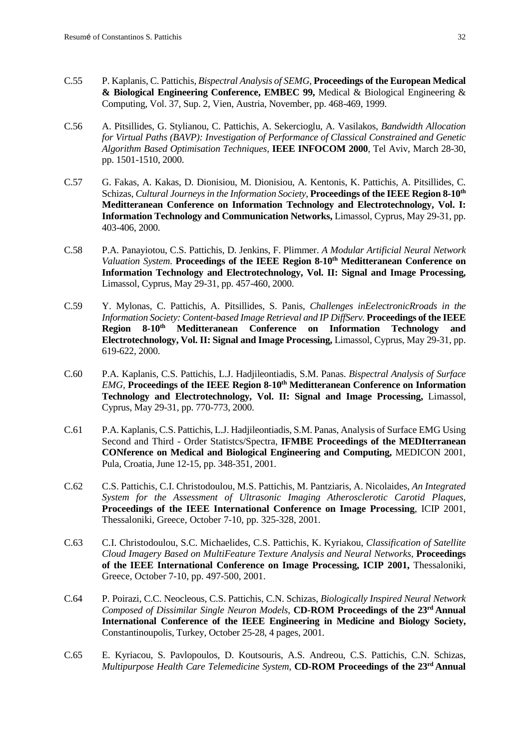C.55 P. Kaplanis, C. Pattichis, *Bispectral Analysis of SEMG,* **Proceedings of the European Medical & Biological Engineering Conference, EMBEC 99,** Medical & Biological Engineering & Computing, Vol. 37, Sup. 2, Vien, Austria, November, pp. 468-469, 1999.

C.56 A. Pitsillides, G. Stylianou, C. Pattichis, A. Sekercioglu, A. Vasilakos, *Bandwidth Allocation for Virtual Paths (BAVP): Investigation of Performance of Classical Constrained and Genetic Algorithm Based Optimisation Techniques,* **IEEE INFOCOM 2000**, Tel Aviv, March 28-30, pp. 1501-1510, 2000.

C.57 G. Fakas, A. Kakas, D. Dionisiou, M. Dionisiou, A. Kentonis, K. Pattichis, A. Pitsillides, C. Schizas, *Cultural Journeys in the Information Society*, **Proceedings of the IEEE Region 8-10th Meditteranean Conference on Information Technology and Electrotechnology, Vol. I: Information Technology and Communication Networks,** Limassol, Cyprus, May 29-31, pp. 403-406, 2000.

C.58 P.A. Panayiotou, C.S. Pattichis, D. Jenkins, F. Plimmer. *A Modular Artificial Neural Network Valuation System.* **Proceedings of the IEEE Region 8-10th Meditteranean Conference on Information Technology and Electrotechnology, Vol. II: Signal and Image Processing,** Limassol, Cyprus, May 29-31, pp. 457-460, 2000.

C.59 Y. Mylonas, C. Pattichis, A. Pitsillides, S. Panis, *Challenges inEelectronicRroads in the Information Society: Content-based Image Retrieval and IP DiffServ.* **Proceedings of the IEEE Region 8-10th Meditteranean Conference on Information Technology and Electrotechnology, Vol. II: Signal and Image Processing,** Limassol, Cyprus, May 29-31, pp. 619-622, 2000.

C.60 P.A. Kaplanis, C.S. Pattichis, L.J. Hadjileontiadis, S.M. Panas. *Bispectral Analysis of Surface EMG,* **Proceedings of the IEEE Region 8-10th Meditteranean Conference on Information Technology and Electrotechnology, Vol. II: Signal and Image Processing,** Limassol, Cyprus, May 29-31, pp. 770-773, 2000.

C.61 P.A. Kaplanis, C.S. Pattichis, L.J. Hadjileontiadis, S.M. Panas, Analysis of Surface EMG Using Second and Third - Order Statistcs/Spectra, **IFMBE Proceedings of the MEDIterranean CONference on Medical and Biological Engineering and Computing,** MEDICON 2001, Pula, Croatia, June 12-15, pp. 348-351, 2001.

C.62 C.S. Pattichis, C.I. Christodoulou, M.S. Pattichis, M. Pantziaris, A. Nicolaides, *An Integrated System for the Assessment of Ultrasonic Imaging Atherosclerotic Carotid Plaques,* **Proceedings of the IEEE International Conference on Image Processing**, ICIP 2001, Thessaloniki, Greece, October 7-10, pp. 325-328, 2001.

C.63 C.I. Christodoulou, S.C. Michaelides, C.S. Pattichis, K. Kyriakou, *Classification of Satellite Cloud Imagery Based on MultiFeature Texture Analysis and Neural Networks,* **Proceedings of the IEEE International Conference on Image Processing, ICIP 2001,** Thessaloniki, Greece, October 7-10, pp. 497-500, 2001.

C.64 P. Poirazi, C.C. Neocleous, C.S. Pattichis, C.N. Schizas, *Biologically Inspired Neural Network Composed of Dissimilar Single Neuron Models,* **CD-ROM Proceedings of the 23rd Annual International Conference of the IEEE Engineering in Medicine and Biology Society,** Constantinopoulis, Turkey, October 25-28, 4 pages, 2001.

C.65 E. Kyriacou, S. Pavlopoulos, D. Koutsouris, A.S. Andreou, C.S. Pattichis, C.N. Schizas, *Multipurpose Health Care Telemedicine System,* **CD-ROM Proceedings of the 23rd Annual**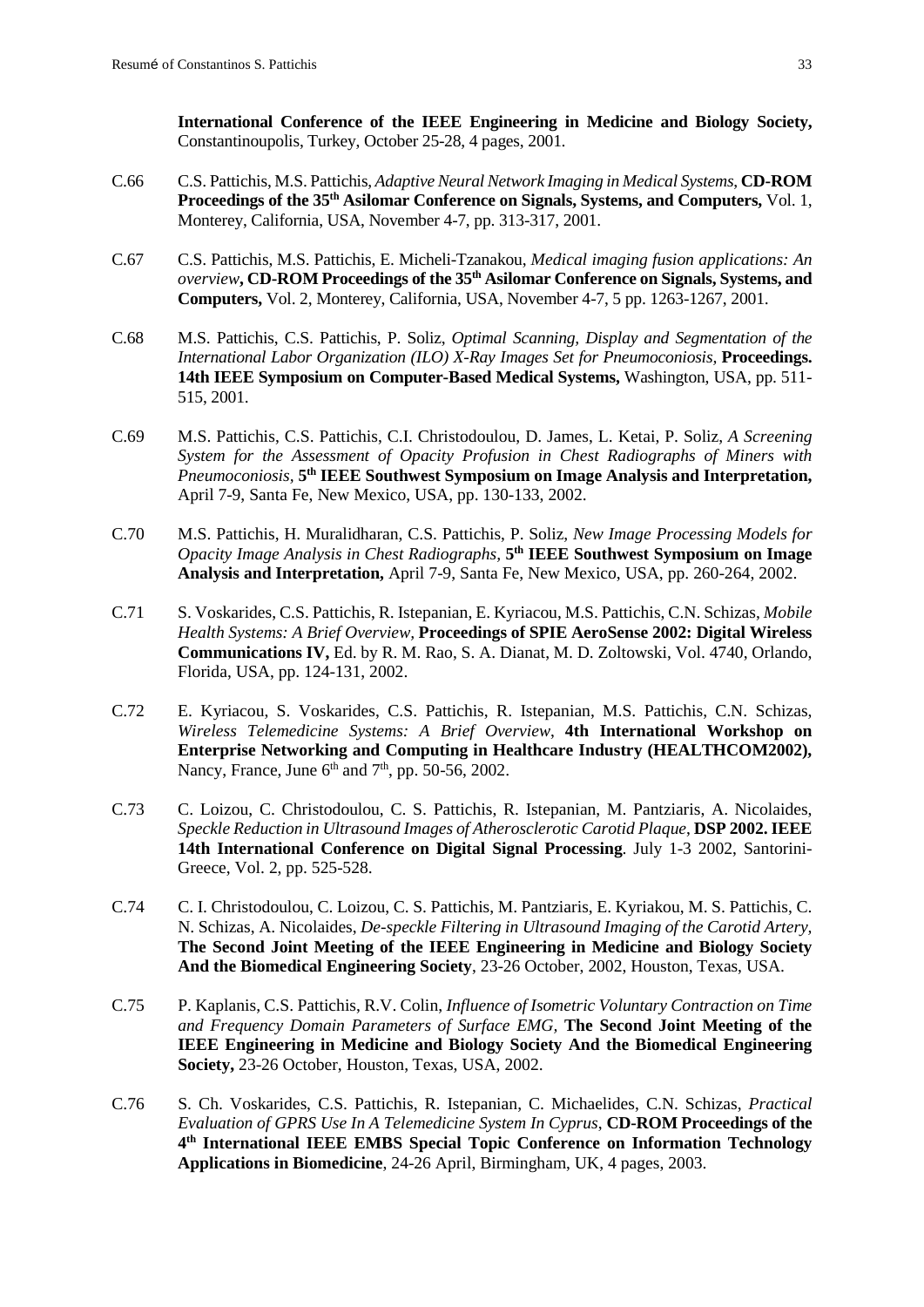**International Conference of the IEEE Engineering in Medicine and Biology Society,** Constantinoupolis, Turkey, October 25-28, 4 pages, 2001.

C.66 C.S. Pattichis, M.S. Pattichis, *Adaptive Neural Network Imaging in Medical Systems*, **CD-ROM Proceedings of the 35th Asilomar Conference on Signals, Systems, and Computers,** Vol. 1, Monterey, California, USA, November 4-7, pp. 313-317, 2001.

C.67 C.S. Pattichis, M.S. Pattichis, E. Micheli-Tzanakou, *Medical imaging fusion applications: An overview*, **CD-ROM Proceedings of the 35th Asilomar Conference on Signals, Systems, and Computers,** Vol. 2, Monterey, California, USA, November 4-7, 5 pp. 1263-1267, 2001.

C.68 M.S. Pattichis, C.S. Pattichis, P. Soliz, *Optimal Scanning, Display and Segmentation of the International Labor Organization (ILO) X-Ray Images Set for Pneumoconiosis,* **Proceedings. 14th IEEE Symposium on Computer-Based Medical Systems,** Washington, USA, pp. 511-515, 2001.

C.69 M.S. Pattichis, C.S. Pattichis, C.I. Christodoulou, D. James, L. Ketai, P. Soliz, *A Screening System for the Assessment of Opacity Profusion in Chest Radiographs of Miners with Pneumoconiosis,* **5th IEEE Southwest Symposium on Image Analysis and Interpretation,** April 7-9, Santa Fe, New Mexico, USA, pp. 130-133, 2002.

C.70 M.S. Pattichis, H. Muralidharan, C.S. Pattichis, P. Soliz, *New Image Processing Models for Opacity Image Analysis in Chest Radiographs,* **5th IEEE Southwest Symposium on Image Analysis and Interpretation,** April 7-9, Santa Fe, New Mexico, USA, pp. 260-264, 2002.

C.71 S. Voskarides, C.S. Pattichis, R. Istepanian, E. Kyriacou, M.S. Pattichis, C.N. Schizas, *Mobile Health Systems: A Brief Overview,* **Proceedings of SPIE AeroSense 2002: Digital Wireless Communications IV,** Ed. by R. M. Rao, S. A. Dianat, M. D. Zoltowski, Vol. 4740, Orlando, Florida, USA, pp. 124-131, 2002.

C.72 E. Kyriacou, S. Voskarides, C.S. Pattichis, R. Istepanian, M.S. Pattichis, C.N. Schizas, *Wireless Telemedicine Systems: A Brief Overview*, **4th International Workshop on Enterprise Networking and Computing in Healthcare Industry (HEALTHCOM2002),** Nancy, France, June 6th and 7th, pp. 50-56, 2002.

C.73 C. Loizou, C. Christodoulou, C. S. Pattichis, R. Istepanian, M. Pantziaris, A. Nicolaides, *Speckle Reduction in Ultrasound Images of Atherosclerotic Carotid Plaque*, **DSP 2002. IEEE 14th International Conference on Digital Signal Processing**. July 1-3 2002, Santorini-Greece, Vol. 2, pp. 525-528.

C.74 C. I. Christodoulou, C. Loizou, C. S. Pattichis, M. Pantziaris, E. Kyriakou, M. S. Pattichis, C. N. Schizas, A. Nicolaides, *De-speckle Filtering in Ultrasound Imaging of the Carotid Artery,* **The Second Joint Meeting of the IEEE Engineering in Medicine and Biology Society And the Biomedical Engineering Society**, 23-26 October, 2002, Houston, Texas, USA.

C.75 P. Kaplanis, C.S. Pattichis, R.V. Colin, *Influence of Isometric Voluntary Contraction on Time and Frequency Domain Parameters of Surface EMG,* **The Second Joint Meeting of the IEEE Engineering in Medicine and Biology Society And the Biomedical Engineering Society,** 23-26 October, Houston, Texas, USA, 2002.

C.76 S. Ch. Voskarides, C.S. Pattichis, R. Istepanian, C. Michaelides, C.N. Schizas, *Practical Evaluation of GPRS Use In A Telemedicine System In Cyprus*, **CD-ROM Proceedings of the 4th International IEEE EMBS Special Topic Conference on Information Technology Applications in Biomedicine**, 24-26 April, Birmingham, UK, 4 pages, 2003.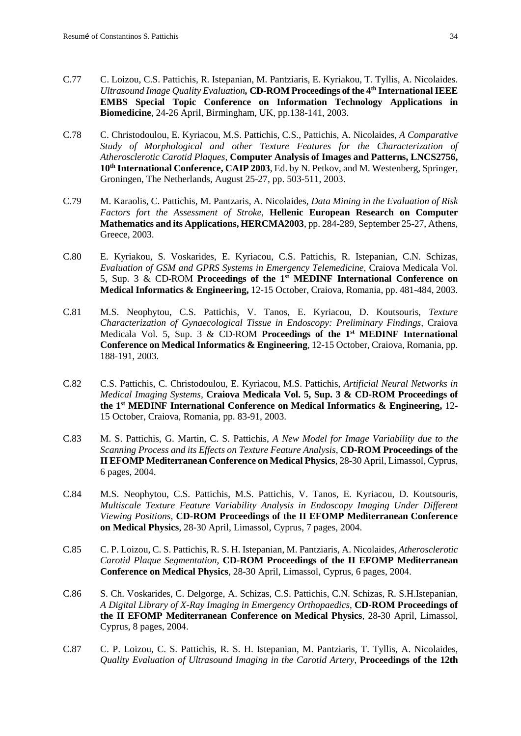C.77 C. Loizou, C.S. Pattichis, R. Istepanian, M. Pantziaris, E. Kyriakou, T. Tyllis, A. Nicolaides. *Ultrasound Image Quality Evaluation*, **CD-ROM Proceedings of the 4th International IEEE EMBS Special Topic Conference on Information Technology Applications in Biomedicine**, 24-26 April, Birmingham, UK, pp.138-141, 2003.

C.78 C. Christodoulou, E. Kyriacou, M.S. Pattichis, C.S., Pattichis, A. Nicolaides, *A Comparative Study of Morphological and other Texture Features for the Characterization of Atherosclerotic Carotid Plaques*, **Computer Analysis of Images and Patterns, LNCS2756, 10th International Conference, CAIP 2003**, Ed. by N. Petkov, and M. Westenberg, Springer, Groningen, The Netherlands, August 25-27, pp. 503-511, 2003.

C.79 M. Karaolis, C. Pattichis, M. Pantzaris, A. Nicolaides, *Data Mining in the Evaluation of Risk Factors fort the Assessment of Stroke*, **Hellenic European Research on Computer Mathematics and its Applications, HERCMA2003**, pp. 284-289, September 25-27, Athens, Greece, 2003.

C.80 E. Kyriakou, S. Voskarides, E. Kyriacou, C.S. Pattichis, R. Istepanian, C.N. Schizas, *Evaluation of GSM and GPRS Systems in Emergency Telemedicine*, Craiova Medicala Vol. 5, Sup. 3 & CD-ROM **Proceedings of the 1st MEDINF International Conference on Medical Informatics & Engineering,** 12-15 October, Craiova, Romania, pp. 481-484, 2003.

C.81 M.S. Neophytou, C.S. Pattichis, V. Tanos, E. Kyriacou, D. Koutsouris, *Texture Characterization of Gynaecological Tissue in Endoscopy: Preliminary Findings,* Craiova Medicala Vol. 5, Sup. 3 & CD-ROM **Proceedings of the 1st MEDINF International Conference on Medical Informatics & Engineering**, 12-15 October, Craiova, Romania, pp. 188-191, 2003.

C.82 C.S. Pattichis, C. Christodoulou, E. Kyriacou, M.S. Pattichis, *Artificial Neural Networks in Medical Imaging Systems,* **Craiova Medicala Vol. 5, Sup. 3 & CD-ROM Proceedings of the 1st MEDINF International Conference on Medical Informatics & Engineering,** 12-15 October, Craiova, Romania, pp. 83-91, 2003.

C.83 M. S. Pattichis, G. Martin, C. S. Pattichis, *A New Model for Image Variability due to the Scanning Process and its Effects on Texture Feature Analysis*, **CD-ROM Proceedings of the II EFOMP Mediterranean Conference on Medical Physics**, 28-30 April, Limassol, Cyprus, 6 pages, 2004.

C.84 M.S. Neophytou, C.S. Pattichis, M.S. Pattichis, V. Tanos, E. Kyriacou, D. Koutsouris, *Multiscale Texture Feature Variability Analysis in Endoscopy Imaging Under Different Viewing Positions*, **CD-ROM Proceedings of the II EFOMP Mediterranean Conference on Medical Physics**, 28-30 April, Limassol, Cyprus, 7 pages, 2004.

C.85 C. P. Loizou, C. S. Pattichis, R. S. H. Istepanian, M. Pantziaris, A. Nicolaides, *Atherosclerotic Carotid Plaque Segmentation*, **CD-ROM Proceedings of the II EFOMP Mediterranean Conference on Medical Physics**, 28-30 April, Limassol, Cyprus, 6 pages, 2004.

C.86 S. Ch. Voskarides, C. Delgorge, A. Schizas, C.S. Pattichis, C.N. Schizas, R. S.H.Istepanian, *A Digital Library of X-Ray Imaging in Emergency Orthopaedics*, **CD-ROM Proceedings of the II EFOMP Mediterranean Conference on Medical Physics**, 28-30 April, Limassol, Cyprus, 8 pages, 2004.

C.87 C. P. Loizou, C. S. Pattichis, R. S. H. Istepanian, M. Pantziaris, T. Tyllis, A. Nicolaides, *Quality Evaluation of Ultrasound Imaging in the Carotid Artery*, **Proceedings of the 12th**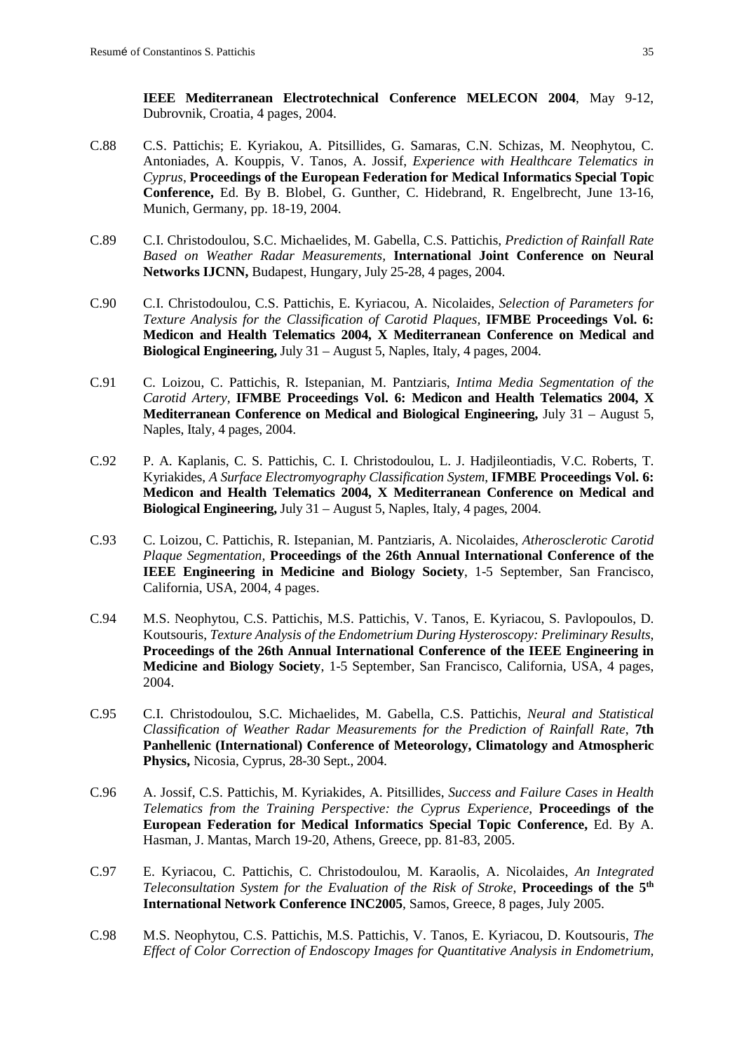**IEEE Mediterranean Electrotechnical Conference MELECON 2004**, May 9-12, Dubrovnik, Croatia, 4 pages, 2004.

C.88 C.S. Pattichis; E. Kyriakou, A. Pitsillides, G. Samaras, C.N. Schizas, M. Neophytou, C. Antoniades, A. Kouppis, V. Tanos, A. Jossif, *Experience with Healthcare Telematics in Cyprus*, **Proceedings of the European Federation for Medical Informatics Special Topic Conference,** Ed. By B. Blobel, G. Gunther, C. Hidebrand, R. Engelbrecht, June 13-16, Munich, Germany, pp. 18-19, 2004.

C.89 C.I. Christodoulou, S.C. Michaelides, M. Gabella, C.S. Pattichis, *Prediction of Rainfall Rate Based on Weather Radar Measurements,* **International Joint Conference on Neural Networks IJCNN,** Budapest, Hungary, July 25-28, 4 pages, 2004.

C.90 C.I. Christodoulou, C.S. Pattichis, E. Kyriacou, A. Nicolaides, *Selection of Parameters for Texture Analysis for the Classification of Carotid Plaques,* **IFMBE Proceedings Vol. 6: Medicon and Health Telematics 2004, X Mediterranean Conference on Medical and Biological Engineering,** July 31 – August 5, Naples, Italy, 4 pages, 2004.

C.91 C. Loizou, C. Pattichis, R. Istepanian, M. Pantziaris, *Intima Media Segmentation of the Carotid Artery,* **IFMBE Proceedings Vol. 6: Medicon and Health Telematics 2004, X Mediterranean Conference on Medical and Biological Engineering,** July 31 – August 5, Naples, Italy, 4 pages, 2004.

C.92 P. A. Kaplanis, C. S. Pattichis, C. I. Christodoulou, L. J. Hadjileontiadis, V.C. Roberts, T. Kyriakides, *A Surface Electromyography Classification System*, **IFMBE Proceedings Vol. 6: Medicon and Health Telematics 2004, X Mediterranean Conference on Medical and Biological Engineering,** July 31 – August 5, Naples, Italy, 4 pages, 2004.

C.93 C. Loizou, C. Pattichis, R. Istepanian, M. Pantziaris, A. Nicolaides, *Atherosclerotic Carotid Plaque Segmentation*, **Proceedings of the 26th Annual International Conference of the IEEE Engineering in Medicine and Biology Society**, 1-5 September, San Francisco, California, USA, 2004, 4 pages.

C.94 M.S. Neophytou, C.S. Pattichis, M.S. Pattichis, V. Tanos, E. Kyriacou, S. Pavlopoulos, D. Koutsouris, *Texture Analysis of the Endometrium During Hysteroscopy: Preliminary Results*, **Proceedings of the 26th Annual International Conference of the IEEE Engineering in Medicine and Biology Society**, 1-5 September, San Francisco, California, USA, 4 pages, 2004.

C.95 C.I. Christodoulou, S.C. Michaelides, M. Gabella, C.S. Pattichis, *Neural and Statistical Classification of Weather Radar Measurements for the Prediction of Rainfall Rate*, **7th Panhellenic (International) Conference of Meteorology, Climatology and Atmospheric Physics,** Nicosia, Cyprus, 28-30 Sept., 2004.

C.96 A. Jossif, C.S. Pattichis, M. Kyriakides, A. Pitsillides, *Success and Failure Cases in Health Telematics from the Training Perspective: the Cyprus Experience,* **Proceedings of the European Federation for Medical Informatics Special Topic Conference,** Ed. By A. Hasman, J. Mantas, March 19-20, Athens, Greece, pp. 81-83, 2005.

C.97 E. Kyriacou, C. Pattichis, C. Christodoulou, M. Karaolis, A. Nicolaides, *An Integrated Teleconsultation System for the Evaluation of the Risk of Stroke,* **Proceedings of the 5th International Network Conference INC2005**, Samos, Greece, 8 pages, July 2005.

C.98 M.S. Neophytou, C.S. Pattichis, M.S. Pattichis, V. Tanos, E. Kyriacou, D. Koutsouris, *The Effect of Color Correction of Endoscopy Images for Quantitative Analysis in Endometrium,*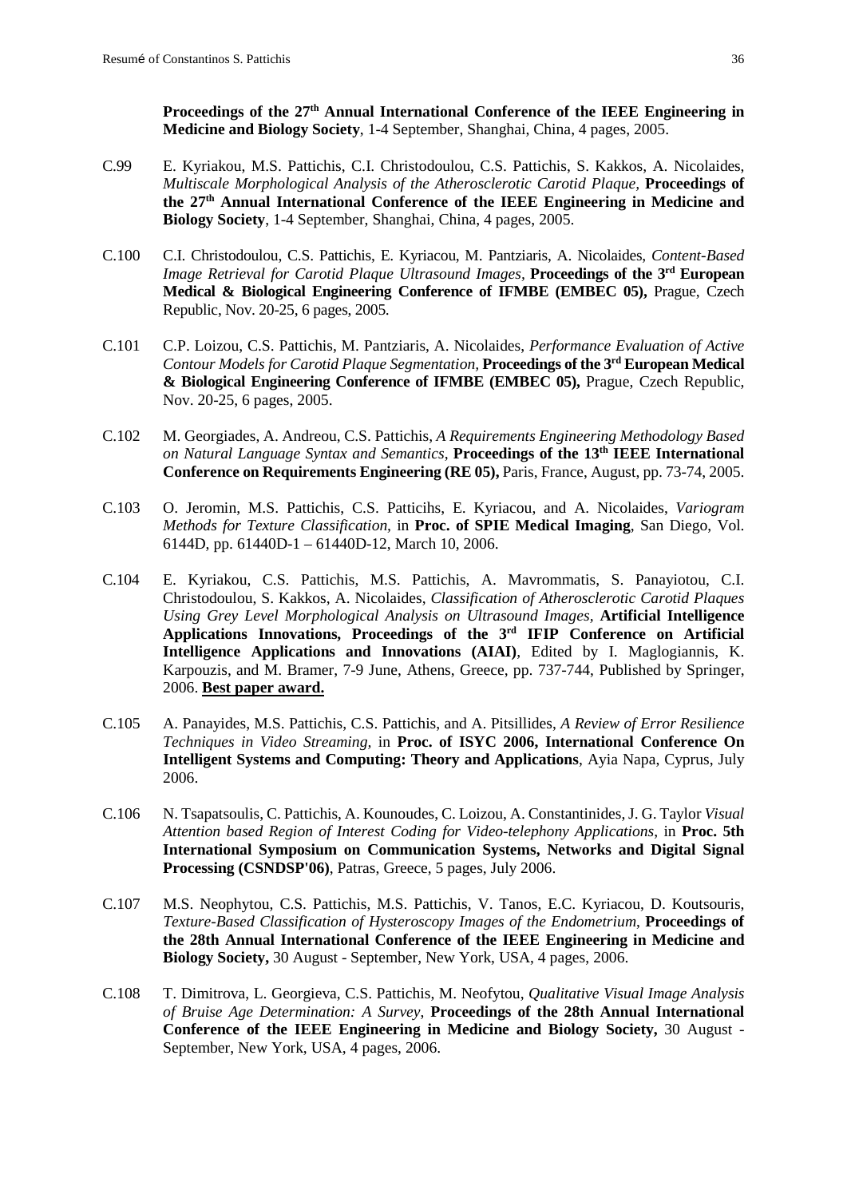**Proceedings of the 27th Annual International Conference of the IEEE Engineering in Medicine and Biology Society**, 1-4 September, Shanghai, China, 4 pages, 2005.

C.99 E. Kyriakou, M.S. Pattichis, C.I. Christodoulou, C.S. Pattichis, S. Kakkos, A. Nicolaides, *Multiscale Morphological Analysis of the Atherosclerotic Carotid Plaque*, **Proceedings of the 27th Annual International Conference of the IEEE Engineering in Medicine and Biology Society**, 1-4 September, Shanghai, China, 4 pages, 2005.

C.100 C.I. Christodoulou, C.S. Pattichis, E. Kyriacou, M. Pantziaris, A. Nicolaides, *Content-Based Image Retrieval for Carotid Plaque Ultrasound Images*, **Proceedings of the 3rd European Medical & Biological Engineering Conference of IFMBE (EMBEC 05),** Prague, Czech Republic, Nov. 20-25, 6 pages, 2005.

C.101 C.P. Loizou, C.S. Pattichis, M. Pantziaris, A. Nicolaides, *Performance Evaluation of Active Contour Models for Carotid Plaque Segmentation*, **Proceedings of the 3rd European Medical & Biological Engineering Conference of IFMBE (EMBEC 05),** Prague, Czech Republic, Nov. 20-25, 6 pages, 2005.

C.102 M. Georgiades, A. Andreou, C.S. Pattichis, *A Requirements Engineering Methodology Based on Natural Language Syntax and Semantics*, **Proceedings of the 13th IEEE International Conference on Requirements Engineering (RE 05),** Paris, France, August, pp. 73-74, 2005.

C.103 O. Jeromin, M.S. Pattichis, C.S. Patticihs, E. Kyriacou, and A. Nicolaides, *Variogram Methods for Texture Classification,* in **Proc. of SPIE Medical Imaging**, San Diego, Vol. 6144D, pp. 61440D-1 – 61440D-12, March 10, 2006.

C.104 E. Kyriakou, C.S. Pattichis, M.S. Pattichis, A. Mavrommatis, S. Panayiotou, C.I. Christodoulou, S. Kakkos, A. Nicolaides, *Classification of Atherosclerotic Carotid Plaques Using Grey Level Morphological Analysis on Ultrasound Images,* **Artificial Intelligence Applications Innovations, Proceedings of the 3rd IFIP Conference on Artificial Intelligence Applications and Innovations (AIAI)**, Edited by I. Maglogiannis, K. Karpouzis, and M. Bramer, 7-9 June, Athens, Greece, pp. 737-744, Published by Springer, 2006. **Best paper award.**

C.105 A. Panayides, M.S. Pattichis, C.S. Pattichis, and A. Pitsillides, *A Review of Error Resilience Techniques in Video Streaming,* in **Proc. of ISYC 2006, International Conference On Intelligent Systems and Computing: Theory and Applications**, Ayia Napa, Cyprus, July 2006.

C.106 N. Tsapatsoulis, C. Pattichis, A. Kounoudes, C. Loizou, A. Constantinides, J. G. Taylor *Visual Attention based Region of Interest Coding for Video-telephony Applications*, in **Proc. 5th International Symposium on Communication Systems, Networks and Digital Signal Processing (CSNDSP'06)**, Patras, Greece, 5 pages, July 2006.

C.107 M.S. Neophytou, C.S. Pattichis, M.S. Pattichis, V. Tanos, E.C. Kyriacou, D. Koutsouris, *Texture-Based Classification of Hysteroscopy Images of the Endometrium*, **Proceedings of the 28th Annual International Conference of the IEEE Engineering in Medicine and Biology Society,** 30 August - September, New York, USA, 4 pages, 2006.

C.108 T. Dimitrova, L. Georgieva, C.S. Pattichis, M. Neofytou, *Qualitative Visual Image Analysis of Bruise Age Determination: A Survey*, **Proceedings of the 28th Annual International Conference of the IEEE Engineering in Medicine and Biology Society,** 30 August - September, New York, USA, 4 pages, 2006.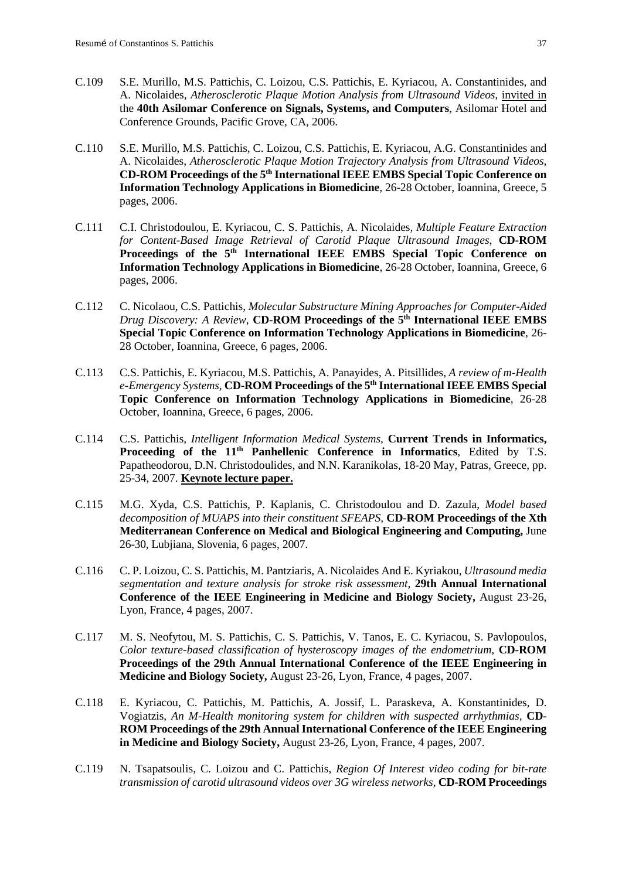C.109 S.E. Murillo, M.S. Pattichis, C. Loizou, C.S. Pattichis, E. Kyriacou, A. Constantinides, and A. Nicolaides, *Atherosclerotic Plaque Motion Analysis from Ultrasound Videos*, invited in the **40th Asilomar Conference on Signals, Systems, and Computers**, Asilomar Hotel and Conference Grounds, Pacific Grove, CA, 2006.

C.110 S.E. Murillo, M.S. Pattichis, C. Loizou, C.S. Pattichis, E. Kyriacou, A.G. Constantinides and A. Nicolaides, *Atherosclerotic Plaque Motion Trajectory Analysis from Ultrasound Videos*, **CD-ROM Proceedings of the 5th International IEEE EMBS Special Topic Conference on Information Technology Applications in Biomedicine**, 26-28 October, Ioannina, Greece, 5 pages, 2006.

C.111 C.I. Christodoulou, E. Kyriacou, C. S. Pattichis, A. Nicolaides, *Multiple Feature Extraction for Content-Based Image Retrieval of Carotid Plaque Ultrasound Images*, **CD-ROM Proceedings of the 5th International IEEE EMBS Special Topic Conference on Information Technology Applications in Biomedicine**, 26-28 October, Ioannina, Greece, 6 pages, 2006.

C.112 C. Nicolaou, C.S. Pattichis, *Molecular Substructure Mining Approaches for Computer-Aided Drug Discovery: A Review*, **CD-ROM Proceedings of the 5th International IEEE EMBS Special Topic Conference on Information Technology Applications in Biomedicine**, 26-28 October, Ioannina, Greece, 6 pages, 2006.

C.113 C.S. Pattichis, E. Kyriacou, M.S. Pattichis, A. Panayides, A. Pitsillides, *A review of m-Health e-Emergency Systems*, **CD-ROM Proceedings of the 5th International IEEE EMBS Special Topic Conference on Information Technology Applications in Biomedicine**, 26-28 October, Ioannina, Greece, 6 pages, 2006.

C.114 C.S. Pattichis, *Intelligent Information Medical Systems*, **Current Trends in Informatics, Proceeding of the 11th Panhellenic Conference in Informatics**, Edited by T.S. Papatheodorou, D.N. Christodoulides, and N.N. Karanikolas, 18-20 May, Patras, Greece, pp. 25-34, 2007. **Keynote lecture paper.**

C.115 M.G. Xyda, C.S. Pattichis, P. Kaplanis, C. Christodoulou and D. Zazula, *Model based decomposition of MUAPS into their constituent SFEAPS*, **CD-ROM Proceedings of the Xth Mediterranean Conference on Medical and Biological Engineering and Computing,** June 26-30, Lubjiana, Slovenia, 6 pages, 2007.

C.116 C. P. Loizou, C. S. Pattichis, M. Pantziaris, A. Nicolaides And E. Kyriakou, *Ultrasound media segmentation and texture analysis for stroke risk assessment,* **29th Annual International Conference of the IEEE Engineering in Medicine and Biology Society,** August 23-26, Lyon, France, 4 pages, 2007.

C.117 M. S. Neofytou, M. S. Pattichis, C. S. Pattichis, V. Tanos, E. C. Kyriacou, S. Pavlopoulos, *Color texture-based classification of hysteroscopy images of the endometrium,* **CD-ROM Proceedings of the 29th Annual International Conference of the IEEE Engineering in Medicine and Biology Society,** August 23-26, Lyon, France, 4 pages, 2007.

C.118 E. Kyriacou, C. Pattichis, M. Pattichis, A. Jossif, L. Paraskeva, A. Konstantinides, D. Vogiatzis, *An M-Health monitoring system for children with suspected arrhythmias*, **CD-ROM Proceedings of the 29th Annual International Conference of the IEEE Engineering in Medicine and Biology Society,** August 23-26, Lyon, France, 4 pages, 2007.

C.119 N. Tsapatsoulis, C. Loizou and C. Pattichis, *Region Of Interest video coding for bit-rate transmission of carotid ultrasound videos over 3G wireless networks*, **CD-ROM Proceedings**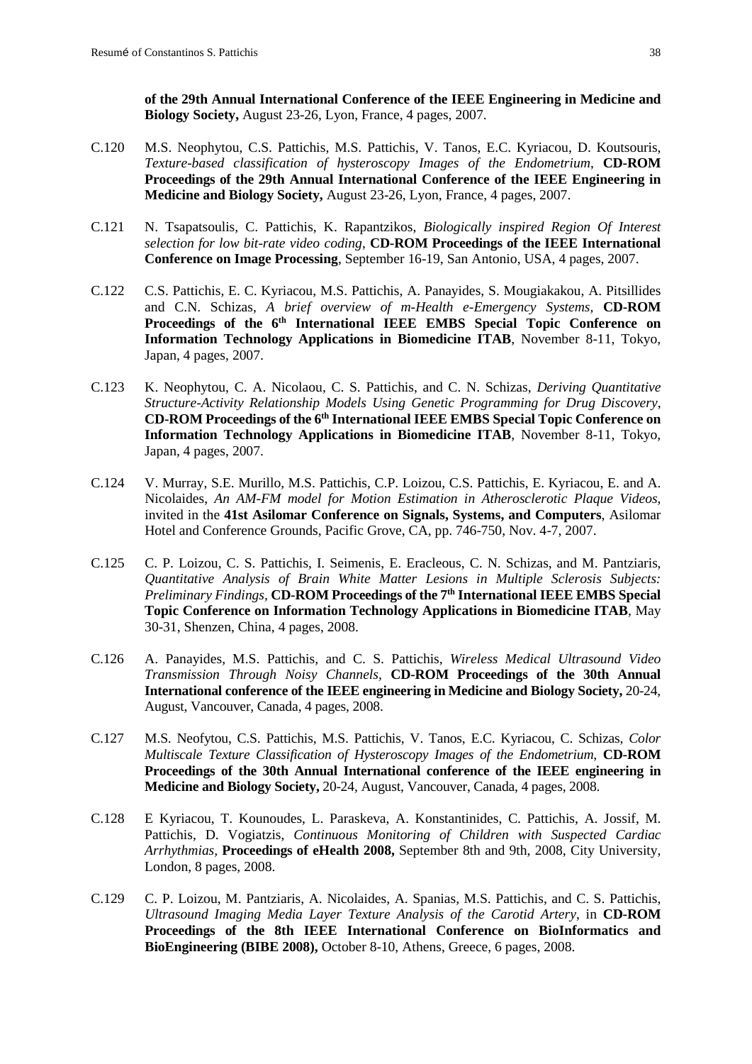**of the 29th Annual International Conference of the IEEE Engineering in Medicine and Biology Society,** August 23-26, Lyon, France, 4 pages, 2007.

C.120 M.S. Neophytou, C.S. Pattichis, M.S. Pattichis, V. Tanos, E.C. Kyriacou, D. Koutsouris, *Texture-based classification of hysteroscopy Images of the Endometrium*, **CD-ROM Proceedings of the 29th Annual International Conference of the IEEE Engineering in Medicine and Biology Society,** August 23-26, Lyon, France, 4 pages, 2007.

C.121 N. Tsapatsoulis, C. Pattichis, K. Rapantzikos, *Biologically inspired Region Of Interest selection for low bit-rate video coding*, **CD-ROM Proceedings of the IEEE International Conference on Image Processing**, September 16-19, San Antonio, USA, 4 pages, 2007.

C.122 C.S. Pattichis, E. C. Kyriacou, M.S. Pattichis, A. Panayides, S. Mougiakakou, A. Pitsillides and C.N. Schizas, *A brief overview of m-Health e-Emergency Systems,* **CD-ROM Proceedings of the 6th International IEEE EMBS Special Topic Conference on Information Technology Applications in Biomedicine ITAB**, November 8-11, Tokyo, Japan, 4 pages, 2007.

C.123 K. Neophytou, C. A. Nicolaou, C. S. Pattichis, and C. N. Schizas, *Deriving Quantitative Structure-Activity Relationship Models Using Genetic Programming for Drug Discovery*, **CD-ROM Proceedings of the 6th International IEEE EMBS Special Topic Conference on Information Technology Applications in Biomedicine ITAB**, November 8-11, Tokyo, Japan, 4 pages, 2007.

C.124 V. Murray, S.E. Murillo, M.S. Pattichis, C.P. Loizou, C.S. Pattichis, E. Kyriacou, E. and A. Nicolaides, *An AM-FM model for Motion Estimation in Atherosclerotic Plaque Videos*, invited in the **41st Asilomar Conference on Signals, Systems, and Computers**, Asilomar Hotel and Conference Grounds, Pacific Grove, CA, pp. 746-750, Nov. 4-7, 2007.

C.125 C. P. Loizou, C. S. Pattichis, I. Seimenis, E. Eracleous, C. N. Schizas, and M. Pantziaris, *Quantitative Analysis of Brain White Matter Lesions in Multiple Sclerosis Subjects: Preliminary Findings,* **CD-ROM Proceedings of the 7th International IEEE EMBS Special Topic Conference on Information Technology Applications in Biomedicine ITAB**, May 30-31, Shenzen, China, 4 pages, 2008.

C.126 A. Panayides, M.S. Pattichis, and C. S. Pattichis, *Wireless Medical Ultrasound Video Transmission Through Noisy Channels,* **CD-ROM Proceedings of the 30th Annual International conference of the IEEE engineering in Medicine and Biology Society,** 20-24, August, Vancouver, Canada, 4 pages, 2008.

C.127 M.S. Neofytou, C.S. Pattichis, M.S. Pattichis, V. Tanos, E.C. Kyriacou, C. Schizas, *Color Multiscale Texture Classification of Hysteroscopy Images of the Endometrium,* **CD-ROM Proceedings of the 30th Annual International conference of the IEEE engineering in Medicine and Biology Society,** 20-24, August, Vancouver, Canada, 4 pages, 2008.

C.128 E Kyriacou, T. Kounoudes, L. Paraskeva, A. Konstantinides, C. Pattichis, A. Jossif, M. Pattichis, D. Vogiatzis, *Continuous Monitoring of Children with Suspected Cardiac Arrhythmias*, **Proceedings of eHealth 2008,** September 8th and 9th, 2008, City University, London, 8 pages, 2008.

C.129 C. P. Loizou, M. Pantziaris, A. Nicolaides, A. Spanias, M.S. Pattichis, and C. S. Pattichis, *Ultrasound Imaging Media Layer Texture Analysis of the Carotid Artery*, in **CD-ROM Proceedings of the 8th IEEE International Conference on BioInformatics and BioEngineering (BIBE 2008),** October 8-10, Athens, Greece, 6 pages, 2008.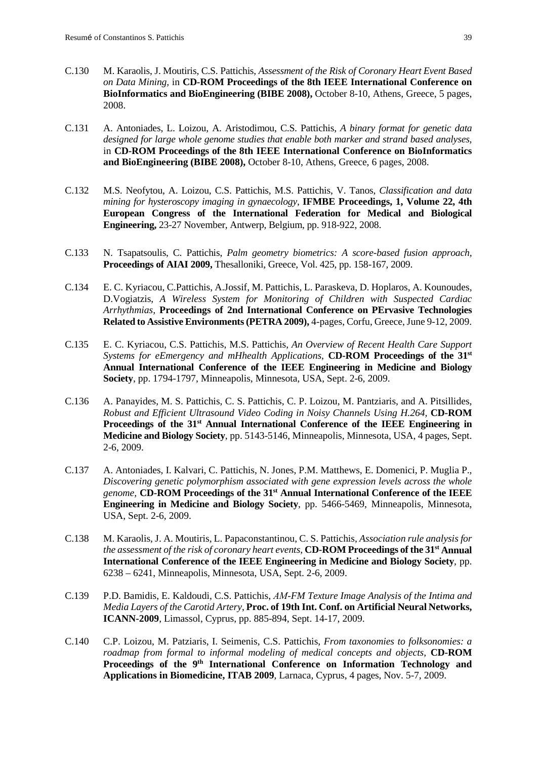C.130 M. Karaolis, J. Moutiris, C.S. Pattichis, *Assessment of the Risk of Coronary Heart Event Based on Data Mining,* in **CD-ROM Proceedings of the 8th IEEE International Conference on BioInformatics and BioEngineering (BIBE 2008),** October 8-10, Athens, Greece, 5 pages, 2008.

C.131 A. Antoniades, L. Loizou, A. Aristodimou, C.S. Pattichis, *A binary format for genetic data designed for large whole genome studies that enable both marker and strand based analyses,* in **CD-ROM Proceedings of the 8th IEEE International Conference on BioInformatics and BioEngineering (BIBE 2008),** October 8-10, Athens, Greece, 6 pages, 2008.

C.132 M.S. Neofytou, A. Loizou, C.S. Pattichis, M.S. Pattichis, V. Tanos, *Classification and data mining for hysteroscopy imaging in gynaecology,* **IFMBE Proceedings, 1, Volume 22, 4th European Congress of the International Federation for Medical and Biological Engineering,** 23-27 November, Antwerp, Belgium, pp. 918-922, 2008.

C.133 N. Tsapatsoulis, C. Pattichis, *Palm geometry biometrics: A score-based fusion approach,* **Proceedings of AIAI 2009,** Thesalloniki, Greece, Vol. 425, pp. 158-167, 2009.

C.134 E. C. Kyriacou, C.Pattichis, A.Jossif, M. Pattichis, L. Paraskeva, D. Hoplaros, A. Kounoudes, D.Vogiatzis, *A Wireless System for Monitoring of Children with Suspected Cardiac Arrhythmias,* **Proceedings of 2nd International Conference on PErvasive Technologies Related to Assistive Environments (PETRA 2009),** 4-pages, Corfu, Greece, June 9-12, 2009.

C.135 E. C. Kyriacou, C.S. Pattichis, M.S. Pattichis, *An Overview of Recent Health Care Support Systems for eEmergency and mHhealth Applications*, **CD-ROM Proceedings of the 31st Annual International Conference of the IEEE Engineering in Medicine and Biology Society**, pp. 1794-1797, Minneapolis, Minnesota, USA, Sept. 2-6, 2009.

C.136 A. Panayides, M. S. Pattichis, C. S. Pattichis, C. P. Loizou, M. Pantziaris, and A. Pitsillides, *Robust and Efficient Ultrasound Video Coding in Noisy Channels Using H.264,* **CD-ROM Proceedings of the 31st Annual International Conference of the IEEE Engineering in Medicine and Biology Society**, pp. 5143-5146, Minneapolis, Minnesota, USA, 4 pages, Sept. 2-6, 2009.

C.137 A. Antoniades, I. Kalvari, C. Pattichis, N. Jones, P.M. Matthews, E. Domenici, P. Muglia P., *Discovering genetic polymorphism associated with gene expression levels across the whole genome,* **CD-ROM Proceedings of the 31st Annual International Conference of the IEEE Engineering in Medicine and Biology Society**, pp. 5466-5469, Minneapolis, Minnesota, USA, Sept. 2-6, 2009.

C.138 M. Karaolis, J. A. Moutiris, L. Papaconstantinou, C. S. Pattichis, *Association rule analysis for the assessment of the risk of coronary heart events,* **CD-ROM Proceedings of the 31st Annual International Conference of the IEEE Engineering in Medicine and Biology Society**, pp. 6238 – 6241, Minneapolis, Minnesota, USA, Sept. 2-6, 2009.

C.139 P.D. Bamidis, E. Kaldoudi, C.S. Pattichis, *AM-FM Texture Image Analysis of the Intima and Media Layers of the Carotid Artery,* **Proc. of 19th Int. Conf. on Artificial Neural Networks, ICANN-2009**, Limassol, Cyprus, pp. 885-894, Sept. 14-17, 2009.

C.140 C.P. Loizou, M. Patziaris, I. Seimenis, C.S. Pattichis, *From taxonomies to folksonomies: a roadmap from formal to informal modeling of medical concepts and objects,* **CD-ROM Proceedings of the 9th International Conference on Information Technology and Applications in Biomedicine, ITAB 2009**, Larnaca, Cyprus, 4 pages, Nov. 5-7, 2009.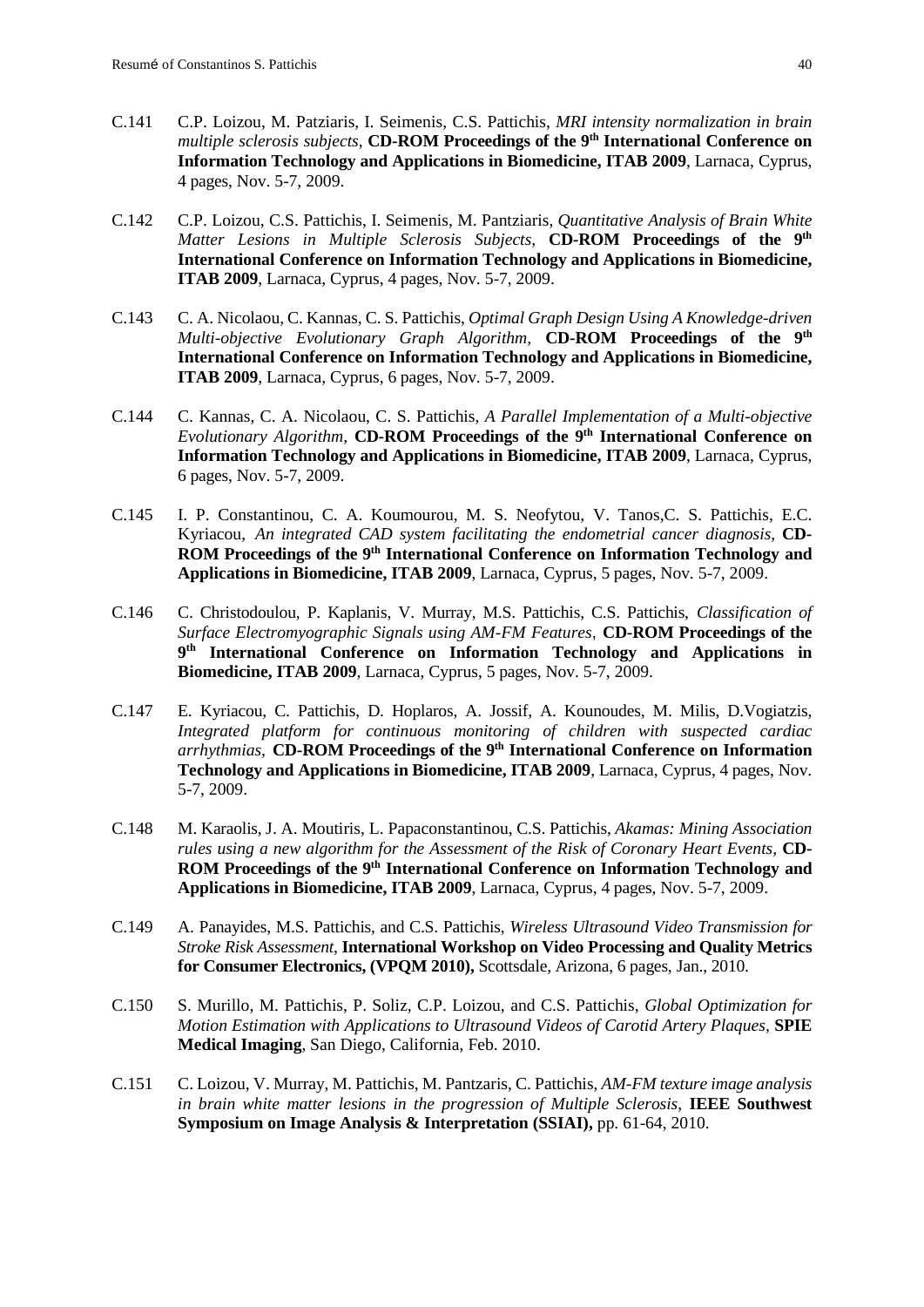C.141 C.P. Loizou, M. Patziaris, I. Seimenis, C.S. Pattichis, *MRI intensity normalization in brain multiple sclerosis subjects*, **CD-ROM Proceedings of the 9th International Conference on Information Technology and Applications in Biomedicine, ITAB 2009**, Larnaca, Cyprus, 4 pages, Nov. 5-7, 2009.

C.142 C.P. Loizou, C.S. Pattichis, I. Seimenis, M. Pantziaris, *Quantitative Analysis of Brain White Matter Lesions in Multiple Sclerosis Subjects*, **CD-ROM Proceedings of the 9th International Conference on Information Technology and Applications in Biomedicine, ITAB 2009**, Larnaca, Cyprus, 4 pages, Nov. 5-7, 2009.

C.143 C. A. Nicolaou, C. Kannas, C. S. Pattichis, *Optimal Graph Design Using A Knowledge-driven Multi-objective Evolutionary Graph Algorithm*, **CD-ROM Proceedings of the 9th International Conference on Information Technology and Applications in Biomedicine, ITAB 2009**, Larnaca, Cyprus, 6 pages, Nov. 5-7, 2009.

C.144 C. Kannas, C. A. Nicolaou, C. S. Pattichis, *A Parallel Implementation of a Multi-objective Evolutionary Algorithm*, **CD-ROM Proceedings of the 9th International Conference on Information Technology and Applications in Biomedicine, ITAB 2009**, Larnaca, Cyprus, 6 pages, Nov. 5-7, 2009.

C.145 I. P. Constantinou, C. A. Koumourou, M. S. Neofytou, V. Tanos,C. S. Pattichis, E.C. Kyriacou, *An integrated CAD system facilitating the endometrial cancer diagnosis*, **CD-ROM Proceedings of the 9th International Conference on Information Technology and Applications in Biomedicine, ITAB 2009**, Larnaca, Cyprus, 5 pages, Nov. 5-7, 2009.

C.146 C. Christodoulou, P. Kaplanis, V. Murray, M.S. Pattichis, C.S. Pattichis, *Classification of Surface Electromyographic Signals using AM-FM Features*, **CD-ROM Proceedings of the 9th International Conference on Information Technology and Applications in Biomedicine, ITAB 2009**, Larnaca, Cyprus, 5 pages, Nov. 5-7, 2009.

C.147 E. Kyriacou, C. Pattichis, D. Hoplaros, A. Jossif, A. Kounoudes, M. Milis, D.Vogiatzis, *Integrated platform for continuous monitoring of children with suspected cardiac arrhythmias*, **CD-ROM Proceedings of the 9th International Conference on Information Technology and Applications in Biomedicine, ITAB 2009**, Larnaca, Cyprus, 4 pages, Nov. 5-7, 2009.

C.148 M. Karaolis, J. A. Moutiris, L. Papaconstantinou, C.S. Pattichis, *Akamas: Mining Association rules using a new algorithm for the Assessment of the Risk of Coronary Heart Events*, **CD-ROM Proceedings of the 9th International Conference on Information Technology and Applications in Biomedicine, ITAB 2009**, Larnaca, Cyprus, 4 pages, Nov. 5-7, 2009.

C.149 A. Panayides, M.S. Pattichis, and C.S. Pattichis, *Wireless Ultrasound Video Transmission for Stroke Risk Assessment*, **International Workshop on Video Processing and Quality Metrics for Consumer Electronics, (VPQM 2010),** Scottsdale, Arizona, 6 pages, Jan., 2010.

C.150 S. Murillo, M. Pattichis, P. Soliz, C.P. Loizou, and C.S. Pattichis, *Global Optimization for Motion Estimation with Applications to Ultrasound Videos of Carotid Artery Plaques*, **SPIE Medical Imaging**, San Diego, California, Feb. 2010.

C.151 C. Loizou, V. Murray, M. Pattichis, M. Pantzaris, C. Pattichis, *AM-FM texture image analysis in brain white matter lesions in the progression of Multiple Sclerosis*, **IEEE Southwest Symposium on Image Analysis & Interpretation (SSIAI),** pp. 61-64, 2010.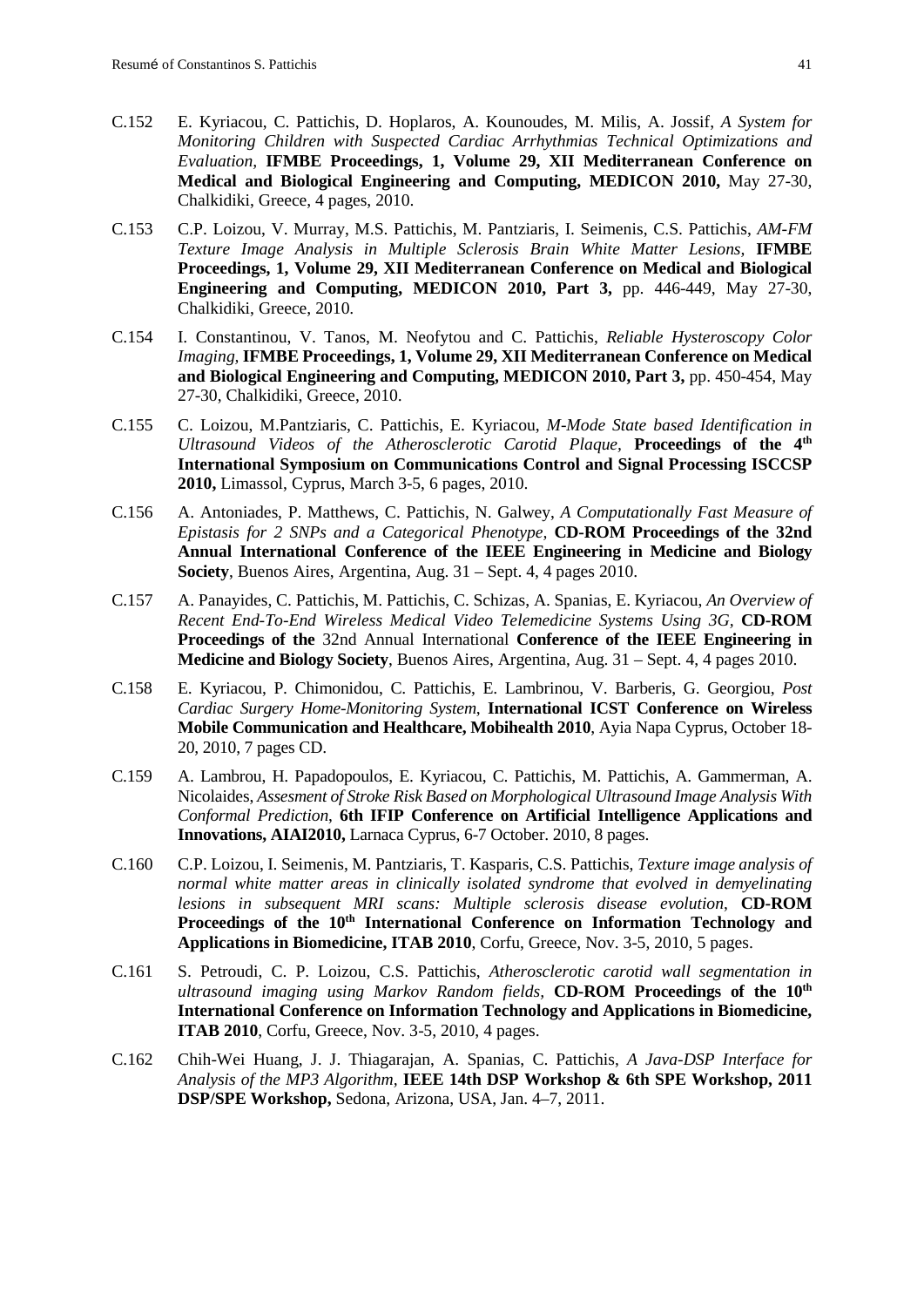C.152 E. Kyriacou, C. Pattichis, D. Hoplaros, A. Kounoudes, M. Milis, A. Jossif, *A System for Monitoring Children with Suspected Cardiac Arrhythmias Technical Optimizations and Evaluation,* **IFMBE Proceedings, 1, Volume 29, XII Mediterranean Conference on Medical and Biological Engineering and Computing, MEDICON 2010,** May 27-30, Chalkidiki, Greece, 4 pages, 2010.

C.153 C.P. Loizou, V. Murray, M.S. Pattichis, M. Pantziaris, I. Seimenis, C.S. Pattichis, *AM-FM Texture Image Analysis in Multiple Sclerosis Brain White Matter Lesions,* **IFMBE Proceedings, 1, Volume 29, XII Mediterranean Conference on Medical and Biological Engineering and Computing, MEDICON 2010, Part 3,** pp. 446-449, May 27-30, Chalkidiki, Greece, 2010.

C.154 I. Constantinou, V. Tanos, M. Neofytou and C. Pattichis, *Reliable Hysteroscopy Color Imaging,* **IFMBE Proceedings, 1, Volume 29, XII Mediterranean Conference on Medical and Biological Engineering and Computing, MEDICON 2010, Part 3,** pp. 450-454, May 27-30, Chalkidiki, Greece, 2010.

C.155 C. Loizou, M.Pantziaris, C. Pattichis, E. Kyriacou, *M-Mode State based Identification in Ultrasound Videos of the Atherosclerotic Carotid Plaque,* **Proceedings of the 4th International Symposium on Communications Control and Signal Processing ISCCSP 2010,** Limassol, Cyprus, March 3-5, 6 pages, 2010.

C.156 A. Antoniades, P. Matthews, C. Pattichis, N. Galwey, *A Computationally Fast Measure of Epistasis for 2 SNPs and a Categorical Phenotype,* **CD-ROM Proceedings of the 32nd Annual International Conference of the IEEE Engineering in Medicine and Biology Society**, Buenos Aires, Argentina, Aug. 31 – Sept. 4, 4 pages 2010.

C.157 A. Panayides, C. Pattichis, M. Pattichis, C. Schizas, A. Spanias, E. Kyriacou, *An Overview of Recent End-To-End Wireless Medical Video Telemedicine Systems Using 3G,* **CD-ROM Proceedings of the** 32nd Annual International **Conference of the IEEE Engineering in Medicine and Biology Society**, Buenos Aires, Argentina, Aug. 31 – Sept. 4, 4 pages 2010.

C.158 E. Kyriacou, P. Chimonidou, C. Pattichis, E. Lambrinou, V. Barberis, G. Georgiou, *Post Cardiac Surgery Home-Monitoring System*, **International ICST Conference on Wireless Mobile Communication and Healthcare, Mobihealth 2010**, Ayia Napa Cyprus, October 18-20, 2010, 7 pages CD.

C.159 A. Lambrou, H. Papadopoulos, E. Kyriacou, C. Pattichis, M. Pattichis, A. Gammerman, A. Nicolaides, *Assesment of Stroke Risk Based on Morphological Ultrasound Image Analysis With Conformal Prediction,* **6th IFIP Conference on Artificial Intelligence Applications and Innovations, AIAI2010,** Larnaca Cyprus, 6-7 October. 2010, 8 pages.

C.160 C.P. Loizou, I. Seimenis, M. Pantziaris, T. Kasparis, C.S. Pattichis, *Texture image analysis of normal white matter areas in clinically isolated syndrome that evolved in demyelinating lesions in subsequent MRI scans: Multiple sclerosis disease evolution*, **CD-ROM Proceedings of the 10th International Conference on Information Technology and Applications in Biomedicine, ITAB 2010**, Corfu, Greece, Nov. 3-5, 2010, 5 pages.

C.161 S. Petroudi, C. P. Loizou, C.S. Pattichis, *Atherosclerotic carotid wall segmentation in ultrasound imaging using Markov Random fields,* **CD-ROM Proceedings of the 10th International Conference on Information Technology and Applications in Biomedicine, ITAB 2010**, Corfu, Greece, Nov. 3-5, 2010, 4 pages.

C.162 Chih-Wei Huang, J. J. Thiagarajan, A. Spanias, C. Pattichis, *A Java-DSP Interface for Analysis of the MP3 Algorithm,* **IEEE 14th DSP Workshop & 6th SPE Workshop, 2011 DSP/SPE Workshop,** Sedona, Arizona, USA, Jan. 4–7, 2011.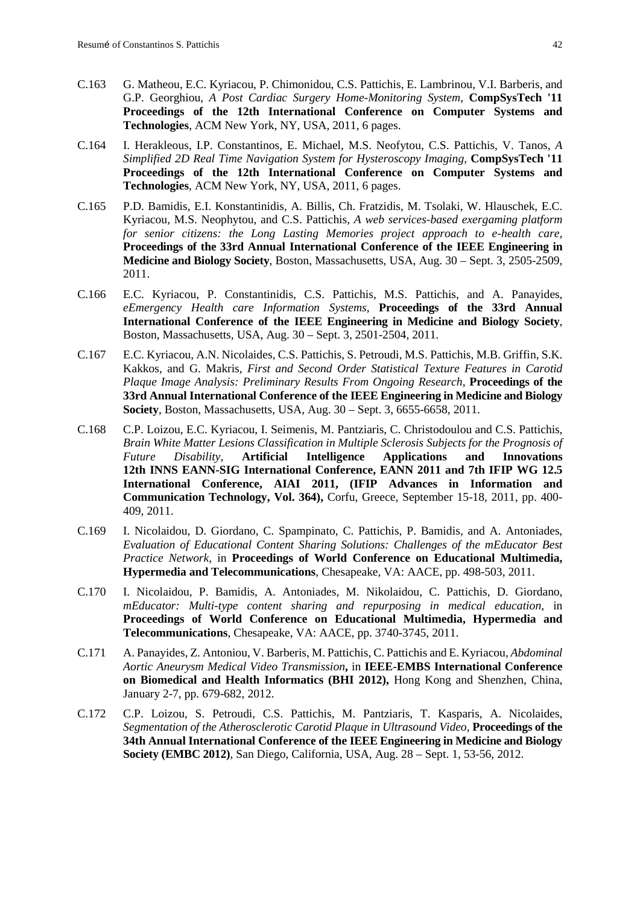C.163 G. Matheou, E.C. Kyriacou, P. Chimonidou, C.S. Pattichis, E. Lambrinou, V.I. Barberis, and G.P. Georghiou, *A Post Cardiac Surgery Home-Monitoring System*, **CompSysTech '11 Proceedings of the 12th International Conference on Computer Systems and Technologies**, ACM New York, NY, USA, 2011, 6 pages.

C.164 I. Herakleous, I.P. Constantinos, E. Michael, M.S. Neofytou, C.S. Pattichis, V. Tanos, *A Simplified 2D Real Time Navigation System for Hysteroscopy Imaging,* **CompSysTech '11 Proceedings of the 12th International Conference on Computer Systems and Technologies**, ACM New York, NY, USA, 2011, 6 pages.

C.165 P.D. Bamidis, E.I. Konstantinidis, A. Billis, Ch. Fratzidis, M. Tsolaki, W. Hlauschek, E.C. Kyriacou, M.S. Neophytou, and C.S. Pattichis, *A web services-based exergaming platform for senior citizens: the Long Lasting Memories project approach to e-health care,* **Proceedings of the 33rd Annual International Conference of the IEEE Engineering in Medicine and Biology Society**, Boston, Massachusetts, USA, Aug. 30 – Sept. 3, 2505-2509, 2011.

C.166 E.C. Kyriacou, P. Constantinidis, C.S. Pattichis, M.S. Pattichis, and A. Panayides, *eEmergency Health care Information Systems,* **Proceedings of the 33rd Annual International Conference of the IEEE Engineering in Medicine and Biology Society**, Boston, Massachusetts, USA, Aug. 30 – Sept. 3, 2501-2504, 2011.

C.167 E.C. Kyriacou, A.N. Nicolaides, C.S. Pattichis, S. Petroudi, M.S. Pattichis, M.B. Griffin, S.K. Kakkos, and G. Makris, *First and Second Order Statistical Texture Features in Carotid Plaque Image Analysis: Preliminary Results From Ongoing Research,* **Proceedings of the 33rd Annual International Conference of the IEEE Engineering in Medicine and Biology Society**, Boston, Massachusetts, USA, Aug. 30 – Sept. 3, 6655-6658, 2011.

C.168 C.P. Loizou, E.C. Kyriacou, I. Seimenis, M. Pantziaris, C. Christodoulou and C.S. Pattichis, *Brain White Matter Lesions Classification in Multiple Sclerosis Subjects for the Prognosis of Future Disability,* **Artificial Intelligence Applications and Innovations 12th INNS EANN-SIG International Conference, EANN 2011 and 7th IFIP WG 12.5 International Conference, AIAI 2011, (IFIP Advances in Information and Communication Technology, Vol. 364),** Corfu, Greece, September 15-18, 2011, pp. 400-409, 2011.

C.169 I. Nicolaidou, D. Giordano, C. Spampinato, C. Pattichis, P. Bamidis, and A. Antoniades, *Evaluation of Educational Content Sharing Solutions: Challenges of the mEducator Best Practice Network,* in **Proceedings of World Conference on Educational Multimedia, Hypermedia and Telecommunications**, Chesapeake, VA: AACE, pp. 498-503, 2011.

C.170 I. Nicolaidou, P. Bamidis, A. Antoniades, M. Nikolaidou, C. Pattichis, D. Giordano, *mEducator: Multi-type content sharing and repurposing in medical education*, in **Proceedings of World Conference on Educational Multimedia, Hypermedia and Telecommunications**, Chesapeake, VA: AACE, pp. 3740-3745, 2011.

C.171 A. Panayides, Z. Antoniou, V. Barberis, M. Pattichis, C. Pattichis and E. Kyriacou, *Abdominal Aortic Aneurysm Medical Video Transmission***,** in **IEEE-EMBS International Conference on Biomedical and Health Informatics (BHI 2012),** Hong Kong and Shenzhen, China, January 2-7, pp. 679-682, 2012.

C.172 C.P. Loizou, S. Petroudi, C.S. Pattichis, M. Pantziaris, T. Kasparis, A. Nicolaides, *Segmentation of the Atherosclerotic Carotid Plaque in Ultrasound Video,* **Proceedings of the 34th Annual International Conference of the IEEE Engineering in Medicine and Biology Society (EMBC 2012)**, San Diego, California, USA, Aug. 28 – Sept. 1, 53-56, 2012.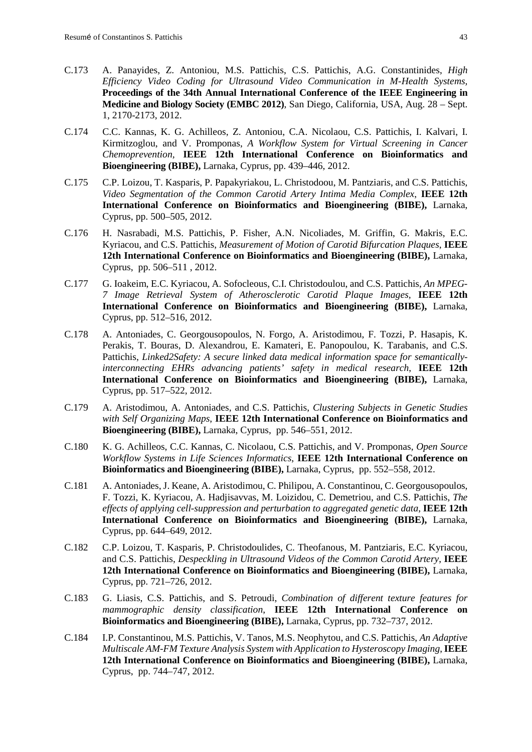C.173 A. Panayides, Z. Antoniou, M.S. Pattichis, C.S. Pattichis, A.G. Constantinides, *High Efficiency Video Coding for Ultrasound Video Communication in M-Health Systems*, **Proceedings of the 34th Annual International Conference of the IEEE Engineering in Medicine and Biology Society (EMBC 2012)**, San Diego, California, USA, Aug. 28 – Sept. 1, 2170-2173, 2012.

C.174 C.C. Kannas, K. G. Achilleos, Z. Antoniou, C.A. Nicolaou, C.S. Pattichis, I. Kalvari, I. Kirmitzoglou, and V. Promponas, *A Workflow System for Virtual Screening in Cancer Chemoprevention*, **IEEE 12th International Conference on Bioinformatics and Bioengineering (BIBE),** Larnaka, Cyprus, pp. 439–446, 2012.

C.175 C.P. Loizou, T. Kasparis, P. Papakyriakou, L. Christodoou, M. Pantziaris, and C.S. Pattichis, *Video Segmentation of the Common Carotid Artery Intima Media Complex*, **IEEE 12th International Conference on Bioinformatics and Bioengineering (BIBE),** Larnaka, Cyprus, pp. 500–505, 2012.

C.176 H. Nasrabadi, M.S. Pattichis, P. Fisher, A.N. Nicoliades, M. Griffin, G. Makris, E.C. Kyriacou, and C.S. Pattichis, *Measurement of Motion of Carotid Bifurcation Plaques*, **IEEE 12th International Conference on Bioinformatics and Bioengineering (BIBE),** Larnaka, Cyprus, pp. 506–511 , 2012.

C.177 G. Ioakeim, E.C. Kyriacou, A. Sofocleous, C.I. Christodoulou, and C.S. Pattichis, *An MPEG-7 Image Retrieval System of Atherosclerotic Carotid Plaque Images*, **IEEE 12th International Conference on Bioinformatics and Bioengineering (BIBE),** Larnaka, Cyprus, pp. 512–516, 2012.

C.178 A. Antoniades, C. Georgousopoulos, N. Forgo, A. Aristodimou, F. Tozzi, P. Hasapis, K. Perakis, T. Bouras, D. Alexandrou, E. Kamateri, E. Panopoulou, K. Tarabanis, and C.S. Pattichis, *Linked2Safety: A secure linked data medical information space for semantically-interconnecting EHRs advancing patients' safety in medical research*, **IEEE 12th International Conference on Bioinformatics and Bioengineering (BIBE),** Larnaka, Cyprus, pp. 517–522, 2012.

C.179 A. Aristodimou, A. Antoniades, and C.S. Pattichis, *Clustering Subjects in Genetic Studies with Self Organizing Maps*, **IEEE 12th International Conference on Bioinformatics and Bioengineering (BIBE),** Larnaka, Cyprus, pp. 546–551, 2012.

C.180 K. G. Achilleos, C.C. Kannas, C. Nicolaou, C.S. Pattichis, and V. Promponas, *Open Source Workflow Systems in Life Sciences Informatics*, **IEEE 12th International Conference on Bioinformatics and Bioengineering (BIBE),** Larnaka, Cyprus, pp. 552–558, 2012.

C.181 A. Antoniades, J. Keane, A. Aristodimou, C. Philipou, A. Constantinou, C. Georgousopoulos, F. Tozzi, K. Kyriacou, A. Hadjisavvas, M. Loizidou, C. Demetriou, and C.S. Pattichis, *The effects of applying cell-suppression and perturbation to aggregated genetic data*, **IEEE 12th International Conference on Bioinformatics and Bioengineering (BIBE),** Larnaka, Cyprus, pp. 644–649, 2012.

C.182 C.P. Loizou, T. Kasparis, P. Christodoulides, C. Theofanous, M. Pantziaris, E.C. Kyriacou, and C.S. Pattichis, *Despeckling in Ultrasound Videos of the Common Carotid Artery*, **IEEE 12th International Conference on Bioinformatics and Bioengineering (BIBE),** Larnaka, Cyprus, pp. 721–726, 2012.

C.183 G. Liasis, C.S. Pattichis, and S. Petroudi, *Combination of different texture features for mammographic density classification*, **IEEE 12th International Conference on Bioinformatics and Bioengineering (BIBE),** Larnaka, Cyprus, pp. 732–737, 2012.

C.184 I.P. Constantinou, M.S. Pattichis, V. Tanos, M.S. Neophytou, and C.S. Pattichis, *An Adaptive Multiscale AM-FM Texture Analysis System with Application to Hysteroscopy Imaging*, **IEEE 12th International Conference on Bioinformatics and Bioengineering (BIBE),** Larnaka, Cyprus, pp. 744–747, 2012.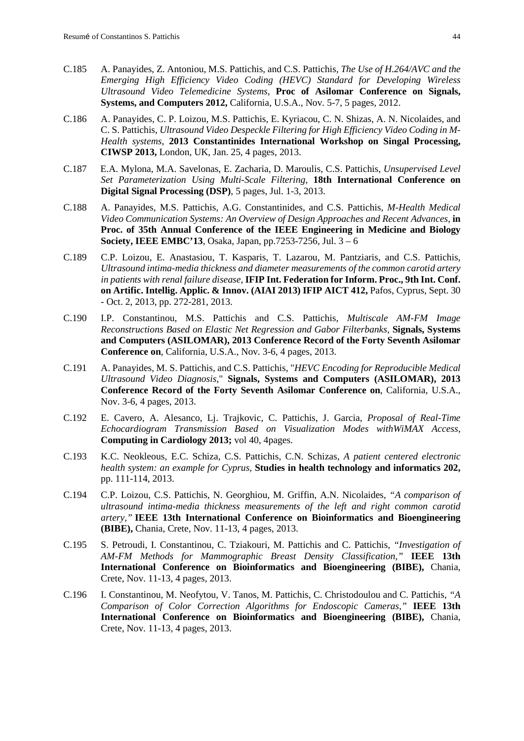C.185 A. Panayides, Z. Antoniou, M.S. Pattichis, and C.S. Pattichis, *The Use of H.264/AVC and the Emerging High Efficiency Video Coding (HEVC) Standard for Developing Wireless Ultrasound Video Telemedicine Systems*, **Proc of Asilomar Conference on Signals, Systems, and Computers 2012,** California, U.S.A., Nov. 5-7, 5 pages, 2012.

C.186 A. Panayides, C. P. Loizou, M.S. Pattichis, E. Kyriacou, C. N. Shizas, A. N. Nicolaides, and C. S. Pattichis, *Ultrasound Video Despeckle Filtering for High Efficiency Video Coding in M-Health systems,* **2013 Constantinides International Workshop on Singal Processing, CIWSP 2013,** London, UK, Jan. 25, 4 pages, 2013.

C.187 E.A. Mylona, M.A. Savelonas, E. Zacharia, D. Maroulis, C.S. Pattichis, *Unsupervised Level Set Parameterization Using Multi-Scale Filtering*, **18th International Conference on Digital Signal Processing (DSP)**, 5 pages, Jul. 1-3, 2013.

C.188 A. Panayides, M.S. Pattichis, A.G. Constantinides, and C.S. Pattichis, *M-Health Medical Video Communication Systems: An Overview of Design Approaches and Recent Advances,* **in Proc. of 35th Annual Conference of the IEEE Engineering in Medicine and Biology Society, IEEE EMBC'13**, Osaka, Japan, pp.7253-7256, Jul. 3 – 6

C.189 C.P. Loizou, E. Anastasiou, T. Kasparis, T. Lazarou, M. Pantziaris, and C.S. Pattichis, *Ultrasound intima-media thickness and diameter measurements of the common carotid artery in patients with renal failure disease,* **IFIP Int. Federation for Inform. Proc., 9th Int. Conf. on Artific. Intellig. Applic. & Innov. (AIAI 2013) IFIP AICT 412,** Pafos, Cyprus, Sept. 30 - Oct. 2, 2013, pp. 272-281, 2013.

C.190 I.P. Constantinou, M.S. Pattichis and C.S. Pattichis, *Multiscale AM-FM Image Reconstructions Based on Elastic Net Regression and Gabor Filterbanks,* **Signals, Systems and Computers (ASILOMAR), 2013 Conference Record of the Forty Seventh Asilomar Conference on**, California, U.S.A., Nov. 3-6, 4 pages, 2013.

C.191 A. Panayides, M. S. Pattichis, and C.S. Pattichis, "*HEVC Encoding for Reproducible Medical Ultrasound Video Diagnosis*," **Signals, Systems and Computers (ASILOMAR), 2013 Conference Record of the Forty Seventh Asilomar Conference on**, California, U.S.A., Nov. 3-6, 4 pages, 2013.

C.192 E. Cavero, A. Alesanco, Lj. Trajkovic, C. Pattichis, J. Garcia, *Proposal of Real-Time Echocardiogram Transmission Based on Visualization Modes withWiMAX Access,* **Computing in Cardiology 2013;** vol 40, 4pages.

C.193 K.C. Neokleous, E.C. Schiza, C.S. Pattichis, C.N. Schizas, *A patient centered electronic health system: an example for Cyprus*, **Studies in health technology and informatics 202,** pp. 111-114, 2013.

C.194 C.P. Loizou, C.S. Pattichis, N. Georghiou, M. Griffin, A.N. Nicolaides, *"A comparison of ultrasound intima-media thickness measurements of the left and right common carotid artery,"* **IEEE 13th International Conference on Bioinformatics and Bioengineering (BIBE),** Chania, Crete, Nov. 11-13, 4 pages, 2013.

C.195 S. Petroudi, I. Constantinou, C. Tziakouri, M. Pattichis and C. Pattichis, *"Investigation of AM-FM Methods for Mammographic Breast Density Classification,"* **IEEE 13th International Conference on Bioinformatics and Bioengineering (BIBE),** Chania, Crete, Nov. 11-13, 4 pages, 2013.

C.196 I. Constantinou, M. Neofytou, V. Tanos, M. Pattichis, C. Christodoulou and C. Pattichis, *"A Comparison of Color Correction Algorithms for Endoscopic Cameras,"* **IEEE 13th International Conference on Bioinformatics and Bioengineering (BIBE),** Chania, Crete, Nov. 11-13, 4 pages, 2013.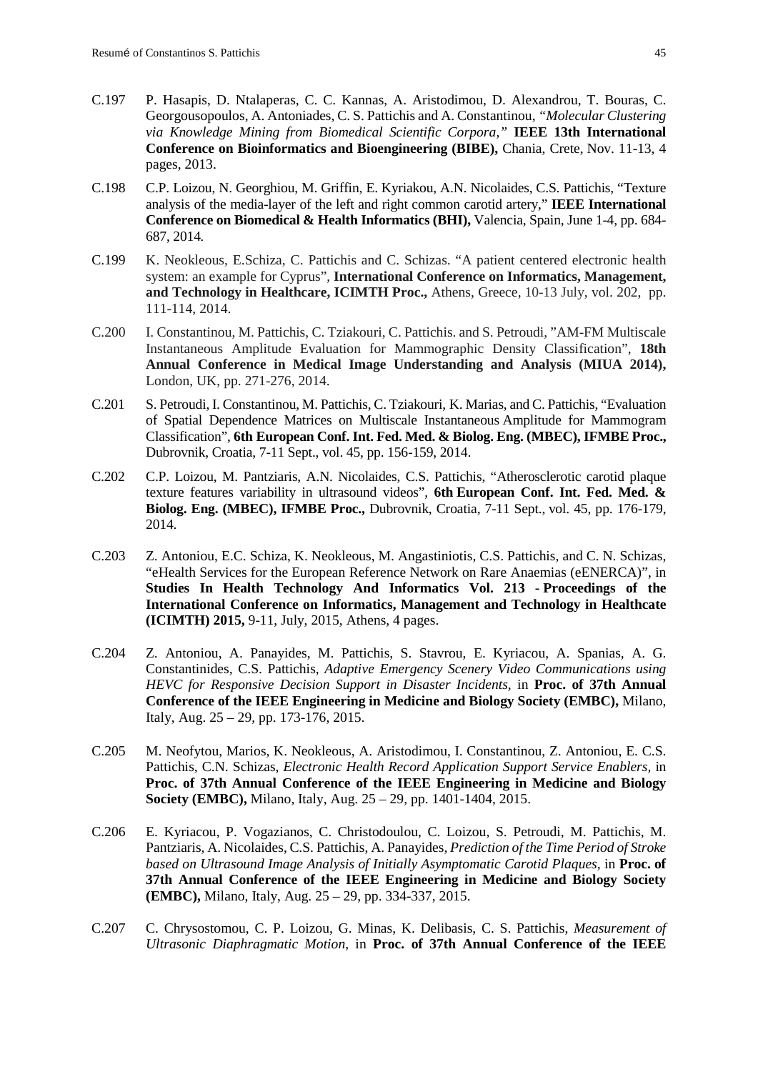C.197 P. Hasapis, D. Ntalaperas, C. C. Kannas, A. Aristodimou, D. Alexandrou, T. Bouras, C. Georgousopoulos, A. Antoniades, C. S. Pattichis and A. Constantinou, *"Molecular Clustering via Knowledge Mining from Biomedical Scientific Corpora,"* **IEEE 13th International Conference on Bioinformatics and Bioengineering (BIBE),** Chania, Crete, Nov. 11-13, 4 pages, 2013.

C.198 C.P. Loizou, N. Georghiou, M. Griffin, E. Kyriakou, A.N. Nicolaides, C.S. Pattichis, "Texture analysis of the media-layer of the left and right common carotid artery," **IEEE International Conference on Biomedical & Health Informatics (BHI),** Valencia, Spain, June 1-4, pp. 684-687, 2014.

C.199 K. Neokleous, E.Schiza, C. Pattichis and C. Schizas. "A patient centered electronic health system: an example for Cyprus", **International Conference on Informatics, Management, and Technology in Healthcare, ICIMTH Proc.,** Athens, Greece, 10-13 July, vol. 202, pp. 111-114, 2014.

C.200 I. Constantinou, M. Pattichis, C. Tziakouri, C. Pattichis. and S. Petroudi, "AM-FM Multiscale Instantaneous Amplitude Evaluation for Mammographic Density Classification", **18th Annual Conference in Medical Image Understanding and Analysis (MIUA 2014),** London, UK, pp. 271-276, 2014.

C.201 S. Petroudi, I. Constantinou, M. Pattichis, C. Tziakouri, K. Marias, and C. Pattichis, "Evaluation of Spatial Dependence Matrices on Multiscale Instantaneous Amplitude for Mammogram Classification", **6th European Conf. Int. Fed. Med. & Biolog. Eng. (MBEC), IFMBE Proc.,** Dubrovnik, Croatia, 7-11 Sept., vol. 45, pp. 156-159, 2014.

C.202 C.P. Loizou, M. Pantziaris, A.N. Nicolaides, C.S. Pattichis, "Atherosclerotic carotid plaque texture features variability in ultrasound videos", **6th European Conf. Int. Fed. Med. & Biolog. Eng. (MBEC), IFMBE Proc.,** Dubrovnik, Croatia, 7-11 Sept., vol. 45, pp. 176-179, 2014.

C.203 Z. Antoniou, E.C. Schiza, K. Neokleous, M. Angastiniotis, C.S. Pattichis, and C. N. Schizas, "eHealth Services for the European Reference Network on Rare Anaemias (eENERCA)", in **Studies In Health Technology And Informatics Vol. 213 - Proceedings of the International Conference on Informatics, Management and Technology in Healthcate (ICIMTH) 2015,** 9-11, July, 2015, Athens, 4 pages.

C.204 Z. Antoniou, A. Panayides, M. Pattichis, S. Stavrou, E. Kyriacou, A. Spanias, A. G. Constantinides, C.S. Pattichis, *Adaptive Emergency Scenery Video Communications using HEVC for Responsive Decision Support in Disaster Incidents*, in **Proc. of 37th Annual Conference of the IEEE Engineering in Medicine and Biology Society (EMBC),** Milano, Italy, Aug. 25 – 29, pp. 173-176, 2015.

C.205 M. Neofytou, Marios, K. Neokleous, A. Aristodimou, I. Constantinou, Z. Antoniou, E. C.S. Pattichis, C.N. Schizas, *Electronic Health Record Application Support Service Enablers*, in **Proc. of 37th Annual Conference of the IEEE Engineering in Medicine and Biology Society (EMBC),** Milano, Italy, Aug. 25 – 29, pp. 1401-1404, 2015.

C.206 E. Kyriacou, P. Vogazianos, C. Christodoulou, C. Loizou, S. Petroudi, M. Pattichis, M. Pantziaris, A. Nicolaides, C.S. Pattichis, A. Panayides, *Prediction of the Time Period of Stroke based on Ultrasound Image Analysis of Initially Asymptomatic Carotid Plaques*, in **Proc. of 37th Annual Conference of the IEEE Engineering in Medicine and Biology Society (EMBC),** Milano, Italy, Aug. 25 – 29, pp. 334-337, 2015.

C.207 C. Chrysostomou, C. P. Loizou, G. Minas, K. Delibasis, C. S. Pattichis, *Measurement of Ultrasonic Diaphragmatic Motion*, in **Proc. of 37th Annual Conference of the IEEE**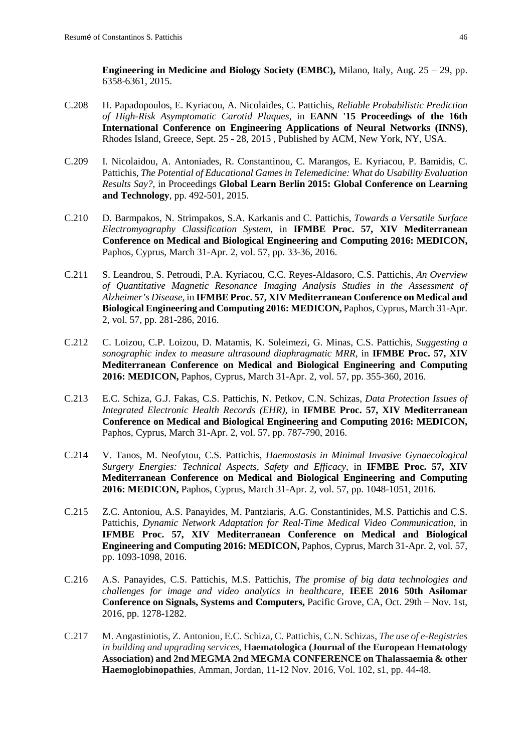**Engineering in Medicine and Biology Society (EMBC),** Milano, Italy, Aug. 25 – 29, pp. 6358-6361, 2015.

C.208 H. Papadopoulos, E. Kyriacou, A. Nicolaides, C. Pattichis, *Reliable Probabilistic Prediction of High-Risk Asymptomatic Carotid Plaques*, in **EANN '15 Proceedings of the 16th International Conference on Engineering Applications of Neural Networks (INNS)**, Rhodes Island, Greece, Sept. 25 - 28, 2015 , Published by ACM, New York, NY, USA.

C.209 I. Nicolaidou, A. Antoniades, R. Constantinou, C. Marangos, E. Kyriacou, P. Bamidis, C. Pattichis, *The Potential of Educational Games in Telemedicine: What do Usability Evaluation Results Say?*, in Proceedings **Global Learn Berlin 2015: Global Conference on Learning and Technology**, pp. 492-501, 2015.

C.210 D. Barmpakos, N. Strimpakos, S.A. Karkanis and C. Pattichis, *Towards a Versatile Surface Electromyography Classification System*, in **IFMBE Proc. 57, XIV Mediterranean Conference on Medical and Biological Engineering and Computing 2016: MEDICON,** Paphos, Cyprus, March 31-Apr. 2, vol. 57, pp. 33-36, 2016.

C.211 S. Leandrou, S. Petroudi, P.A. Kyriacou, C.C. Reyes-Aldasoro, C.S. Pattichis, *An Overview of Quantitative Magnetic Resonance Imaging Analysis Studies in the Assessment of Alzheimer's Disease*, in **IFMBE Proc. 57, XIV Mediterranean Conference on Medical and Biological Engineering and Computing 2016: MEDICON,** Paphos, Cyprus, March 31-Apr. 2, vol. 57, pp. 281-286, 2016.

C.212 C. Loizou, C.P. Loizou, D. Matamis, K. Soleimezi, G. Minas, C.S. Pattichis, *Suggesting a sonographic index to measure ultrasound diaphragmatic MRR*, in **IFMBE Proc. 57, XIV Mediterranean Conference on Medical and Biological Engineering and Computing 2016: MEDICON,** Paphos, Cyprus, March 31-Apr. 2, vol. 57, pp. 355-360, 2016.

C.213 E.C. Schiza, G.J. Fakas, C.S. Pattichis, N. Petkov, C.N. Schizas, *Data Protection Issues of Integrated Electronic Health Records (EHR)*, in **IFMBE Proc. 57, XIV Mediterranean Conference on Medical and Biological Engineering and Computing 2016: MEDICON,** Paphos, Cyprus, March 31-Apr. 2, vol. 57, pp. 787-790, 2016.

C.214 V. Tanos, M. Neofytou, C.S. Pattichis, *Haemostasis in Minimal Invasive Gynaecological Surgery Energies: Technical Aspects, Safety and Efficacy*, in **IFMBE Proc. 57, XIV Mediterranean Conference on Medical and Biological Engineering and Computing 2016: MEDICON,** Paphos, Cyprus, March 31-Apr. 2, vol. 57, pp. 1048-1051, 2016.

C.215 Z.C. Antoniou, A.S. Panayides, M. Pantziaris, A.G. Constantinides, M.S. Pattichis and C.S. Pattichis, *Dynamic Network Adaptation for Real-Time Medical Video Communication*, in **IFMBE Proc. 57, XIV Mediterranean Conference on Medical and Biological Engineering and Computing 2016: MEDICON,** Paphos, Cyprus, March 31-Apr. 2, vol. 57, pp. 1093-1098, 2016.

C.216 A.S. Panayides, C.S. Pattichis, M.S. Pattichis, *The promise of big data technologies and challenges for image and video analytics in healthcare*, **IEEE 2016 50th Asilomar Conference on Signals, Systems and Computers,** Pacific Grove, CA, Oct. 29th – Nov. 1st, 2016, pp. 1278-1282.

C.217 M. Angastiniotis, Z. Antoniou, E.C. Schiza, C. Pattichis, C.N. Schizas, *The use of e-Registries in building and upgrading services*, **Haematologica (Journal of the European Hematology Association) and 2nd MEGMA 2nd MEGMA CONFERENCE on Thalassaemia & other Haemoglobinopathies**, Amman, Jordan, 11-12 Nov. 2016, Vol. 102, s1, pp. 44-48.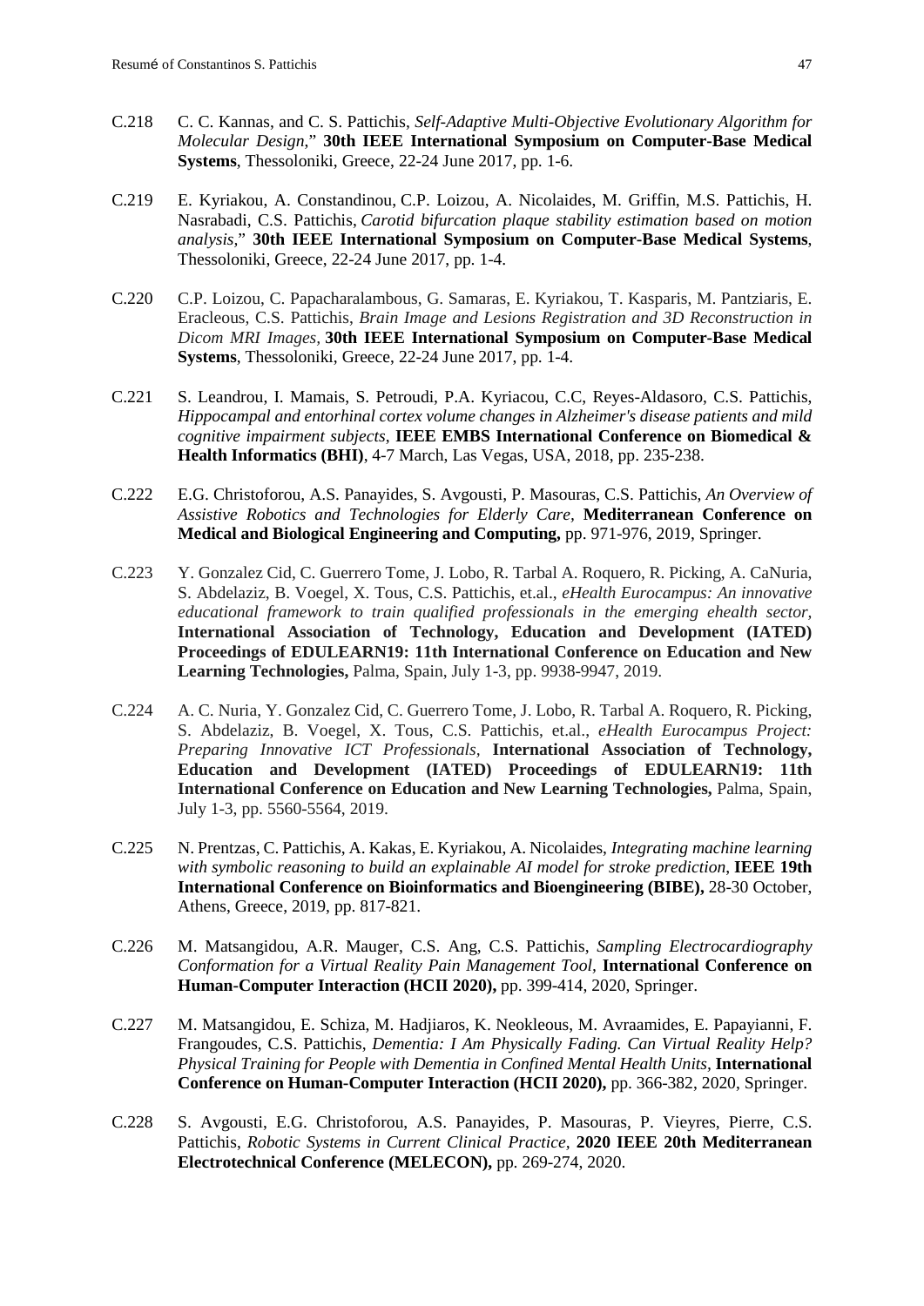C.218 C. C. Kannas, and C. S. Pattichis, *Self-Adaptive Multi-Objective Evolutionary Algorithm for Molecular Design*," **30th IEEE International Symposium on Computer-Base Medical Systems**, Thessoloniki, Greece, 22-24 June 2017, pp. 1-6.

C.219 E. Kyriakou, A. Constandinou, C.P. Loizou, A. Nicolaides, M. Griffin, M.S. Pattichis, H. Nasrabadi, C.S. Pattichis, *Carotid bifurcation plaque stability estimation based on motion analysis*," **30th IEEE International Symposium on Computer-Base Medical Systems**, Thessoloniki, Greece, 22-24 June 2017, pp. 1-4.

C.220 C.P. Loizou, C. Papacharalambous, G. Samaras, E. Kyriakou, T. Kasparis, M. Pantziaris, E. Eracleous, C.S. Pattichis, *Brain Image and Lesions Registration and 3D Reconstruction in Dicom MRI Images,* **30th IEEE International Symposium on Computer-Base Medical Systems**, Thessoloniki, Greece, 22-24 June 2017, pp. 1-4.

C.221 S. Leandrou, I. Mamais, S. Petroudi, P.A. Kyriacou, C.C, Reyes-Aldasoro, C.S. Pattichis, *Hippocampal and entorhinal cortex volume changes in Alzheimer's disease patients and mild cognitive impairment subjects*, **IEEE EMBS International Conference on Biomedical & Health Informatics (BHI)**, 4-7 March, Las Vegas, USA, 2018, pp. 235-238.

C.222 E.G. Christoforou, A.S. Panayides, S. Avgousti, P. Masouras, C.S. Pattichis, *An Overview of Assistive Robotics and Technologies for Elderly Care,* **Mediterranean Conference on Medical and Biological Engineering and Computing,** pp. 971-976, 2019, Springer.

C.223 Y. Gonzalez Cid, C. Guerrero Tome, J. Lobo, R. Tarbal A. Roquero, R. Picking, A. CaNuria, S. Abdelaziz, B. Voegel, X. Tous, C.S. Pattichis, et.al., *eHealth Eurocampus: An innovative educational framework to train qualified professionals in the emerging ehealth sector,* **International Association of Technology, Education and Development (IATED) Proceedings of EDULEARN19: 11th International Conference on Education and New Learning Technologies,** Palma, Spain, July 1-3, pp. 9938-9947, 2019.

C.224 A. C. Nuria, Y. Gonzalez Cid, C. Guerrero Tome, J. Lobo, R. Tarbal A. Roquero, R. Picking, S. Abdelaziz, B. Voegel, X. Tous, C.S. Pattichis, et.al., *eHealth Eurocampus Project: Preparing Innovative ICT Professionals,* **International Association of Technology, Education and Development (IATED) Proceedings of EDULEARN19: 11th International Conference on Education and New Learning Technologies,** Palma, Spain, July 1-3, pp. 5560-5564, 2019.

C.225 N. Prentzas, C. Pattichis, A. Kakas, E. Kyriakou, A. Nicolaides, *Integrating machine learning with symbolic reasoning to build an explainable AI model for stroke prediction*, **IEEE 19th International Conference on Bioinformatics and Bioengineering (BIBE),** 28-30 October, Athens, Greece, 2019, pp. 817-821.

C.226 M. Matsangidou, A.R. Mauger, C.S. Ang, C.S. Pattichis, *Sampling Electrocardiography Conformation for a Virtual Reality Pain Management Tool*, **International Conference on Human-Computer Interaction (HCII 2020),** pp. 399-414, 2020, Springer.

C.227 M. Matsangidou, E. Schiza, M. Hadjiaros, K. Neokleous, M. Avraamides, E. Papayianni, F. Frangoudes, C.S. Pattichis, *Dementia: I Am Physically Fading. Can Virtual Reality Help? Physical Training for People with Dementia in Confined Mental Health Units*, **International Conference on Human-Computer Interaction (HCII 2020),** pp. 366-382, 2020, Springer.

C.228 S. Avgousti, E.G. Christoforou, A.S. Panayides, P. Masouras, P. Vieyres, Pierre, C.S. Pattichis, *Robotic Systems in Current Clinical Practice*, **2020 IEEE 20th Mediterranean Electrotechnical Conference (MELECON),** pp. 269-274, 2020.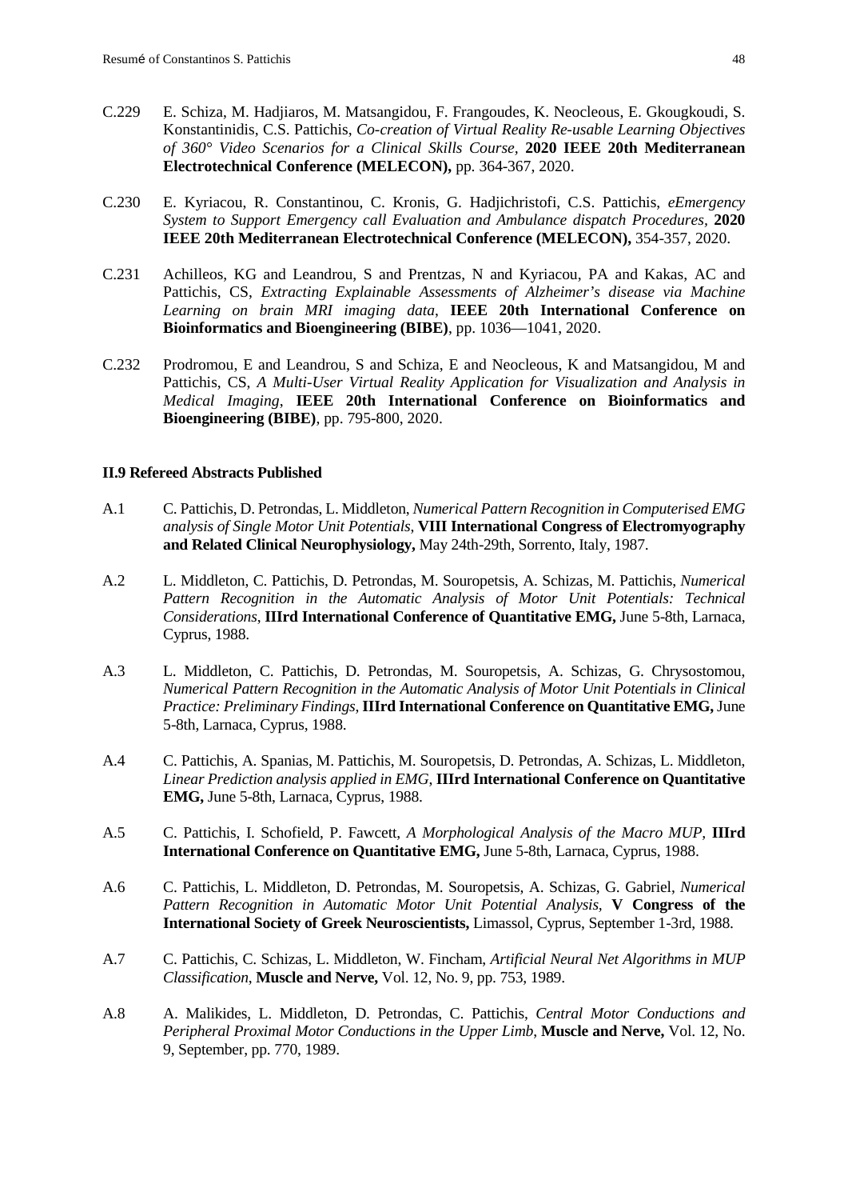C.229 E. Schiza, M. Hadjiaros, M. Matsangidou, F. Frangoudes, K. Neocleous, E. Gkougkoudi, S. Konstantinidis, C.S. Pattichis, *Co-creation of Virtual Reality Re-usable Learning Objectives of 360° Video Scenarios for a Clinical Skills Course*, **2020 IEEE 20th Mediterranean Electrotechnical Conference (MELECON),** pp. 364-367, 2020.

C.230 E. Kyriacou, R. Constantinou, C. Kronis, G. Hadjichristofi, C.S. Pattichis, *eEmergency System to Support Emergency call Evaluation and Ambulance dispatch Procedures*, **2020 IEEE 20th Mediterranean Electrotechnical Conference (MELECON),** 354-357, 2020.

C.231 Achilleos, KG and Leandrou, S and Prentzas, N and Kyriacou, PA and Kakas, AC and Pattichis, CS, *Extracting Explainable Assessments of Alzheimer's disease via Machine Learning on brain MRI imaging data*, **IEEE 20th International Conference on Bioinformatics and Bioengineering (BIBE)**, pp. 1036—1041, 2020.

C.232 Prodromou, E and Leandrou, S and Schiza, E and Neocleous, K and Matsangidou, M and Pattichis, CS, *A Multi-User Virtual Reality Application for Visualization and Analysis in Medical Imaging*, **IEEE 20th International Conference on Bioinformatics and Bioengineering (BIBE)**, pp. 795-800, 2020.

### II.9 Refereed Abstracts Published

A.1 C. Pattichis, D. Petrondas, L. Middleton, *Numerical Pattern Recognition in Computerised EMG analysis of Single Motor Unit Potentials*, **VIII International Congress of Electromyography and Related Clinical Neurophysiology,** May 24th-29th, Sorrento, Italy, 1987.

A.2 L. Middleton, C. Pattichis, D. Petrondas, M. Souropetsis, A. Schizas, M. Pattichis, *Numerical Pattern Recognition in the Automatic Analysis of Motor Unit Potentials: Technical Considerations*, **IIIrd International Conference of Quantitative EMG,** June 5-8th, Larnaca, Cyprus, 1988.

A.3 L. Middleton, C. Pattichis, D. Petrondas, M. Souropetsis, A. Schizas, G. Chrysostomou, *Numerical Pattern Recognition in the Automatic Analysis of Motor Unit Potentials in Clinical Practice: Preliminary Findings*, **IIIrd International Conference on Quantitative EMG,** June 5-8th, Larnaca, Cyprus, 1988.

A.4 C. Pattichis, A. Spanias, M. Pattichis, M. Souropetsis, D. Petrondas, A. Schizas, L. Middleton, *Linear Prediction analysis applied in EMG*, **IIIrd International Conference on Quantitative EMG,** June 5-8th, Larnaca, Cyprus, 1988.

A.5 C. Pattichis, I. Schofield, P. Fawcett, *A Morphological Analysis of the Macro MUP*, **IIIrd International Conference on Quantitative EMG,** June 5-8th, Larnaca, Cyprus, 1988.

A.6 C. Pattichis, L. Middleton, D. Petrondas, M. Souropetsis, A. Schizas, G. Gabriel, *Numerical Pattern Recognition in Automatic Motor Unit Potential Analysis*, **V Congress of the International Society of Greek Neuroscientists,** Limassol, Cyprus, September 1-3rd, 1988.

A.7 C. Pattichis, C. Schizas, L. Middleton, W. Fincham, *Artificial Neural Net Algorithms in MUP Classification*, **Muscle and Nerve,** Vol. 12, No. 9, pp. 753, 1989.

A.8 A. Malikides, L. Middleton, D. Petrondas, C. Pattichis, *Central Motor Conductions and Peripheral Proximal Motor Conductions in the Upper Limb*, **Muscle and Nerve,** Vol. 12, No. 9, September, pp. 770, 1989.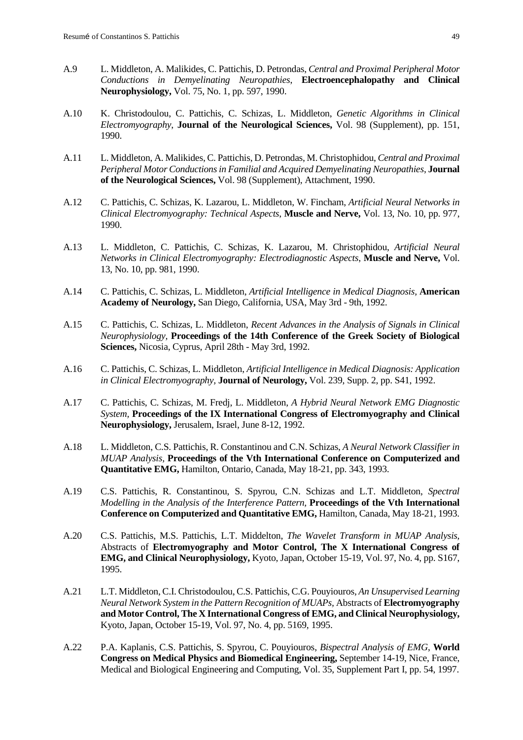A.9 L. Middleton, A. Malikides, C. Pattichis, D. Petrondas, *Central and Proximal Peripheral Motor Conductions in Demyelinating Neuropathies*, **Electroencephalopathy and Clinical Neurophysiology,** Vol. 75, No. 1, pp. 597, 1990.

A.10 K. Christodoulou, C. Pattichis, C. Schizas, L. Middleton, *Genetic Algorithms in Clinical Electromyography,* **Journal of the Neurological Sciences,** Vol. 98 (Supplement), pp. 151, 1990.

A.11 L. Middleton, A. Malikides, C. Pattichis, D. Petrondas, M. Christophidou, *Central and Proximal Peripheral Motor Conductions in Familial and Acquired Demyelinating Neuropathies*, **Journal of the Neurological Sciences,** Vol. 98 (Supplement), Attachment, 1990.

A.12 C. Pattichis, C. Schizas, K. Lazarou, L. Middleton, W. Fincham, *Artificial Neural Networks in Clinical Electromyography: Technical Aspects*, **Muscle and Nerve,** Vol. 13, No. 10, pp. 977, 1990.

A.13 L. Middleton, C. Pattichis, C. Schizas, K. Lazarou, M. Christophidou, *Artificial Neural Networks in Clinical Electromyography: Electrodiagnostic Aspects*, **Muscle and Nerve,** Vol. 13, No. 10, pp. 981, 1990.

A.14 C. Pattichis, C. Schizas, L. Middleton, *Artificial Intelligence in Medical Diagnosis,* **American Academy of Neurology,** San Diego, California, USA, May 3rd - 9th, 1992.

A.15 C. Pattichis, C. Schizas, L. Middleton, *Recent Advances in the Analysis of Signals in Clinical Neurophysiology,* **Proceedings of the 14th Conference of the Greek Society of Biological Sciences,** Nicosia, Cyprus, April 28th - May 3rd, 1992.

A.16 C. Pattichis, C. Schizas, L. Middleton, *Artificial Intelligence in Medical Diagnosis: Application in Clinical Electromyography,* **Journal of Neurology,** Vol. 239, Supp. 2, pp. S41, 1992.

A.17 C. Pattichis, C. Schizas, M. Fredj, L. Middleton, *A Hybrid Neural Network EMG Diagnostic System,* **Proceedings of the IX International Congress of Electromyography and Clinical Neurophysiology,** Jerusalem, Israel, June 8-12, 1992.

A.18 L. Middleton, C.S. Pattichis, R. Constantinou and C.N. Schizas, *A Neural Network Classifier in MUAP Analysis,* **Proceedings of the Vth International Conference on Computerized and Quantitative EMG,** Hamilton, Ontario, Canada, May 18-21, pp. 343, 1993.

A.19 C.S. Pattichis, R. Constantinou, S. Spyrou, C.N. Schizas and L.T. Middleton, *Spectral Modelling in the Analysis of the Interference Pattern,* **Proceedings of the Vth International Conference on Computerized and Quantitative EMG,** Hamilton, Canada, May 18-21, 1993.

A.20 C.S. Pattichis, M.S. Pattichis, L.T. Middelton, *The Wavelet Transform in MUAP Analysis,* Abstracts of **Electromyography and Motor Control, The X International Congress of EMG, and Clinical Neurophysiology,** Kyoto, Japan, October 15-19, Vol. 97, No. 4, pp. S167, 1995.

A.21 L.T. Middleton, C.I. Christodoulou, C.S. Pattichis, C.G. Pouyiouros, *An Unsupervised Learning Neural Network System in the Pattern Recognition of MUAPs,* Abstracts of **Electromyography and Motor Control, The X International Congress of EMG, and Clinical Neurophysiology,** Kyoto, Japan, October 15-19, Vol. 97, No. 4, pp. 5169, 1995.

A.22 P.A. Kaplanis, C.S. Pattichis, S. Spyrou, C. Pouyiouros, *Bispectral Analysis of EMG*, **World Congress on Medical Physics and Biomedical Engineering,** September 14-19, Nice, France, Medical and Biological Engineering and Computing, Vol. 35, Supplement Part I, pp. 54, 1997.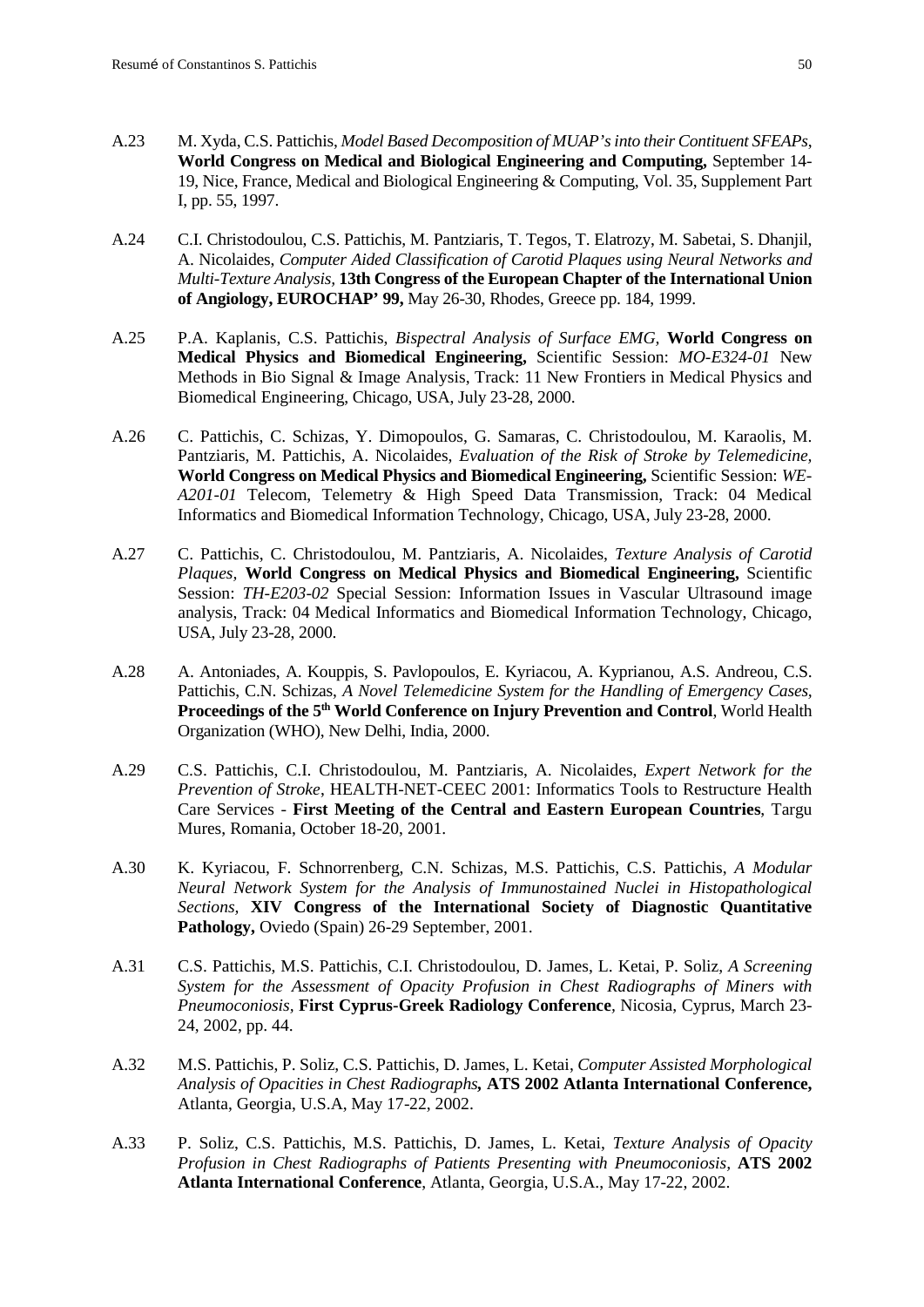A.23 M. Xyda, C.S. Pattichis, *Model Based Decomposition of MUAP's into their Contituent SFEAPs*, **World Congress on Medical and Biological Engineering and Computing,** September 14-19, Nice, France, Medical and Biological Engineering & Computing, Vol. 35, Supplement Part I, pp. 55, 1997.

A.24 C.I. Christodoulou, C.S. Pattichis, M. Pantziaris, T. Tegos, T. Elatrozy, M. Sabetai, S. Dhanjil, A. Nicolaides, *Computer Aided Classification of Carotid Plaques using Neural Networks and Multi-Texture Analysis,* **13th Congress of the European Chapter of the International Union of Angiology, EUROCHAP' 99,** May 26-30, Rhodes, Greece pp. 184, 1999.

A.25 P.A. Kaplanis, C.S. Pattichis, *Bispectral Analysis of Surface EMG,* **World Congress on Medical Physics and Biomedical Engineering,** Scientific Session: *MO-E324-01* New Methods in Bio Signal & Image Analysis, Track: 11 New Frontiers in Medical Physics and Biomedical Engineering, Chicago, USA, July 23-28, 2000.

A.26 C. Pattichis, C. Schizas, Y. Dimopoulos, G. Samaras, C. Christodoulou, M. Karaolis, M. Pantziaris, M. Pattichis, A. Nicolaides, *Evaluation of the Risk of Stroke by Telemedicine,* **World Congress on Medical Physics and Biomedical Engineering,** Scientific Session: *WE-A201-01* Telecom, Telemetry & High Speed Data Transmission, Track: 04 Medical Informatics and Biomedical Information Technology, Chicago, USA, July 23-28, 2000.

A.27 C. Pattichis, C. Christodoulou, M. Pantziaris, A. Nicolaides, *Texture Analysis of Carotid Plaques,* **World Congress on Medical Physics and Biomedical Engineering,** Scientific Session: *TH-E203-02* Special Session: Information Issues in Vascular Ultrasound image analysis, Track: 04 Medical Informatics and Biomedical Information Technology, Chicago, USA, July 23-28, 2000.

A.28 A. Antoniades, A. Kouppis, S. Pavlopoulos, E. Kyriacou, A. Kyprianou, A.S. Andreou, C.S. Pattichis, C.N. Schizas, *A Novel Telemedicine System for the Handling of Emergency Cases,* **Proceedings of the 5th World Conference on Injury Prevention and Control**, World Health Organization (WHO), New Delhi, India, 2000.

A.29 C.S. Pattichis, C.I. Christodoulou, M. Pantziaris, A. Nicolaides, *Expert Network for the Prevention of Stroke*, HEALTH-NET-CEEC 2001: Informatics Tools to Restructure Health Care Services - **First Meeting of the Central and Eastern European Countries**, Targu Mures, Romania, October 18-20, 2001.

A.30 K. Kyriacou, F. Schnorrenberg, C.N. Schizas, M.S. Pattichis, C.S. Pattichis, *A Modular Neural Network System for the Analysis of Immunostained Nuclei in Histopathological Sections,* **XIV Congress of the International Society of Diagnostic Quantitative Pathology,** Oviedo (Spain) 26-29 September, 2001.

A.31 C.S. Pattichis, M.S. Pattichis, C.I. Christodoulou, D. James, L. Ketai, P. Soliz, *A Screening System for the Assessment of Opacity Profusion in Chest Radiographs of Miners with Pneumoconiosis,* **First Cyprus-Greek Radiology Conference**, Nicosia, Cyprus, March 23-24, 2002, pp. 44.

A.32 M.S. Pattichis, P. Soliz, C.S. Pattichis, D. James, L. Ketai, *Computer Assisted Morphological Analysis of Opacities in Chest Radiographs,* **ATS 2002 Atlanta International Conference,** Atlanta, Georgia, U.S.A, May 17-22, 2002.

A.33 P. Soliz, C.S. Pattichis, M.S. Pattichis, D. James, L. Ketai, *Texture Analysis of Opacity Profusion in Chest Radiographs of Patients Presenting with Pneumoconiosis,* **ATS 2002 Atlanta International Conference**, Atlanta, Georgia, U.S.A., May 17-22, 2002.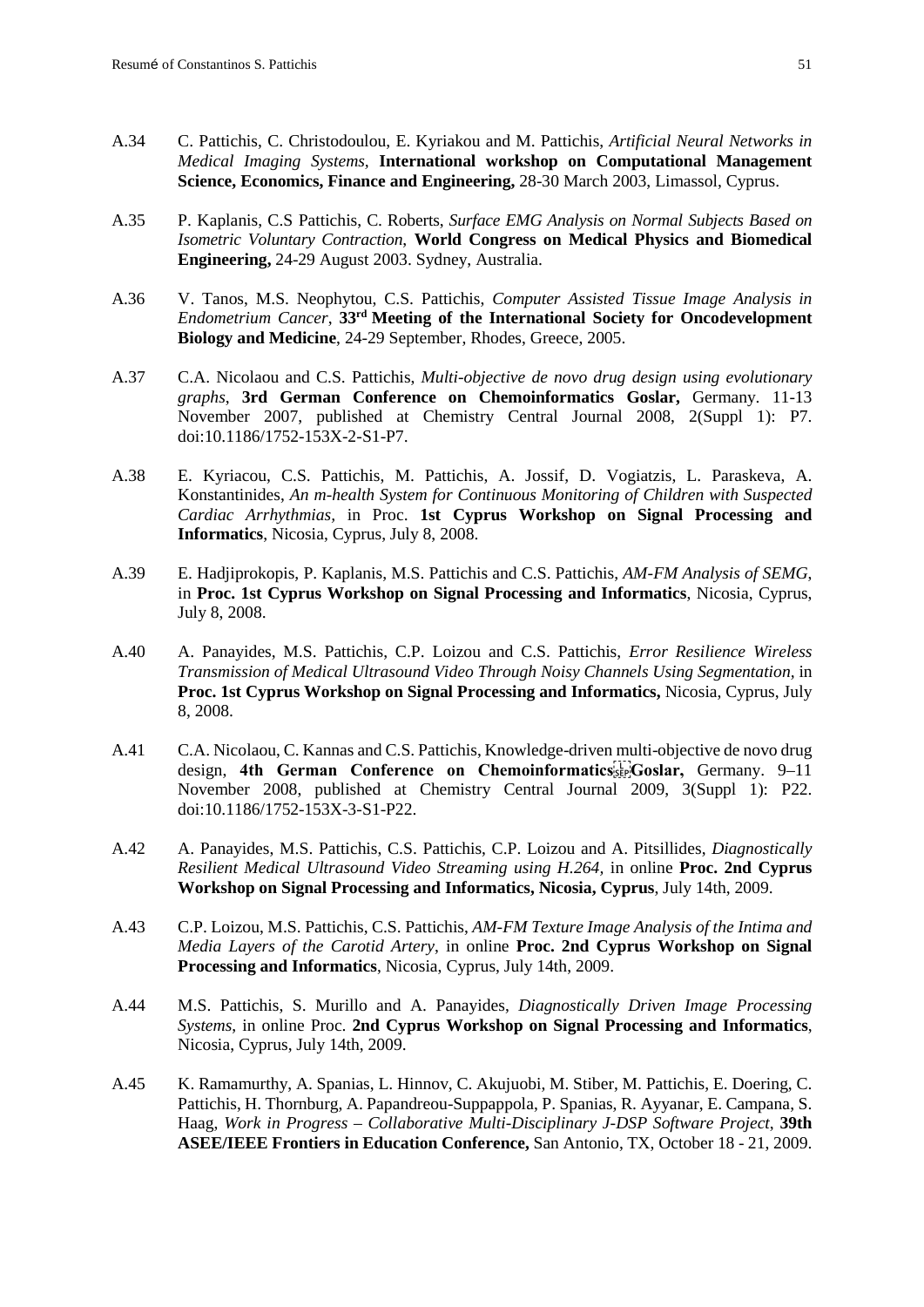A.34 C. Pattichis, C. Christodoulou, E. Kyriakou and M. Pattichis, *Artificial Neural Networks in Medical Imaging Systems*, **International workshop on Computational Management Science, Economics, Finance and Engineering,** 28-30 March 2003, Limassol, Cyprus.

A.35 P. Kaplanis, C.S Pattichis, C. Roberts, *Surface EMG Analysis on Normal Subjects Based on Isometric Voluntary Contraction*, **World Congress on Medical Physics and Biomedical Engineering,** 24-29 August 2003. Sydney, Australia.

A.36 V. Tanos, M.S. Neophytou, C.S. Pattichis, *Computer Assisted Tissue Image Analysis in Endometrium Cancer*, **33rd Meeting of the International Society for Oncodevelopment Biology and Medicine**, 24-29 September, Rhodes, Greece, 2005.

A.37 C.A. Nicolaou and C.S. Pattichis, *Multi-objective de novo drug design using evolutionary graphs*, **3rd German Conference on Chemoinformatics Goslar,** Germany. 11-13 November 2007, published at Chemistry Central Journal 2008, 2(Suppl 1): P7. doi:10.1186/1752-153X-2-S1-P7.

A.38 E. Kyriacou, C.S. Pattichis, M. Pattichis, A. Jossif, D. Vogiatzis, L. Paraskeva, A. Konstantinides, *An m-health System for Continuous Monitoring of Children with Suspected Cardiac Arrhythmias*, in Proc. **1st Cyprus Workshop on Signal Processing and Informatics**, Nicosia, Cyprus, July 8, 2008.

A.39 E. Hadjiprokopis, P. Kaplanis, M.S. Pattichis and C.S. Pattichis, *AM-FM Analysis of SEMG*, in **Proc. 1st Cyprus Workshop on Signal Processing and Informatics**, Nicosia, Cyprus, July 8, 2008.

A.40 A. Panayides, M.S. Pattichis, C.P. Loizou and C.S. Pattichis, *Error Resilience Wireless Transmission of Medical Ultrasound Video Through Noisy Channels Using Segmentation*, in **Proc. 1st Cyprus Workshop on Signal Processing and Informatics,** Nicosia, Cyprus, July 8, 2008.

A.41 C.A. Nicolaou, C. Kannas and C.S. Pattichis, Knowledge-driven multi-objective de novo drug design, **4th German Conference on Chemoinformatics Goslar,** Germany. 9–11 November 2008, published at Chemistry Central Journal 2009, 3(Suppl 1): P22. doi:10.1186/1752-153X-3-S1-P22.

A.42 A. Panayides, M.S. Pattichis, C.S. Pattichis, C.P. Loizou and A. Pitsillides, *Diagnostically Resilient Medical Ultrasound Video Streaming using H.264,* in online **Proc. 2nd Cyprus Workshop on Signal Processing and Informatics, Nicosia, Cyprus**, July 14th, 2009.

A.43 C.P. Loizou, M.S. Pattichis, C.S. Pattichis, *AM-FM Texture Image Analysis of the Intima and Media Layers of the Carotid Artery*, in online **Proc. 2nd Cyprus Workshop on Signal Processing and Informatics**, Nicosia, Cyprus, July 14th, 2009.

A.44 M.S. Pattichis, S. Murillo and A. Panayides, *Diagnostically Driven Image Processing Systems*, in online Proc. **2nd Cyprus Workshop on Signal Processing and Informatics**, Nicosia, Cyprus, July 14th, 2009.

A.45 K. Ramamurthy, A. Spanias, L. Hinnov, C. Akujuobi, M. Stiber, M. Pattichis, E. Doering, C. Pattichis, H. Thornburg, A. Papandreou-Suppappola, P. Spanias, R. Ayyanar, E. Campana, S. Haag, *Work in Progress – Collaborative Multi-Disciplinary J-DSP Software Project*, **39th ASEE/IEEE Frontiers in Education Conference,** San Antonio, TX, October 18 - 21, 2009.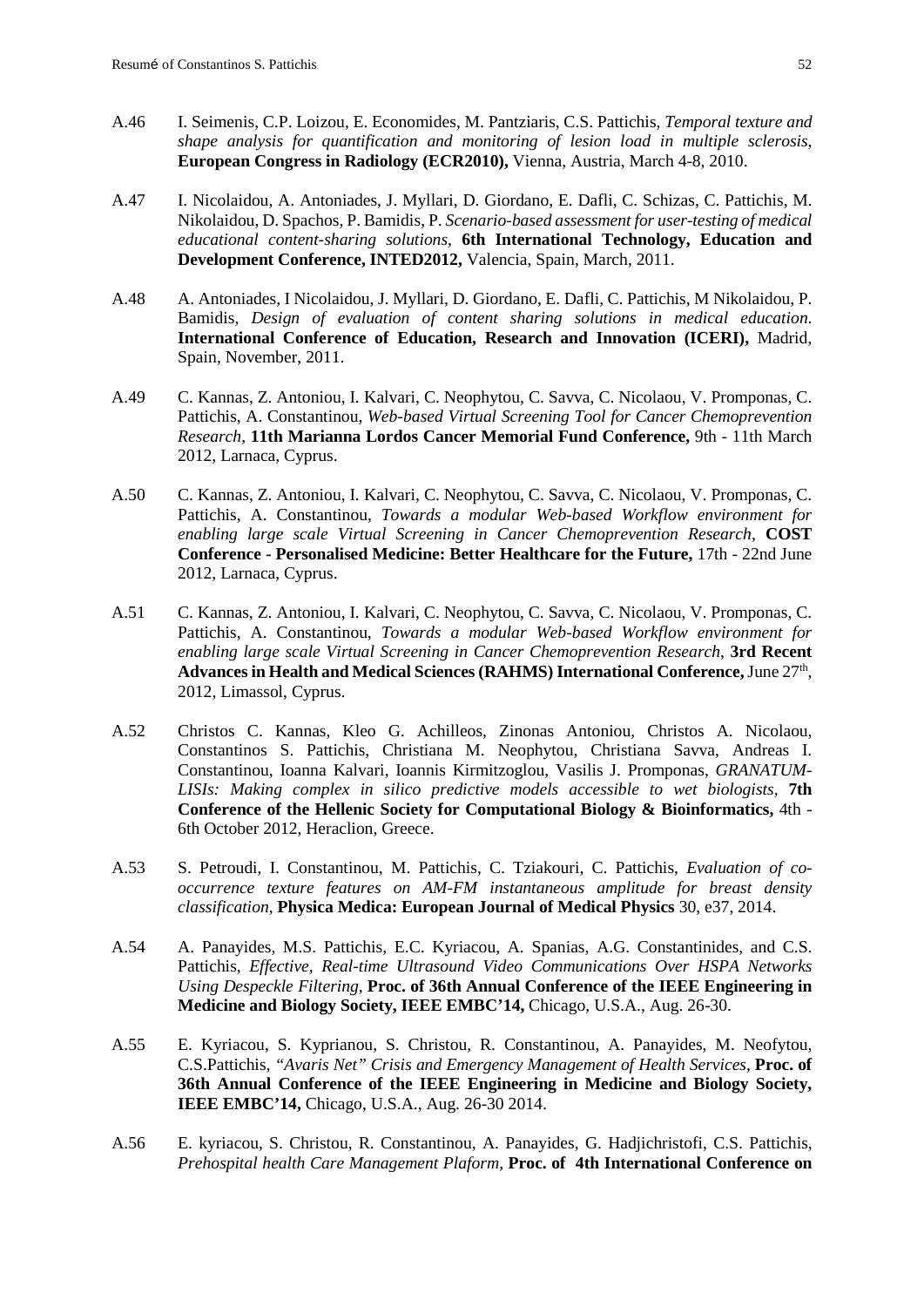A.46 I. Seimenis, C.P. Loizou, E. Economides, M. Pantziaris, C.S. Pattichis, *Temporal texture and shape analysis for quantification and monitoring of lesion load in multiple sclerosis*, **European Congress in Radiology (ECR2010),** Vienna, Austria, March 4-8, 2010.

A.47 I. Nicolaidou, A. Antoniades, J. Myllari, D. Giordano, E. Dafli, C. Schizas, C. Pattichis, M. Nikolaidou, D. Spachos, P. Bamidis, P. *Scenario-based assessment for user-testing of medical educational content-sharing solutions*, **6th International Technology, Education and Development Conference, INTED2012,** Valencia, Spain, March, 2011.

A.48 A. Antoniades, I Nicolaidou, J. Myllari, D. Giordano, E. Dafli, C. Pattichis, M Nikolaidou, P. Bamidis, *Design of evaluation of content sharing solutions in medical education.* **International Conference of Education, Research and Innovation (ICERI),** Madrid, Spain, November, 2011.

A.49 C. Kannas, Z. Antoniou, I. Kalvari, C. Neophytou, C. Savva, C. Nicolaou, V. Promponas, C. Pattichis, A. Constantinou, *Web-based Virtual Screening Tool for Cancer Chemoprevention Research*, **11th Marianna Lordos Cancer Memorial Fund Conference,** 9th - 11th March 2012, Larnaca, Cyprus.

A.50 C. Kannas, Z. Antoniou, I. Kalvari, C. Neophytou, C. Savva, C. Nicolaou, V. Promponas, C. Pattichis, A. Constantinou, *Towards a modular Web-based Workflow environment for enabling large scale Virtual Screening in Cancer Chemoprevention Research*, **COST Conference - Personalised Medicine: Better Healthcare for the Future,** 17th - 22nd June 2012, Larnaca, Cyprus.

A.51 C. Kannas, Z. Antoniou, I. Kalvari, C. Neophytou, C. Savva, C. Nicolaou, V. Promponas, C. Pattichis, A. Constantinou, *Towards a modular Web-based Workflow environment for enabling large scale Virtual Screening in Cancer Chemoprevention Research*, **3rd Recent Advances in Health and Medical Sciences (RAHMS) International Conference,** June 27th, 2012, Limassol, Cyprus.

A.52 Christos C. Kannas, Kleo G. Achilleos, Zinonas Antoniou, Christos A. Nicolaou, Constantinos S. Pattichis, Christiana M. Neophytou, Christiana Savva, Andreas I. Constantinou, Ioanna Kalvari, Ioannis Kirmitzoglou, Vasilis J. Promponas, *GRANATUM-LISIs: Making complex in silico predictive models accessible to wet biologists*, **7th Conference of the Hellenic Society for Computational Biology & Bioinformatics,** 4th - 6th October 2012, Heraclion, Greece.

A.53 S. Petroudi, I. Constantinou, M. Pattichis, C. Tziakouri, C. Pattichis, *Evaluation of co-occurrence texture features on AM-FM instantaneous amplitude for breast density classification*, **Physica Medica: European Journal of Medical Physics** 30, e37, 2014.

A.54 A. Panayides, M.S. Pattichis, E.C. Kyriacou, A. Spanias, A.G. Constantinides, and C.S. Pattichis, *Effective, Real-time Ultrasound Video Communications Over HSPA Networks Using Despeckle Filtering*, **Proc. of 36th Annual Conference of the IEEE Engineering in Medicine and Biology Society, IEEE EMBC'14,** Chicago, U.S.A., Aug. 26-30.

A.55 E. Kyriacou, S. Kyprianou, S. Christou, R. Constantinou, A. Panayides, M. Neofytou, C.S.Pattichis, *"Avaris Net" Crisis and Emergency Management of Health Services*, **Proc. of 36th Annual Conference of the IEEE Engineering in Medicine and Biology Society, IEEE EMBC'14,** Chicago, U.S.A., Aug. 26-30 2014.

A.56 E. kyriacou, S. Christou, R. Constantinou, A. Panayides, G. Hadjichristofi, C.S. Pattichis, *Prehospital health Care Management Plaform*, **Proc. of 4th International Conference on**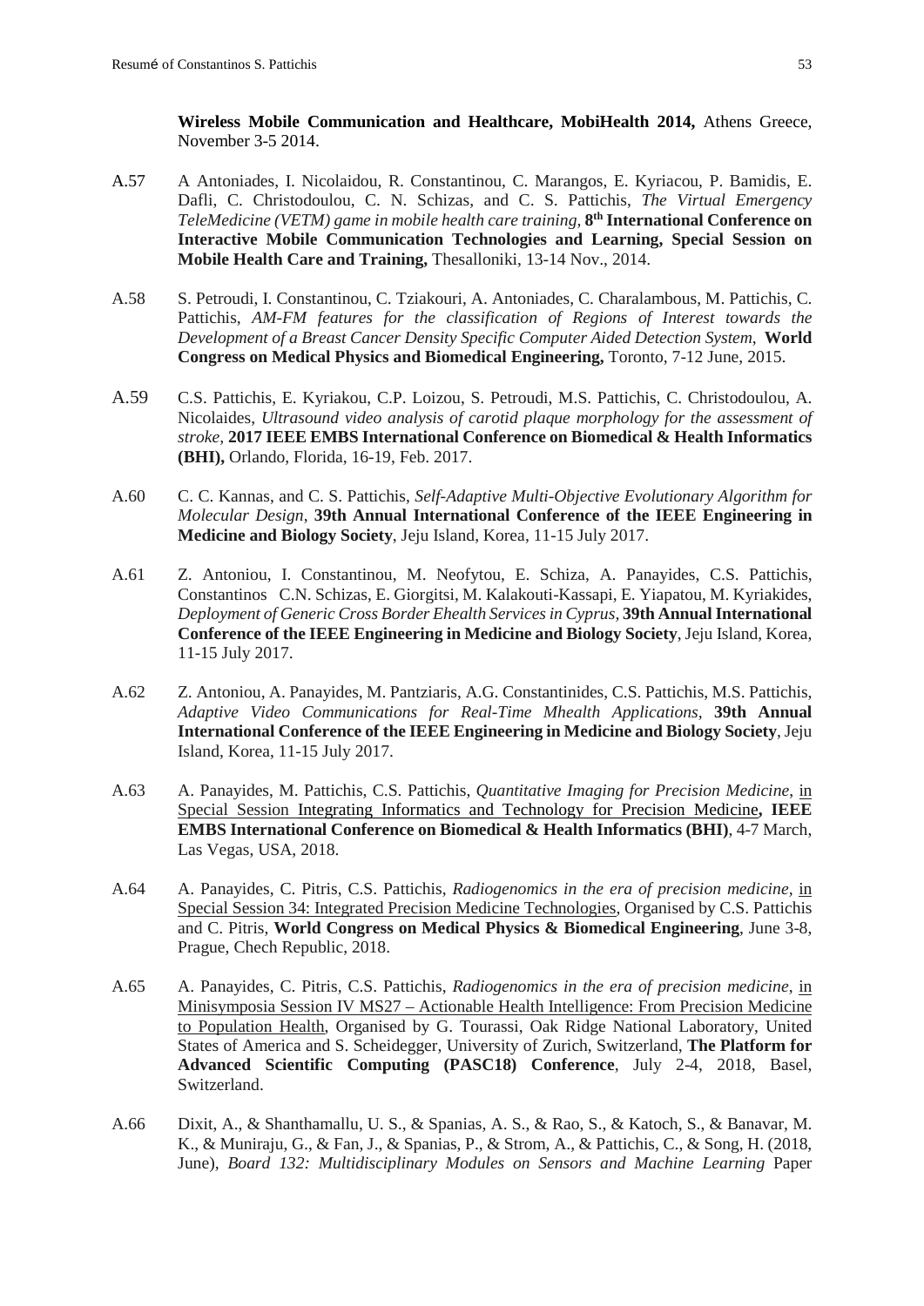**Wireless Mobile Communication and Healthcare, MobiHealth 2014,** Athens Greece, November 3-5 2014.

A.57 A Antoniades, I. Nicolaidou, R. Constantinou, C. Marangos, E. Kyriacou, P. Bamidis, E. Dafli, C. Christodoulou, C. N. Schizas, and C. S. Pattichis, *The Virtual Emergency TeleMedicine (VETM) game in mobile health care training,* **8th International Conference on Interactive Mobile Communication Technologies and Learning, Special Session on Mobile Health Care and Training,** Thesalloniki, 13-14 Nov., 2014.

A.58 S. Petroudi, I. Constantinou, C. Tziakouri, A. Antoniades, C. Charalambous, M. Pattichis, C. Pattichis, *AM-FM features for the classification of Regions of Interest towards the Development of a Breast Cancer Density Specific Computer Aided Detection System*, **World Congress on Medical Physics and Biomedical Engineering,** Toronto, 7-12 June, 2015.

A.59 C.S. Pattichis, E. Kyriakou, C.P. Loizou, S. Petroudi, M.S. Pattichis, C. Christodoulou, A. Nicolaides, *Ultrasound video analysis of carotid plaque morphology for the assessment of stroke*, **2017 IEEE EMBS International Conference on Biomedical & Health Informatics (BHI),** Orlando, Florida, 16-19, Feb. 2017.

A.60 C. C. Kannas, and C. S. Pattichis, *Self-Adaptive Multi-Objective Evolutionary Algorithm for Molecular Design*, **39th Annual International Conference of the IEEE Engineering in Medicine and Biology Society**, Jeju Island, Korea, 11-15 July 2017.

A.61 Z. Antoniou, I. Constantinou, M. Neofytou, E. Schiza, A. Panayides, C.S. Pattichis, Constantinos C.N. Schizas, E. Giorgitsi, M. Kalakouti-Kassapi, E. Yiapatou, M. Kyriakides, *Deployment of Generic Cross Border Ehealth Services in Cyprus*, **39th Annual International Conference of the IEEE Engineering in Medicine and Biology Society**, Jeju Island, Korea, 11-15 July 2017.

A.62 Z. Antoniou, A. Panayides, M. Pantziaris, A.G. Constantinides, C.S. Pattichis, M.S. Pattichis, *Adaptive Video Communications for Real-Time Mhealth Applications*, **39th Annual International Conference of the IEEE Engineering in Medicine and Biology Society**, Jeju Island, Korea, 11-15 July 2017.

A.63 A. Panayides, M. Pattichis, C.S. Pattichis, *Quantitative Imaging for Precision Medicine*, in Special Session Integrating Informatics and Technology for Precision Medicine**, IEEE EMBS International Conference on Biomedical & Health Informatics (BHI)**, 4-7 March, Las Vegas, USA, 2018.

A.64 A. Panayides, C. Pitris, C.S. Pattichis, *Radiogenomics in the era of precision medicine*, in Special Session 34: Integrated Precision Medicine Technologies, Organised by C.S. Pattichis and C. Pitris, **World Congress on Medical Physics & Biomedical Engineering**, June 3-8, Prague, Chech Republic, 2018.

A.65 A. Panayides, C. Pitris, C.S. Pattichis, *Radiogenomics in the era of precision medicine*, in Minisymposia Session IV MS27 – Actionable Health Intelligence: From Precision Medicine to Population Health, Organised by G. Tourassi, Oak Ridge National Laboratory, United States of America and S. Scheidegger, University of Zurich, Switzerland, **The Platform for Advanced Scientific Computing (PASC18) Conference**, July 2-4, 2018, Basel, Switzerland.

A.66 Dixit, A., & Shanthamallu, U. S., & Spanias, A. S., & Rao, S., & Katoch, S., & Banavar, M. K., & Muniraju, G., & Fan, J., & Spanias, P., & Strom, A., & Pattichis, C., & Song, H. (2018, June), *Board 132: Multidisciplinary Modules on Sensors and Machine Learning* Paper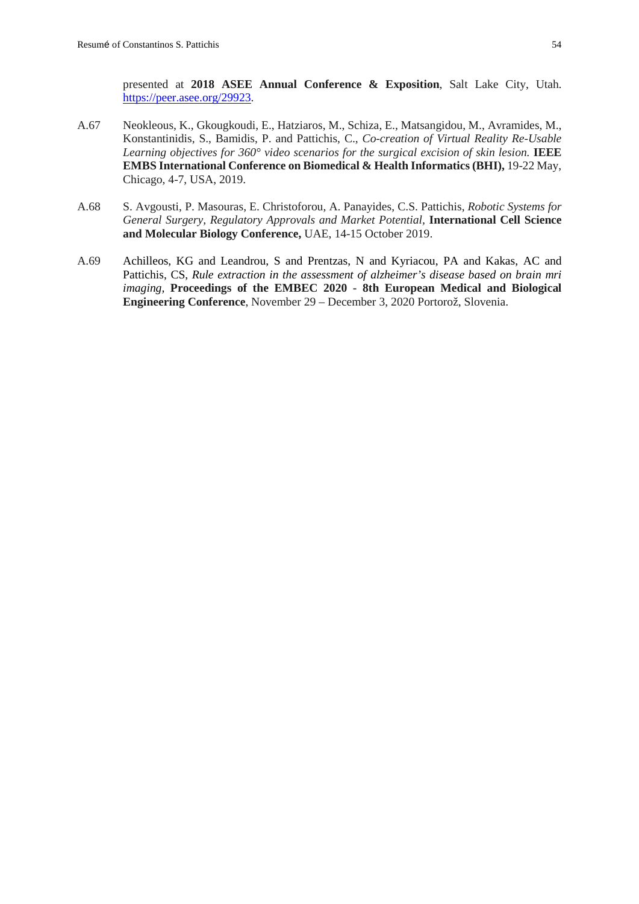presented at **2018 ASEE Annual Conference & Exposition**, Salt Lake City, Utah. https://peer.asee.org/29923.

A.67 Neokleous, K., Gkougkoudi, E., Hatziaros, M., Schiza, E., Matsangidou, M., Avramides, M., Konstantinidis, S., Bamidis, P. and Pattichis, C., *Co-creation of Virtual Reality Re-Usable Learning objectives for 360° video scenarios for the surgical excision of skin lesion.* **IEEE EMBS International Conference on Biomedical & Health Informatics (BHI),** 19-22 May, Chicago, 4-7, USA, 2019.

A.68 S. Avgousti, P. Masouras, E. Christoforou, A. Panayides, C.S. Pattichis, *Robotic Systems for General Surgery, Regulatory Approvals and Market Potential,* **International Cell Science and Molecular Biology Conference,** UAE, 14-15 October 2019.

A.69 Achilleos, KG and Leandrou, S and Prentzas, N and Kyriacou, PA and Kakas, AC and Pattichis, CS, *Rule extraction in the assessment of alzheimer's disease based on brain mri imaging,* **Proceedings of the EMBEC 2020 - 8th European Medical and Biological Engineering Conference**, November 29 – December 3, 2020 Portorož, Slovenia.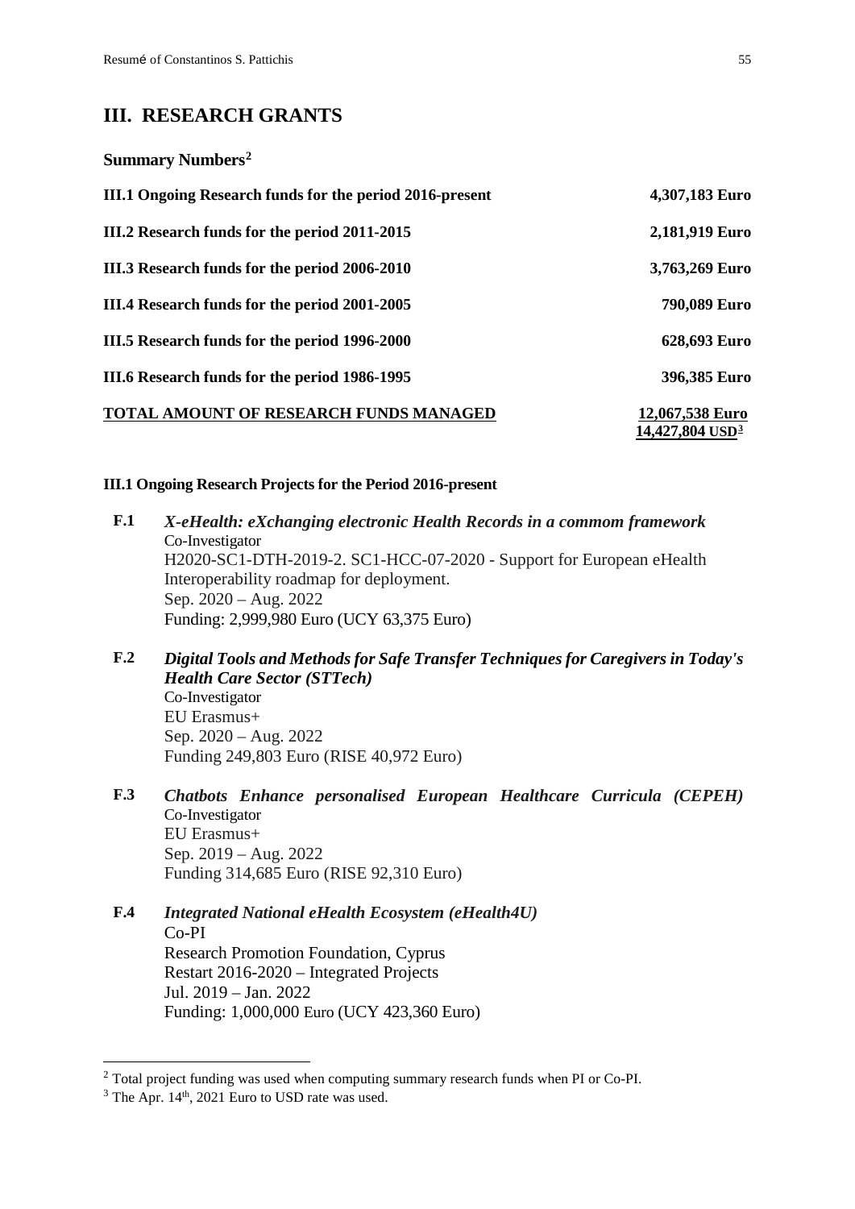# III. RESEARCH GRANTS

## Summary Numbers[2]

| | |
|---|---|
| **III.1 Ongoing Research funds for the period 2016-present** | **4,307,183 Euro** |
| **III.2 Research funds for the period 2011-2015** | **2,181,919 Euro** |
| **III.3 Research funds for the period 2006-2010** | **3,763,269 Euro** |
| **III.4 Research funds for the period 2001-2005** | **790,089 Euro** |
| **III.5 Research funds for the period 1996-2000** | **628,693 Euro** |
| **III.6 Research funds for the period 1986-1995** | **396,385 Euro** |
| **TOTAL AMOUNT OF RESEARCH FUNDS MANAGED** | **12,067,538 Euro** **14,427,804 USD[3]** |

### III.1 Ongoing Research Projects for the Period 2016-present

**F.1** ***X-eHealth: eXchanging electronic Health Records in a commom framework***
Co-Investigator
H2020-SC1-DTH-2019-2. SC1-HCC-07-2020 - Support for European eHealth Interoperability roadmap for deployment.
Sep. 2020 – Aug. 2022
Funding: 2,999,980 Euro (UCY 63,375 Euro)

**F.2** ***Digital Tools and Methods for Safe Transfer Techniques for Caregivers in Today's Health Care Sector (STTech)***
Co-Investigator
EU Erasmus+
Sep. 2020 – Aug. 2022
Funding 249,803 Euro (RISE 40,972 Euro)

**F.3** ***Chatbots Enhance personalised European Healthcare Curricula (CEPEH)***
Co-Investigator
EU Erasmus+
Sep. 2019 – Aug. 2022
Funding 314,685 Euro (RISE 92,310 Euro)

**F.4** ***Integrated National eHealth Ecosystem (eHealth4U)***
Co-PI
Research Promotion Foundation, Cyprus
Restart 2016-2020 – Integrated Projects
Jul. 2019 – Jan. 2022
Funding: 1,000,000 Euro (UCY 423,360 Euro)

---

[2] Total project funding was used when computing summary research funds when PI or Co-PI.

[3] The Apr. 14th, 2021 Euro to USD rate was used.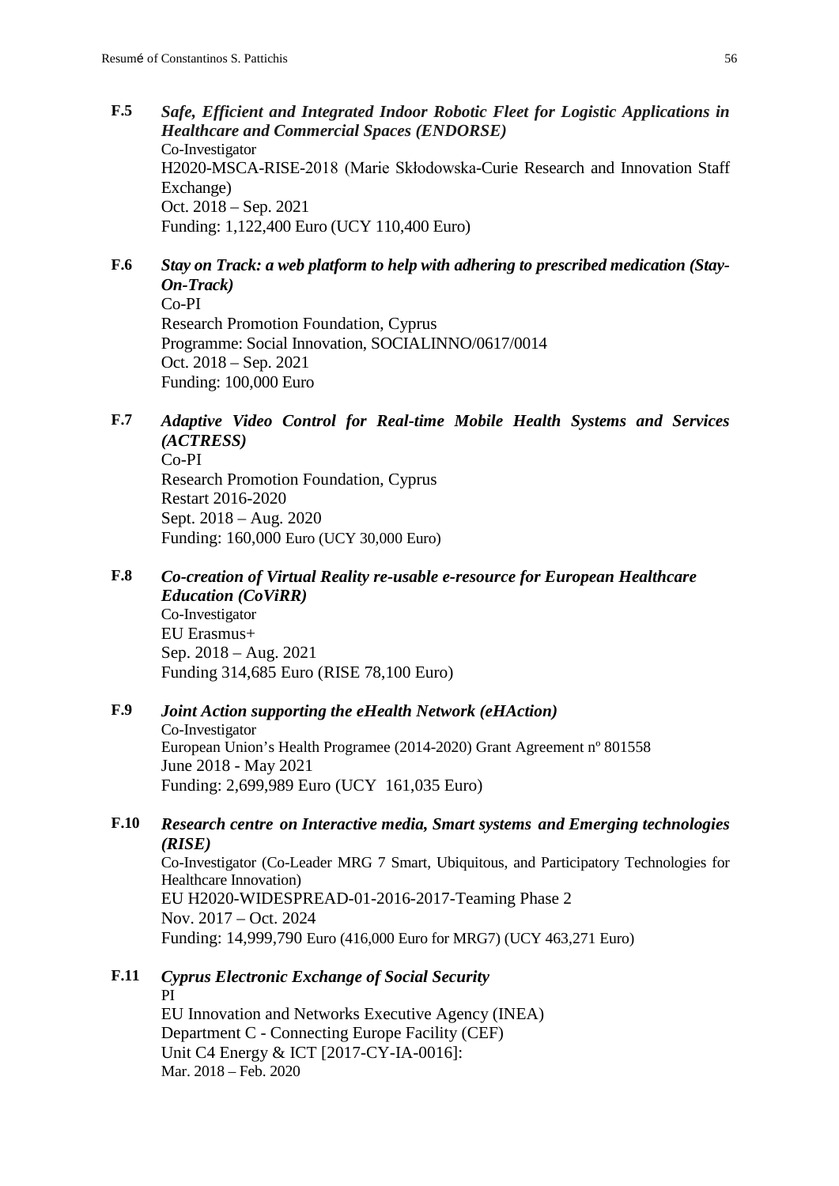**F.5** ***Safe, Efficient and Integrated Indoor Robotic Fleet for Logistic Applications in Healthcare and Commercial Spaces (ENDORSE)***
Co-Investigator
H2020-MSCA-RISE-2018 (Marie Skłodowska-Curie Research and Innovation Staff Exchange)
Oct. 2018 – Sep. 2021
Funding: 1,122,400 Euro (UCY 110,400 Euro)

**F.6** ***Stay on Track: a web platform to help with adhering to prescribed medication (Stay-On-Track)***
Co-PI
Research Promotion Foundation, Cyprus
Programme: Social Innovation, SOCIALINNO/0617/0014
Oct. 2018 – Sep. 2021
Funding: 100,000 Euro

**F.7** ***Adaptive Video Control for Real-time Mobile Health Systems and Services (ACTRESS)***
Co-PI
Research Promotion Foundation, Cyprus
Restart 2016-2020
Sept. 2018 – Aug. 2020
Funding: 160,000 Euro (UCY 30,000 Euro)

**F.8** ***Co-creation of Virtual Reality re-usable e-resource for European Healthcare Education (CoViRR)***
Co-Investigator
EU Erasmus+
Sep. 2018 – Aug. 2021
Funding 314,685 Euro (RISE 78,100 Euro)

**F.9** ***Joint Action supporting the eHealth Network (eHAction)***
Co-Investigator
European Union's Health Programee (2014-2020) Grant Agreement nº 801558
June 2018 - May 2021
Funding: 2,699,989 Euro (UCY 161,035 Euro)

**F.10** ***Research centre on Interactive media, Smart systems and Emerging technologies (RISE)***
Co-Investigator (Co-Leader MRG 7 Smart, Ubiquitous, and Participatory Technologies for Healthcare Innovation)
EU H2020-WIDESPREAD-01-2016-2017-Teaming Phase 2
Nov. 2017 – Oct. 2024
Funding: 14,999,790 Euro (416,000 Euro for MRG7) (UCY 463,271 Euro)

**F.11** ***Cyprus Electronic Exchange of Social Security***
PI
EU Innovation and Networks Executive Agency (INEA)
Department C - Connecting Europe Facility (CEF)
Unit C4 Energy & ICT [2017-CY-IA-0016]:
Mar. 2018 – Feb. 2020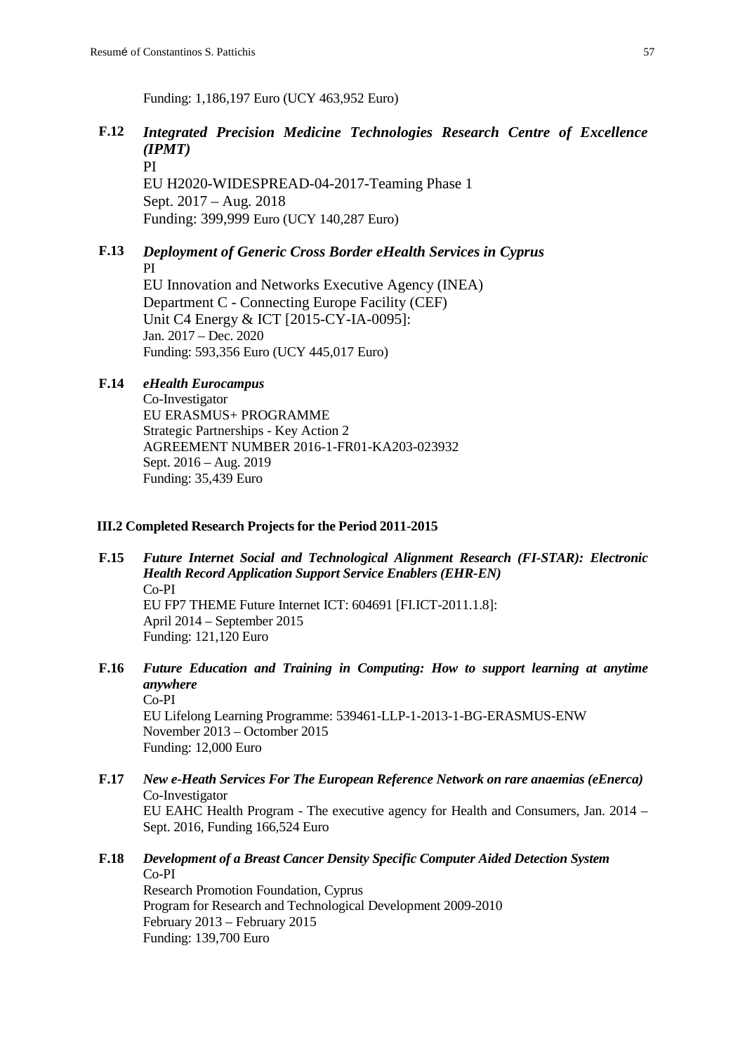Funding: 1,186,197 Euro (UCY 463,952 Euro)

**F.12** ***Integrated Precision Medicine Technologies Research Centre of Excellence (IPMT)***
PI
EU H2020-WIDESPREAD-04-2017-Teaming Phase 1
Sept. 2017 – Aug. 2018
Funding: 399,999 Euro (UCY 140,287 Euro)

**F.13** ***Deployment of Generic Cross Border eHealth Services in Cyprus***
PI
EU Innovation and Networks Executive Agency (INEA)
Department C - Connecting Europe Facility (CEF)
Unit C4 Energy & ICT [2015-CY-IA-0095]:
Jan. 2017 – Dec. 2020
Funding: 593,356 Euro (UCY 445,017 Euro)

**F.14** ***eHealth Eurocampus***
Co-Investigator
EU ERASMUS+ PROGRAMME
Strategic Partnerships - Key Action 2
AGREEMENT NUMBER 2016-1-FR01-KA203-023932
Sept. 2016 – Aug. 2019
Funding: 35,439 Euro

### III.2 Completed Research Projects for the Period 2011-2015

**F.15** ***Future Internet Social and Technological Alignment Research (FI-STAR): Electronic Health Record Application Support Service Enablers (EHR-EN)***
Co-PI
EU FP7 THEME Future Internet ICT: 604691 [FI.ICT-2011.1.8]:
April 2014 – September 2015
Funding: 121,120 Euro

**F.16** ***Future Education and Training in Computing: How to support learning at anytime anywhere***
Co-PI
EU Lifelong Learning Programme: 539461-LLP-1-2013-1-BG-ERASMUS-ENW
November 2013 – Octomber 2015
Funding: 12,000 Euro

**F.17** ***New e-Heath Services For The European Reference Network on rare anaemias (eEnerca)***
Co-Investigator
EU EAHC Health Program - The executive agency for Health and Consumers, Jan. 2014 – Sept. 2016, Funding 166,524 Euro

**F.18** ***Development of a Breast Cancer Density Specific Computer Aided Detection System***
Co-PI
Research Promotion Foundation, Cyprus
Program for Research and Technological Development 2009-2010
February 2013 – February 2015
Funding: 139,700 Euro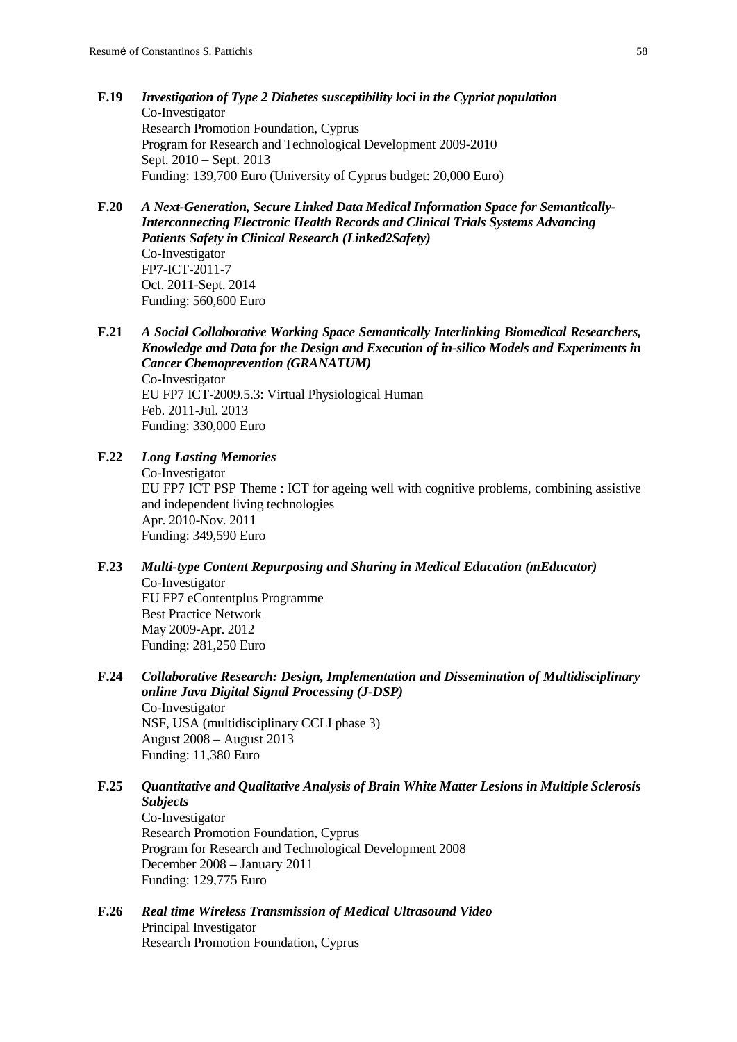**F.19** ***Investigation of Type 2 Diabetes susceptibility loci in the Cypriot population***
Co-Investigator
Research Promotion Foundation, Cyprus
Program for Research and Technological Development 2009-2010
Sept. 2010 – Sept. 2013
Funding: 139,700 Euro (University of Cyprus budget: 20,000 Euro)

**F.20** ***A Next-Generation, Secure Linked Data Medical Information Space for Semantically-Interconnecting Electronic Health Records and Clinical Trials Systems Advancing Patients Safety in Clinical Research (Linked2Safety)***
Co-Investigator
FP7-ICT-2011-7
Oct. 2011-Sept. 2014
Funding: 560,600 Euro

**F.21** ***A Social Collaborative Working Space Semantically Interlinking Biomedical Researchers, Knowledge and Data for the Design and Execution of in-silico Models and Experiments in Cancer Chemoprevention (GRANATUM)***
Co-Investigator
EU FP7 ICT-2009.5.3: Virtual Physiological Human
Feb. 2011-Jul. 2013
Funding: 330,000 Euro

**F.22** ***Long Lasting Memories***
Co-Investigator
EU FP7 ICT PSP Theme : ICT for ageing well with cognitive problems, combining assistive and independent living technologies
Apr. 2010-Nov. 2011
Funding: 349,590 Euro

**F.23** ***Multi-type Content Repurposing and Sharing in Medical Education (mEducator)***
Co-Investigator
EU FP7 eContentplus Programme
Best Practice Network
May 2009-Apr. 2012
Funding: 281,250 Euro

**F.24** ***Collaborative Research: Design, Implementation and Dissemination of Multidisciplinary online Java Digital Signal Processing (J-DSP)***
Co-Investigator
NSF, USA (multidisciplinary CCLI phase 3)
August 2008 – August 2013
Funding: 11,380 Euro

**F.25** ***Quantitative and Qualitative Analysis of Brain White Matter Lesions in Multiple Sclerosis Subjects***
Co-Investigator
Research Promotion Foundation, Cyprus
Program for Research and Technological Development 2008
December 2008 – January 2011
Funding: 129,775 Euro

**F.26** ***Real time Wireless Transmission of Medical Ultrasound Video***
Principal Investigator
Research Promotion Foundation, Cyprus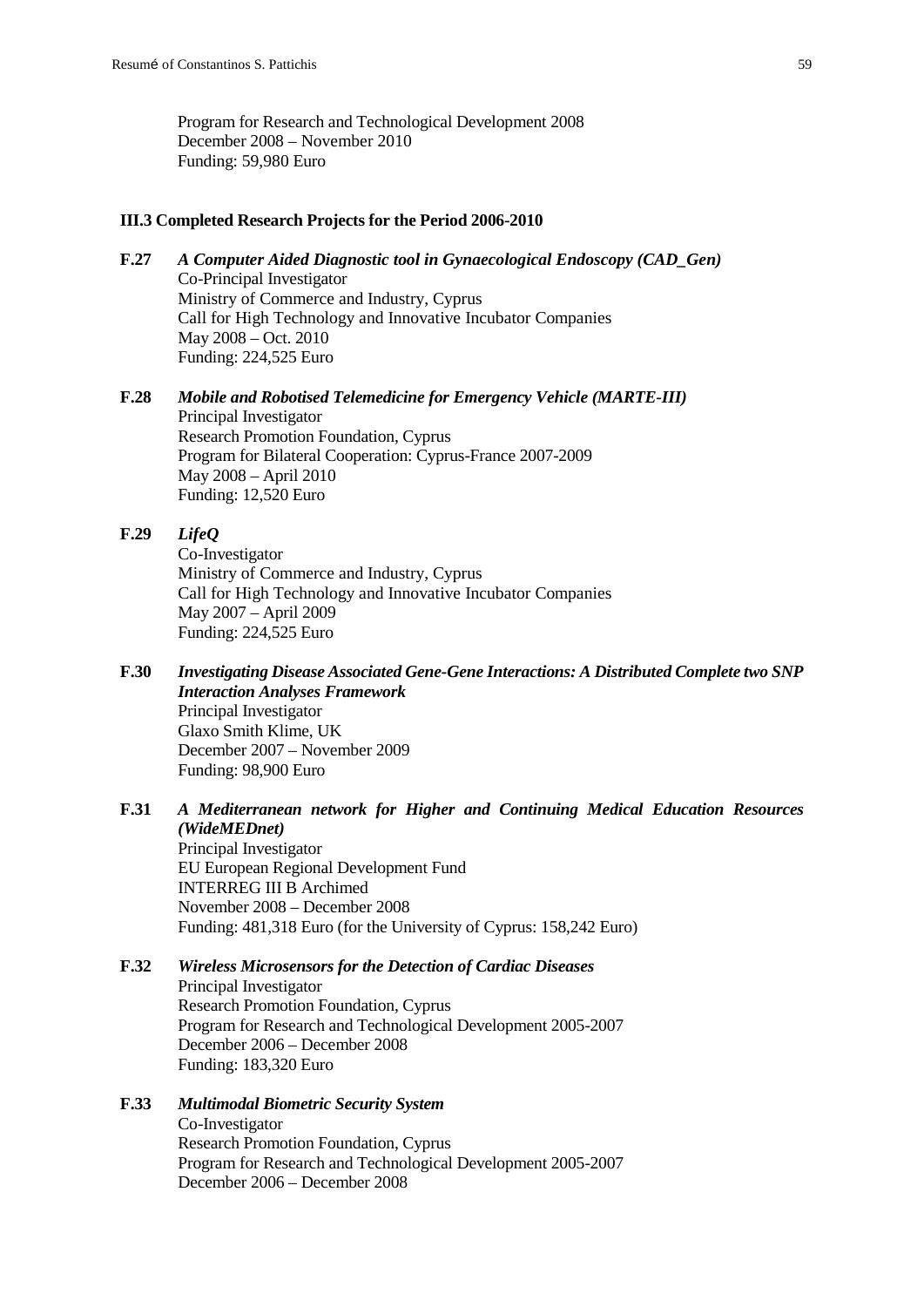Program for Research and Technological Development 2008
December 2008 – November 2010
Funding: 59,980 Euro

### III.3 Completed Research Projects for the Period 2006-2010

**F.27** ***A Computer Aided Diagnostic tool in Gynaecological Endoscopy (CAD_Gen)***
Co-Principal Investigator
Ministry of Commerce and Industry, Cyprus
Call for High Technology and Innovative Incubator Companies
May 2008 – Oct. 2010
Funding: 224,525 Euro

**F.28** ***Mobile and Robotised Telemedicine for Emergency Vehicle (MARTE-III)***
Principal Investigator
Research Promotion Foundation, Cyprus
Program for Bilateral Cooperation: Cyprus-France 2007-2009
May 2008 – April 2010
Funding: 12,520 Euro

**F.29** ***LifeQ***
Co-Investigator
Ministry of Commerce and Industry, Cyprus
Call for High Technology and Innovative Incubator Companies
May 2007 – April 2009
Funding: 224,525 Euro

**F.30** ***Investigating Disease Associated Gene-Gene Interactions: A Distributed Complete two SNP Interaction Analyses Framework***
Principal Investigator
Glaxo Smith Klime, UK
December 2007 – November 2009
Funding: 98,900 Euro

**F.31** ***A Mediterranean network for Higher and Continuing Medical Education Resources (WideMEDnet)***
Principal Investigator
EU European Regional Development Fund
INTERREG III B Archimed
November 2008 – December 2008
Funding: 481,318 Euro (for the University of Cyprus: 158,242 Euro)

**F.32** ***Wireless Microsensors for the Detection of Cardiac Diseases***
Principal Investigator
Research Promotion Foundation, Cyprus
Program for Research and Technological Development 2005-2007
December 2006 – December 2008
Funding: 183,320 Euro

**F.33** ***Multimodal Biometric Security System***
Co-Investigator
Research Promotion Foundation, Cyprus
Program for Research and Technological Development 2005-2007
December 2006 – December 2008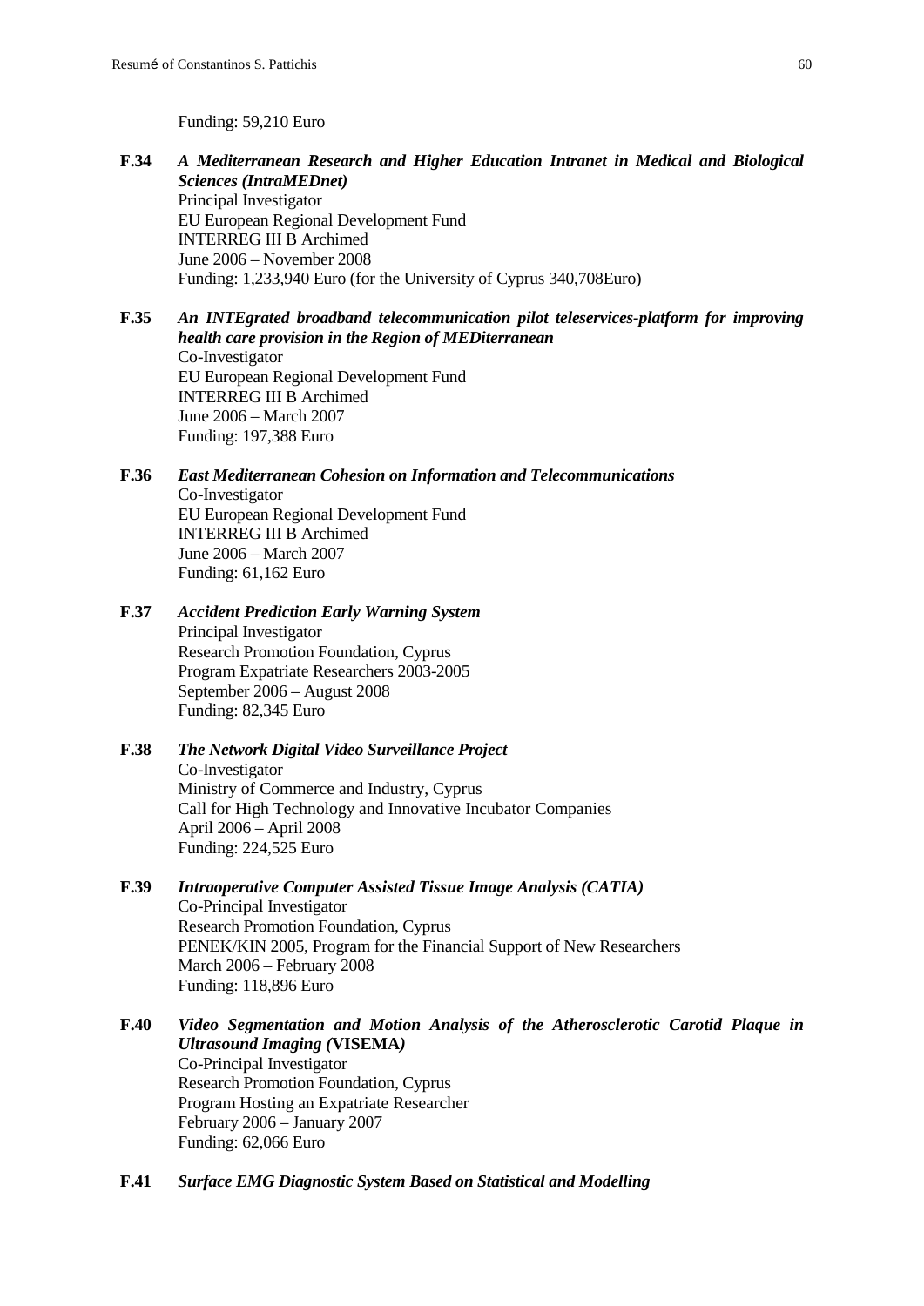Funding: 59,210 Euro

**F.34** ***A Mediterranean Research and Higher Education Intranet in Medical and Biological Sciences (IntraMEDnet)***
Principal Investigator
EU European Regional Development Fund
INTERREG III B Archimed
June 2006 – November 2008
Funding: 1,233,940 Euro (for the University of Cyprus 340,708Euro)

**F.35** ***An INTEgrated broadband telecommunication pilot teleservices-platform for improving health care provision in the Region of MEDiterranean***
Co-Investigator
EU European Regional Development Fund
INTERREG III B Archimed
June 2006 – March 2007
Funding: 197,388 Euro

**F.36** ***East Mediterranean Cohesion on Information and Telecommunications***
Co-Investigator
EU European Regional Development Fund
INTERREG III B Archimed
June 2006 – March 2007
Funding: 61,162 Euro

**F.37** ***Accident Prediction Early Warning System***
Principal Investigator
Research Promotion Foundation, Cyprus
Program Expatriate Researchers 2003-2005
September 2006 – August 2008
Funding: 82,345 Euro

**F.38** ***The Network Digital Video Surveillance Project***
Co-Investigator
Ministry of Commerce and Industry, Cyprus
Call for High Technology and Innovative Incubator Companies
April 2006 – April 2008
Funding: 224,525 Euro

**F.39** ***Intraoperative Computer Assisted Tissue Image Analysis (CATIA)***
Co-Principal Investigator
Research Promotion Foundation, Cyprus
PENEK/KIN 2005, Program for the Financial Support of New Researchers
March 2006 – February 2008
Funding: 118,896 Euro

**F.40** ***Video Segmentation and Motion Analysis of the Atherosclerotic Carotid Plaque in Ultrasound Imaging (*****VISEMA*****)***
Co-Principal Investigator
Research Promotion Foundation, Cyprus
Program Hosting an Expatriate Researcher
February 2006 – January 2007
Funding: 62,066 Euro

**F.41** ***Surface EMG Diagnostic System Based on Statistical and Modelling***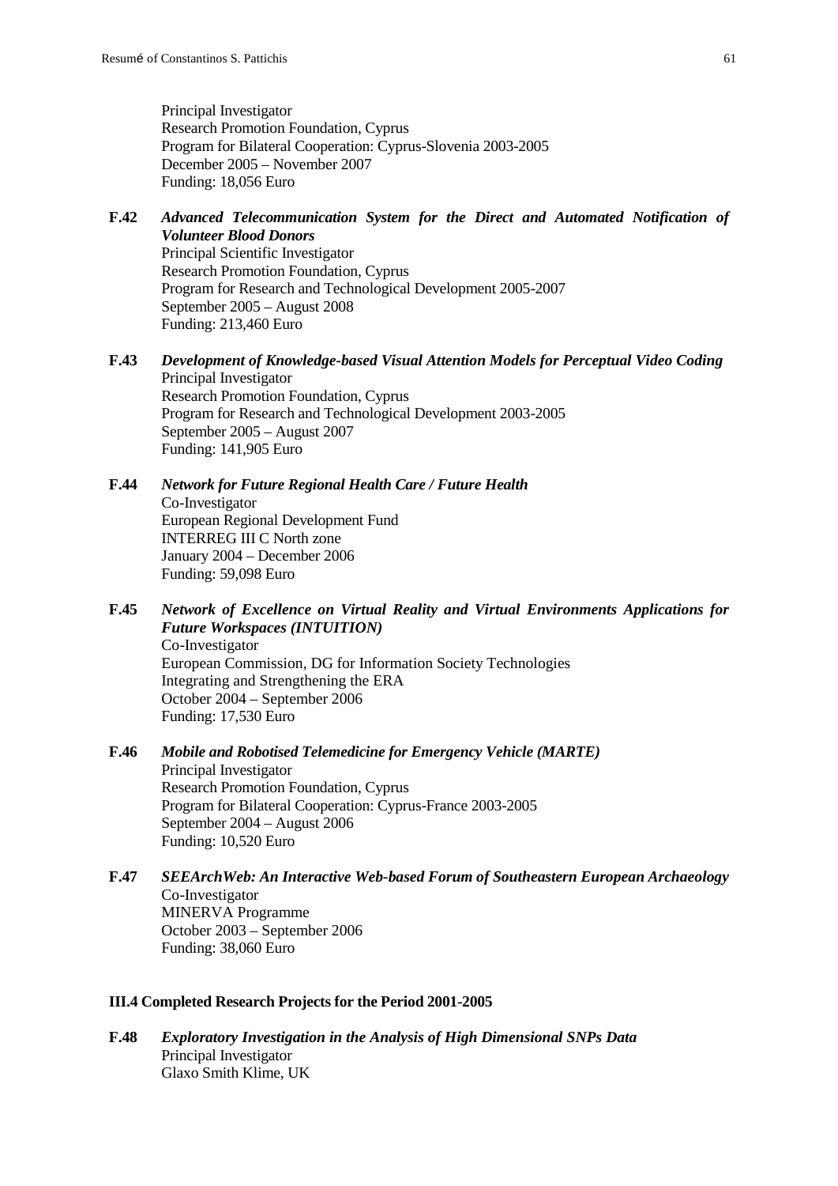Principal Investigator
Research Promotion Foundation, Cyprus
Program for Bilateral Cooperation: Cyprus-Slovenia 2003-2005
December 2005 – November 2007
Funding: 18,056 Euro

**F.42** ***Advanced Telecommunication System for the Direct and Automated Notification of Volunteer Blood Donors***
Principal Scientific Investigator
Research Promotion Foundation, Cyprus
Program for Research and Technological Development 2005-2007
September 2005 – August 2008
Funding: 213,460 Euro

**F.43** ***Development of Knowledge-based Visual Attention Models for Perceptual Video Coding***
Principal Investigator
Research Promotion Foundation, Cyprus
Program for Research and Technological Development 2003-2005
September 2005 – August 2007
Funding: 141,905 Euro

**F.44** ***Network for Future Regional Health Care / Future Health***
Co-Investigator
European Regional Development Fund
INTERREG III C North zone
January 2004 – December 2006
Funding: 59,098 Euro

**F.45** ***Network of Excellence on Virtual Reality and Virtual Environments Applications for Future Workspaces (INTUITION)***
Co-Investigator
European Commission, DG for Information Society Technologies
Integrating and Strengthening the ERA
October 2004 – September 2006
Funding: 17,530 Euro

**F.46** ***Mobile and Robotised Telemedicine for Emergency Vehicle (MARTE)***
Principal Investigator
Research Promotion Foundation, Cyprus
Program for Bilateral Cooperation: Cyprus-France 2003-2005
September 2004 – August 2006
Funding: 10,520 Euro

**F.47** ***SEEArchWeb: An Interactive Web-based Forum of Southeastern European Archaeology***
Co-Investigator
MINERVA Programme
October 2003 – September 2006
Funding: 38,060 Euro

### III.4 Completed Research Projects for the Period 2001-2005

**F.48** ***Exploratory Investigation in the Analysis of High Dimensional SNPs Data***
Principal Investigator
Glaxo Smith Klime, UK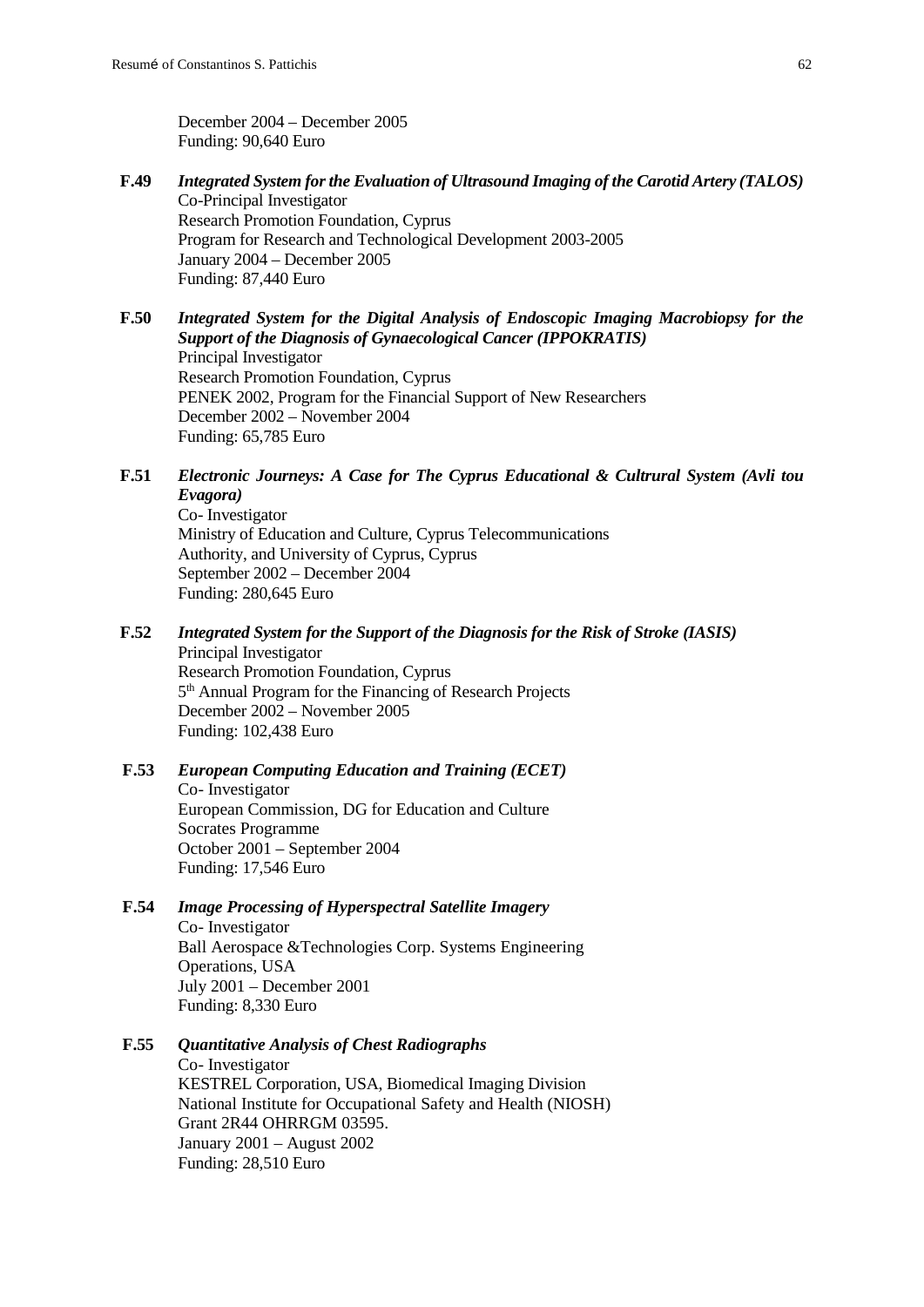December 2004 – December 2005
Funding: 90,640 Euro

**F.49** ***Integrated System for the Evaluation of Ultrasound Imaging of the Carotid Artery (TALOS)***
Co-Principal Investigator
Research Promotion Foundation, Cyprus
Program for Research and Technological Development 2003-2005
January 2004 – December 2005
Funding: 87,440 Euro

**F.50** ***Integrated System for the Digital Analysis of Endoscopic Imaging Macrobiopsy for the Support of the Diagnosis of Gynaecological Cancer (IPPOKRATIS)***
Principal Investigator
Research Promotion Foundation, Cyprus
PENEK 2002, Program for the Financial Support of New Researchers
December 2002 – November 2004
Funding: 65,785 Euro

**F.51** ***Electronic Journeys: A Case for The Cyprus Educational & Cultrural System (Avli tou Evagora)***
Co- Investigator
Ministry of Education and Culture, Cyprus Telecommunications
Authority, and University of Cyprus, Cyprus
September 2002 – December 2004
Funding: 280,645 Euro

**F.52** ***Integrated System for the Support of the Diagnosis for the Risk of Stroke (IASIS)***
Principal Investigator
Research Promotion Foundation, Cyprus
5th Annual Program for the Financing of Research Projects
December 2002 – November 2005
Funding: 102,438 Euro

**F.53** ***European Computing Education and Training (ECET)***
Co- Investigator
European Commission, DG for Education and Culture
Socrates Programme
October 2001 – September 2004
Funding: 17,546 Euro

**F.54** ***Image Processing of Hyperspectral Satellite Imagery***
Co- Investigator
Ball Aerospace &Technologies Corp. Systems Engineering
Operations, USA
July 2001 – December 2001
Funding: 8,330 Euro

**F.55** ***Quantitative Analysis of Chest Radiographs***
Co- Investigator
KESTREL Corporation, USA, Biomedical Imaging Division
National Institute for Occupational Safety and Health (NIOSH)
Grant 2R44 OHRRGM 03595.
January 2001 – August 2002
Funding: 28,510 Euro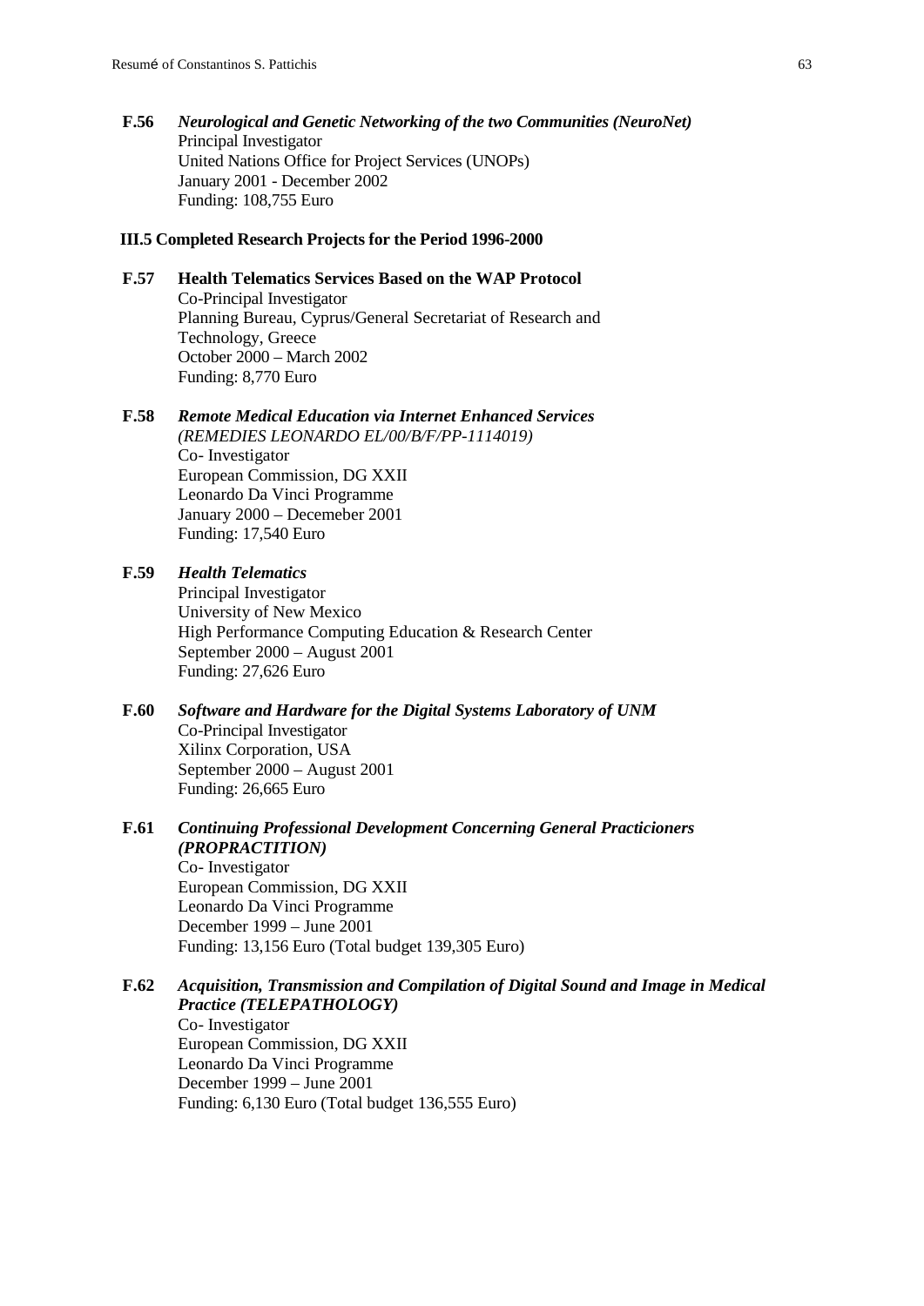**F.56** ***Neurological and Genetic Networking of the two Communities (NeuroNet)***
Principal Investigator
United Nations Office for Project Services (UNOPs)
January 2001 - December 2002
Funding: 108,755 Euro

### III.5 Completed Research Projects for the Period 1996-2000

**F.57** **Health Telematics Services Based on the WAP Protocol**
Co-Principal Investigator
Planning Bureau, Cyprus/General Secretariat of Research and Technology, Greece
October 2000 – March 2002
Funding: 8,770 Euro

**F.58** ***Remote Medical Education via Internet Enhanced Services***
*(REMEDIES LEONARDO EL/00/B/F/PP-1114019)*
Co- Investigator
European Commission, DG XXII
Leonardo Da Vinci Programme
January 2000 – Decemeber 2001
Funding: 17,540 Euro

**F.59** ***Health Telematics***
Principal Investigator
University of New Mexico
High Performance Computing Education & Research Center
September 2000 – August 2001
Funding: 27,626 Euro

**F.60** ***Software and Hardware for the Digital Systems Laboratory of UNM***
Co-Principal Investigator
Xilinx Corporation, USA
September 2000 – August 2001
Funding: 26,665 Euro

**F.61** ***Continuing Professional Development Concerning General Practicioners (PROPRACTITION)***
Co- Investigator
European Commission, DG XXII
Leonardo Da Vinci Programme
December 1999 – June 2001
Funding: 13,156 Euro (Total budget 139,305 Euro)

**F.62** ***Acquisition, Transmission and Compilation of Digital Sound and Image in Medical Practice (TELEPATHOLOGY)***
Co- Investigator
European Commission, DG XXII
Leonardo Da Vinci Programme
December 1999 – June 2001
Funding: 6,130 Euro (Total budget 136,555 Euro)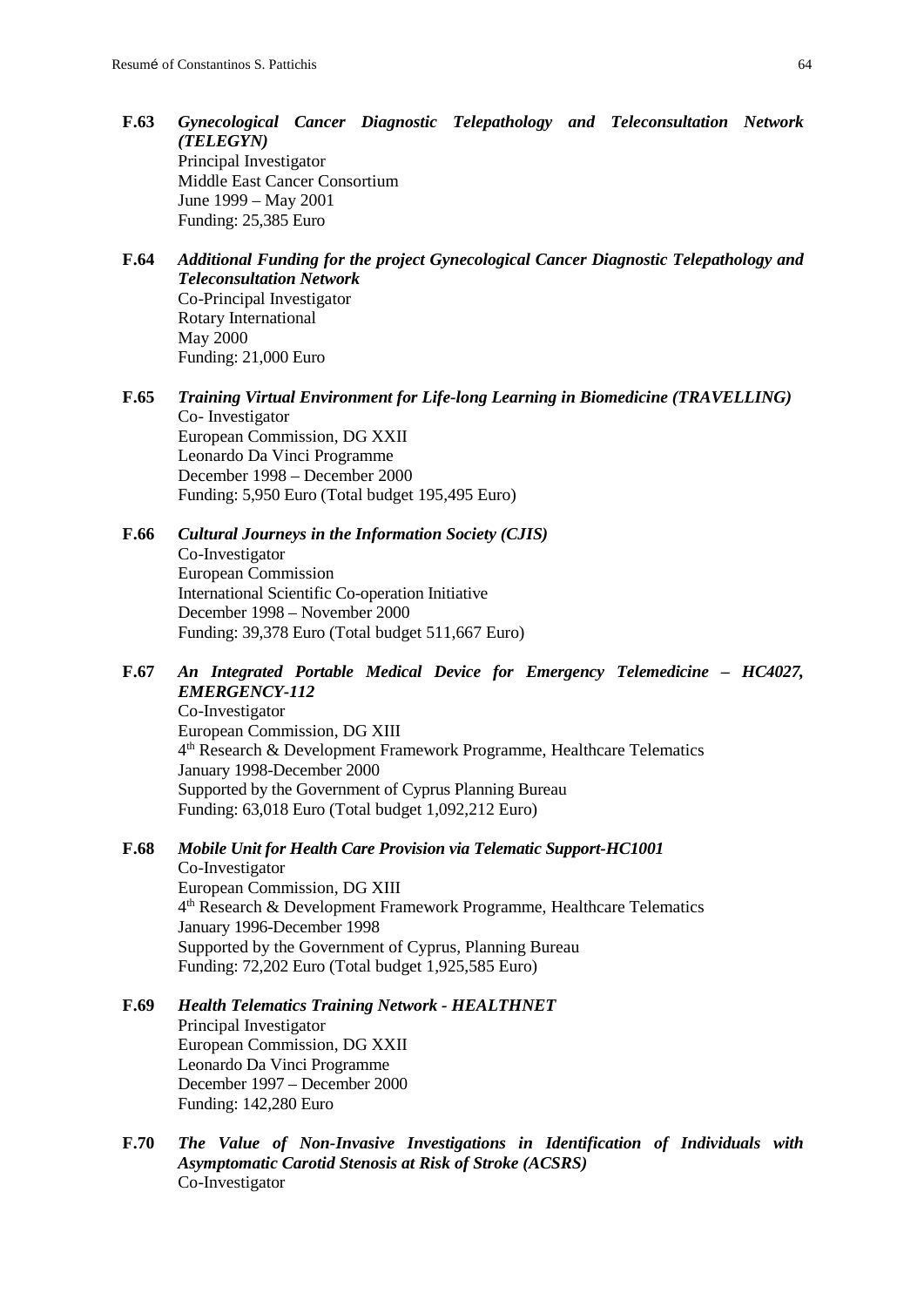**F.63** ***Gynecological Cancer Diagnostic Telepathology and Teleconsultation Network (TELEGYN)***
Principal Investigator
Middle East Cancer Consortium
June 1999 – May 2001
Funding: 25,385 Euro

**F.64** ***Additional Funding for the project Gynecological Cancer Diagnostic Telepathology and Teleconsultation Network***
Co-Principal Investigator
Rotary International
May 2000
Funding: 21,000 Euro

**F.65** ***Training Virtual Environment for Life-long Learning in Biomedicine (TRAVELLING)***
Co- Investigator
European Commission, DG XXII
Leonardo Da Vinci Programme
December 1998 – December 2000
Funding: 5,950 Euro (Total budget 195,495 Euro)

**F.66** ***Cultural Journeys in the Information Society (CJIS)***
Co-Investigator
European Commission
International Scientific Co-operation Initiative
December 1998 – November 2000
Funding: 39,378 Euro (Total budget 511,667 Euro)

**F.67** ***An Integrated Portable Medical Device for Emergency Telemedicine – HC4027, EMERGENCY-112***
Co-Investigator
European Commission, DG XIII
4th Research & Development Framework Programme, Healthcare Telematics
January 1998-December 2000
Supported by the Government of Cyprus Planning Bureau
Funding: 63,018 Euro (Total budget 1,092,212 Euro)

**F.68** ***Mobile Unit for Health Care Provision via Telematic Support-HC1001***
Co-Investigator
European Commission, DG XIII
4th Research & Development Framework Programme, Healthcare Telematics
January 1996-December 1998
Supported by the Government of Cyprus, Planning Bureau
Funding: 72,202 Euro (Total budget 1,925,585 Euro)

**F.69** ***Health Telematics Training Network - HEALTHNET***
Principal Investigator
European Commission, DG XXII
Leonardo Da Vinci Programme
December 1997 – December 2000
Funding: 142,280 Euro

**F.70** ***The Value of Non-Invasive Investigations in Identification of Individuals with Asymptomatic Carotid Stenosis at Risk of Stroke (ACSRS)***
Co-Investigator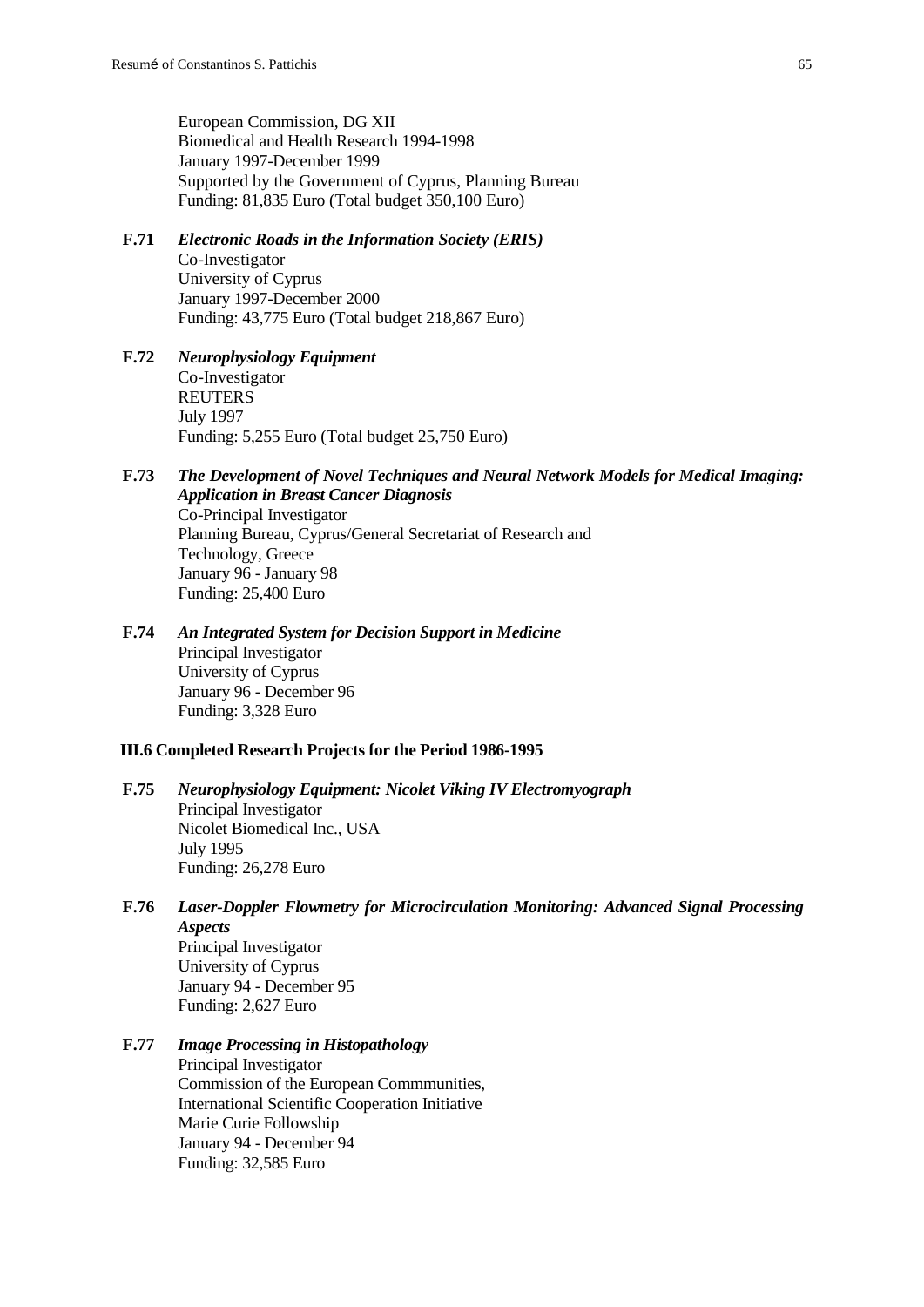European Commission, DG XII
Biomedical and Health Research 1994-1998
January 1997-December 1999
Supported by the Government of Cyprus, Planning Bureau
Funding: 81,835 Euro (Total budget 350,100 Euro)

**F.71** ***Electronic Roads in the Information Society (ERIS)***
Co-Investigator
University of Cyprus
January 1997-December 2000
Funding: 43,775 Euro (Total budget 218,867 Euro)

**F.72** ***Neurophysiology Equipment***
Co-Investigator
REUTERS
July 1997
Funding: 5,255 Euro (Total budget 25,750 Euro)

**F.73** ***The Development of Novel Techniques and Neural Network Models for Medical Imaging: Application in Breast Cancer Diagnosis***
Co-Principal Investigator
Planning Bureau, Cyprus/General Secretariat of Research and Technology, Greece
January 96 - January 98
Funding: 25,400 Euro

**F.74** ***An Integrated System for Decision Support in Medicine***
Principal Investigator
University of Cyprus
January 96 - December 96
Funding: 3,328 Euro

### III.6 Completed Research Projects for the Period 1986-1995

**F.75** ***Neurophysiology Equipment: Nicolet Viking IV Electromyograph***
Principal Investigator
Nicolet Biomedical Inc., USA
July 1995
Funding: 26,278 Euro

**F.76** ***Laser-Doppler Flowmetry for Microcirculation Monitoring: Advanced Signal Processing Aspects***
Principal Investigator
University of Cyprus
January 94 - December 95
Funding: 2,627 Euro

**F.77** ***Image Processing in Histopathology***
Principal Investigator
Commission of the European Commmunities,
International Scientific Cooperation Initiative
Marie Curie Followship
January 94 - December 94
Funding: 32,585 Euro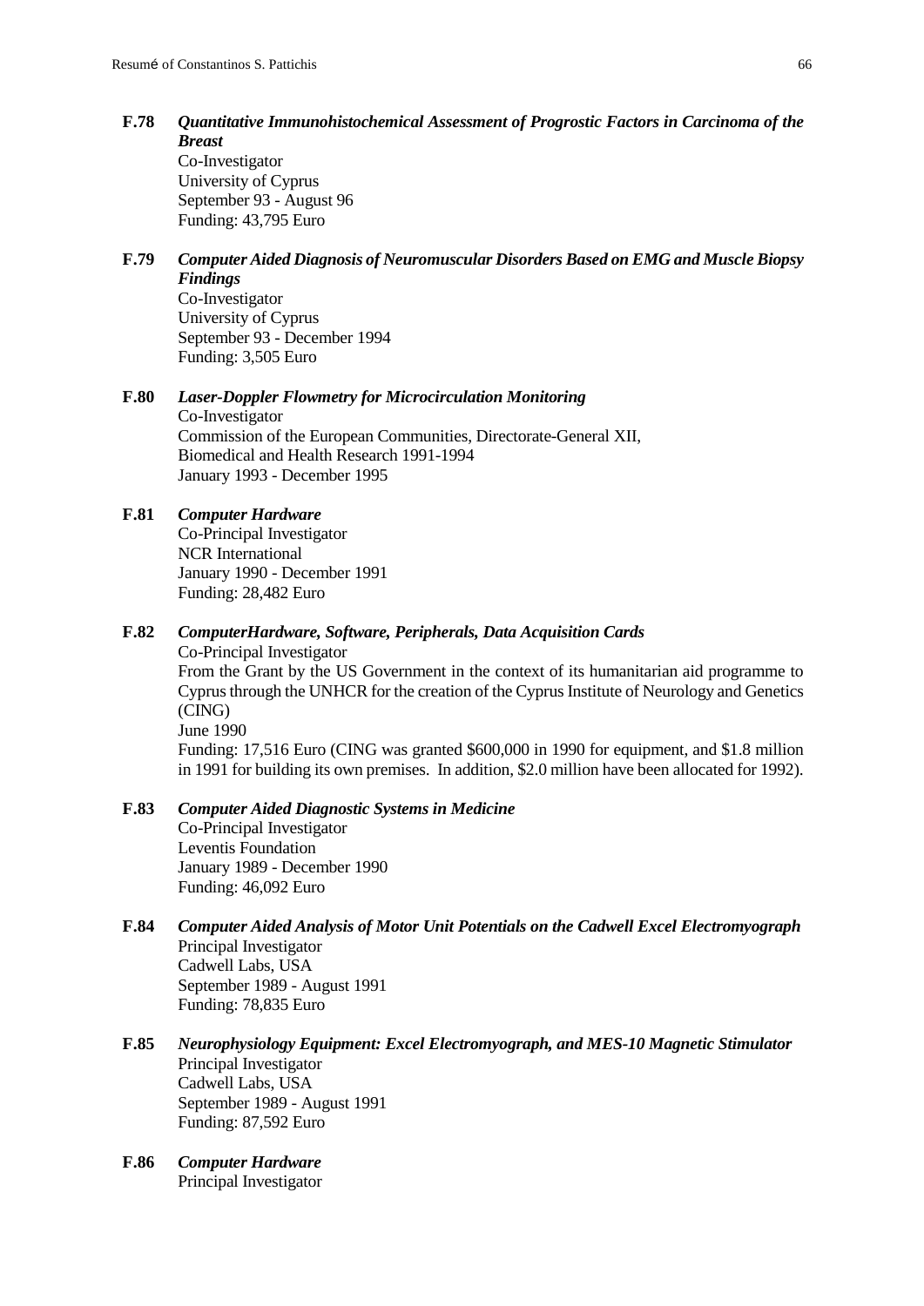**F.78** ***Quantitative Immunohistochemical Assessment of Progrostic Factors in Carcinoma of the Breast***
Co-Investigator
University of Cyprus
September 93 - August 96
Funding: 43,795 Euro

**F.79** ***Computer Aided Diagnosis of Neuromuscular Disorders Based on EMG and Muscle Biopsy Findings***
Co-Investigator
University of Cyprus
September 93 - December 1994
Funding: 3,505 Euro

**F.80** ***Laser-Doppler Flowmetry for Microcirculation Monitoring***
Co-Investigator
Commission of the European Communities, Directorate-General XII,
Biomedical and Health Research 1991-1994
January 1993 - December 1995

**F.81** ***Computer Hardware***
Co-Principal Investigator
NCR International
January 1990 - December 1991
Funding: 28,482 Euro

**F.82** ***ComputerHardware, Software, Peripherals, Data Acquisition Cards***
Co-Principal Investigator
From the Grant by the US Government in the context of its humanitarian aid programme to Cyprus through the UNHCR for the creation of the Cyprus Institute of Neurology and Genetics (CING)
June 1990
Funding: 17,516 Euro (CING was granted $600,000 in 1990 for equipment, and $1.8 million in 1991 for building its own premises. In addition, $2.0 million have been allocated for 1992).

**F.83** ***Computer Aided Diagnostic Systems in Medicine***
Co-Principal Investigator
Leventis Foundation
January 1989 - December 1990
Funding: 46,092 Euro

**F.84** ***Computer Aided Analysis of Motor Unit Potentials on the Cadwell Excel Electromyograph***
Principal Investigator
Cadwell Labs, USA
September 1989 - August 1991
Funding: 78,835 Euro

**F.85** ***Neurophysiology Equipment: Excel Electromyograph, and MES-10 Magnetic Stimulator***
Principal Investigator
Cadwell Labs, USA
September 1989 - August 1991
Funding: 87,592 Euro

**F.86** ***Computer Hardware***
Principal Investigator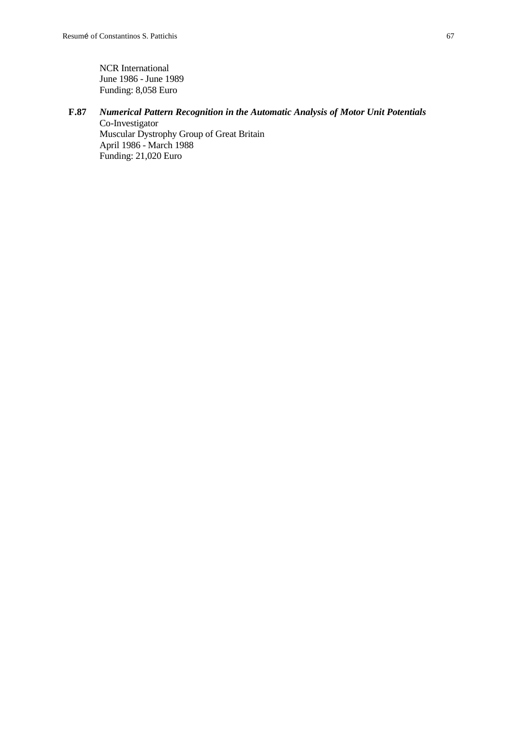NCR International
June 1986 - June 1989
Funding: 8,058 Euro

**F.87** ***Numerical Pattern Recognition in the Automatic Analysis of Motor Unit Potentials***
Co-Investigator
Muscular Dystrophy Group of Great Britain
April 1986 - March 1988
Funding: 21,020 Euro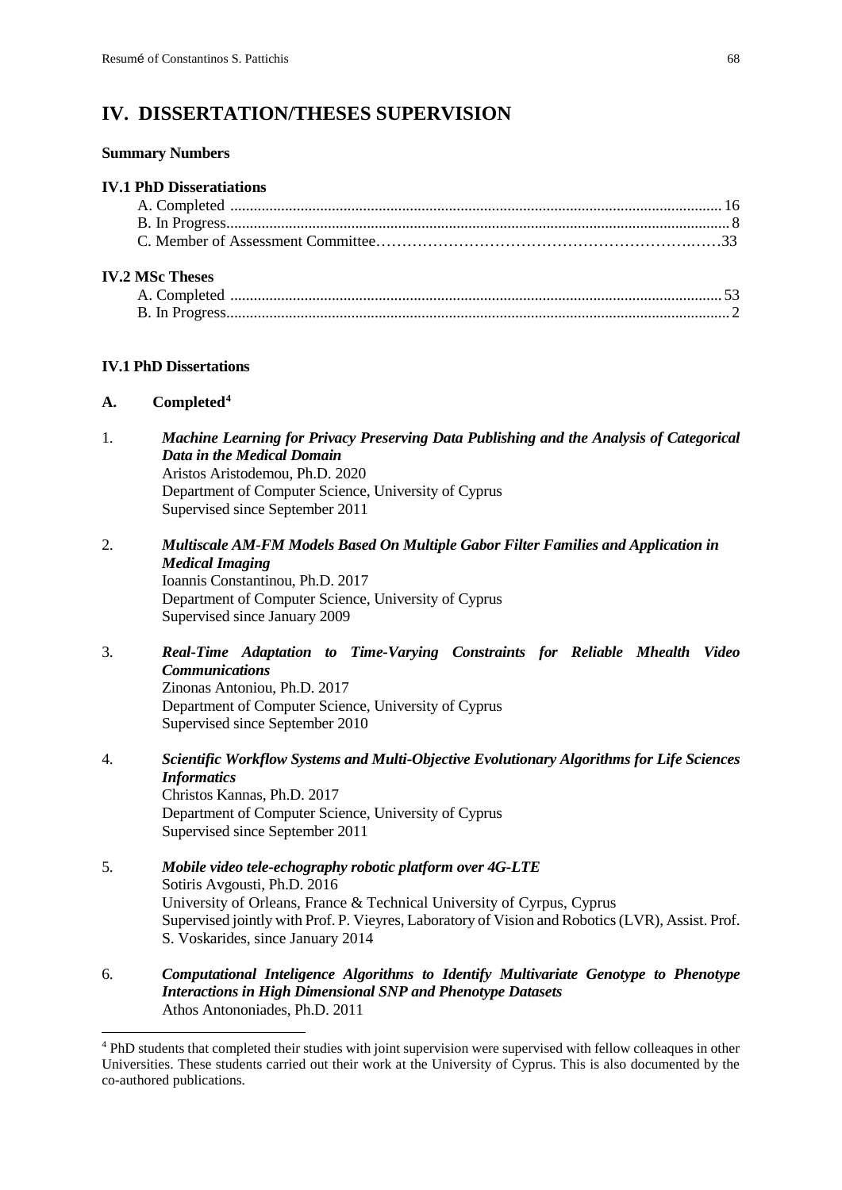# IV. DISSERTATION/THESES SUPERVISION

**Summary Numbers**

**IV.1 PhD Disseratiations**

A. Completed ............................................................................................................................ 16
B. In Progress................................................................................................................................ 8
C. Member of Assessment Committee………………………………………………………33

**IV.2 MSc Theses**

A. Completed ............................................................................................................................ 53
B. In Progress................................................................................................................................ 2

**IV.1 PhD Dissertations**

**A. Completed**[4]

1. ***Machine Learning for Privacy Preserving Data Publishing and the Analysis of Categorical Data in the Medical Domain***
   Aristos Aristodemou, Ph.D. 2020
   Department of Computer Science, University of Cyprus
   Supervised since September 2011

2. ***Multiscale AM-FM Models Based On Multiple Gabor Filter Families and Application in Medical Imaging***
   Ioannis Constantinou, Ph.D. 2017
   Department of Computer Science, University of Cyprus
   Supervised since January 2009

3. ***Real-Time Adaptation to Time-Varying Constraints for Reliable Mhealth Video Communications***
   Zinonas Antoniou, Ph.D. 2017
   Department of Computer Science, University of Cyprus
   Supervised since September 2010

4. ***Scientific Workflow Systems and Multi-Objective Evolutionary Algorithms for Life Sciences Informatics***
   Christos Kannas, Ph.D. 2017
   Department of Computer Science, University of Cyprus
   Supervised since September 2011

5. ***Mobile video tele-echography robotic platform over 4G-LTE***
   Sotiris Avgousti, Ph.D. 2016
   University of Orleans, France & Technical University of Cyrpus, Cyprus
   Supervised jointly with Prof. P. Vieyres, Laboratory of Vision and Robotics (LVR), Assist. Prof. S. Voskarides, since January 2014

6. ***Computational Inteligence Algorithms to Identify Multivariate Genotype to Phenotype Interactions in High Dimensional SNP and Phenotype Datasets***
   Athos Antononiades, Ph.D. 2011

[4] PhD students that completed their studies with joint supervision were supervised with fellow colleaques in other Universities. These students carried out their work at the University of Cyprus. This is also documented by the co-authored publications.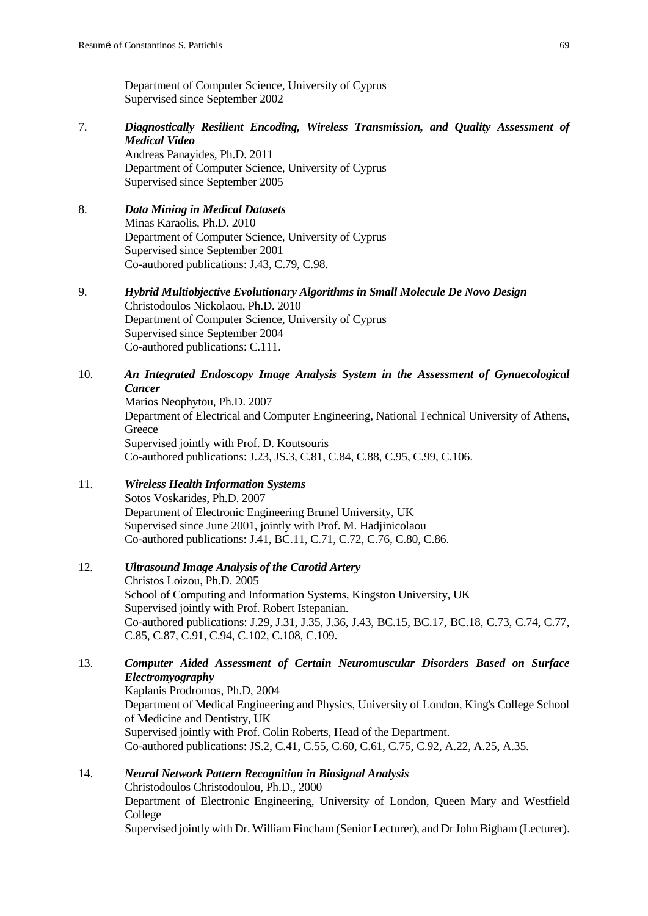Department of Computer Science, University of Cyprus
Supervised since September 2002

7. ***Diagnostically Resilient Encoding, Wireless Transmission, and Quality Assessment of Medical Video***
   Andreas Panayides, Ph.D. 2011
   Department of Computer Science, University of Cyprus
   Supervised since September 2005

8. ***Data Mining in Medical Datasets***
   Minas Karaolis, Ph.D. 2010
   Department of Computer Science, University of Cyprus
   Supervised since September 2001
   Co-authored publications: J.43, C.79, C.98.

9. ***Hybrid Multiobjective Evolutionary Algorithms in Small Molecule De Novo Design***
   Christodoulos Nickolaou, Ph.D. 2010
   Department of Computer Science, University of Cyprus
   Supervised since September 2004
   Co-authored publications: C.111.

10. ***An Integrated Endoscopy Image Analysis System in the Assessment of Gynaecological Cancer***
    Marios Neophytou, Ph.D. 2007
    Department of Electrical and Computer Engineering, National Technical University of Athens, Greece
    Supervised jointly with Prof. D. Koutsouris
    Co-authored publications: J.23, JS.3, C.81, C.84, C.88, C.95, C.99, C.106.

11. ***Wireless Health Information Systems***
    Sotos Voskarides, Ph.D. 2007
    Department of Electronic Engineering Brunel University, UK
    Supervised since June 2001, jointly with Prof. M. Hadjinicolaou
    Co-authored publications: J.41, BC.11, C.71, C.72, C.76, C.80, C.86.

12. ***Ultrasound Image Analysis of the Carotid Artery***
    Christos Loizou, Ph.D. 2005
    School of Computing and Information Systems, Kingston University, UK
    Supervised jointly with Prof. Robert Istepanian.
    Co-authored publications: J.29, J.31, J.35, J.36, J.43, BC.15, BC.17, BC.18, C.73, C.74, C.77, C.85, C.87, C.91, C.94, C.102, C.108, C.109.

13. ***Computer Aided Assessment of Certain Neuromuscular Disorders Based on Surface Electromyography***
    Kaplanis Prodromos, Ph.D, 2004
    Department of Medical Engineering and Physics, University of London, King's College School of Medicine and Dentistry, UK
    Supervised jointly with Prof. Colin Roberts, Head of the Department.
    Co-authored publications: JS.2, C.41, C.55, C.60, C.61, C.75, C.92, A.22, A.25, A.35.

14. ***Neural Network Pattern Recognition in Biosignal Analysis***
    Christodoulos Christodoulou, Ph.D., 2000
    Department of Electronic Engineering, University of London, Queen Mary and Westfield College
    Supervised jointly with Dr. William Fincham (Senior Lecturer), and Dr John Bigham (Lecturer).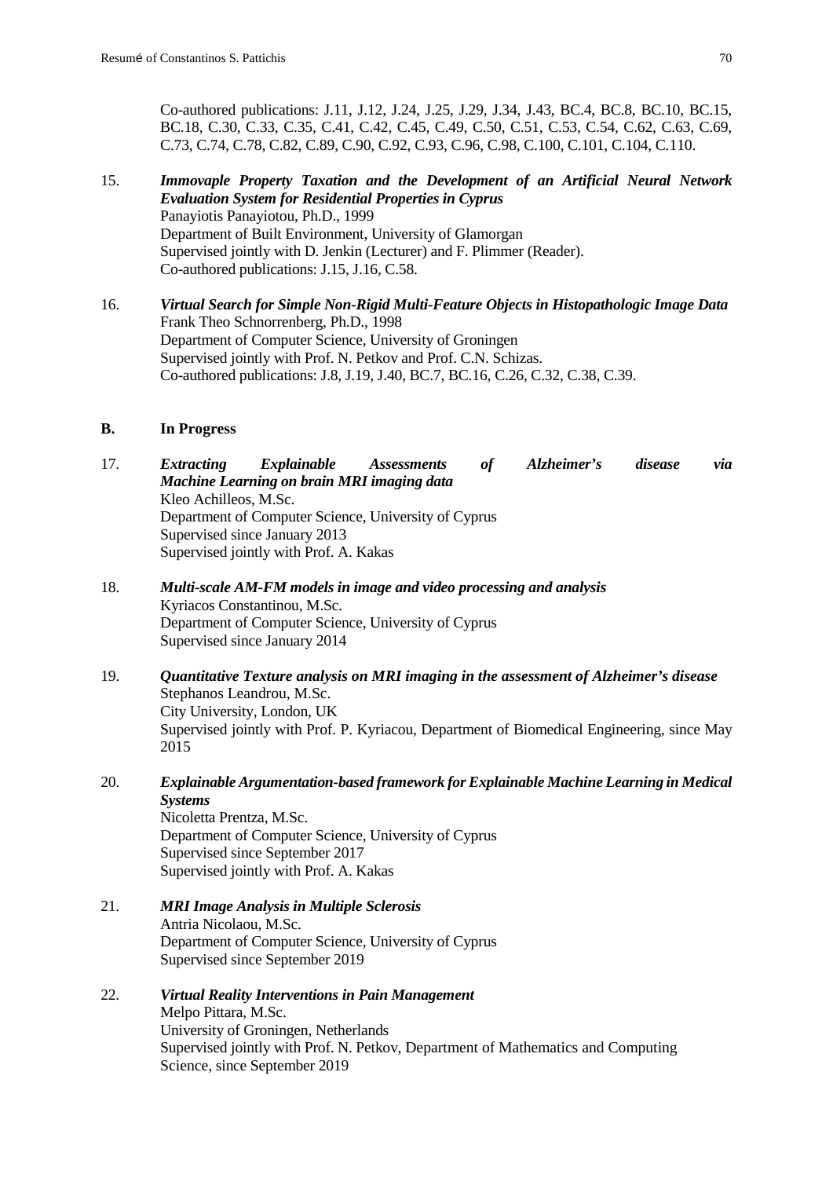Co-authored publications: J.11, J.12, J.24, J.25, J.29, J.34, J.43, BC.4, BC.8, BC.10, BC.15, BC.18, C.30, C.33, C.35, C.41, C.42, C.45, C.49, C.50, C.51, C.53, C.54, C.62, C.63, C.69, C.73, C.74, C.78, C.82, C.89, C.90, C.92, C.93, C.96, C.98, C.100, C.101, C.104, C.110.

15. ***Immovaple Property Taxation and the Development of an Artificial Neural Network Evaluation System for Residential Properties in Cyprus***
    Panayiotis Panayiotou, Ph.D., 1999
    Department of Built Environment, University of Glamorgan
    Supervised jointly with D. Jenkin (Lecturer) and F. Plimmer (Reader).
    Co-authored publications: J.15, J.16, C.58.

16. ***Virtual Search for Simple Non-Rigid Multi-Feature Objects in Histopathologic Image Data***
    Frank Theo Schnorrenberg, Ph.D., 1998
    Department of Computer Science, University of Groningen
    Supervised jointly with Prof. N. Petkov and Prof. C.N. Schizas.
    Co-authored publications: J.8, J.19, J.40, BC.7, BC.16, C.26, C.32, C.38, C.39.

## B. In Progress

17. ***Extracting Explainable Assessments of Alzheimer's disease via Machine Learning on brain MRI imaging data***
    Kleo Achilleos, M.Sc.
    Department of Computer Science, University of Cyprus
    Supervised since January 2013
    Supervised jointly with Prof. A. Kakas

18. ***Multi-scale AM-FM models in image and video processing and analysis***
    Kyriacos Constantinou, M.Sc.
    Department of Computer Science, University of Cyprus
    Supervised since January 2014

19. ***Quantitative Texture analysis on MRI imaging in the assessment of Alzheimer's disease***
    Stephanos Leandrou, M.Sc.
    City University, London, UK
    Supervised jointly with Prof. P. Kyriacou, Department of Biomedical Engineering, since May 2015

20. ***Explainable Argumentation-based framework for Explainable Machine Learning in Medical Systems***
    Nicoletta Prentza, M.Sc.
    Department of Computer Science, University of Cyprus
    Supervised since September 2017
    Supervised jointly with Prof. A. Kakas

21. ***MRI Image Analysis in Multiple Sclerosis***
    Antria Nicolaou, M.Sc.
    Department of Computer Science, University of Cyprus
    Supervised since September 2019

22. ***Virtual Reality Interventions in Pain Management***
    Melpo Pittara, M.Sc.
    University of Groningen, Netherlands
    Supervised jointly with Prof. N. Petkov, Department of Mathematics and Computing Science, since September 2019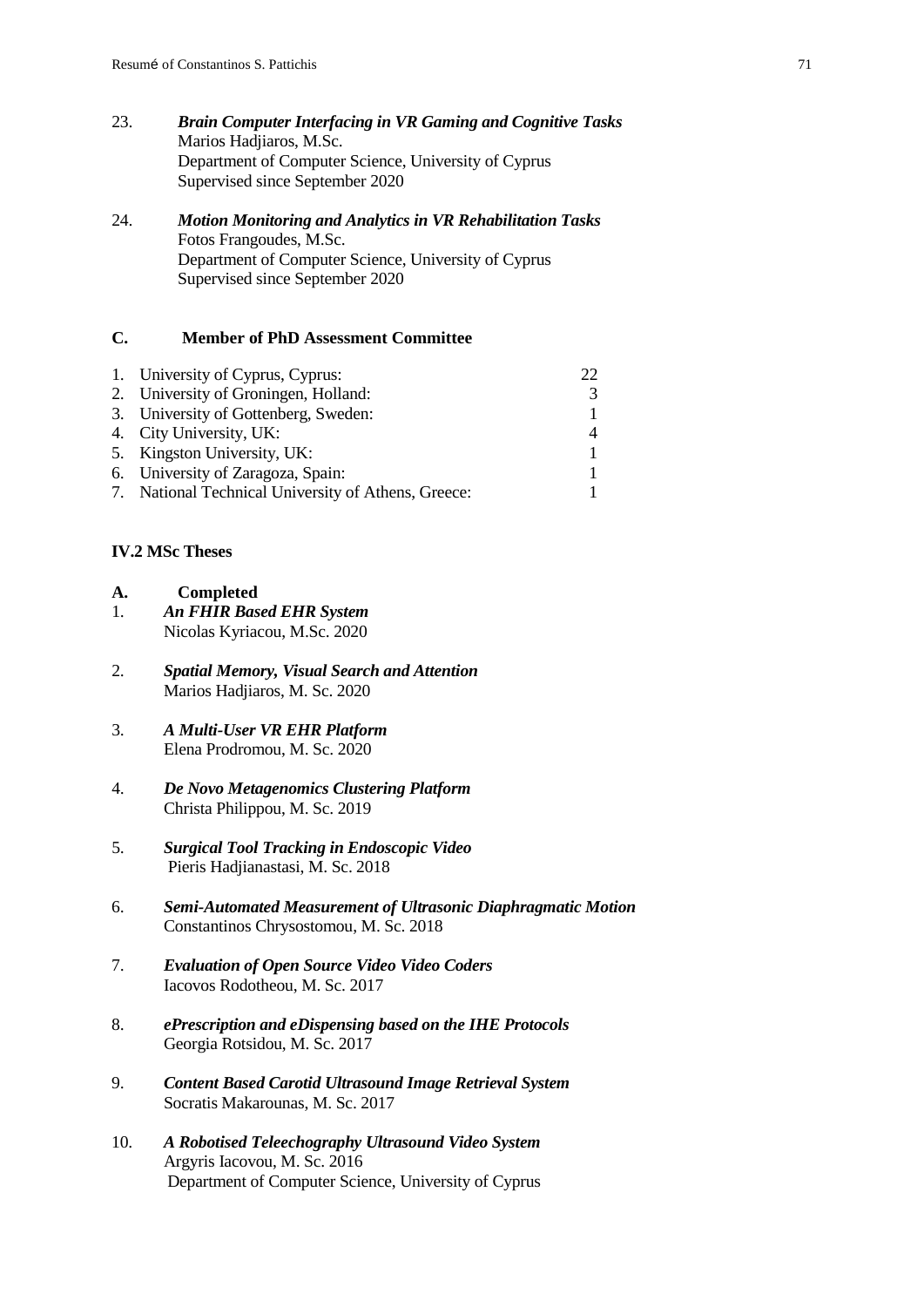23. ***Brain Computer Interfacing in VR Gaming and Cognitive Tasks***
    Marios Hadjiaros, M.Sc.
    Department of Computer Science, University of Cyprus
    Supervised since September 2020

24. ***Motion Monitoring and Analytics in VR Rehabilitation Tasks***
    Fotos Frangoudes, M.Sc.
    Department of Computer Science, University of Cyprus
    Supervised since September 2020

### C. Member of PhD Assessment Committee

| | |
|---|---|
| 1. University of Cyprus, Cyprus: | 22 |
| 2. University of Groningen, Holland: | 3 |
| 3. University of Gottenberg, Sweden: | 1 |
| 4. City University, UK: | 4 |
| 5. Kingston University, UK: | 1 |
| 6. University of Zaragoza, Spain: | 1 |
| 7. National Technical University of Athens, Greece: | 1 |

## IV.2 MSc Theses

### A. Completed

1. ***An FHIR Based EHR System***
   Nicolas Kyriacou, M.Sc. 2020

2. ***Spatial Memory, Visual Search and Attention***
   Marios Hadjiaros, M. Sc. 2020

3. ***A Multi-User VR EHR Platform***
   Elena Prodromou, M. Sc. 2020

4. ***De Novo Metagenomics Clustering Platform***
   Christa Philippou, M. Sc. 2019

5. ***Surgical Tool Tracking in Endoscopic Video***
   Pieris Hadjianastasi, M. Sc. 2018

6. ***Semi-Automated Measurement of Ultrasonic Diaphragmatic Motion***
   Constantinos Chrysostomou, M. Sc. 2018

7. ***Evaluation of Open Source Video Video Coders***
   Iacovos Rodotheou, M. Sc. 2017

8. ***ePrescription and eDispensing based on the IHE Protocols***
   Georgia Rotsidou, M. Sc. 2017

9. ***Content Based Carotid Ultrasound Image Retrieval System***
   Socratis Makarounas, M. Sc. 2017

10. ***A Robotised Teleechography Ultrasound Video System***
    Argyris Iacovou, M. Sc. 2016
    Department of Computer Science, University of Cyprus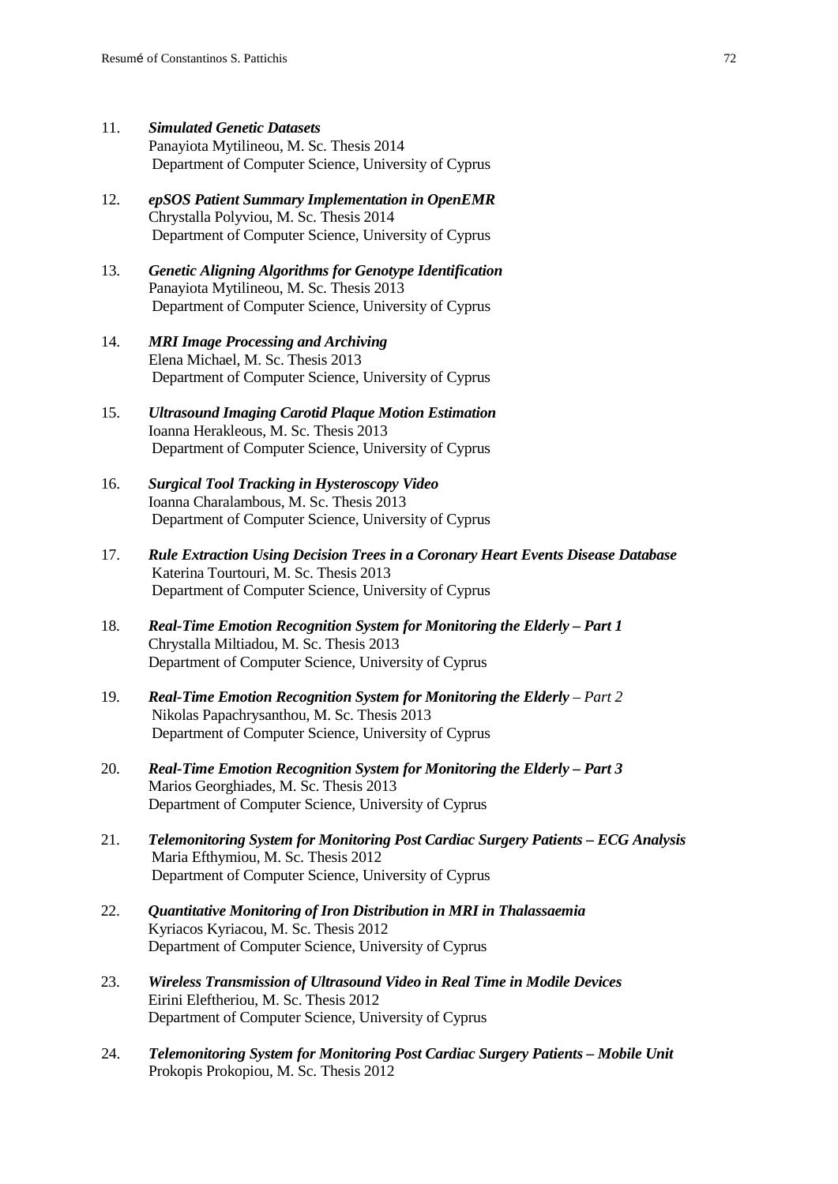11. ***Simulated Genetic Datasets***
    Panayiota Mytilineou, M. Sc. Thesis 2014
    Department of Computer Science, University of Cyprus

12. ***epSOS Patient Summary Implementation in OpenEMR***
    Chrystalla Polyviou, M. Sc. Thesis 2014
    Department of Computer Science, University of Cyprus

13. ***Genetic Aligning Algorithms for Genotype Identification***
    Panayiota Mytilineou, M. Sc. Thesis 2013
    Department of Computer Science, University of Cyprus

14. ***MRI Image Processing and Archiving***
    Elena Michael, M. Sc. Thesis 2013
    Department of Computer Science, University of Cyprus

15. ***Ultrasound Imaging Carotid Plaque Motion Estimation***
    Ioanna Herakleous, M. Sc. Thesis 2013
    Department of Computer Science, University of Cyprus

16. ***Surgical Tool Tracking in Hysteroscopy Video***
    Ioanna Charalambous, M. Sc. Thesis 2013
    Department of Computer Science, University of Cyprus

17. ***Rule Extraction Using Decision Trees in a Coronary Heart Events Disease Database***
    Katerina Tourtouri, M. Sc. Thesis 2013
    Department of Computer Science, University of Cyprus

18. ***Real-Time Emotion Recognition System for Monitoring the Elderly – Part 1***
    Chrystalla Miltiadou, M. Sc. Thesis 2013
    Department of Computer Science, University of Cyprus

19. ***Real-Time Emotion Recognition System for Monitoring the Elderly*** *– Part 2*
    Nikolas Papachrysanthou, M. Sc. Thesis 2013
    Department of Computer Science, University of Cyprus

20. ***Real-Time Emotion Recognition System for Monitoring the Elderly – Part 3***
    Marios Georghiades, M. Sc. Thesis 2013
    Department of Computer Science, University of Cyprus

21. ***Telemonitoring System for Monitoring Post Cardiac Surgery Patients – ECG Analysis***
    Maria Efthymiou, M. Sc. Thesis 2012
    Department of Computer Science, University of Cyprus

22. ***Quantitative Monitoring of Iron Distribution in MRI in Thalassaemia***
    Kyriacos Kyriacou, M. Sc. Thesis 2012
    Department of Computer Science, University of Cyprus

23. ***Wireless Transmission of Ultrasound Video in Real Time in Modile Devices***
    Eirini Eleftheriou, M. Sc. Thesis 2012
    Department of Computer Science, University of Cyprus

24. ***Telemonitoring System for Monitoring Post Cardiac Surgery Patients – Mobile Unit***
    Prokopis Prokopiou, M. Sc. Thesis 2012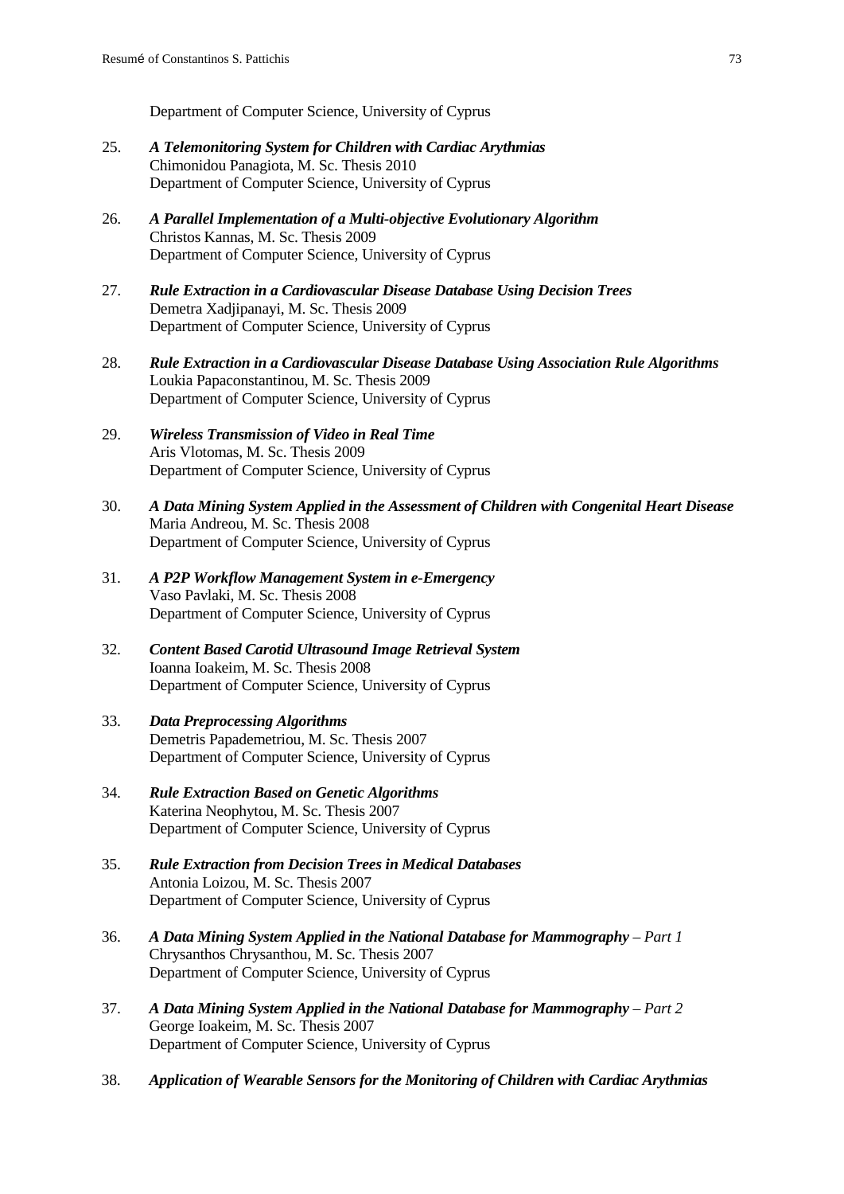Department of Computer Science, University of Cyprus

25. ***A Telemonitoring System for Children with Cardiac Arythmias***
    Chimonidou Panagiota, M. Sc. Thesis 2010
    Department of Computer Science, University of Cyprus

26. ***A Parallel Implementation of a Multi-objective Evolutionary Algorithm***
    Christos Kannas, M. Sc. Thesis 2009
    Department of Computer Science, University of Cyprus

27. ***Rule Extraction in a Cardiovascular Disease Database Using Decision Trees***
    Demetra Xadjipanayi, M. Sc. Thesis 2009
    Department of Computer Science, University of Cyprus

28. ***Rule Extraction in a Cardiovascular Disease Database Using Association Rule Algorithms***
    Loukia Papaconstantinou, M. Sc. Thesis 2009
    Department of Computer Science, University of Cyprus

29. ***Wireless Transmission of Video in Real Time***
    Aris Vlotomas, M. Sc. Thesis 2009
    Department of Computer Science, University of Cyprus

30. ***A Data Mining System Applied in the Assessment of Children with Congenital Heart Disease***
    Maria Andreou, M. Sc. Thesis 2008
    Department of Computer Science, University of Cyprus

31. ***A P2P Workflow Management System in e-Emergency***
    Vaso Pavlaki, M. Sc. Thesis 2008
    Department of Computer Science, University of Cyprus

32. ***Content Based Carotid Ultrasound Image Retrieval System***
    Ioanna Ioakeim, M. Sc. Thesis 2008
    Department of Computer Science, University of Cyprus

33. ***Data Preprocessing Algorithms***
    Demetris Papademetriou, M. Sc. Thesis 2007
    Department of Computer Science, University of Cyprus

34. ***Rule Extraction Based on Genetic Algorithms***
    Katerina Neophytou, M. Sc. Thesis 2007
    Department of Computer Science, University of Cyprus

35. ***Rule Extraction from Decision Trees in Medical Databases***
    Antonia Loizou, M. Sc. Thesis 2007
    Department of Computer Science, University of Cyprus

36. ***A Data Mining System Applied in the National Database for Mammography*** *– Part 1*
    Chrysanthos Chrysanthou, M. Sc. Thesis 2007
    Department of Computer Science, University of Cyprus

37. ***A Data Mining System Applied in the National Database for Mammography*** *– Part 2*
    George Ioakeim, M. Sc. Thesis 2007
    Department of Computer Science, University of Cyprus

38. ***Application of Wearable Sensors for the Monitoring of Children with Cardiac Arythmias***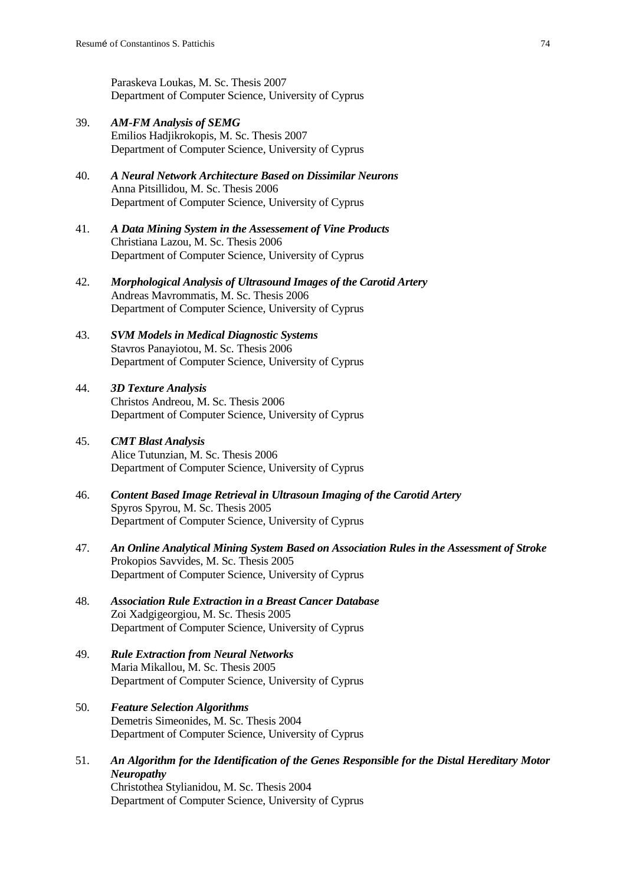Paraskeva Loukas, M. Sc. Thesis 2007
Department of Computer Science, University of Cyprus

39. ***AM-FM Analysis of SEMG***
Emilios Hadjikrokopis, M. Sc. Thesis 2007
Department of Computer Science, University of Cyprus

40. ***A Neural Network Architecture Based on Dissimilar Neurons***
Anna Pitsillidou, M. Sc. Thesis 2006
Department of Computer Science, University of Cyprus

41. ***A Data Mining System in the Assessement of Vine Products***
Christiana Lazou, M. Sc. Thesis 2006
Department of Computer Science, University of Cyprus

42. ***Morphological Analysis of Ultrasound Images of the Carotid Artery***
Andreas Mavrommatis, M. Sc. Thesis 2006
Department of Computer Science, University of Cyprus

43. ***SVM Models in Medical Diagnostic Systems***
Stavros Panayiotou, M. Sc. Thesis 2006
Department of Computer Science, University of Cyprus

44. ***3D Texture Analysis***
Christos Andreou, M. Sc. Thesis 2006
Department of Computer Science, University of Cyprus

45. ***CMT Blast Analysis***
Alice Tutunzian, M. Sc. Thesis 2006
Department of Computer Science, University of Cyprus

46. ***Content Based Image Retrieval in Ultrasoun Imaging of the Carotid Artery***
Spyros Spyrou, M. Sc. Thesis 2005
Department of Computer Science, University of Cyprus

47. ***An Online Analytical Mining System Based on Association Rules in the Assessment of Stroke***
Prokopios Savvides, M. Sc. Thesis 2005
Department of Computer Science, University of Cyprus

48. ***Association Rule Extraction in a Breast Cancer Database***
Zoi Xadgigeorgiou, M. Sc. Thesis 2005
Department of Computer Science, University of Cyprus

49. ***Rule Extraction from Neural Networks***
Maria Mikallou, M. Sc. Thesis 2005
Department of Computer Science, University of Cyprus

50. ***Feature Selection Algorithms***
Demetris Simeonides, M. Sc. Thesis 2004
Department of Computer Science, University of Cyprus

51. ***An Algorithm for the Identification of the Genes Responsible for the Distal Hereditary Motor Neuropathy***
Christothea Stylianidou, M. Sc. Thesis 2004
Department of Computer Science, University of Cyprus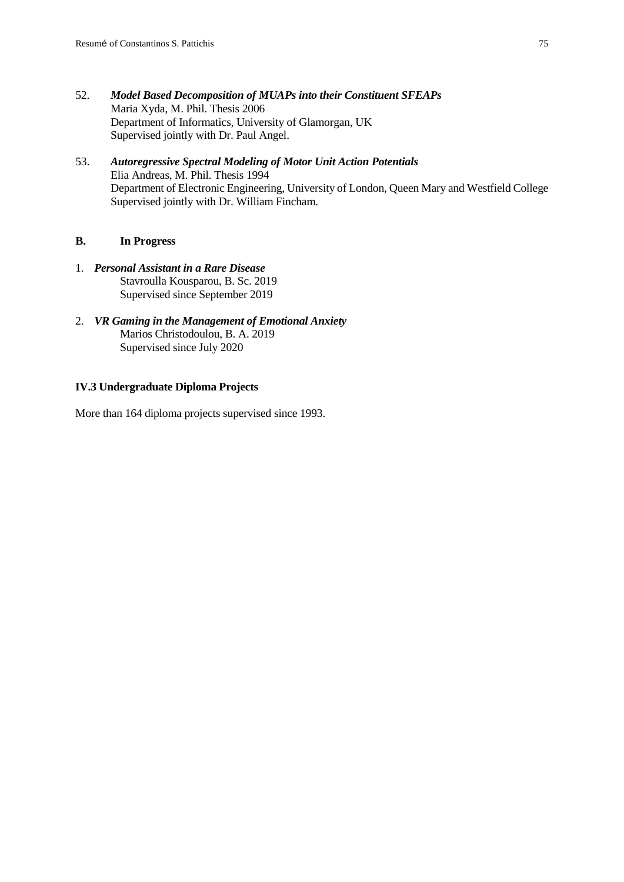52. ***Model Based Decomposition of MUAPs into their Constituent SFEAPs***
    Maria Xyda, M. Phil. Thesis 2006
    Department of Informatics, University of Glamorgan, UK
    Supervised jointly with Dr. Paul Angel.

53. ***Autoregressive Spectral Modeling of Motor Unit Action Potentials***
    Elia Andreas, M. Phil. Thesis 1994
    Department of Electronic Engineering, University of London, Queen Mary and Westfield College
    Supervised jointly with Dr. William Fincham.

### B. In Progress

1. ***Personal Assistant in a Rare Disease***
   Stavroulla Kousparou, B. Sc. 2019
   Supervised since September 2019

2. ***VR Gaming in the Management of Emotional Anxiety***
   Marios Christodoulou, B. A. 2019
   Supervised since July 2020

### IV.3 Undergraduate Diploma Projects

More than 164 diploma projects supervised since 1993.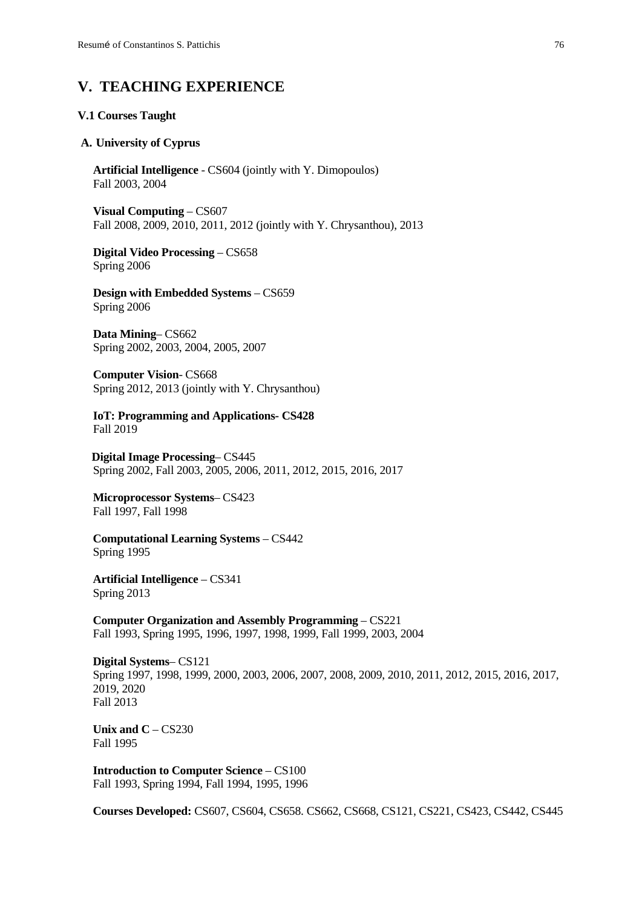## V. TEACHING EXPERIENCE

### V.1 Courses Taught

#### A. University of Cyprus

**Artificial Intelligence** - CS604 (jointly with Y. Dimopoulos)
Fall 2003, 2004

**Visual Computing** – CS607
Fall 2008, 2009, 2010, 2011, 2012 (jointly with Y. Chrysanthou), 2013

**Digital Video Processing** – CS658
Spring 2006

**Design with Embedded Systems** – CS659
Spring 2006

**Data Mining**– CS662
Spring 2002, 2003, 2004, 2005, 2007

**Computer Vision**- CS668
Spring 2012, 2013 (jointly with Y. Chrysanthou)

**IoT: Programming and Applications- CS428**
Fall 2019

**Digital Image Processing**– CS445
Spring 2002, Fall 2003, 2005, 2006, 2011, 2012, 2015, 2016, 2017

**Microprocessor Systems**– CS423
Fall 1997, Fall 1998

**Computational Learning Systems** – CS442
Spring 1995

**Artificial Intelligence** – CS341
Spring 2013

**Computer Organization and Assembly Programming** – CS221
Fall 1993, Spring 1995, 1996, 1997, 1998, 1999, Fall 1999, 2003, 2004

**Digital Systems**– CS121
Spring 1997, 1998, 1999, 2000, 2003, 2006, 2007, 2008, 2009, 2010, 2011, 2012, 2015, 2016, 2017, 2019, 2020
Fall 2013

**Unix and C** – CS230
Fall 1995

**Introduction to Computer Science** – CS100
Fall 1993, Spring 1994, Fall 1994, 1995, 1996

**Courses Developed:** CS607, CS604, CS658. CS662, CS668, CS121, CS221, CS423, CS442, CS445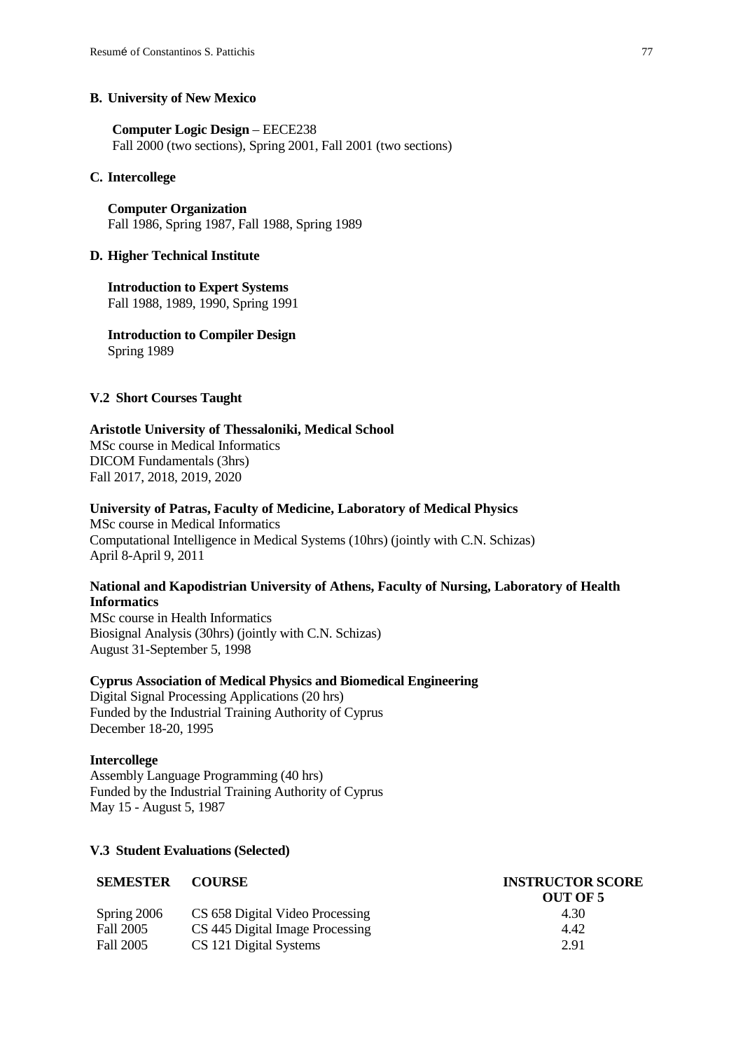**B. University of New Mexico**

**Computer Logic Design** – EECE238
Fall 2000 (two sections), Spring 2001, Fall 2001 (two sections)

**C. Intercollege**

**Computer Organization**
Fall 1986, Spring 1987, Fall 1988, Spring 1989

**D. Higher Technical Institute**

**Introduction to Expert Systems**
Fall 1988, 1989, 1990, Spring 1991

**Introduction to Compiler Design**
Spring 1989

**V.2 Short Courses Taught**

**Aristotle University of Thessaloniki, Medical School**
MSc course in Medical Informatics
DICOM Fundamentals (3hrs)
Fall 2017, 2018, 2019, 2020

**University of Patras, Faculty of Medicine, Laboratory of Medical Physics**
MSc course in Medical Informatics
Computational Intelligence in Medical Systems (10hrs) (jointly with C.N. Schizas)
April 8-April 9, 2011

**National and Kapodistrian University of Athens, Faculty of Nursing, Laboratory of Health Informatics**
MSc course in Health Informatics
Biosignal Analysis (30hrs) (jointly with C.N. Schizas)
August 31-September 5, 1998

**Cyprus Association of Medical Physics and Biomedical Engineering**
Digital Signal Processing Applications (20 hrs)
Funded by the Industrial Training Authority of Cyprus
December 18-20, 1995

**Intercollege**
Assembly Language Programming (40 hrs)
Funded by the Industrial Training Authority of Cyprus
May 15 - August 5, 1987

**V.3 Student Evaluations (Selected)**

| SEMESTER | COURSE | INSTRUCTOR SCORE OUT OF 5 |
|---|---|---|
| Spring 2006 | CS 658 Digital Video Processing | 4.30 |
| Fall 2005 | CS 445 Digital Image Processing | 4.42 |
| Fall 2005 | CS 121 Digital Systems | 2.91 |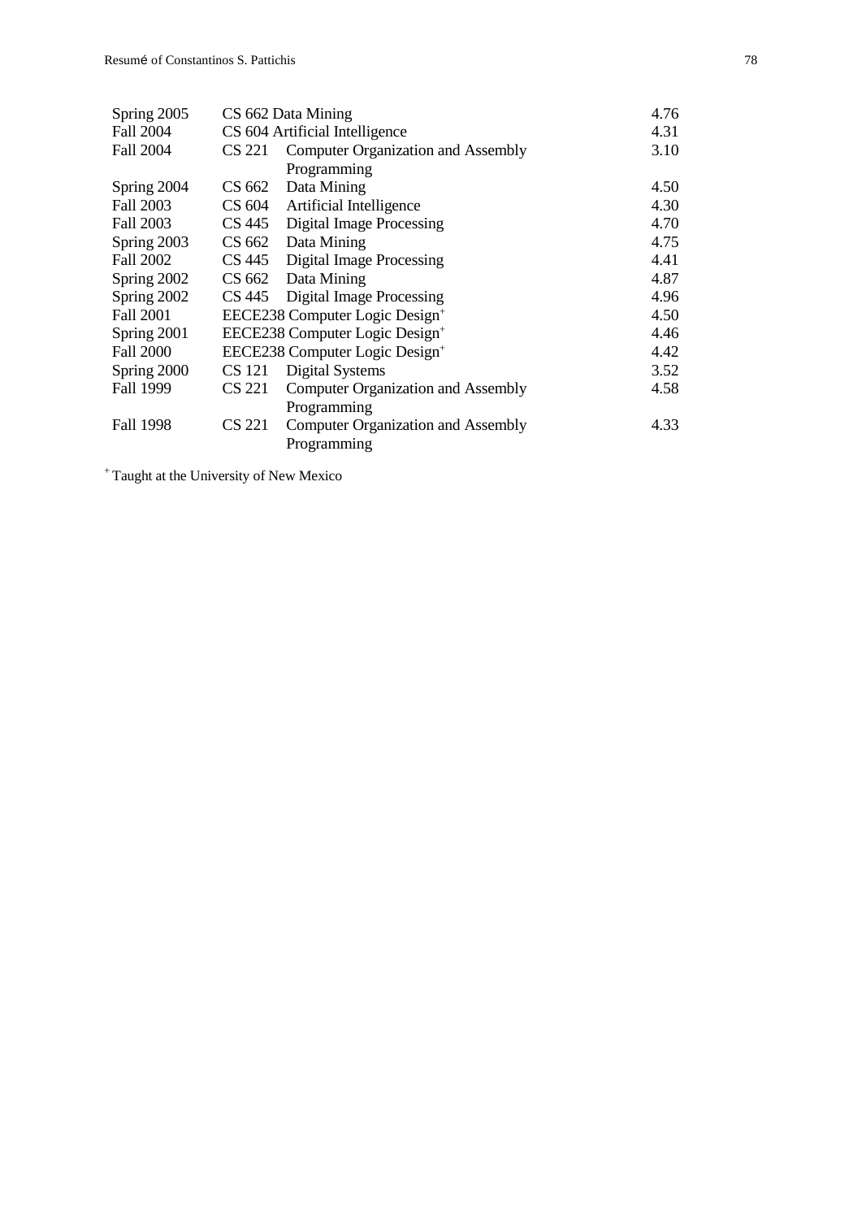| | | |
|---|---|---|
| Spring 2005 | CS 662 Data Mining | 4.76 |
| Fall 2004 | CS 604 Artificial Intelligence | 4.31 |
| Fall 2004 | CS 221 Computer Organization and Assembly Programming | 3.10 |
| Spring 2004 | CS 662 Data Mining | 4.50 |
| Fall 2003 | CS 604 Artificial Intelligence | 4.30 |
| Fall 2003 | CS 445 Digital Image Processing | 4.70 |
| Spring 2003 | CS 662 Data Mining | 4.75 |
| Fall 2002 | CS 445 Digital Image Processing | 4.41 |
| Spring 2002 | CS 662 Data Mining | 4.87 |
| Spring 2002 | CS 445 Digital Image Processing | 4.96 |
| Fall 2001 | EECE238 Computer Logic Design[+] | 4.50 |
| Spring 2001 | EECE238 Computer Logic Design[+] | 4.46 |
| Fall 2000 | EECE238 Computer Logic Design[+] | 4.42 |
| Spring 2000 | CS 121 Digital Systems | 3.52 |
| Fall 1999 | CS 221 Computer Organization and Assembly Programming | 4.58 |
| Fall 1998 | CS 221 Computer Organization and Assembly Programming | 4.33 |

[+] Taught at the University of New Mexico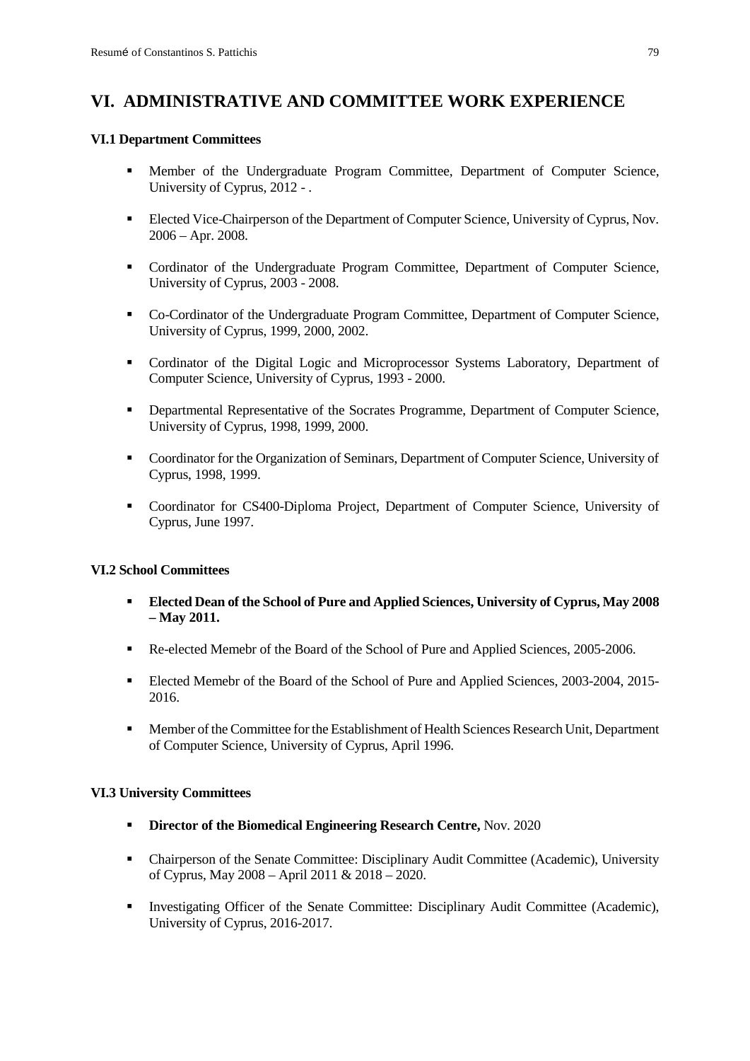# VI. ADMINISTRATIVE AND COMMITTEE WORK EXPERIENCE

### VI.1 Department Committees

- Member of the Undergraduate Program Committee, Department of Computer Science, University of Cyprus, 2012 - .
- Elected Vice-Chairperson of the Department of Computer Science, University of Cyprus, Nov. 2006 – Apr. 2008.
- Cordinator of the Undergraduate Program Committee, Department of Computer Science, University of Cyprus, 2003 - 2008.
- Co-Cordinator of the Undergraduate Program Committee, Department of Computer Science, University of Cyprus, 1999, 2000, 2002.
- Cordinator of the Digital Logic and Microprocessor Systems Laboratory, Department of Computer Science, University of Cyprus, 1993 - 2000.
- Departmental Representative of the Socrates Programme, Department of Computer Science, University of Cyprus, 1998, 1999, 2000.
- Coordinator for the Organization of Seminars, Department of Computer Science, University of Cyprus, 1998, 1999.
- Coordinator for CS400-Diploma Project, Department of Computer Science, University of Cyprus, June 1997.

### VI.2 School Committees

- **Elected Dean of the School of Pure and Applied Sciences, University of Cyprus, May 2008 – May 2011.**
- Re-elected Memebr of the Board of the School of Pure and Applied Sciences, 2005-2006.
- Elected Memebr of the Board of the School of Pure and Applied Sciences, 2003-2004, 2015-2016.
- Member of the Committee for the Establishment of Health Sciences Research Unit, Department of Computer Science, University of Cyprus, April 1996.

### VI.3 University Committees

- **Director of the Biomedical Engineering Research Centre,** Nov. 2020
- Chairperson of the Senate Committee: Disciplinary Audit Committee (Academic), University of Cyprus, May 2008 – April 2011 & 2018 – 2020.
- Investigating Officer of the Senate Committee: Disciplinary Audit Committee (Academic), University of Cyprus, 2016-2017.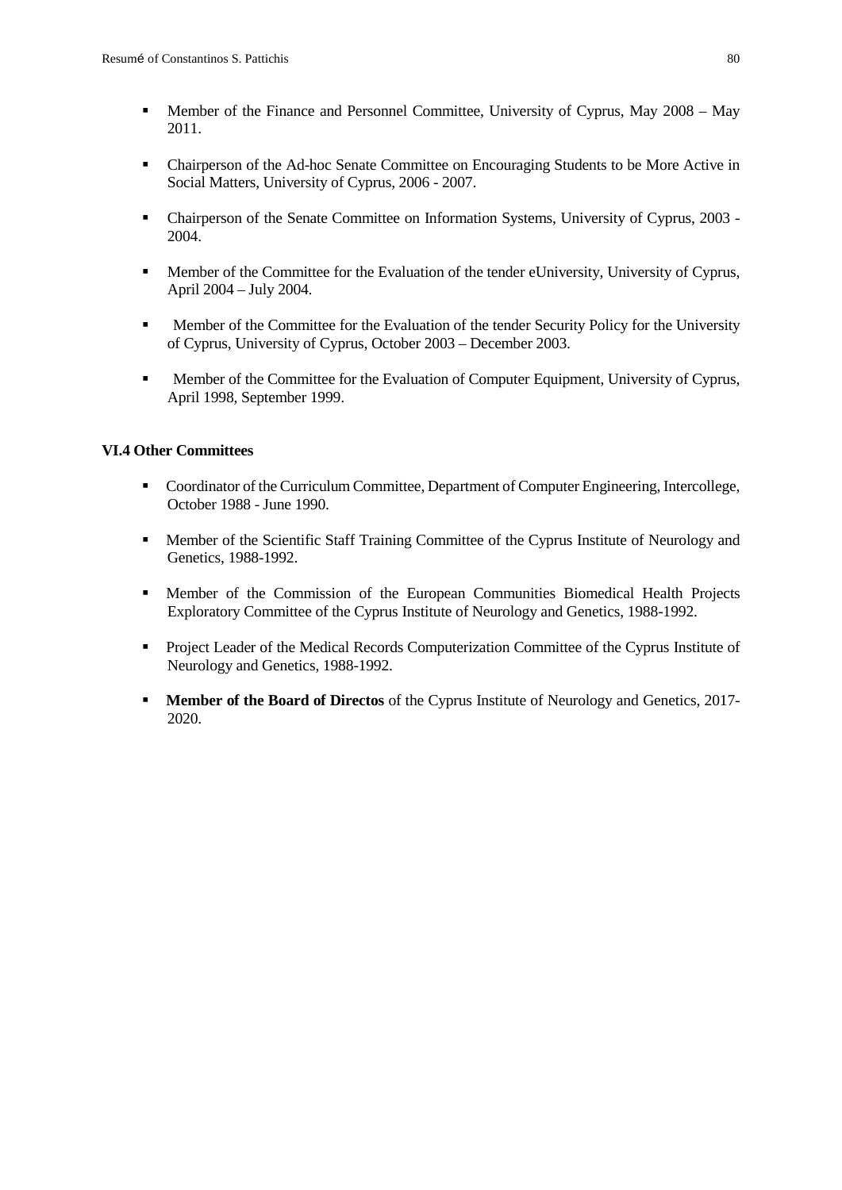- Member of the Finance and Personnel Committee, University of Cyprus, May 2008 – May 2011.

- Chairperson of the Ad-hoc Senate Committee on Encouraging Students to be More Active in Social Matters, University of Cyprus, 2006 - 2007.

- Chairperson of the Senate Committee on Information Systems, University of Cyprus, 2003 - 2004.

- Member of the Committee for the Evaluation of the tender eUniversity, University of Cyprus, April 2004 – July 2004.

- Member of the Committee for the Evaluation of the tender Security Policy for the University of Cyprus, University of Cyprus, October 2003 – December 2003.

- Member of the Committee for the Evaluation of Computer Equipment, University of Cyprus, April 1998, September 1999.

### VI.4 Other Committees

- Coordinator of the Curriculum Committee, Department of Computer Engineering, Intercollege, October 1988 - June 1990.

- Member of the Scientific Staff Training Committee of the Cyprus Institute of Neurology and Genetics, 1988-1992.

- Member of the Commission of the European Communities Biomedical Health Projects Exploratory Committee of the Cyprus Institute of Neurology and Genetics, 1988-1992.

- Project Leader of the Medical Records Computerization Committee of the Cyprus Institute of Neurology and Genetics, 1988-1992.

- **Member of the Board of Directos** of the Cyprus Institute of Neurology and Genetics, 2017-2020.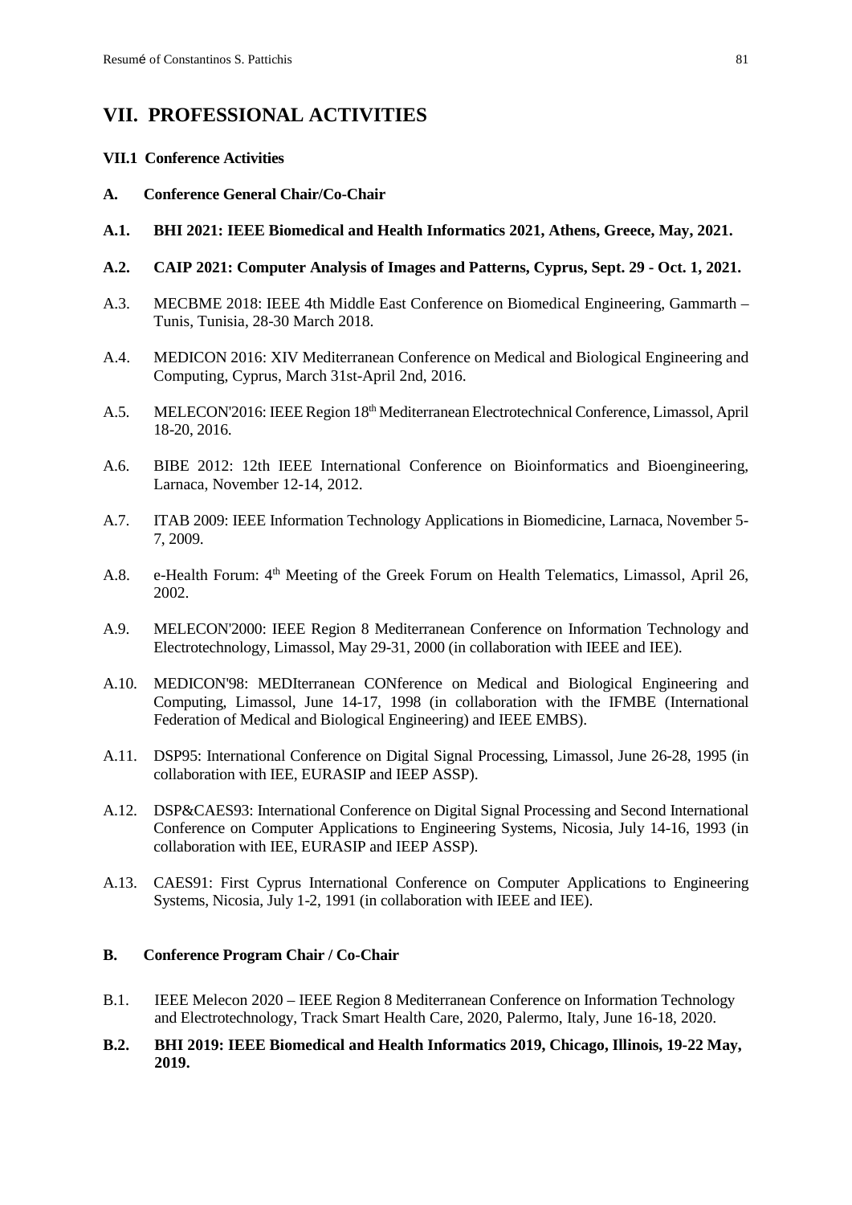# VII. PROFESSIONAL ACTIVITIES

### VII.1 Conference Activities

**A. Conference General Chair/Co-Chair**

**A.1. BHI 2021: IEEE Biomedical and Health Informatics 2021, Athens, Greece, May, 2021.**

**A.2. CAIP 2021: Computer Analysis of Images and Patterns, Cyprus, Sept. 29 - Oct. 1, 2021.**

A.3. MECBME 2018: IEEE 4th Middle East Conference on Biomedical Engineering, Gammarth – Tunis, Tunisia, 28-30 March 2018.

A.4. MEDICON 2016: XIV Mediterranean Conference on Medical and Biological Engineering and Computing, Cyprus, March 31st-April 2nd, 2016.

A.5. MELECON'2016: IEEE Region 18th Mediterranean Electrotechnical Conference, Limassol, April 18-20, 2016.

A.6. BIBE 2012: 12th IEEE International Conference on Bioinformatics and Bioengineering, Larnaca, November 12-14, 2012.

A.7. ITAB 2009: IEEE Information Technology Applications in Biomedicine, Larnaca, November 5-7, 2009.

A.8. e-Health Forum: 4th Meeting of the Greek Forum on Health Telematics, Limassol, April 26, 2002.

A.9. MELECON'2000: IEEE Region 8 Mediterranean Conference on Information Technology and Electrotechnology, Limassol, May 29-31, 2000 (in collaboration with IEEE and IEE).

A.10. MEDICON'98: MEDIterranean CONference on Medical and Biological Engineering and Computing, Limassol, June 14-17, 1998 (in collaboration with the IFMBE (International Federation of Medical and Biological Engineering) and IEEE EMBS).

A.11. DSP95: International Conference on Digital Signal Processing, Limassol, June 26-28, 1995 (in collaboration with IEE, EURASIP and IEEP ASSP).

A.12. DSP&CAES93: International Conference on Digital Signal Processing and Second International Conference on Computer Applications to Engineering Systems, Nicosia, July 14-16, 1993 (in collaboration with IEE, EURASIP and IEEP ASSP).

A.13. CAES91: First Cyprus International Conference on Computer Applications to Engineering Systems, Nicosia, July 1-2, 1991 (in collaboration with IEEE and IEE).

**B. Conference Program Chair / Co-Chair**

B.1. IEEE Melecon 2020 – IEEE Region 8 Mediterranean Conference on Information Technology and Electrotechnology, Track Smart Health Care, 2020, Palermo, Italy, June 16-18, 2020.

**B.2. BHI 2019: IEEE Biomedical and Health Informatics 2019, Chicago, Illinois, 19-22 May, 2019.**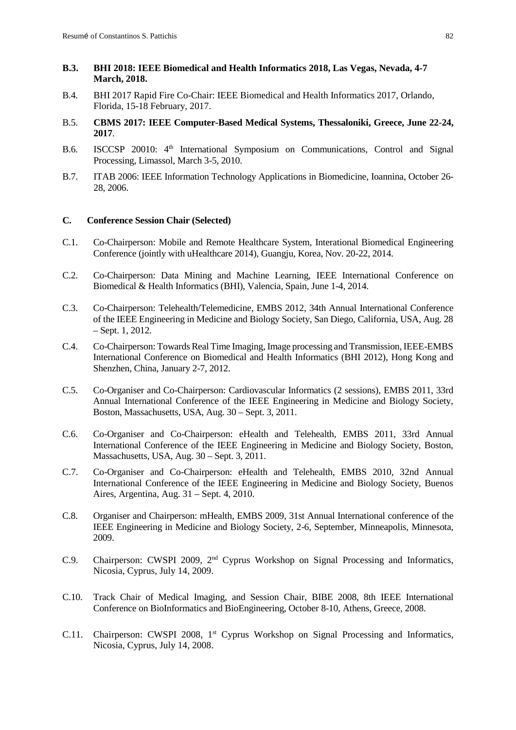**B.3. BHI 2018: IEEE Biomedical and Health Informatics 2018, Las Vegas, Nevada, 4-7 March, 2018.**

B.4. BHI 2017 Rapid Fire Co-Chair: IEEE Biomedical and Health Informatics 2017, Orlando, Florida, 15-18 February, 2017.

B.5. **CBMS 2017: IEEE Computer-Based Medical Systems, Thessaloniki, Greece, June 22-24, 2017**.

B.6. ISCCSP 20010: 4th International Symposium on Communications, Control and Signal Processing, Limassol, March 3-5, 2010.

B.7. ITAB 2006: IEEE Information Technology Applications in Biomedicine, Ioannina, October 26-28, 2006.

## C. Conference Session Chair (Selected)

C.1. Co-Chairperson: Mobile and Remote Healthcare System, Interational Biomedical Engineering Conference (jointly with uHealthcare 2014), Guangju, Korea, Nov. 20-22, 2014.

C.2. Co-Chairperson: Data Mining and Machine Learning, IEEE International Conference on Biomedical & Health Informatics (BHI), Valencia, Spain, June 1-4, 2014.

C.3. Co-Chairperson: Telehealth/Telemedicine, EMBS 2012, 34th Annual International Conference of the IEEE Engineering in Medicine and Biology Society, San Diego, California, USA, Aug. 28 – Sept. 1, 2012.

C.4. Co-Chairperson: Towards Real Time Imaging, Image processing and Transmission, IEEE-EMBS International Conference on Biomedical and Health Informatics (BHI 2012), Hong Kong and Shenzhen, China, January 2-7, 2012.

C.5. Co-Organiser and Co-Chairperson: Cardiovascular Informatics (2 sessions), EMBS 2011, 33rd Annual International Conference of the IEEE Engineering in Medicine and Biology Society, Boston, Massachusetts, USA, Aug. 30 – Sept. 3, 2011.

C.6. Co-Organiser and Co-Chairperson: eHealth and Telehealth, EMBS 2011, 33rd Annual International Conference of the IEEE Engineering in Medicine and Biology Society, Boston, Massachusetts, USA, Aug. 30 – Sept. 3, 2011.

C.7. Co-Organiser and Co-Chairperson: eHealth and Telehealth, EMBS 2010, 32nd Annual International Conference of the IEEE Engineering in Medicine and Biology Society, Buenos Aires, Argentina, Aug. 31 – Sept. 4, 2010.

C.8. Organiser and Chairperson: mHealth, EMBS 2009, 31st Annual International conference of the IEEE Engineering in Medicine and Biology Society, 2-6, September, Minneapolis, Minnesota, 2009.

C.9. Chairperson: CWSPI 2009, 2nd Cyprus Workshop on Signal Processing and Informatics, Nicosia, Cyprus, July 14, 2009.

C.10. Track Chair of Medical Imaging, and Session Chair, BIBE 2008, 8th IEEE International Conference on BioInformatics and BioEngineering, October 8-10, Athens, Greece, 2008.

C.11. Chairperson: CWSPI 2008, 1st Cyprus Workshop on Signal Processing and Informatics, Nicosia, Cyprus, July 14, 2008.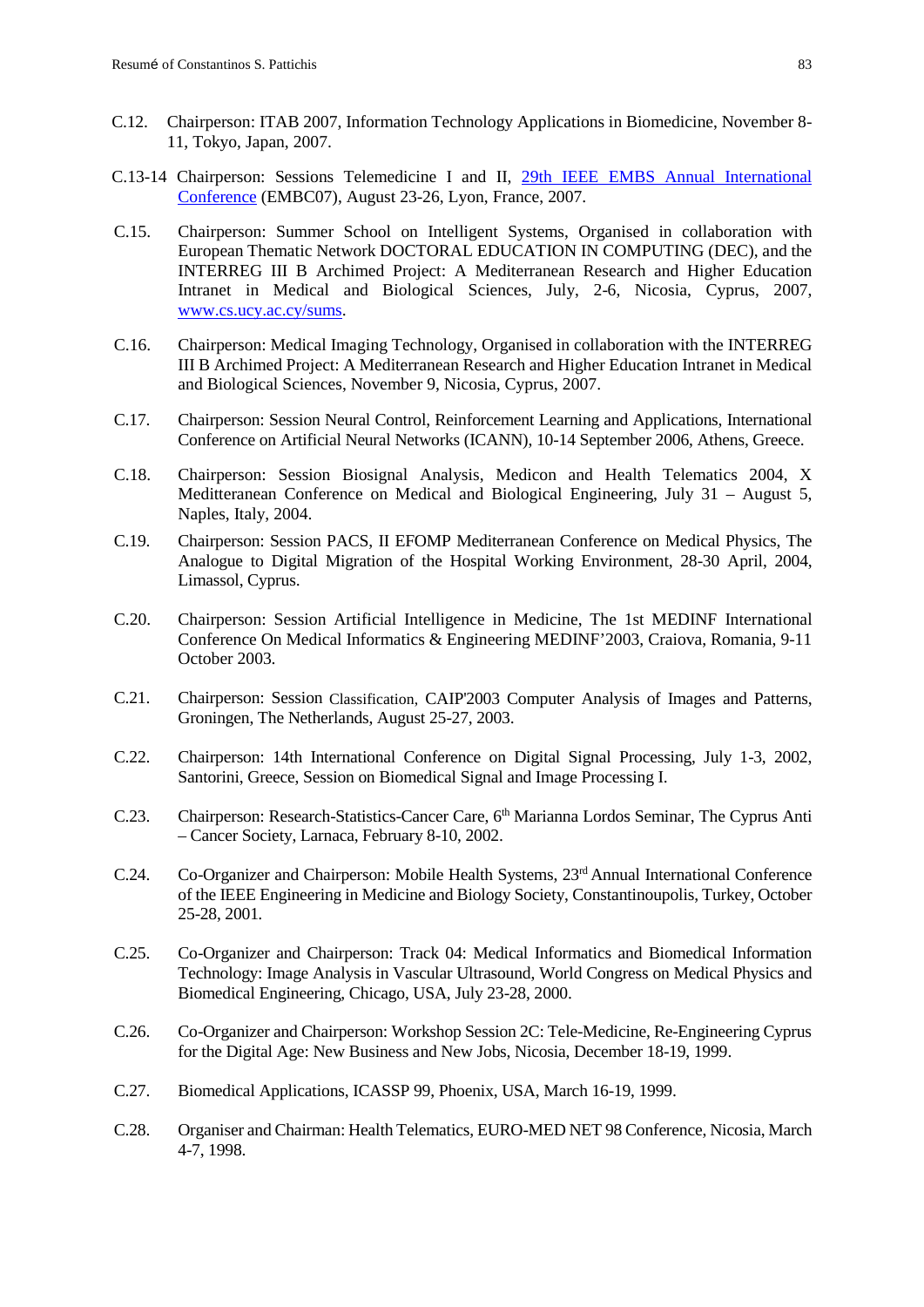C.12. Chairperson: ITAB 2007, Information Technology Applications in Biomedicine, November 8-11, Tokyo, Japan, 2007.

C.13-14 Chairperson: Sessions Telemedicine I and II, 29th IEEE EMBS Annual International Conference (EMBC07), August 23-26, Lyon, France, 2007.

C.15. Chairperson: Summer School on Intelligent Systems, Organised in collaboration with European Thematic Network DOCTORAL EDUCATION IN COMPUTING (DEC), and the INTERREG III B Archimed Project: A Mediterranean Research and Higher Education Intranet in Medical and Biological Sciences, July, 2-6, Nicosia, Cyprus, 2007, www.cs.ucy.ac.cy/sums.

C.16. Chairperson: Medical Imaging Technology, Organised in collaboration with the INTERREG III B Archimed Project: A Mediterranean Research and Higher Education Intranet in Medical and Biological Sciences, November 9, Nicosia, Cyprus, 2007.

C.17. Chairperson: Session Neural Control, Reinforcement Learning and Applications, International Conference on Artificial Neural Networks (ICANN), 10-14 September 2006, Athens, Greece.

C.18. Chairperson: Session Biosignal Analysis, Medicon and Health Telematics 2004, X Meditteranean Conference on Medical and Biological Engineering, July 31 – August 5, Naples, Italy, 2004.

C.19. Chairperson: Session PACS, II EFOMP Mediterranean Conference on Medical Physics, The Analogue to Digital Migration of the Hospital Working Environment, 28-30 April, 2004, Limassol, Cyprus.

C.20. Chairperson: Session Artificial Intelligence in Medicine, The 1st MEDINF International Conference On Medical Informatics & Engineering MEDINF'2003, Craiova, Romania, 9-11 October 2003.

C.21. Chairperson: Session Classification, CAIP'2003 Computer Analysis of Images and Patterns, Groningen, The Netherlands, August 25-27, 2003.

C.22. Chairperson: 14th International Conference on Digital Signal Processing, July 1-3, 2002, Santorini, Greece, Session on Biomedical Signal and Image Processing I.

C.23. Chairperson: Research-Statistics-Cancer Care, 6th Marianna Lordos Seminar, The Cyprus Anti – Cancer Society, Larnaca, February 8-10, 2002.

C.24. Co-Organizer and Chairperson: Mobile Health Systems, 23rd Annual International Conference of the IEEE Engineering in Medicine and Biology Society, Constantinoupolis, Turkey, October 25-28, 2001.

C.25. Co-Organizer and Chairperson: Track 04: Medical Informatics and Biomedical Information Technology: Image Analysis in Vascular Ultrasound, World Congress on Medical Physics and Biomedical Engineering, Chicago, USA, July 23-28, 2000.

C.26. Co-Organizer and Chairperson: Workshop Session 2C: Tele-Medicine, Re-Engineering Cyprus for the Digital Age: New Business and New Jobs, Nicosia, December 18-19, 1999.

C.27. Biomedical Applications, ICASSP 99, Phoenix, USA, March 16-19, 1999.

C.28. Organiser and Chairman: Health Telematics, EURO-MED NET 98 Conference, Nicosia, March 4-7, 1998.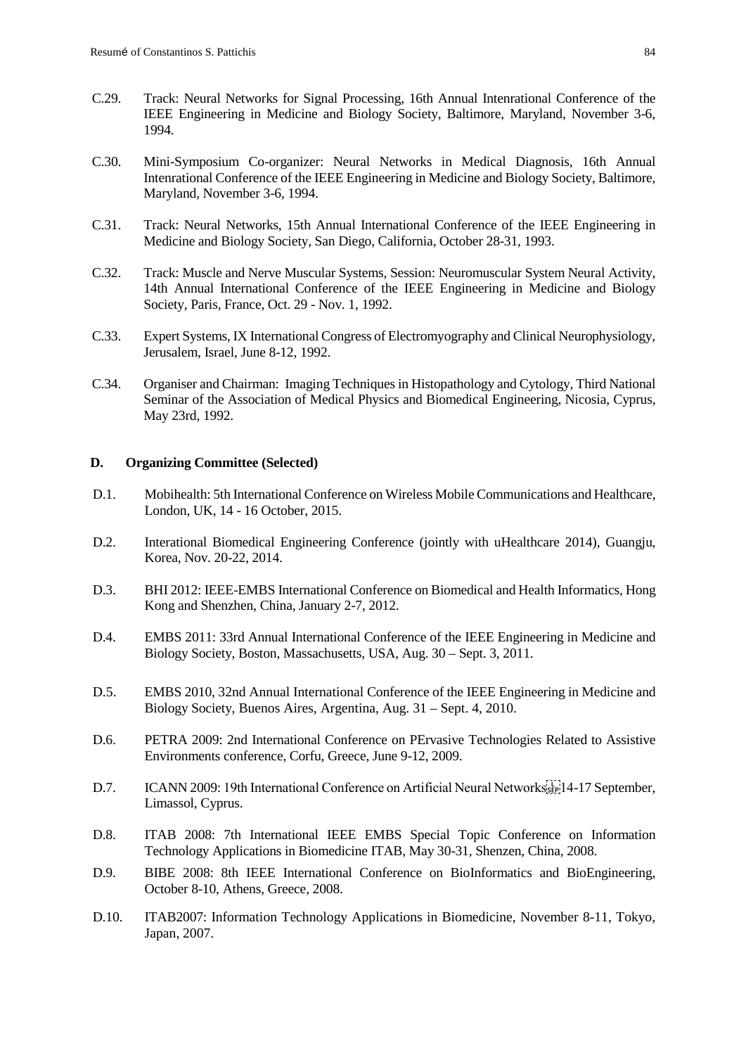C.29. Track: Neural Networks for Signal Processing, 16th Annual Intenrational Conference of the IEEE Engineering in Medicine and Biology Society, Baltimore, Maryland, November 3-6, 1994.

C.30. Mini-Symposium Co-organizer: Neural Networks in Medical Diagnosis, 16th Annual Intenrational Conference of the IEEE Engineering in Medicine and Biology Society, Baltimore, Maryland, November 3-6, 1994.

C.31. Track: Neural Networks, 15th Annual International Conference of the IEEE Engineering in Medicine and Biology Society, San Diego, California, October 28-31, 1993.

C.32. Track: Muscle and Nerve Muscular Systems, Session: Neuromuscular System Neural Activity, 14th Annual International Conference of the IEEE Engineering in Medicine and Biology Society, Paris, France, Oct. 29 - Nov. 1, 1992.

C.33. Expert Systems, IX International Congress of Electromyography and Clinical Neurophysiology, Jerusalem, Israel, June 8-12, 1992.

C.34. Organiser and Chairman: Imaging Techniques in Histopathology and Cytology, Third National Seminar of the Association of Medical Physics and Biomedical Engineering, Nicosia, Cyprus, May 23rd, 1992.

## D. Organizing Committee (Selected)

D.1. Mobihealth: 5th International Conference on Wireless Mobile Communications and Healthcare, London, UK, 14 - 16 October, 2015.

D.2. Interational Biomedical Engineering Conference (jointly with uHealthcare 2014), Guangju, Korea, Nov. 20-22, 2014.

D.3. BHI 2012: IEEE-EMBS International Conference on Biomedical and Health Informatics, Hong Kong and Shenzhen, China, January 2-7, 2012.

D.4. EMBS 2011: 33rd Annual International Conference of the IEEE Engineering in Medicine and Biology Society, Boston, Massachusetts, USA, Aug. 30 – Sept. 3, 2011.

D.5. EMBS 2010, 32nd Annual International Conference of the IEEE Engineering in Medicine and Biology Society, Buenos Aires, Argentina, Aug. 31 – Sept. 4, 2010.

D.6. PETRA 2009: 2nd International Conference on PErvasive Technologies Related to Assistive Environments conference, Corfu, Greece, June 9-12, 2009.

D.7. ICANN 2009: 19th International Conference on Artificial Neural Networks 14-17 September, Limassol, Cyprus.

D.8. ITAB 2008: 7th International IEEE EMBS Special Topic Conference on Information Technology Applications in Biomedicine ITAB, May 30-31, Shenzen, China, 2008.

D.9. BIBE 2008: 8th IEEE International Conference on BioInformatics and BioEngineering, October 8-10, Athens, Greece, 2008.

D.10. ITAB2007: Information Technology Applications in Biomedicine, November 8-11, Tokyo, Japan, 2007.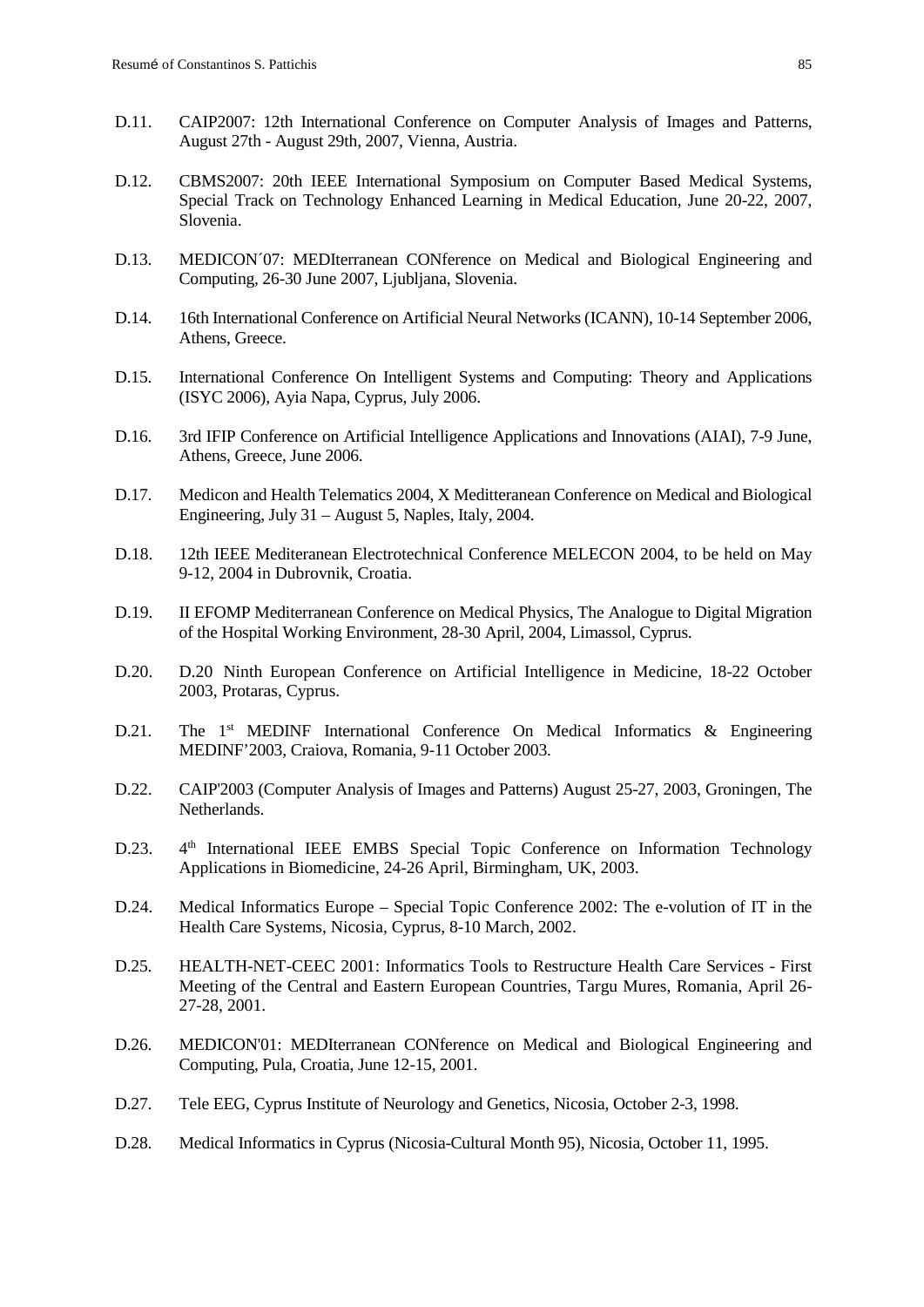D.11. CAIP2007: 12th International Conference on Computer Analysis of Images and Patterns, August 27th - August 29th, 2007, Vienna, Austria.

D.12. CBMS2007: 20th IEEE International Symposium on Computer Based Medical Systems, Special Track on Technology Enhanced Learning in Medical Education, June 20-22, 2007, Slovenia.

D.13. MEDICON´07: MEDIterranean CONference on Medical and Biological Engineering and Computing, 26-30 June 2007, Ljubljana, Slovenia.

D.14. 16th International Conference on Artificial Neural Networks (ICANN), 10-14 September 2006, Athens, Greece.

D.15. International Conference On Intelligent Systems and Computing: Theory and Applications (ISYC 2006), Ayia Napa, Cyprus, July 2006.

D.16. 3rd IFIP Conference on Artificial Intelligence Applications and Innovations (AIAI), 7-9 June, Athens, Greece, June 2006.

D.17. Medicon and Health Telematics 2004, X Meditteranean Conference on Medical and Biological Engineering, July 31 – August 5, Naples, Italy, 2004.

D.18. 12th IEEE Mediteranean Electrotechnical Conference MELECON 2004, to be held on May 9-12, 2004 in Dubrovnik, Croatia.

D.19. II EFOMP Mediterranean Conference on Medical Physics, The Analogue to Digital Migration of the Hospital Working Environment, 28-30 April, 2004, Limassol, Cyprus.

D.20. D.20 Ninth European Conference on Artificial Intelligence in Medicine, 18-22 October 2003, Protaras, Cyprus.

D.21. The 1st MEDINF International Conference On Medical Informatics & Engineering MEDINF’2003, Craiova, Romania, 9-11 October 2003.

D.22. CAIP'2003 (Computer Analysis of Images and Patterns) August 25-27, 2003, Groningen, The Netherlands.

D.23. 4th International IEEE EMBS Special Topic Conference on Information Technology Applications in Biomedicine, 24-26 April, Birmingham, UK, 2003.

D.24. Medical Informatics Europe – Special Topic Conference 2002: The e-volution of IT in the Health Care Systems, Nicosia, Cyprus, 8-10 March, 2002.

D.25. HEALTH-NET-CEEC 2001: Informatics Tools to Restructure Health Care Services - First Meeting of the Central and Eastern European Countries, Targu Mures, Romania, April 26-27-28, 2001.

D.26. MEDICON'01: MEDIterranean CONference on Medical and Biological Engineering and Computing, Pula, Croatia, June 12-15, 2001.

D.27. Tele EEG, Cyprus Institute of Neurology and Genetics, Nicosia, October 2-3, 1998.

D.28. Medical Informatics in Cyprus (Nicosia-Cultural Month 95), Nicosia, October 11, 1995.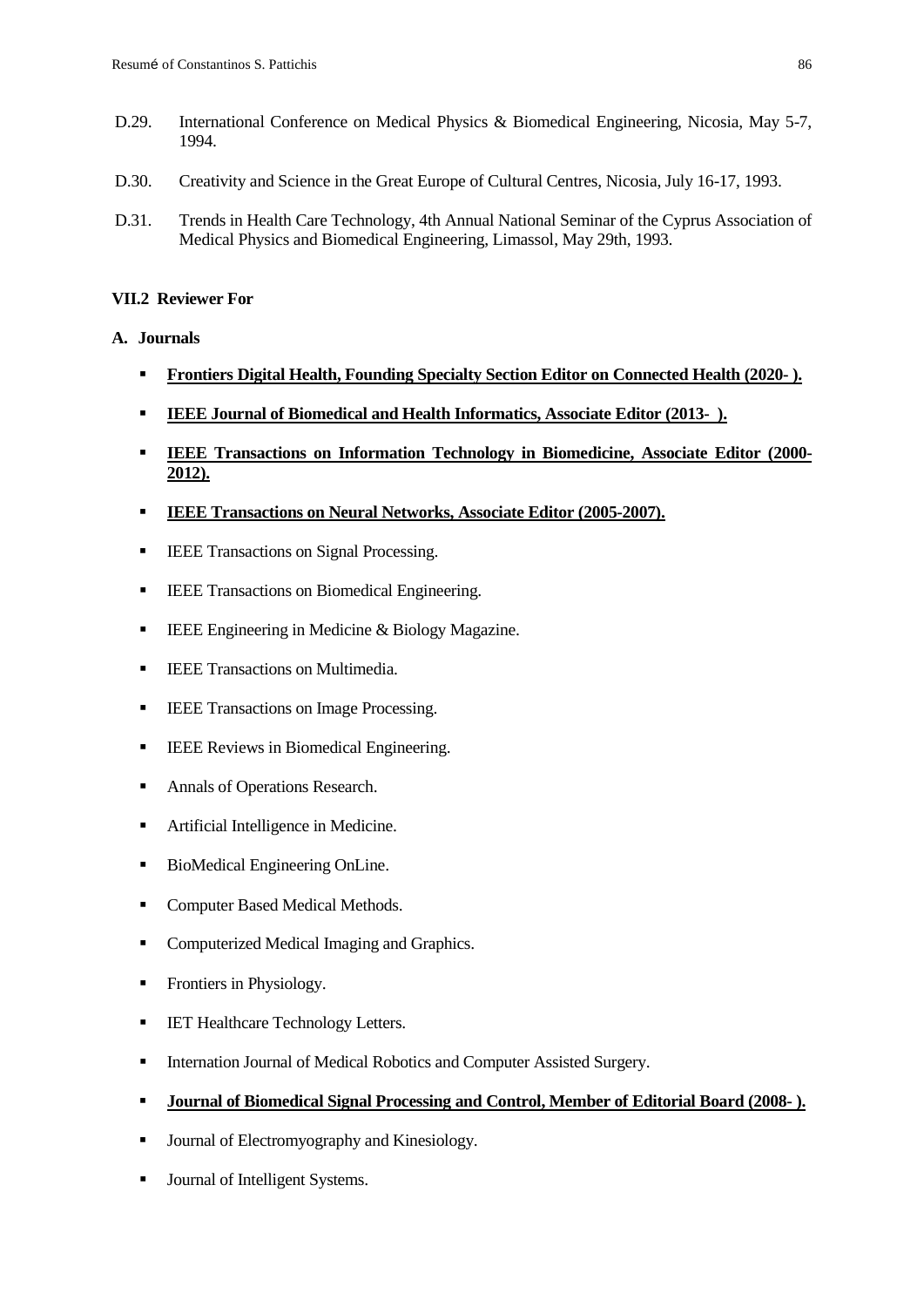D.29. International Conference on Medical Physics & Biomedical Engineering, Nicosia, May 5-7, 1994.

D.30. Creativity and Science in the Great Europe of Cultural Centres, Nicosia, July 16-17, 1993.

D.31. Trends in Health Care Technology, 4th Annual National Seminar of the Cyprus Association of Medical Physics and Biomedical Engineering, Limassol, May 29th, 1993.

### VII.2 Reviewer For

#### A. Journals

- **<u>Frontiers Digital Health, Founding Specialty Section Editor on Connected Health (2020- ).</u>**
- **<u>IEEE Journal of Biomedical and Health Informatics, Associate Editor (2013- ).</u>**
- **<u>IEEE Transactions on Information Technology in Biomedicine, Associate Editor (2000-2012).</u>**
- **<u>IEEE Transactions on Neural Networks, Associate Editor (2005-2007).</u>**
- IEEE Transactions on Signal Processing.
- IEEE Transactions on Biomedical Engineering.
- IEEE Engineering in Medicine & Biology Magazine.
- IEEE Transactions on Multimedia.
- IEEE Transactions on Image Processing.
- IEEE Reviews in Biomedical Engineering.
- Annals of Operations Research.
- Artificial Intelligence in Medicine.
- BioMedical Engineering OnLine.
- Computer Based Medical Methods.
- Computerized Medical Imaging and Graphics.
- Frontiers in Physiology.
- IET Healthcare Technology Letters.
- Internation Journal of Medical Robotics and Computer Assisted Surgery.
- **<u>Journal of Biomedical Signal Processing and Control, Member of Editorial Board (2008- ).</u>**
- Journal of Electromyography and Kinesiology.
- Journal of Intelligent Systems.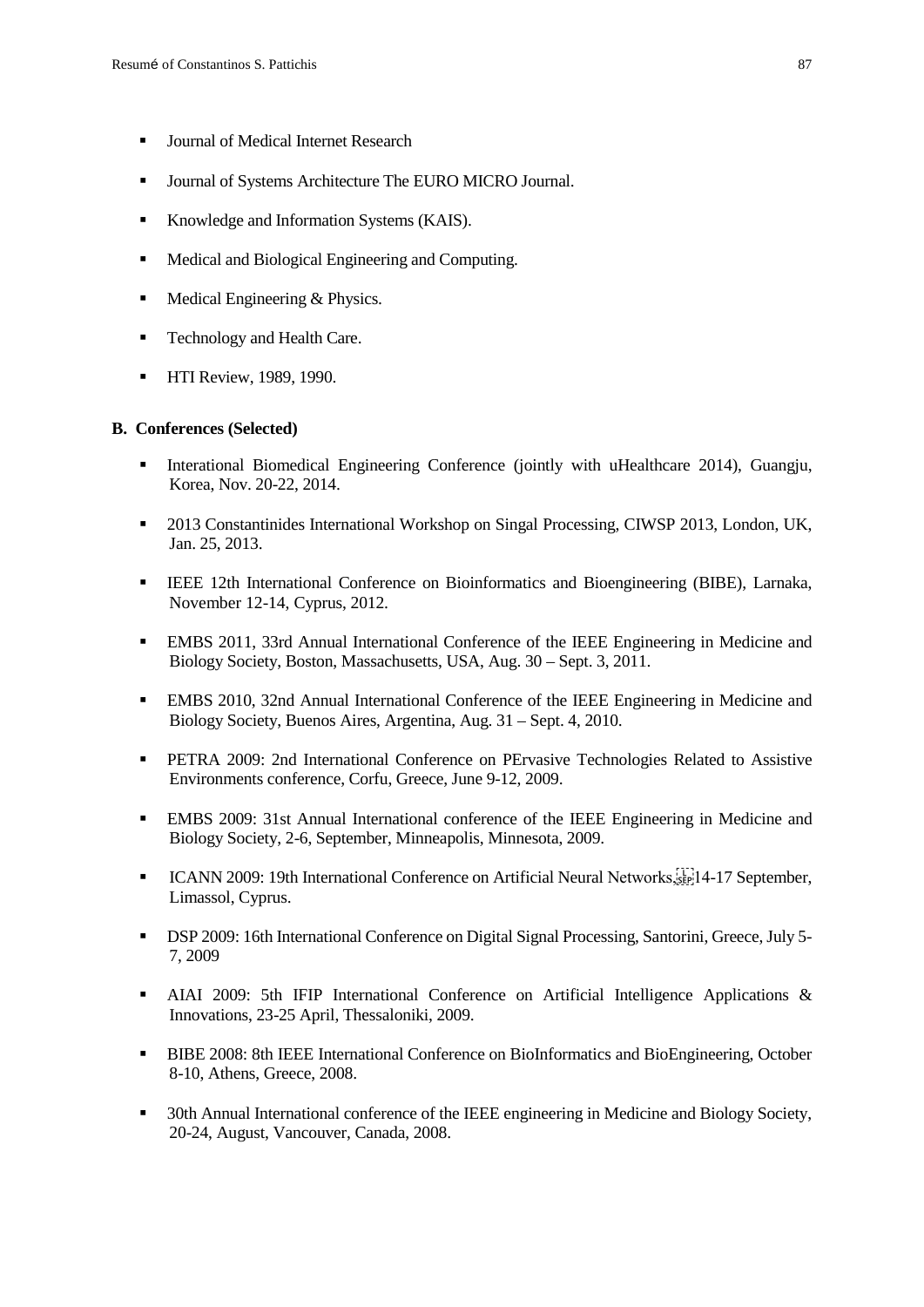- Journal of Medical Internet Research
- Journal of Systems Architecture The EURO MICRO Journal.
- Knowledge and Information Systems (KAIS).
- Medical and Biological Engineering and Computing.
- Medical Engineering & Physics.
- Technology and Health Care.
- HTI Review, 1989, 1990.

**B. Conferences (Selected)**

- Interational Biomedical Engineering Conference (jointly with uHealthcare 2014), Guangju, Korea, Nov. 20-22, 2014.
- 2013 Constantinides International Workshop on Singal Processing, CIWSP 2013, London, UK, Jan. 25, 2013.
- IEEE 12th International Conference on Bioinformatics and Bioengineering (BIBE), Larnaka, November 12-14, Cyprus, 2012.
- EMBS 2011, 33rd Annual International Conference of the IEEE Engineering in Medicine and Biology Society, Boston, Massachusetts, USA, Aug. 30 – Sept. 3, 2011.
- EMBS 2010, 32nd Annual International Conference of the IEEE Engineering in Medicine and Biology Society, Buenos Aires, Argentina, Aug. 31 – Sept. 4, 2010.
- PETRA 2009: 2nd International Conference on PErvasive Technologies Related to Assistive Environments conference, Corfu, Greece, June 9-12, 2009.
- EMBS 2009: 31st Annual International conference of the IEEE Engineering in Medicine and Biology Society, 2-6, September, Minneapolis, Minnesota, 2009.
- ICANN 2009: 19th International Conference on Artificial Neural Networks, 14-17 September, Limassol, Cyprus.
- DSP 2009: 16th International Conference on Digital Signal Processing, Santorini, Greece, July 5-7, 2009
- AIAI 2009: 5th IFIP International Conference on Artificial Intelligence Applications & Innovations, 23-25 April, Thessaloniki, 2009.
- BIBE 2008: 8th IEEE International Conference on BioInformatics and BioEngineering, October 8-10, Athens, Greece, 2008.
- 30th Annual International conference of the IEEE engineering in Medicine and Biology Society, 20-24, August, Vancouver, Canada, 2008.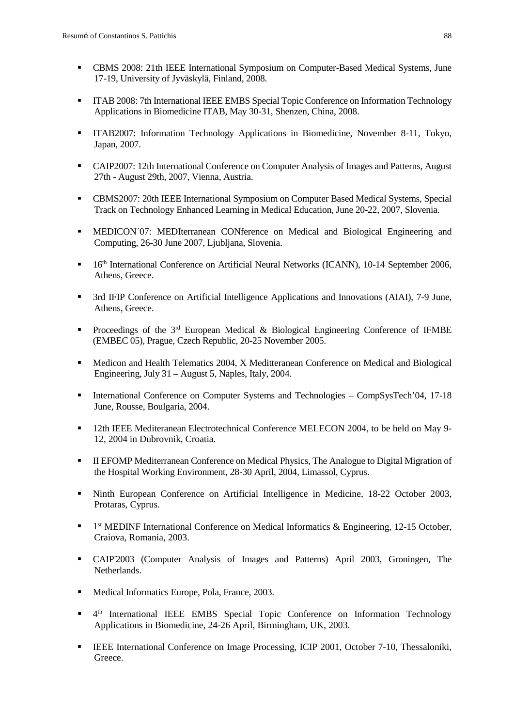- CBMS 2008: 21th IEEE International Symposium on Computer-Based Medical Systems, June 17-19, University of Jyväskylä, Finland, 2008.
- ITAB 2008: 7th International IEEE EMBS Special Topic Conference on Information Technology Applications in Biomedicine ITAB, May 30-31, Shenzen, China, 2008.
- ITAB2007: Information Technology Applications in Biomedicine, November 8-11, Tokyo, Japan, 2007.
- CAIP2007: 12th International Conference on Computer Analysis of Images and Patterns, August 27th - August 29th, 2007, Vienna, Austria.
- CBMS2007: 20th IEEE International Symposium on Computer Based Medical Systems, Special Track on Technology Enhanced Learning in Medical Education, June 20-22, 2007, Slovenia.
- MEDICON´07: MEDIterranean CONference on Medical and Biological Engineering and Computing, 26-30 June 2007, Ljubljana, Slovenia.
- 16th International Conference on Artificial Neural Networks (ICANN), 10-14 September 2006, Athens, Greece.
- 3rd IFIP Conference on Artificial Intelligence Applications and Innovations (AIAI), 7-9 June, Athens, Greece.
- Proceedings of the 3rd European Medical & Biological Engineering Conference of IFMBE (EMBEC 05), Prague, Czech Republic, 20-25 November 2005.
- Medicon and Health Telematics 2004, X Meditteranean Conference on Medical and Biological Engineering, July 31 – August 5, Naples, Italy, 2004.
- International Conference on Computer Systems and Technologies – CompSysTech'04, 17-18 June, Rousse, Boulgaria, 2004.
- 12th IEEE Mediteranean Electrotechnical Conference MELECON 2004, to be held on May 9-12, 2004 in Dubrovnik, Croatia.
- II EFOMP Mediterranean Conference on Medical Physics, The Analogue to Digital Migration of the Hospital Working Environment, 28-30 April, 2004, Limassol, Cyprus.
- Ninth European Conference on Artificial Intelligence in Medicine, 18-22 October 2003, Protaras, Cyprus.
- 1st MEDINF International Conference on Medical Informatics & Engineering, 12-15 October, Craiova, Romania, 2003.
- CAIP'2003 (Computer Analysis of Images and Patterns) April 2003, Groningen, The Netherlands.
- Medical Informatics Europe, Pola, France, 2003.
- 4th International IEEE EMBS Special Topic Conference on Information Technology Applications in Biomedicine, 24-26 April, Birmingham, UK, 2003.
- IEEE International Conference on Image Processing, ICIP 2001, October 7-10, Thessaloniki, Greece.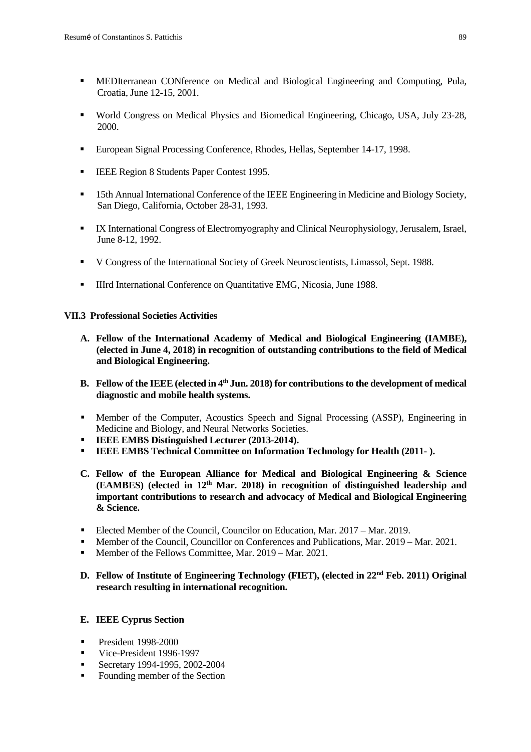- MEDIterranean CONference on Medical and Biological Engineering and Computing, Pula, Croatia, June 12-15, 2001.

- World Congress on Medical Physics and Biomedical Engineering, Chicago, USA, July 23-28, 2000.

- European Signal Processing Conference, Rhodes, Hellas, September 14-17, 1998.

- IEEE Region 8 Students Paper Contest 1995.

- 15th Annual International Conference of the IEEE Engineering in Medicine and Biology Society, San Diego, California, October 28-31, 1993.

- IX International Congress of Electromyography and Clinical Neurophysiology, Jerusalem, Israel, June 8-12, 1992.

- V Congress of the International Society of Greek Neuroscientists, Limassol, Sept. 1988.

- IIIrd International Conference on Quantitative EMG, Nicosia, June 1988.

### VII.3 Professional Societies Activities

**A. Fellow of the International Academy of Medical and Biological Engineering (IAMBE), (elected in June 4, 2018) in recognition of outstanding contributions to the field of Medical and Biological Engineering.**

**B. Fellow of the IEEE (elected in 4th Jun. 2018) for contributions to the development of medical diagnostic and mobile health systems.**

- Member of the Computer, Acoustics Speech and Signal Processing (ASSP), Engineering in Medicine and Biology, and Neural Networks Societies.
- **IEEE EMBS Distinguished Lecturer (2013-2014).**
- **IEEE EMBS Technical Committee on Information Technology for Health (2011- ).**

**C. Fellow of the European Alliance for Medical and Biological Engineering & Science (EAMBES) (elected in 12th Mar. 2018) in recognition of distinguished leadership and important contributions to research and advocacy of Medical and Biological Engineering & Science.**

- Elected Member of the Council, Councilor on Education, Mar. 2017 – Mar. 2019.
- Member of the Council, Councillor on Conferences and Publications, Mar. 2019 – Mar. 2021.
- Member of the Fellows Committee, Mar. 2019 – Mar. 2021.

**D. Fellow of Institute of Engineering Technology (FIET), (elected in 22nd Feb. 2011) Original research resulting in international recognition.**

**E. IEEE Cyprus Section**

- President 1998-2000
- Vice-President 1996-1997
- Secretary 1994-1995, 2002-2004
- Founding member of the Section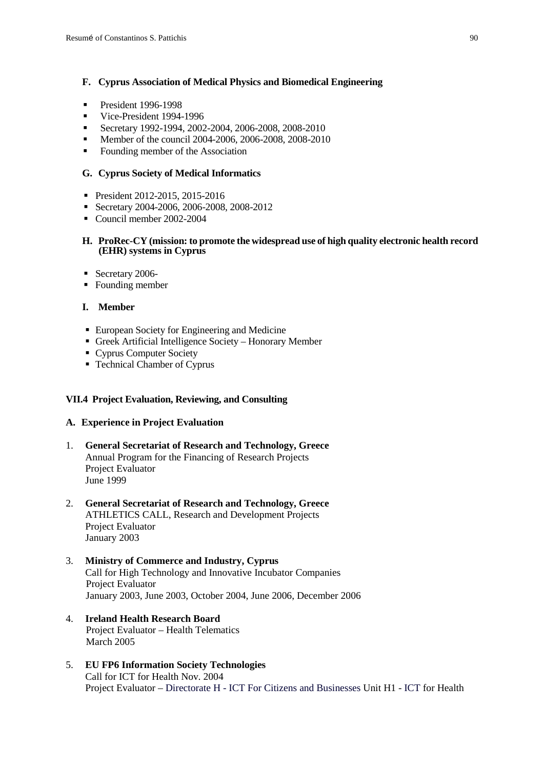### F. Cyprus Association of Medical Physics and Biomedical Engineering

- President 1996-1998
- Vice-President 1994-1996
- Secretary 1992-1994, 2002-2004, 2006-2008, 2008-2010
- Member of the council 2004-2006, 2006-2008, 2008-2010
- Founding member of the Association

### G. Cyprus Society of Medical Informatics

- President 2012-2015, 2015-2016
- Secretary 2004-2006, 2006-2008, 2008-2012
- Council member 2002-2004

### H. ProRec-CY (mission: to promote the widespread use of high quality electronic health record (EHR) systems in Cyprus

- Secretary 2006-
- Founding member

### I. Member

- European Society for Engineering and Medicine
- Greek Artificial Intelligence Society – Honorary Member
- Cyprus Computer Society
- Technical Chamber of Cyprus

## VII.4 Project Evaluation, Reviewing, and Consulting

### A. Experience in Project Evaluation

1. **General Secretariat of Research and Technology, Greece**
   Annual Program for the Financing of Research Projects
   Project Evaluator
   June 1999

2. **General Secretariat of Research and Technology, Greece**
   ATHLETICS CALL, Research and Development Projects
   Project Evaluator
   January 2003

3. **Ministry of Commerce and Industry, Cyprus**
   Call for High Technology and Innovative Incubator Companies
   Project Evaluator
   January 2003, June 2003, October 2004, June 2006, December 2006

4. **Ireland Health Research Board**
   Project Evaluator – Health Telematics
   March 2005

5. **EU FP6 Information Society Technologies**
   Call for ICT for Health Nov. 2004
   Project Evaluator – Directorate H - ICT For Citizens and Businesses Unit H1 - ICT for Health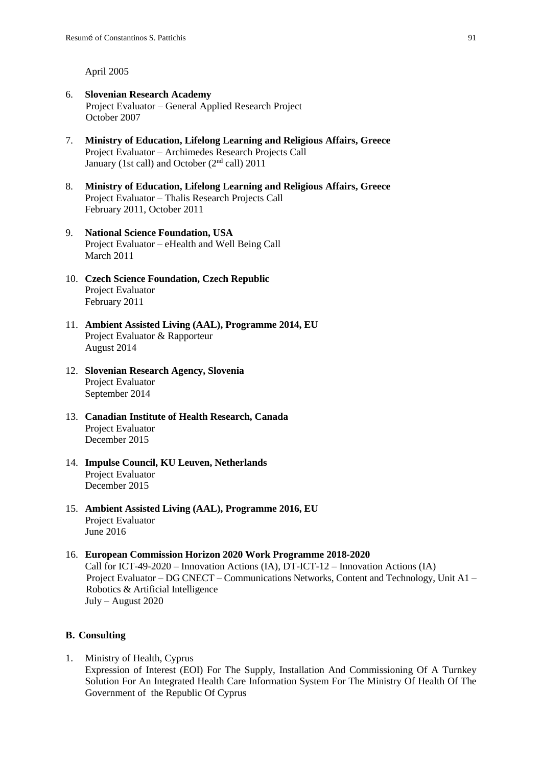April 2005

6. **Slovenian Research Academy**
   Project Evaluator – General Applied Research Project
   October 2007

7. **Ministry of Education, Lifelong Learning and Religious Affairs, Greece**
   Project Evaluator – Archimedes Research Projects Call
   January (1st call) and October (2nd call) 2011

8. **Ministry of Education, Lifelong Learning and Religious Affairs, Greece**
   Project Evaluator – Thalis Research Projects Call
   February 2011, October 2011

9. **National Science Foundation, USA**
   Project Evaluator – eHealth and Well Being Call
   March 2011

10. **Czech Science Foundation, Czech Republic**
    Project Evaluator
    February 2011

11. **Ambient Assisted Living (AAL), Programme 2014, EU**
    Project Evaluator & Rapporteur
    August 2014

12. **Slovenian Research Agency, Slovenia**
    Project Evaluator
    September 2014

13. **Canadian Institute of Health Research, Canada**
    Project Evaluator
    December 2015

14. **Impulse Council, KU Leuven, Netherlands**
    Project Evaluator
    December 2015

15. **Ambient Assisted Living (AAL), Programme 2016, EU**
    Project Evaluator
    June 2016

16. **European Commission Horizon 2020 Work Programme 2018-2020**
    Call for ICT-49-2020 – Innovation Actions (IA), DT-ICT-12 – Innovation Actions (IA)
    Project Evaluator – DG CNECT – Communications Networks, Content and Technology, Unit A1 – Robotics & Artificial Intelligence
    July – August 2020

### B. Consulting

1. Ministry of Health, Cyprus
   Expression of Interest (EOI) For The Supply, Installation And Commissioning Of A Turnkey Solution For An Integrated Health Care Information System For The Ministry Of Health Of The Government of the Republic Of Cyprus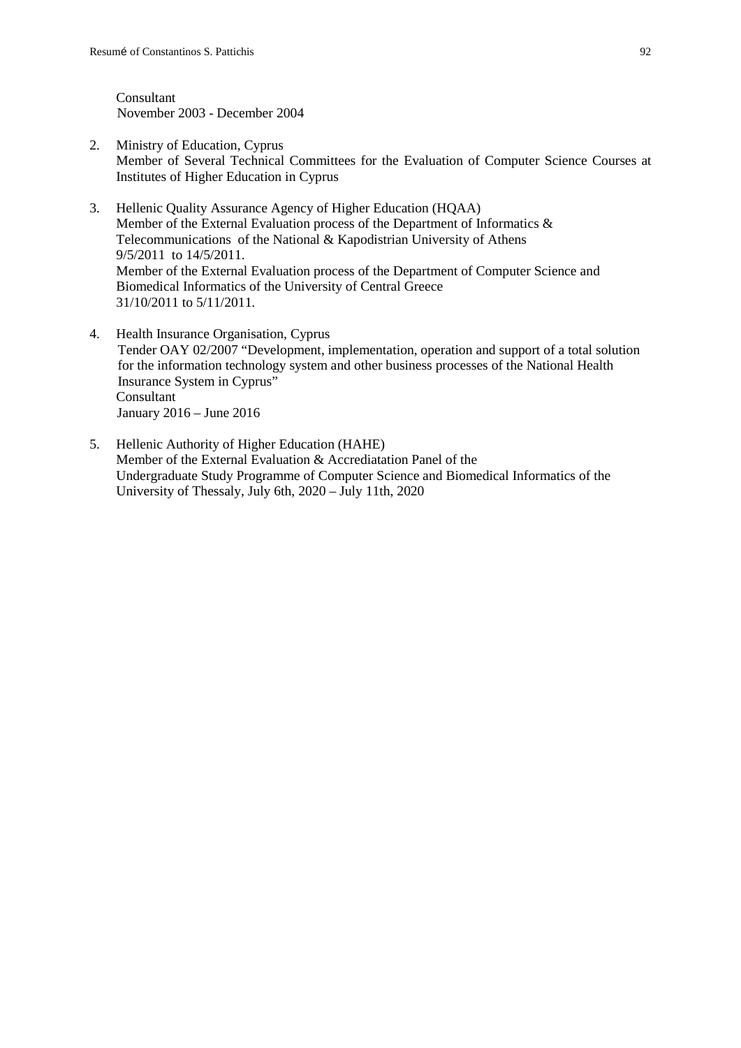Consultant
November 2003 - December 2004

2. Ministry of Education, Cyprus
   Member of Several Technical Committees for the Evaluation of Computer Science Courses at Institutes of Higher Education in Cyprus

3. Hellenic Quality Assurance Agency of Higher Education (HQAA)
   Member of the External Evaluation process of the Department of Informatics & Telecommunications of the National & Kapodistrian University of Athens
   9/5/2011 to 14/5/2011.
   Member of the External Evaluation process of the Department of Computer Science and Biomedical Informatics of the University of Central Greece
   31/10/2011 to 5/11/2011.

4. Health Insurance Organisation, Cyprus
   Tender OAY 02/2007 "Development, implementation, operation and support of a total solution for the information technology system and other business processes of the National Health Insurance System in Cyprus"
   Consultant
   January 2016 – June 2016

5. Hellenic Authority of Higher Education (HAHE)
   Member of the External Evaluation & Accrediatation Panel of the Undergraduate Study Programme of Computer Science and Biomedical Informatics of the University of Thessaly, July 6th, 2020 – July 11th, 2020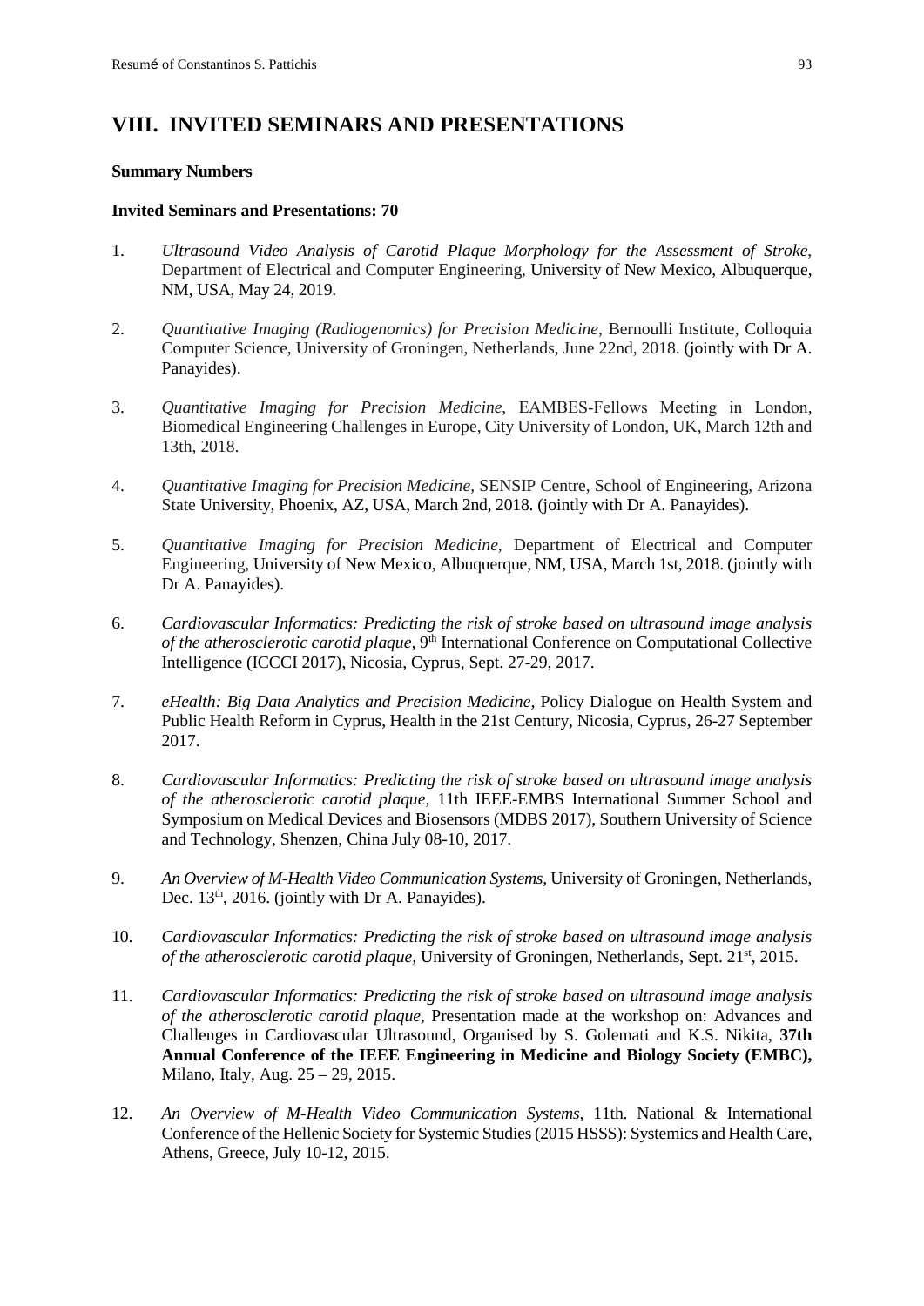# VIII. INVITED SEMINARS AND PRESENTATIONS

**Summary Numbers**

**Invited Seminars and Presentations: 70**

1. *Ultrasound Video Analysis of Carotid Plaque Morphology for the Assessment of Stroke*, Department of Electrical and Computer Engineering, University of New Mexico, Albuquerque, NM, USA, May 24, 2019.

2. *Quantitative Imaging (Radiogenomics) for Precision Medicine*, Bernoulli Institute, Colloquia Computer Science, University of Groningen, Netherlands, June 22nd, 2018. (jointly with Dr A. Panayides).

3. *Quantitative Imaging for Precision Medicine*, EAMBES-Fellows Meeting in London, Biomedical Engineering Challenges in Europe, City University of London, UK, March 12th and 13th, 2018.

4. *Quantitative Imaging for Precision Medicine*, SENSIP Centre, School of Engineering, Arizona State University, Phoenix, AZ, USA, March 2nd, 2018. (jointly with Dr A. Panayides).

5. *Quantitative Imaging for Precision Medicine*, Department of Electrical and Computer Engineering, University of New Mexico, Albuquerque, NM, USA, March 1st, 2018. (jointly with Dr A. Panayides).

6. *Cardiovascular Informatics: Predicting the risk of stroke based on ultrasound image analysis of the atherosclerotic carotid plaque*, 9th International Conference on Computational Collective Intelligence (ICCCI 2017), Nicosia, Cyprus, Sept. 27-29, 2017.

7. *eHealth: Big Data Analytics and Precision Medicine*, Policy Dialogue on Health System and Public Health Reform in Cyprus, Health in the 21st Century, Nicosia, Cyprus, 26-27 September 2017.

8. *Cardiovascular Informatics: Predicting the risk of stroke based on ultrasound image analysis of the atherosclerotic carotid plaque*, 11th IEEE-EMBS International Summer School and Symposium on Medical Devices and Biosensors (MDBS 2017), Southern University of Science and Technology, Shenzen, China July 08-10, 2017.

9. *An Overview of M-Health Video Communication Systems*, University of Groningen, Netherlands, Dec. 13th, 2016. (jointly with Dr A. Panayides).

10. *Cardiovascular Informatics: Predicting the risk of stroke based on ultrasound image analysis of the atherosclerotic carotid plaque*, University of Groningen, Netherlands, Sept. 21st, 2015.

11. *Cardiovascular Informatics: Predicting the risk of stroke based on ultrasound image analysis of the atherosclerotic carotid plaque*, Presentation made at the workshop on: Advances and Challenges in Cardiovascular Ultrasound, Organised by S. Golemati and K.S. Nikita, **37th Annual Conference of the IEEE Engineering in Medicine and Biology Society (EMBC),** Milano, Italy, Aug. 25 – 29, 2015.

12. *An Overview of M-Health Video Communication Systems*, 11th. National & International Conference of the Hellenic Society for Systemic Studies (2015 HSSS): Systemics and Health Care, Athens, Greece, July 10-12, 2015.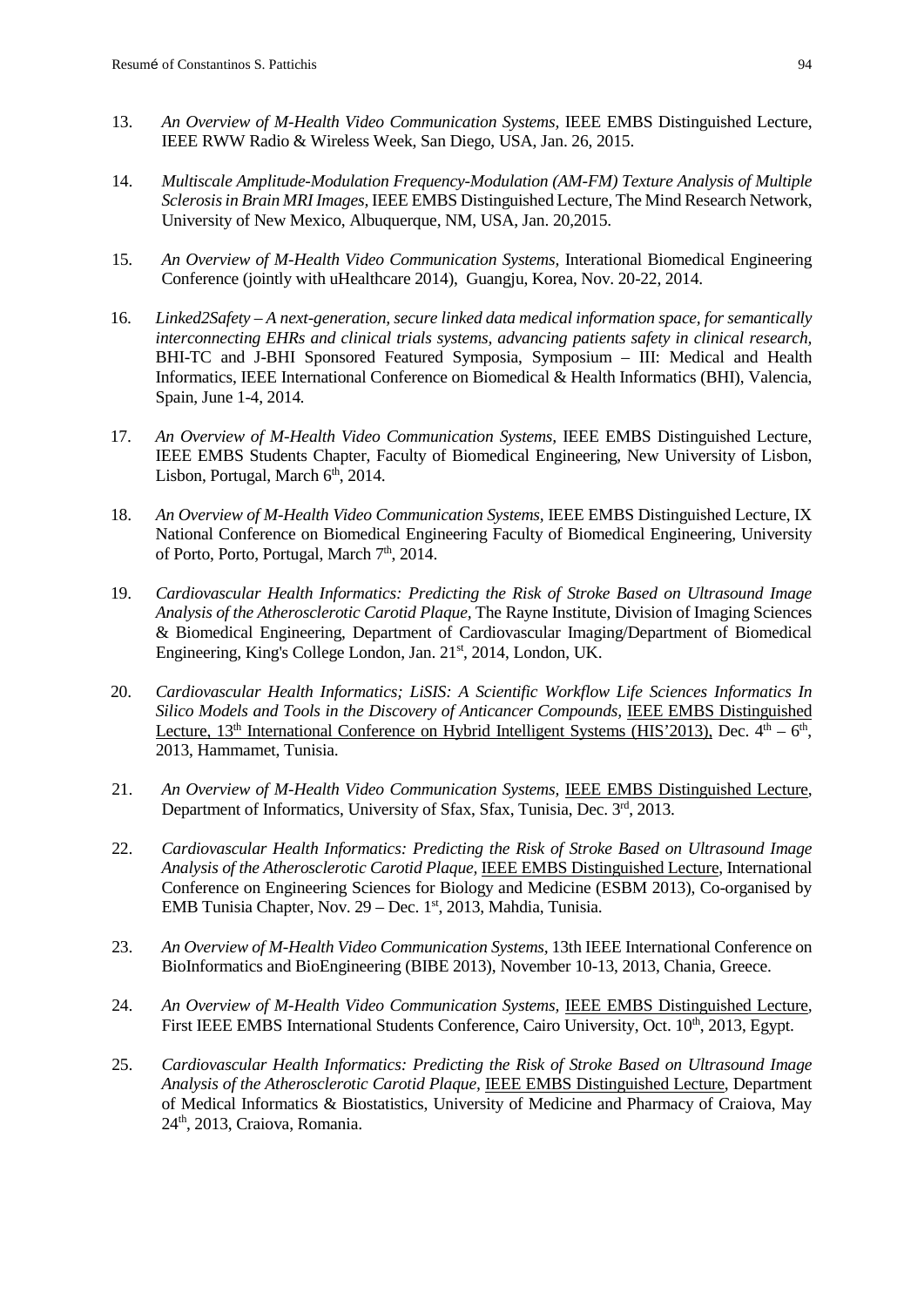13. *An Overview of M-Health Video Communication Systems,* IEEE EMBS Distinguished Lecture, IEEE RWW Radio & Wireless Week, San Diego, USA, Jan. 26, 2015.

14. *Multiscale Amplitude-Modulation Frequency-Modulation (AM-FM) Texture Analysis of Multiple Sclerosis in Brain MRI Images,* IEEE EMBS Distinguished Lecture, The Mind Research Network, University of New Mexico, Albuquerque, NM, USA, Jan. 20,2015.

15. *An Overview of M-Health Video Communication Systems,* Interational Biomedical Engineering Conference (jointly with uHealthcare 2014), Guangju, Korea, Nov. 20-22, 2014.

16. *Linked2Safety – A next-generation, secure linked data medical information space, for semantically interconnecting EHRs and clinical trials systems, advancing patients safety in clinical research,* BHI-TC and J-BHI Sponsored Featured Symposia, Symposium – III: Medical and Health Informatics, IEEE International Conference on Biomedical & Health Informatics (BHI), Valencia, Spain, June 1-4, 2014.

17. *An Overview of M-Health Video Communication Systems,* IEEE EMBS Distinguished Lecture, IEEE EMBS Students Chapter, Faculty of Biomedical Engineering, New University of Lisbon, Lisbon, Portugal, March 6th, 2014.

18. *An Overview of M-Health Video Communication Systems,* IEEE EMBS Distinguished Lecture, IX National Conference on Biomedical Engineering Faculty of Biomedical Engineering, University of Porto, Porto, Portugal, March 7th, 2014.

19. *Cardiovascular Health Informatics: Predicting the Risk of Stroke Based on Ultrasound Image Analysis of the Atherosclerotic Carotid Plaque,* The Rayne Institute, Division of Imaging Sciences & Biomedical Engineering, Department of Cardiovascular Imaging/Department of Biomedical Engineering, King's College London, Jan. 21st, 2014, London, UK.

20. *Cardiovascular Health Informatics; LiSIS: A Scientific Workflow Life Sciences Informatics In Silico Models and Tools in the Discovery of Anticancer Compounds,* <u>IEEE EMBS Distinguished Lecture, 13th International Conference on Hybrid Intelligent Systems (HIS'2013),</u> Dec. 4th – 6th, 2013, Hammamet, Tunisia.

21. *An Overview of M-Health Video Communication Systems,* <u>IEEE EMBS Distinguished Lecture</u>, Department of Informatics, University of Sfax, Sfax, Tunisia, Dec. 3rd, 2013.

22. *Cardiovascular Health Informatics: Predicting the Risk of Stroke Based on Ultrasound Image Analysis of the Atherosclerotic Carotid Plaque,* <u>IEEE EMBS Distinguished Lecture</u>, International Conference on Engineering Sciences for Biology and Medicine (ESBM 2013), Co-organised by EMB Tunisia Chapter, Nov. 29 – Dec. 1st, 2013, Mahdia, Tunisia.

23. *An Overview of M-Health Video Communication Systems*, 13th IEEE International Conference on BioInformatics and BioEngineering (BIBE 2013), November 10-13, 2013, Chania, Greece.

24. *An Overview of M-Health Video Communication Systems,* <u>IEEE EMBS Distinguished Lecture</u>, First IEEE EMBS International Students Conference, Cairo University, Oct. 10th, 2013, Egypt.

25. *Cardiovascular Health Informatics: Predicting the Risk of Stroke Based on Ultrasound Image Analysis of the Atherosclerotic Carotid Plaque,* <u>IEEE EMBS Distinguished Lecture</u>, Department of Medical Informatics & Biostatistics, University of Medicine and Pharmacy of Craiova, May 24th, 2013, Craiova, Romania.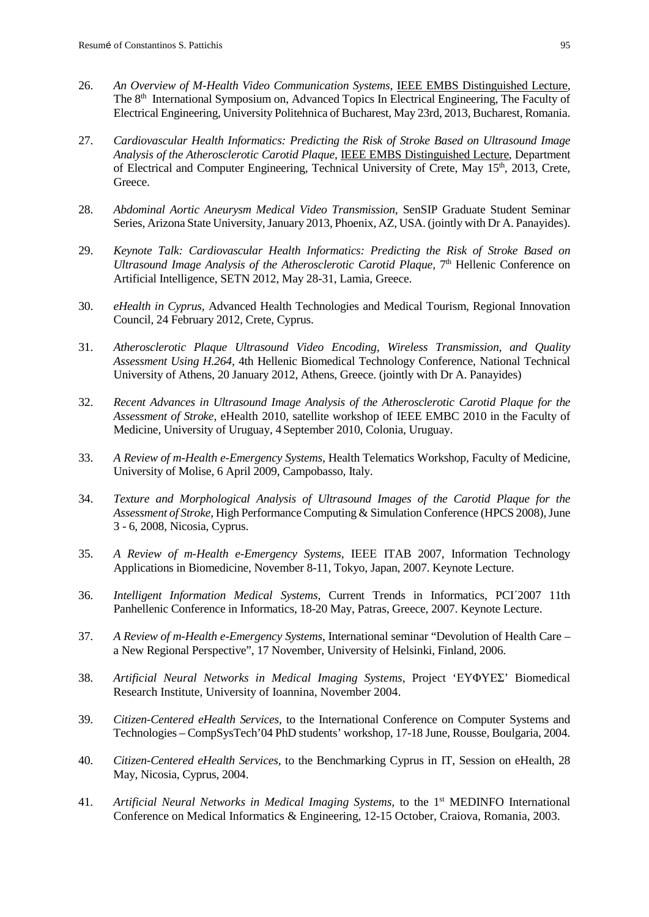26. *An Overview of M-Health Video Communication Systems*, IEEE EMBS Distinguished Lecture, The 8th International Symposium on, Advanced Topics In Electrical Engineering, The Faculty of Electrical Engineering, University Politehnica of Bucharest, May 23rd, 2013, Bucharest, Romania.

27. *Cardiovascular Health Informatics: Predicting the Risk of Stroke Based on Ultrasound Image Analysis of the Atherosclerotic Carotid Plaque*, IEEE EMBS Distinguished Lecture, Department of Electrical and Computer Engineering, Technical University of Crete, May 15th, 2013, Crete, Greece.

28. *Abdominal Aortic Aneurysm Medical Video Transmission*, SenSIP Graduate Student Seminar Series, Arizona State University, January 2013, Phoenix, AZ, USA. (jointly with Dr A. Panayides).

29. *Keynote Talk: Cardiovascular Health Informatics: Predicting the Risk of Stroke Based on Ultrasound Image Analysis of the Atherosclerotic Carotid Plaque*, 7th Hellenic Conference on Artificial Intelligence, SETN 2012, May 28-31, Lamia, Greece.

30. *eHealth in Cyprus*, Advanced Health Technologies and Medical Tourism, Regional Innovation Council, 24 February 2012, Crete, Cyprus.

31. *Atherosclerotic Plaque Ultrasound Video Encoding, Wireless Transmission, and Quality Assessment Using H.264,* 4th Hellenic Biomedical Technology Conference, National Technical University of Athens, 20 January 2012, Athens, Greece. (jointly with Dr A. Panayides)

32. *Recent Advances in Ultrasound Image Analysis of the Atherosclerotic Carotid Plaque for the Assessment of Stroke*, eHealth 2010, satellite workshop of IEEE EMBC 2010 in the Faculty of Medicine, University of Uruguay, 4 September 2010, Colonia, Uruguay.

33. *A Review of m-Health e-Emergency Systems*, Health Telematics Workshop, Faculty of Medicine, University of Molise, 6 April 2009, Campobasso, Italy.

34. *Texture and Morphological Analysis of Ultrasound Images of the Carotid Plaque for the Assessment of Stroke,* High Performance Computing & Simulation Conference (HPCS 2008), June 3 - 6, 2008, Nicosia, Cyprus.

35. *A Review of m-Health e-Emergency Systems*, IEEE ITAB 2007, Information Technology Applications in Biomedicine, November 8-11, Tokyo, Japan, 2007. Keynote Lecture.

36. *Intelligent Information Medical Systems*, Current Trends in Informatics, PCI΄2007 11th Panhellenic Conference in Informatics, 18-20 May, Patras, Greece, 2007. Keynote Lecture.

37. *A Review of m-Health e-Emergency Systems*, International seminar "Devolution of Health Care – a New Regional Perspective", 17 November, University of Helsinki, Finland, 2006.

38. *Artificial Neural Networks in Medical Imaging Systems*, Project 'ΕΥΦΥΕΣ' Biomedical Research Institute, University of Ioannina, November 2004.

39. *Citizen-Centered eHealth Services*, to the International Conference on Computer Systems and Technologies – CompSysTech'04 PhD students' workshop, 17-18 June, Rousse, Boulgaria, 2004.

40. *Citizen-Centered eHealth Services*, to the Benchmarking Cyprus in IT, Session on eHealth, 28 May, Nicosia, Cyprus, 2004.

41. *Artificial Neural Networks in Medical Imaging Systems*, to the 1st MEDINFO International Conference on Medical Informatics & Engineering, 12-15 October, Craiova, Romania, 2003.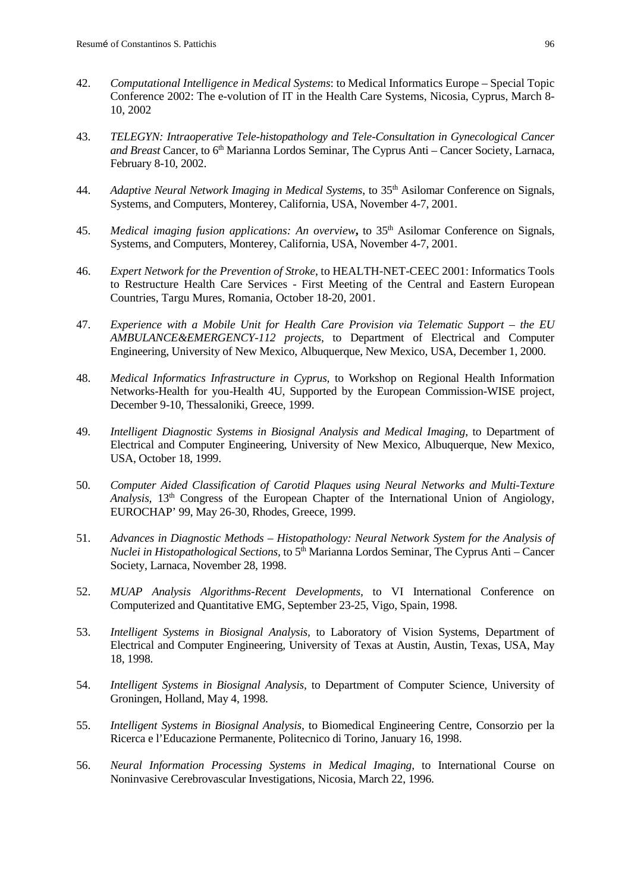42. *Computational Intelligence in Medical Systems*: to Medical Informatics Europe – Special Topic Conference 2002: The e-volution of IT in the Health Care Systems, Nicosia, Cyprus, March 8-10, 2002

43. *TELEGYN: Intraoperative Tele-histopathology and Tele-Consultation in Gynecological Cancer and Breast* Cancer, to 6th Marianna Lordos Seminar, The Cyprus Anti – Cancer Society, Larnaca, February 8-10, 2002.

44. *Adaptive Neural Network Imaging in Medical Systems*, to 35th Asilomar Conference on Signals, Systems, and Computers, Monterey, California, USA, November 4-7, 2001.

45. *Medical imaging fusion applications: An overview***,** to 35th Asilomar Conference on Signals, Systems, and Computers, Monterey, California, USA, November 4-7, 2001.

46. *Expert Network for the Prevention of Stroke*, to HEALTH-NET-CEEC 2001: Informatics Tools to Restructure Health Care Services - First Meeting of the Central and Eastern European Countries, Targu Mures, Romania, October 18-20, 2001.

47. *Experience with a Mobile Unit for Health Care Provision via Telematic Support – the EU AMBULANCE&EMERGENCY-112 projects*, to Department of Electrical and Computer Engineering, University of New Mexico, Albuquerque, New Mexico, USA, December 1, 2000.

48. *Medical Informatics Infrastructure in Cyprus,* to Workshop on Regional Health Information Networks-Health for you-Health 4U, Supported by the European Commission-WISE project, December 9-10, Thessaloniki, Greece, 1999.

49. *Intelligent Diagnostic Systems in Biosignal Analysis and Medical Imaging,* to Department of Electrical and Computer Engineering, University of New Mexico, Albuquerque, New Mexico, USA, October 18, 1999.

50. *Computer Aided Classification of Carotid Plaques using Neural Networks and Multi-Texture Analysis,* 13th Congress of the European Chapter of the International Union of Angiology, EUROCHAP' 99, May 26-30, Rhodes, Greece, 1999.

51. *Advances in Diagnostic Methods – Histopathology: Neural Network System for the Analysis of Nuclei in Histopathological Sections,* to 5th Marianna Lordos Seminar, The Cyprus Anti – Cancer Society, Larnaca, November 28, 1998.

52. *MUAP Analysis Algorithms-Recent Developments*, to VI International Conference on Computerized and Quantitative EMG, September 23-25, Vigo, Spain, 1998.

53. *Intelligent Systems in Biosignal Analysis,* to Laboratory of Vision Systems, Department of Electrical and Computer Engineering, University of Texas at Austin, Austin, Texas, USA, May 18, 1998.

54. *Intelligent Systems in Biosignal Analysis,* to Department of Computer Science, University of Groningen, Holland, May 4, 1998.

55. *Intelligent Systems in Biosignal Analysis*, to Biomedical Engineering Centre, Consorzio per la Ricerca e l'Educazione Permanente, Politecnico di Torino, January 16, 1998.

56. *Neural Information Processing Systems in Medical Imaging,* to International Course on Noninvasive Cerebrovascular Investigations, Nicosia, March 22, 1996.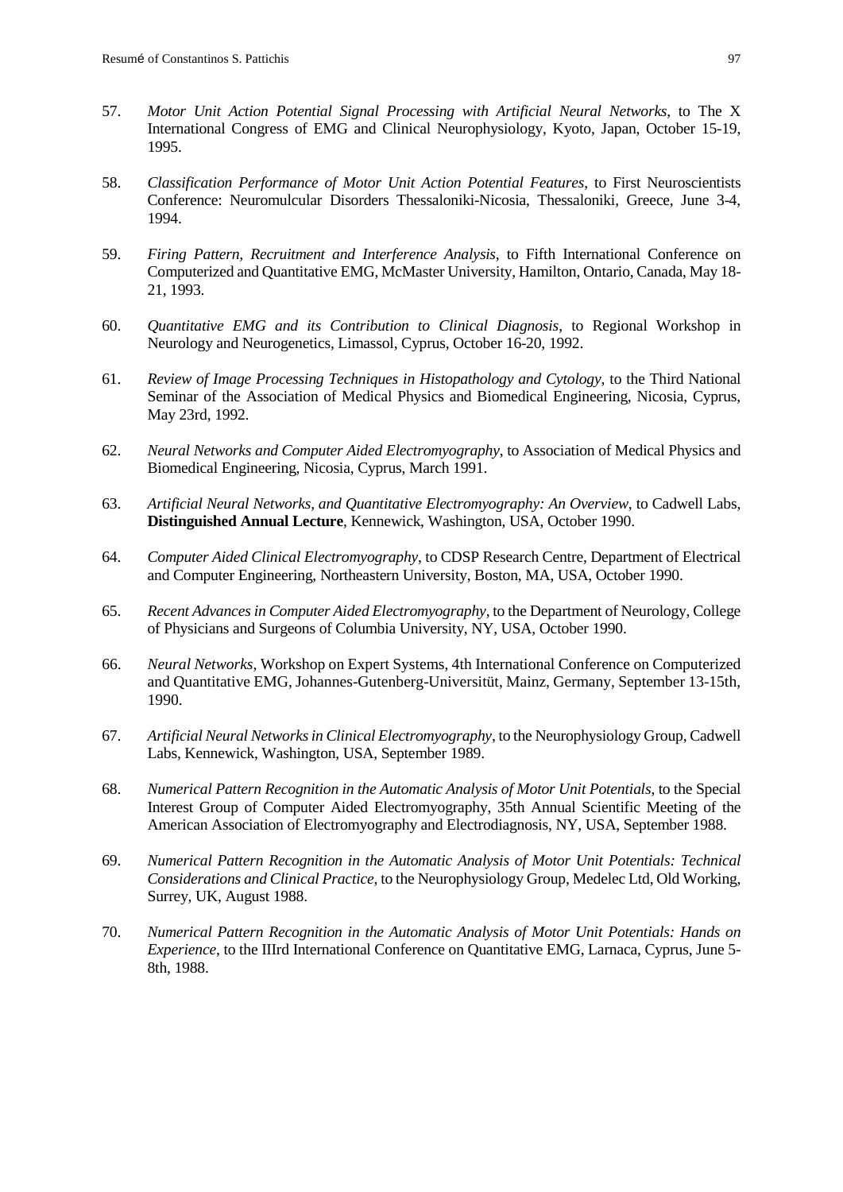57. *Motor Unit Action Potential Signal Processing with Artificial Neural Networks*, to The X International Congress of EMG and Clinical Neurophysiology, Kyoto, Japan, October 15-19, 1995.

58. *Classification Performance of Motor Unit Action Potential Features*, to First Neuroscientists Conference: Neuromulcular Disorders Thessaloniki-Nicosia, Thessaloniki, Greece, June 3-4, 1994.

59. *Firing Pattern, Recruitment and Interference Analysis*, to Fifth International Conference on Computerized and Quantitative EMG, McMaster University, Hamilton, Ontario, Canada, May 18-21, 1993.

60. *Quantitative EMG and its Contribution to Clinical Diagnosis*, to Regional Workshop in Neurology and Neurogenetics, Limassol, Cyprus, October 16-20, 1992.

61. *Review of Image Processing Techniques in Histopathology and Cytology*, to the Third National Seminar of the Association of Medical Physics and Biomedical Engineering, Nicosia, Cyprus, May 23rd, 1992.

62. *Neural Networks and Computer Aided Electromyography*, to Association of Medical Physics and Biomedical Engineering, Nicosia, Cyprus, March 1991.

63. *Artificial Neural Networks, and Quantitative Electromyography: An Overview*, to Cadwell Labs, **Distinguished Annual Lecture**, Kennewick, Washington, USA, October 1990.

64. *Computer Aided Clinical Electromyography*, to CDSP Research Centre, Department of Electrical and Computer Engineering, Northeastern University, Boston, MA, USA, October 1990.

65. *Recent Advances in Computer Aided Electromyography*, to the Department of Neurology, College of Physicians and Surgeons of Columbia University, NY, USA, October 1990.

66. *Neural Networks*, Workshop on Expert Systems, 4th International Conference on Computerized and Quantitative EMG, Johannes-Gutenberg-Universitüt, Mainz, Germany, September 13-15th, 1990.

67. *Artificial Neural Networks in Clinical Electromyography*, to the Neurophysiology Group, Cadwell Labs, Kennewick, Washington, USA, September 1989.

68. *Numerical Pattern Recognition in the Automatic Analysis of Motor Unit Potentials*, to the Special Interest Group of Computer Aided Electromyography, 35th Annual Scientific Meeting of the American Association of Electromyography and Electrodiagnosis, NY, USA, September 1988.

69. *Numerical Pattern Recognition in the Automatic Analysis of Motor Unit Potentials: Technical Considerations and Clinical Practice*, to the Neurophysiology Group, Medelec Ltd, Old Working, Surrey, UK, August 1988.

70. *Numerical Pattern Recognition in the Automatic Analysis of Motor Unit Potentials: Hands on Experience*, to the IIIrd International Conference on Quantitative EMG, Larnaca, Cyprus, June 5-8th, 1988.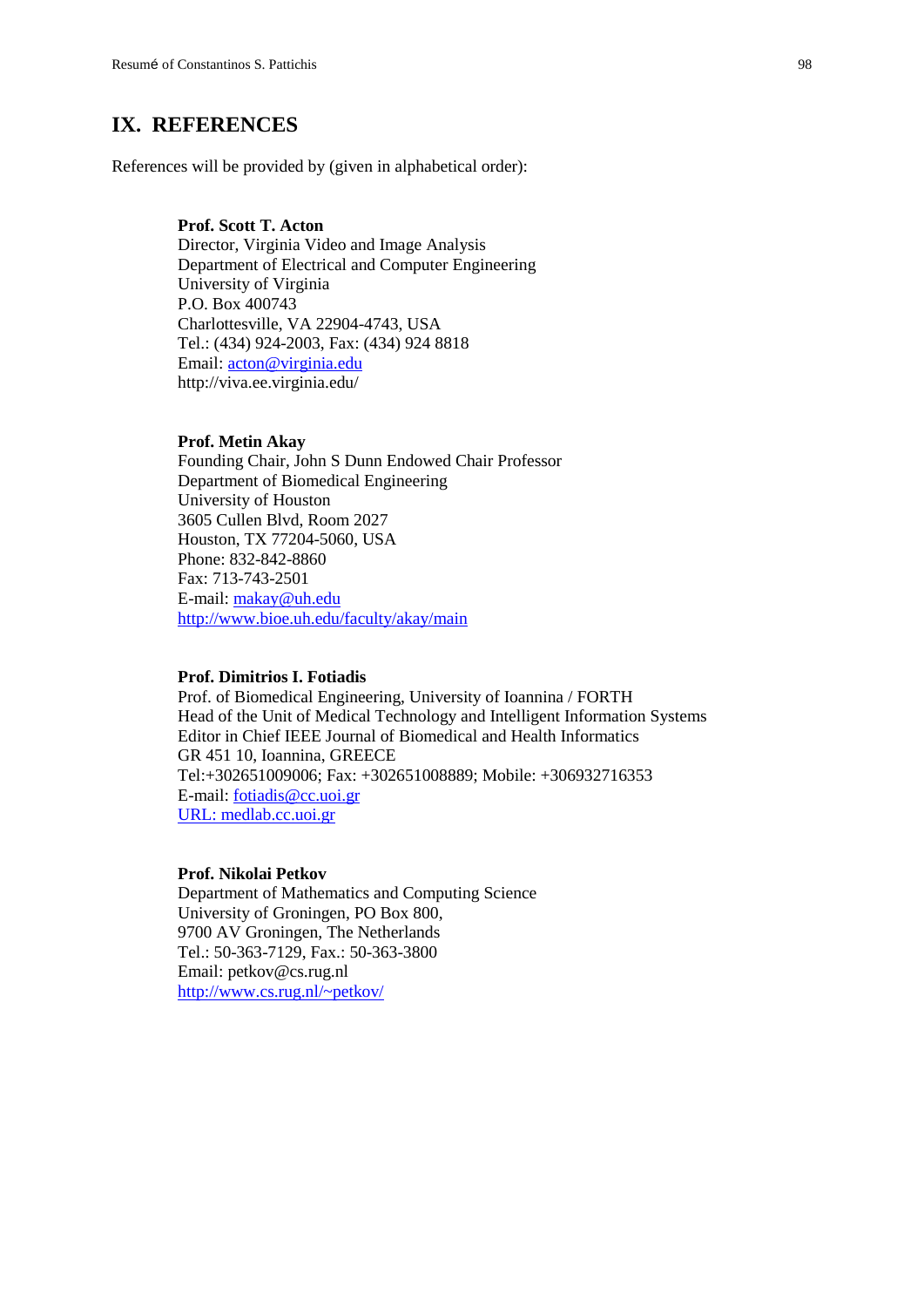## IX. REFERENCES

References will be provided by (given in alphabetical order):

**Prof. Scott T. Acton**
Director, Virginia Video and Image Analysis
Department of Electrical and Computer Engineering
University of Virginia
P.O. Box 400743
Charlottesville, VA 22904-4743, USA
Tel.: (434) 924-2003, Fax: (434) 924 8818
Email: acton@virginia.edu
http://viva.ee.virginia.edu/

**Prof. Metin Akay**
Founding Chair, John S Dunn Endowed Chair Professor
Department of Biomedical Engineering
University of Houston
3605 Cullen Blvd, Room 2027
Houston, TX 77204-5060, USA
Phone: 832-842-8860
Fax: 713-743-2501
E-mail: makay@uh.edu
http://www.bioe.uh.edu/faculty/akay/main

**Prof. Dimitrios I. Fotiadis**
Prof. of Biomedical Engineering, University of Ioannina / FORTH
Head of the Unit of Medical Technology and Intelligent Information Systems
Editor in Chief IEEE Journal of Biomedical and Health Informatics
GR 451 10, Ioannina, GREECE
Tel:+302651009006; Fax: +302651008889; Mobile: +306932716353
E-mail: fotiadis@cc.uoi.gr
URL: medlab.cc.uoi.gr

**Prof. Nikolai Petkov**
Department of Mathematics and Computing Science
University of Groningen, PO Box 800,
9700 AV Groningen, The Netherlands
Tel.: 50-363-7129, Fax.: 50-363-3800
Email: petkov@cs.rug.nl
http://www.cs.rug.nl/~petkov/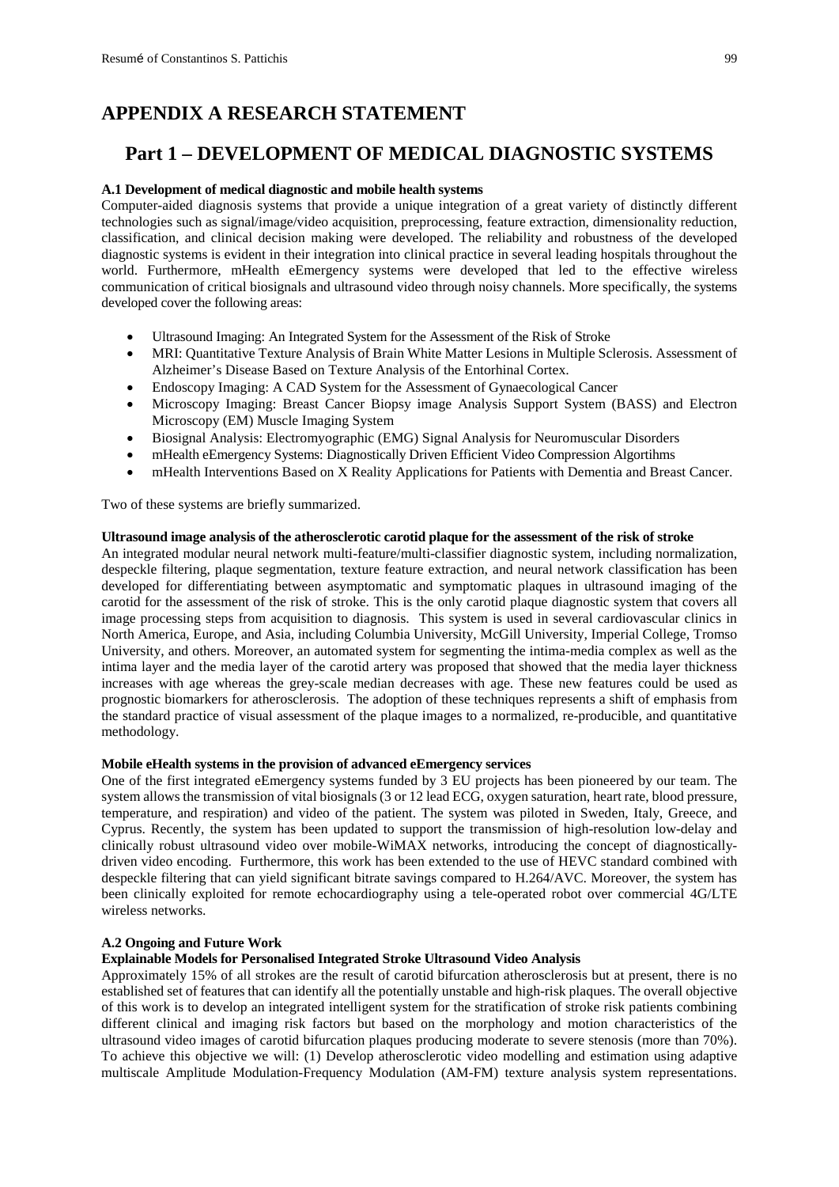# APPENDIX A RESEARCH STATEMENT

## Part 1 – DEVELOPMENT OF MEDICAL DIAGNOSTIC SYSTEMS

**A.1 Development of medical diagnostic and mobile health systems**

Computer-aided diagnosis systems that provide a unique integration of a great variety of distinctly different technologies such as signal/image/video acquisition, preprocessing, feature extraction, dimensionality reduction, classification, and clinical decision making were developed. The reliability and robustness of the developed diagnostic systems is evident in their integration into clinical practice in several leading hospitals throughout the world. Furthermore, mHealth eEmergency systems were developed that led to the effective wireless communication of critical biosignals and ultrasound video through noisy channels. More specifically, the systems developed cover the following areas:

- Ultrasound Imaging: An Integrated System for the Assessment of the Risk of Stroke
- MRI: Quantitative Texture Analysis of Brain White Matter Lesions in Multiple Sclerosis. Assessment of Alzheimer's Disease Based on Texture Analysis of the Entorhinal Cortex.
- Endoscopy Imaging: A CAD System for the Assessment of Gynaecological Cancer
- Microscopy Imaging: Breast Cancer Biopsy image Analysis Support System (BASS) and Electron Microscopy (EM) Muscle Imaging System
- Biosignal Analysis: Electromyographic (EMG) Signal Analysis for Neuromuscular Disorders
- mHealth eEmergency Systems: Diagnostically Driven Efficient Video Compression Algortihms
- mHealth Interventions Based on X Reality Applications for Patients with Dementia and Breast Cancer.

Two of these systems are briefly summarized.

**Ultrasound image analysis of the atherosclerotic carotid plaque for the assessment of the risk of stroke**

An integrated modular neural network multi-feature/multi-classifier diagnostic system, including normalization, despeckle filtering, plaque segmentation, texture feature extraction, and neural network classification has been developed for differentiating between asymptomatic and symptomatic plaques in ultrasound imaging of the carotid for the assessment of the risk of stroke. This is the only carotid plaque diagnostic system that covers all image processing steps from acquisition to diagnosis. This system is used in several cardiovascular clinics in North America, Europe, and Asia, including Columbia University, McGill University, Imperial College, Tromso University, and others. Moreover, an automated system for segmenting the intima-media complex as well as the intima layer and the media layer of the carotid artery was proposed that showed that the media layer thickness increases with age whereas the grey-scale median decreases with age. These new features could be used as prognostic biomarkers for atherosclerosis. The adoption of these techniques represents a shift of emphasis from the standard practice of visual assessment of the plaque images to a normalized, re-producible, and quantitative methodology.

**Mobile eHealth systems in the provision of advanced eEmergency services**

One of the first integrated eEmergency systems funded by 3 EU projects has been pioneered by our team. The system allows the transmission of vital biosignals (3 or 12 lead ECG, oxygen saturation, heart rate, blood pressure, temperature, and respiration) and video of the patient. The system was piloted in Sweden, Italy, Greece, and Cyprus. Recently, the system has been updated to support the transmission of high-resolution low-delay and clinically robust ultrasound video over mobile-WiMAX networks, introducing the concept of diagnostically-driven video encoding. Furthermore, this work has been extended to the use of HEVC standard combined with despeckle filtering that can yield significant bitrate savings compared to H.264/AVC. Moreover, the system has been clinically exploited for remote echocardiography using a tele-operated robot over commercial 4G/LTE wireless networks.

**A.2 Ongoing and Future Work**

**Explainable Models for Personalised Integrated Stroke Ultrasound Video Analysis**

Approximately 15% of all strokes are the result of carotid bifurcation atherosclerosis but at present, there is no established set of features that can identify all the potentially unstable and high-risk plaques. The overall objective of this work is to develop an integrated intelligent system for the stratification of stroke risk patients combining different clinical and imaging risk factors but based on the morphology and motion characteristics of the ultrasound video images of carotid bifurcation plaques producing moderate to severe stenosis (more than 70%). To achieve this objective we will: (1) Develop atherosclerotic video modelling and estimation using adaptive multiscale Amplitude Modulation-Frequency Modulation (AM-FM) texture analysis system representations.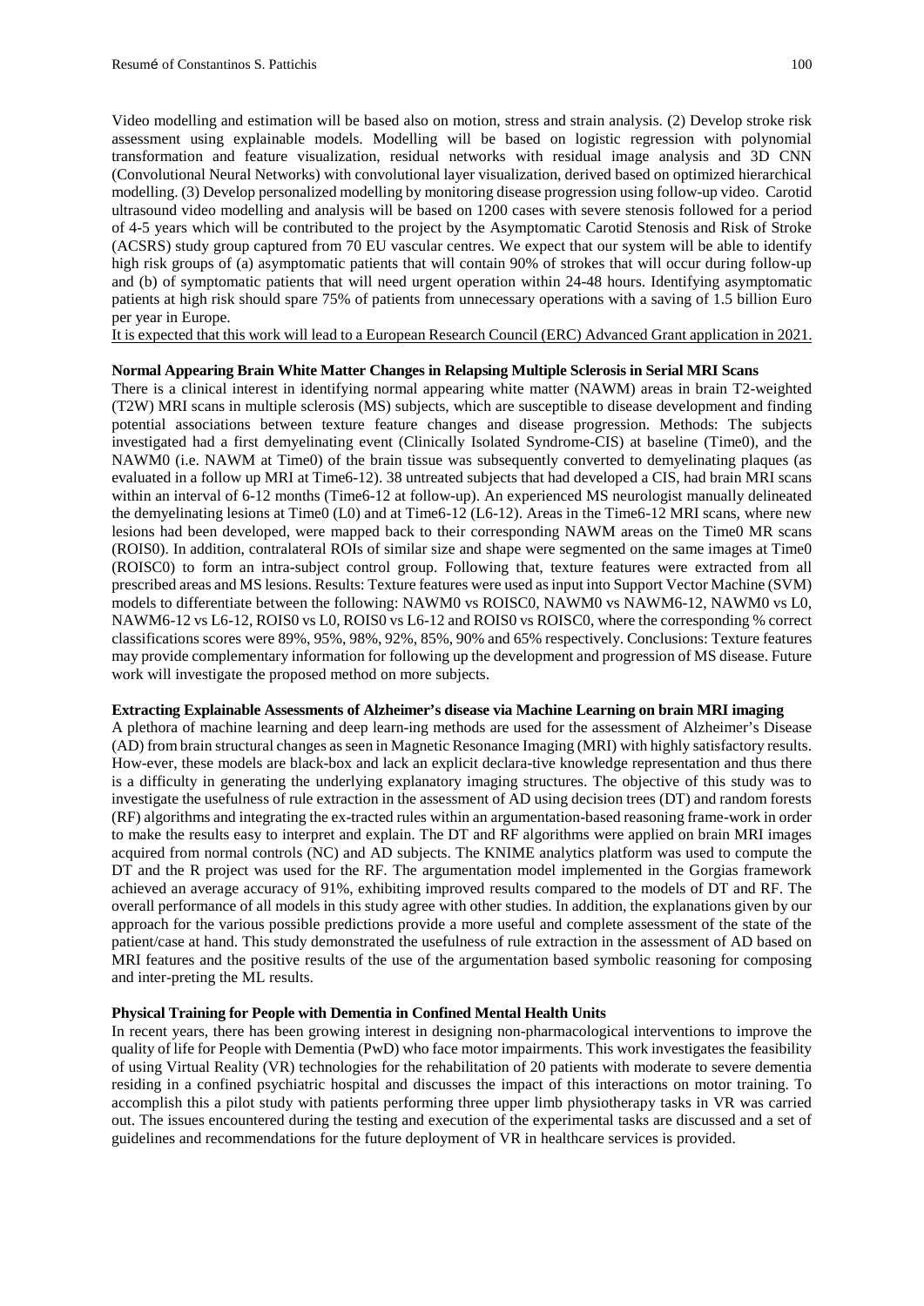Video modelling and estimation will be based also on motion, stress and strain analysis. (2) Develop stroke risk assessment using explainable models. Modelling will be based on logistic regression with polynomial transformation and feature visualization, residual networks with residual image analysis and 3D CNN (Convolutional Neural Networks) with convolutional layer visualization, derived based on optimized hierarchical modelling. (3) Develop personalized modelling by monitoring disease progression using follow-up video. Carotid ultrasound video modelling and analysis will be based on 1200 cases with severe stenosis followed for a period of 4-5 years which will be contributed to the project by the Asymptomatic Carotid Stenosis and Risk of Stroke (ACSRS) study group captured from 70 EU vascular centres. We expect that our system will be able to identify high risk groups of (a) asymptomatic patients that will contain 90% of strokes that will occur during follow-up and (b) of symptomatic patients that will need urgent operation within 24-48 hours. Identifying asymptomatic patients at high risk should spare 75% of patients from unnecessary operations with a saving of 1.5 billion Euro per year in Europe.

<u>It is expected that this work will lead to a European Research Council (ERC) Advanced Grant application in 2021.</u>

**Normal Appearing Brain White Matter Changes in Relapsing Multiple Sclerosis in Serial MRI Scans**

There is a clinical interest in identifying normal appearing white matter (NAWM) areas in brain T2-weighted (T2W) MRI scans in multiple sclerosis (MS) subjects, which are susceptible to disease development and finding potential associations between texture feature changes and disease progression. Methods: The subjects investigated had a first demyelinating event (Clinically Isolated Syndrome-CIS) at baseline (Time0), and the NAWM0 (i.e. NAWM at Time0) of the brain tissue was subsequently converted to demyelinating plaques (as evaluated in a follow up MRI at Time6-12). 38 untreated subjects that had developed a CIS, had brain MRI scans within an interval of 6-12 months (Time6-12 at follow-up). An experienced MS neurologist manually delineated the demyelinating lesions at Time0 (L0) and at Time6-12 (L6-12). Areas in the Time6-12 MRI scans, where new lesions had been developed, were mapped back to their corresponding NAWM areas on the Time0 MR scans (ROIS0). In addition, contralateral ROIs of similar size and shape were segmented on the same images at Time0 (ROISC0) to form an intra-subject control group. Following that, texture features were extracted from all prescribed areas and MS lesions. Results: Texture features were used as input into Support Vector Machine (SVM) models to differentiate between the following: NAWM0 vs ROISC0, NAWM0 vs NAWM6-12, NAWM0 vs L0, NAWM6-12 vs L6-12, ROIS0 vs L0, ROIS0 vs L6-12 and ROIS0 vs ROISC0, where the corresponding % correct classifications scores were 89%, 95%, 98%, 92%, 85%, 90% and 65% respectively. Conclusions: Texture features may provide complementary information for following up the development and progression of MS disease. Future work will investigate the proposed method on more subjects.

**Extracting Explainable Assessments of Alzheimer's disease via Machine Learning on brain MRI imaging**

A plethora of machine learning and deep learn-ing methods are used for the assessment of Alzheimer's Disease (AD) from brain structural changes as seen in Magnetic Resonance Imaging (MRI) with highly satisfactory results. How-ever, these models are black-box and lack an explicit declara-tive knowledge representation and thus there is a difficulty in generating the underlying explanatory imaging structures. The objective of this study was to investigate the usefulness of rule extraction in the assessment of AD using decision trees (DT) and random forests (RF) algorithms and integrating the ex-tracted rules within an argumentation-based reasoning frame-work in order to make the results easy to interpret and explain. The DT and RF algorithms were applied on brain MRI images acquired from normal controls (NC) and AD subjects. The KNIME analytics platform was used to compute the DT and the R project was used for the RF. The argumentation model implemented in the Gorgias framework achieved an average accuracy of 91%, exhibiting improved results compared to the models of DT and RF. The overall performance of all models in this study agree with other studies. In addition, the explanations given by our approach for the various possible predictions provide a more useful and complete assessment of the state of the patient/case at hand. This study demonstrated the usefulness of rule extraction in the assessment of AD based on MRI features and the positive results of the use of the argumentation based symbolic reasoning for composing and inter-preting the ML results.

**Physical Training for People with Dementia in Confined Mental Health Units**

In recent years, there has been growing interest in designing non-pharmacological interventions to improve the quality of life for People with Dementia (PwD) who face motor impairments. This work investigates the feasibility of using Virtual Reality (VR) technologies for the rehabilitation of 20 patients with moderate to severe dementia residing in a confined psychiatric hospital and discusses the impact of this interactions on motor training. To accomplish this a pilot study with patients performing three upper limb physiotherapy tasks in VR was carried out. The issues encountered during the testing and execution of the experimental tasks are discussed and a set of guidelines and recommendations for the future deployment of VR in healthcare services is provided.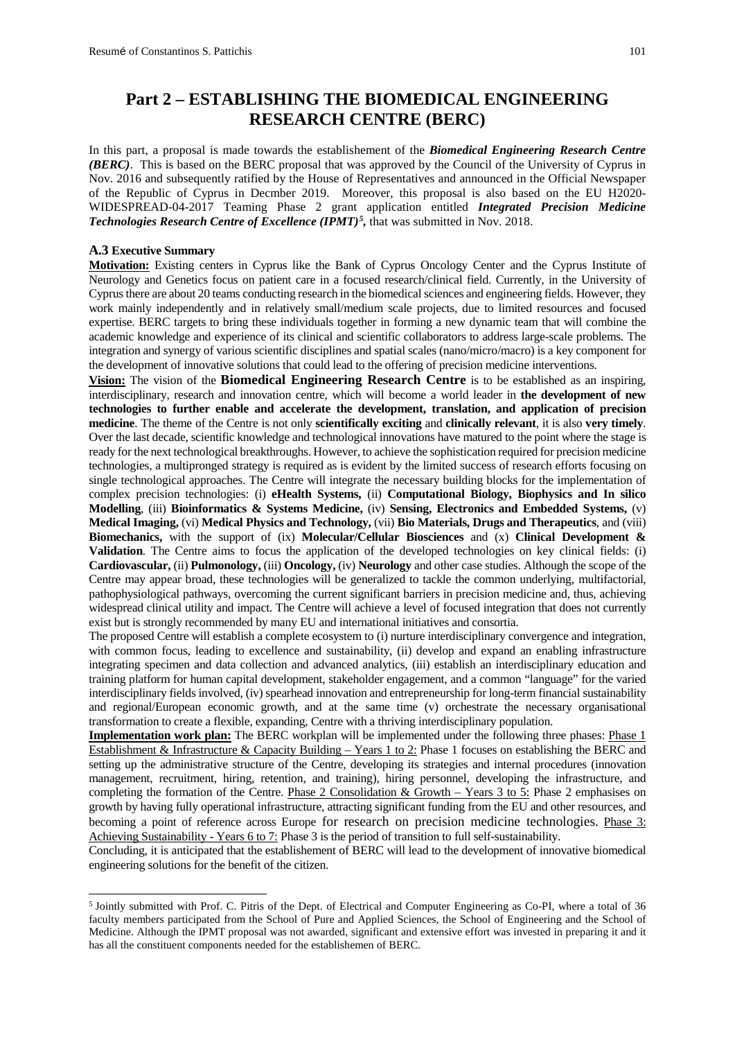# Part 2 – ESTABLISHING THE BIOMEDICAL ENGINEERING RESEARCH CENTRE (BERC)

In this part, a proposal is made towards the establishement of the ***Biomedical Engineering Research Centre (BERC)***. This is based on the BERC proposal that was approved by the Council of the University of Cyprus in Nov. 2016 and subsequently ratified by the House of Representatives and announced in the Official Newspaper of the Republic of Cyprus in Decmber 2019. Moreover, this proposal is also based on the EU H2020-WIDESPREAD-04-2017 Teaming Phase 2 grant application entitled ***Integrated Precision Medicine Technologies Research Centre of Excellence (IPMT)***[5], that was submitted in Nov. 2018.

### A.3 Executive Summary

**Motivation:** Existing centers in Cyprus like the Bank of Cyprus Oncology Center and the Cyprus Institute of Neurology and Genetics focus on patient care in a focused research/clinical field. Currently, in the University of Cyprus there are about 20 teams conducting research in the biomedical sciences and engineering fields. However, they work mainly independently and in relatively small/medium scale projects, due to limited resources and focused expertise. BERC targets to bring these individuals together in forming a new dynamic team that will combine the academic knowledge and experience of its clinical and scientific collaborators to address large-scale problems. The integration and synergy of various scientific disciplines and spatial scales (nano/micro/macro) is a key component for the development of innovative solutions that could lead to the offering of precision medicine interventions.

**Vision:** The vision of the **Biomedical Engineering Research Centre** is to be established as an inspiring, interdisciplinary, research and innovation centre, which will become a world leader in **the development of new technologies to further enable and accelerate the development, translation, and application of precision medicine**. The theme of the Centre is not only **scientifically exciting** and **clinically relevant**, it is also **very timely**. Over the last decade, scientific knowledge and technological innovations have matured to the point where the stage is ready for the next technological breakthroughs. However, to achieve the sophistication required for precision medicine technologies, a multipronged strategy is required as is evident by the limited success of research efforts focusing on single technological approaches. The Centre will integrate the necessary building blocks for the implementation of complex precision technologies: (i) **eHealth Systems,** (ii) **Computational Biology, Biophysics and In silico Modelling**, (iii) **Bioinformatics & Systems Medicine,** (iv) **Sensing, Electronics and Embedded Systems,** (v) **Medical Imaging,** (vi) **Medical Physics and Technology,** (vii) **Bio Materials, Drugs and Therapeutics**, and (viii) **Biomechanics,** with the support of (ix) **Molecular/Cellular Biosciences** and (x) **Clinical Development & Validation**. The Centre aims to focus the application of the developed technologies on key clinical fields: (i) **Cardiovascular,** (ii) **Pulmonology,** (iii) **Oncology,** (iv) **Neurology** and other case studies. Although the scope of the Centre may appear broad, these technologies will be generalized to tackle the common underlying, multifactorial, pathophysiological pathways, overcoming the current significant barriers in precision medicine and, thus, achieving widespread clinical utility and impact. The Centre will achieve a level of focused integration that does not currently exist but is strongly recommended by many EU and international initiatives and consortia.

The proposed Centre will establish a complete ecosystem to (i) nurture interdisciplinary convergence and integration, with common focus, leading to excellence and sustainability, (ii) develop and expand an enabling infrastructure integrating specimen and data collection and advanced analytics, (iii) establish an interdisciplinary education and training platform for human capital development, stakeholder engagement, and a common "language" for the varied interdisciplinary fields involved, (iv) spearhead innovation and entrepreneurship for long-term financial sustainability and regional/European economic growth, and at the same time (v) orchestrate the necessary organisational transformation to create a flexible, expanding, Centre with a thriving interdisciplinary population.

**Implementation work plan:** The BERC workplan will be implemented under the following three phases: Phase 1 Establishment & Infrastructure & Capacity Building – Years 1 to 2: Phase 1 focuses on establishing the BERC and setting up the administrative structure of the Centre, developing its strategies and internal procedures (innovation management, recruitment, hiring, retention, and training), hiring personnel, developing the infrastructure, and completing the formation of the Centre. Phase 2 Consolidation & Growth – Years 3 to 5: Phase 2 emphasises on growth by having fully operational infrastructure, attracting significant funding from the EU and other resources, and becoming a point of reference across Europe for research on precision medicine technologies. Phase 3: Achieving Sustainability - Years 6 to 7: Phase 3 is the period of transition to full self-sustainability.

Concluding, it is anticipated that the establishement of BERC will lead to the development of innovative biomedical engineering solutions for the benefit of the citizen.

---

[5] Jointly submitted with Prof. C. Pitris of the Dept. of Electrical and Computer Engineering as Co-PI, where a total of 36 faculty members participated from the School of Pure and Applied Sciences, the School of Engineering and the School of Medicine. Although the IPMT proposal was not awarded, significant and extensive effort was invested in preparing it and it has all the constituent components needed for the establishemen of BERC.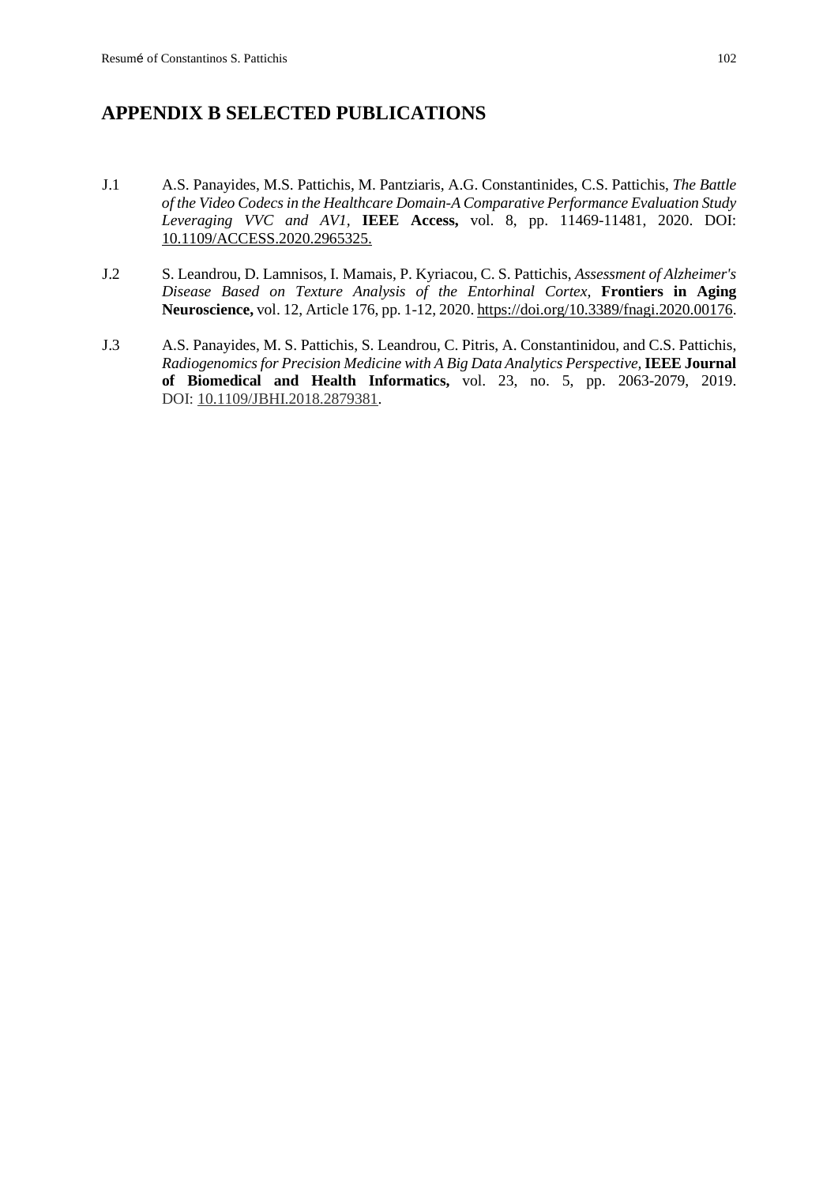## APPENDIX B SELECTED PUBLICATIONS

J.1 A.S. Panayides, M.S. Pattichis, M. Pantziaris, A.G. Constantinides, C.S. Pattichis, *The Battle of the Video Codecs in the Healthcare Domain-A Comparative Performance Evaluation Study Leveraging VVC and AV1,* **IEEE Access,** vol. 8, pp. 11469-11481, 2020. DOI: 10.1109/ACCESS.2020.2965325.

J.2 S. Leandrou, D. Lamnisos, I. Mamais, P. Kyriacou, C. S. Pattichis, *Assessment of Alzheimer's Disease Based on Texture Analysis of the Entorhinal Cortex,* **Frontiers in Aging Neuroscience,** vol. 12, Article 176, pp. 1-12, 2020. https://doi.org/10.3389/fnagi.2020.00176.

J.3 A.S. Panayides, M. S. Pattichis, S. Leandrou, C. Pitris, A. Constantinidou, and C.S. Pattichis, *Radiogenomics for Precision Medicine with A Big Data Analytics Perspective,* **IEEE Journal of Biomedical and Health Informatics,** vol. 23, no. 5, pp. 2063-2079, 2019. DOI: 10.1109/JBHI.2018.2879381.